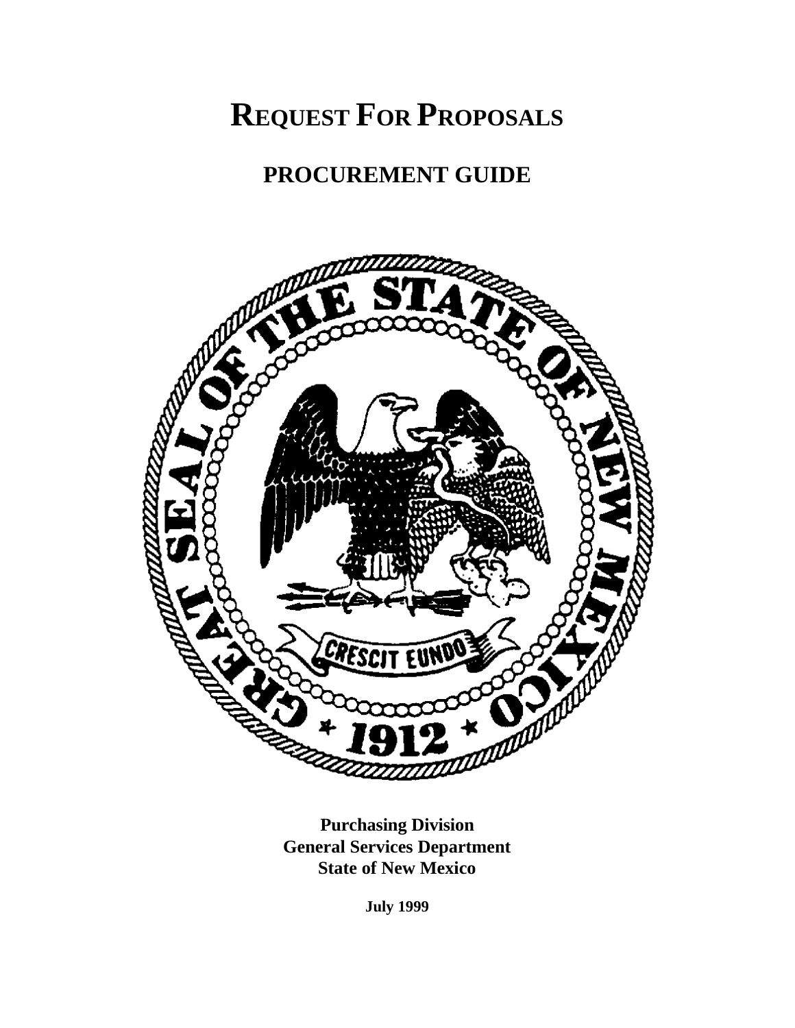# REQUEST FOR PROPOSALS

## PROCUREMENT GUIDE

**Purchasing Division**
**General Services Department**
**State of New Mexico**

**July 1999**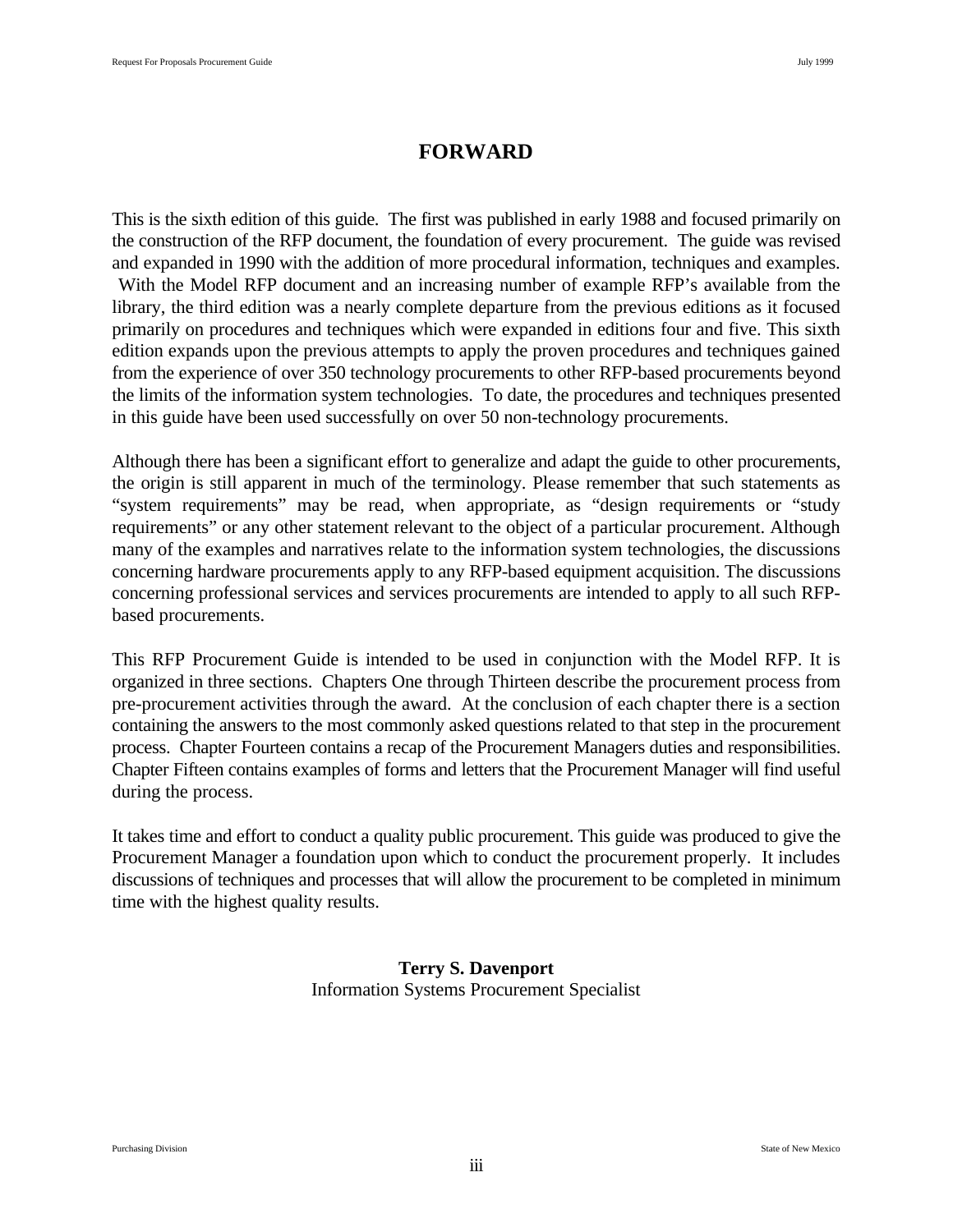# FORWARD

This is the sixth edition of this guide. The first was published in early 1988 and focused primarily on the construction of the RFP document, the foundation of every procurement. The guide was revised and expanded in 1990 with the addition of more procedural information, techniques and examples. With the Model RFP document and an increasing number of example RFP's available from the library, the third edition was a nearly complete departure from the previous editions as it focused primarily on procedures and techniques which were expanded in editions four and five. This sixth edition expands upon the previous attempts to apply the proven procedures and techniques gained from the experience of over 350 technology procurements to other RFP-based procurements beyond the limits of the information system technologies. To date, the procedures and techniques presented in this guide have been used successfully on over 50 non-technology procurements.

Although there has been a significant effort to generalize and adapt the guide to other procurements, the origin is still apparent in much of the terminology. Please remember that such statements as "system requirements" may be read, when appropriate, as "design requirements or "study requirements" or any other statement relevant to the object of a particular procurement. Although many of the examples and narratives relate to the information system technologies, the discussions concerning hardware procurements apply to any RFP-based equipment acquisition. The discussions concerning professional services and services procurements are intended to apply to all such RFP-based procurements.

This RFP Procurement Guide is intended to be used in conjunction with the Model RFP. It is organized in three sections. Chapters One through Thirteen describe the procurement process from pre-procurement activities through the award. At the conclusion of each chapter there is a section containing the answers to the most commonly asked questions related to that step in the procurement process. Chapter Fourteen contains a recap of the Procurement Managers duties and responsibilities. Chapter Fifteen contains examples of forms and letters that the Procurement Manager will find useful during the process.

It takes time and effort to conduct a quality public procurement. This guide was produced to give the Procurement Manager a foundation upon which to conduct the procurement properly. It includes discussions of techniques and processes that will allow the procurement to be completed in minimum time with the highest quality results.

**Terry S. Davenport**
Information Systems Procurement Specialist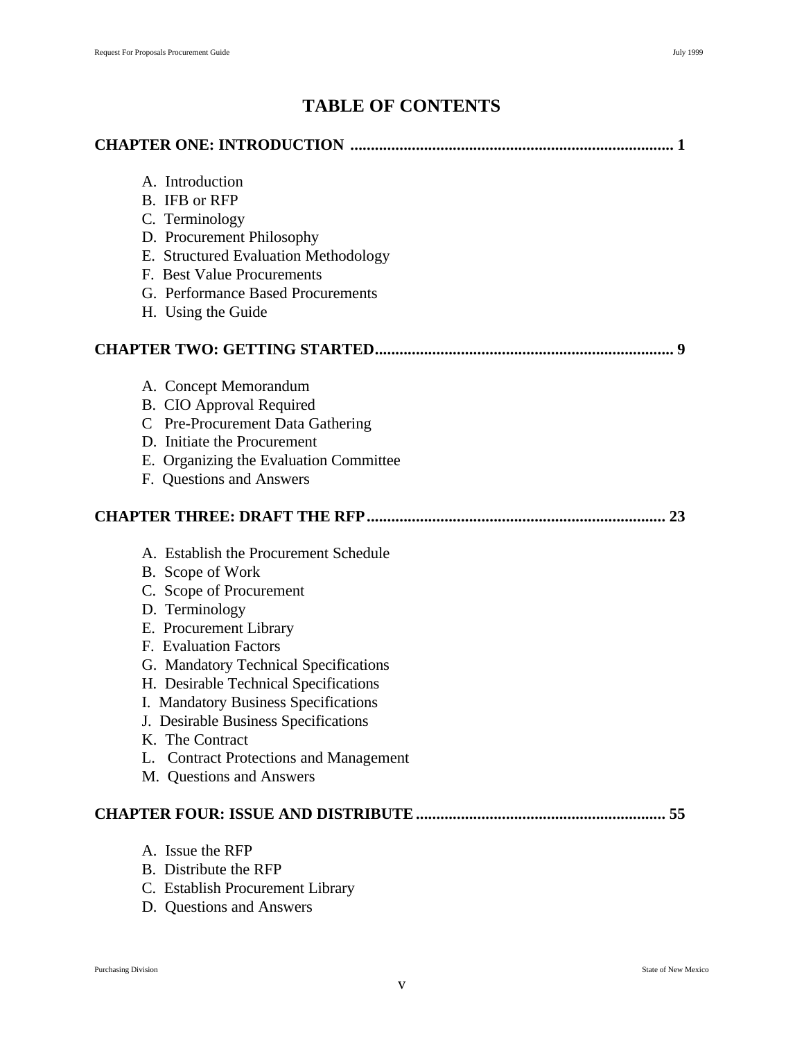# TABLE OF CONTENTS

**CHAPTER ONE: INTRODUCTION .............................................................................. 1**

A. Introduction
B. IFB or RFP
C. Terminology
D. Procurement Philosophy
E. Structured Evaluation Methodology
F. Best Value Procurements
G. Performance Based Procurements
H. Using the Guide

**CHAPTER TWO: GETTING STARTED......................................................................... 9**

A. Concept Memorandum
B. CIO Approval Required
C Pre-Procurement Data Gathering
D. Initiate the Procurement
E. Organizing the Evaluation Committee
F. Questions and Answers

**CHAPTER THREE: DRAFT THE RFP......................................................................... 23**

A. Establish the Procurement Schedule
B. Scope of Work
C. Scope of Procurement
D. Terminology
E. Procurement Library
F. Evaluation Factors
G. Mandatory Technical Specifications
H. Desirable Technical Specifications
I. Mandatory Business Specifications
J. Desirable Business Specifications
K. The Contract
L. Contract Protections and Management
M. Questions and Answers

**CHAPTER FOUR: ISSUE AND DISTRIBUTE............................................................. 55**

A. Issue the RFP
B. Distribute the RFP
C. Establish Procurement Library
D. Questions and Answers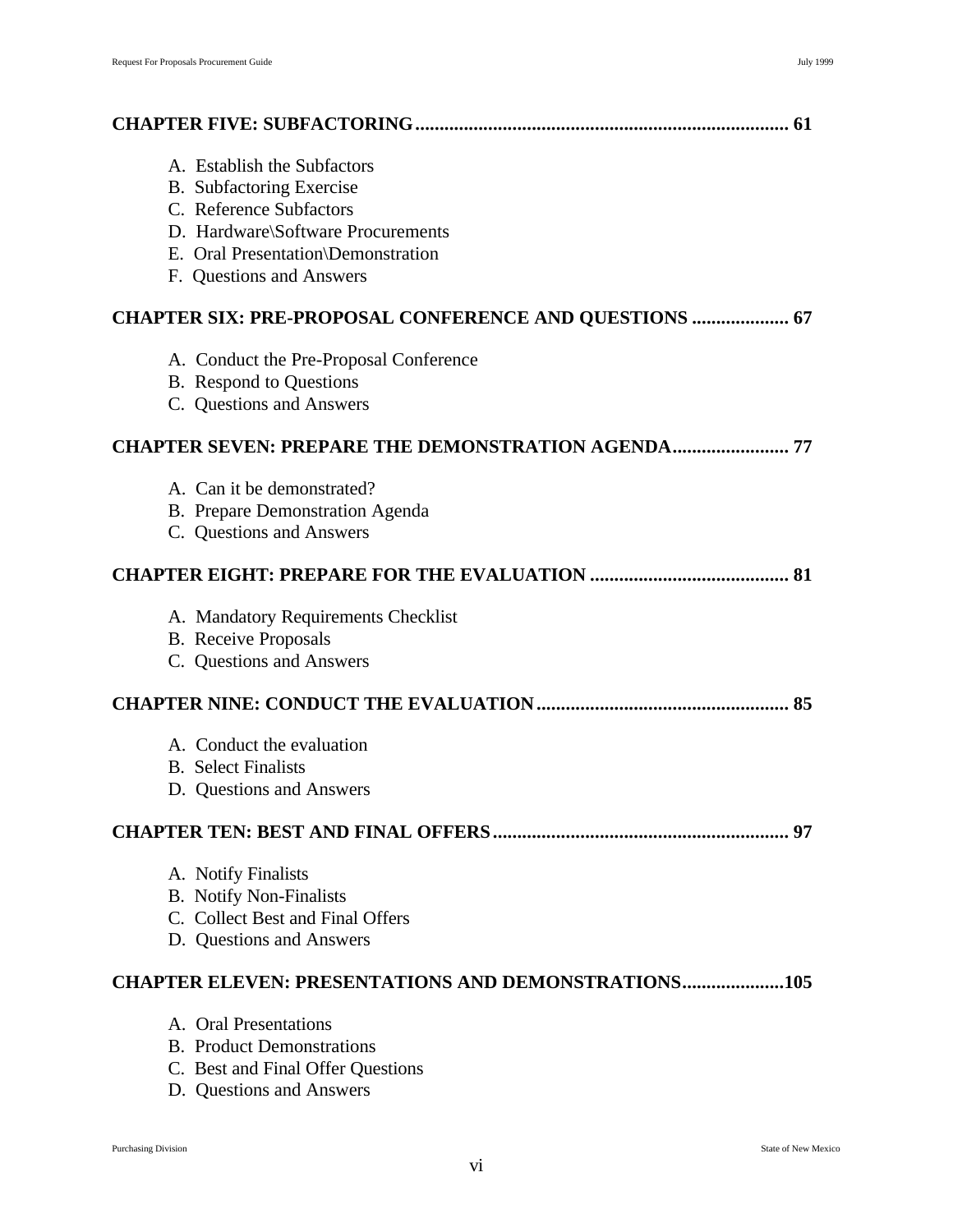**CHAPTER FIVE: SUBFACTORING............................................................................ 61**

A. Establish the Subfactors
B. Subfactoring Exercise
C. Reference Subfactors
D. Hardware\Software Procurements
E. Oral Presentation\Demonstration
F. Questions and Answers

**CHAPTER SIX: PRE-PROPOSAL CONFERENCE AND QUESTIONS .................... 67**

A. Conduct the Pre-Proposal Conference
B. Respond to Questions
C. Questions and Answers

**CHAPTER SEVEN: PREPARE THE DEMONSTRATION AGENDA........................ 77**

A. Can it be demonstrated?
B. Prepare Demonstration Agenda
C. Questions and Answers

**CHAPTER EIGHT: PREPARE FOR THE EVALUATION ......................................... 81**

A. Mandatory Requirements Checklist
B. Receive Proposals
C. Questions and Answers

**CHAPTER NINE: CONDUCT THE EVALUATION................................................... 85**

A. Conduct the evaluation
B. Select Finalists
D. Questions and Answers

**CHAPTER TEN: BEST AND FINAL OFFERS............................................................. 97**

A. Notify Finalists
B. Notify Non-Finalists
C. Collect Best and Final Offers
D. Questions and Answers

**CHAPTER ELEVEN: PRESENTATIONS AND DEMONSTRATIONS.....................105**

A. Oral Presentations
B. Product Demonstrations
C. Best and Final Offer Questions
D. Questions and Answers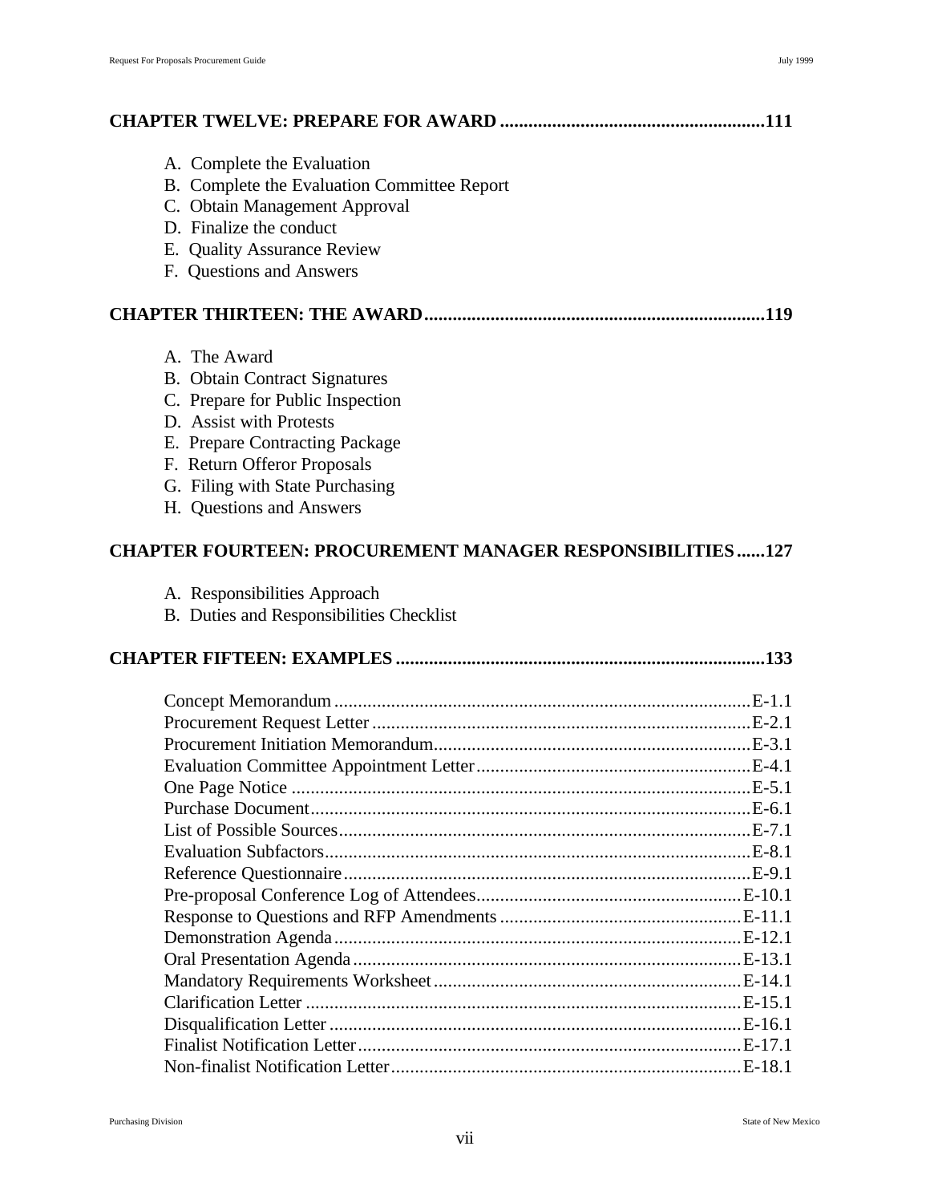**CHAPTER TWELVE: PREPARE FOR AWARD .......................................................111**

- A. Complete the Evaluation
- B. Complete the Evaluation Committee Report
- C. Obtain Management Approval
- D. Finalize the conduct
- E. Quality Assurance Review
- F. Questions and Answers

**CHAPTER THIRTEEN: THE AWARD.......................................................................119**

- A. The Award
- B. Obtain Contract Signatures
- C. Prepare for Public Inspection
- D. Assist with Protests
- E. Prepare Contracting Package
- F. Return Offeror Proposals
- G. Filing with State Purchasing
- H. Questions and Answers

**CHAPTER FOURTEEN: PROCUREMENT MANAGER RESPONSIBILITIES......127**

- A. Responsibilities Approach
- B. Duties and Responsibilities Checklist

**CHAPTER FIFTEEN: EXAMPLES .............................................................................133**

Concept Memorandum .......................................................................................E-1.1
Procurement Request Letter ...............................................................................E-2.1
Procurement Initiation Memorandum..................................................................E-3.1
Evaluation Committee Appointment Letter.........................................................E-4.1
One Page Notice ...............................................................................................E-5.1
Purchase Document...........................................................................................E-6.1
List of Possible Sources.....................................................................................E-7.1
Evaluation Subfactors........................................................................................E-8.1
Reference Questionnaire....................................................................................E-9.1
Pre-proposal Conference Log of Attendees.......................................................E-10.1
Response to Questions and RFP Amendments ..................................................E-11.1
Demonstration Agenda.....................................................................................E-12.1
Oral Presentation Agenda.................................................................................E-13.1
Mandatory Requirements Worksheet................................................................E-14.1
Clarification Letter ...........................................................................................E-15.1
Disqualification Letter ......................................................................................E-16.1
Finalist Notification Letter................................................................................E-17.1
Non-finalist Notification Letter.........................................................................E-18.1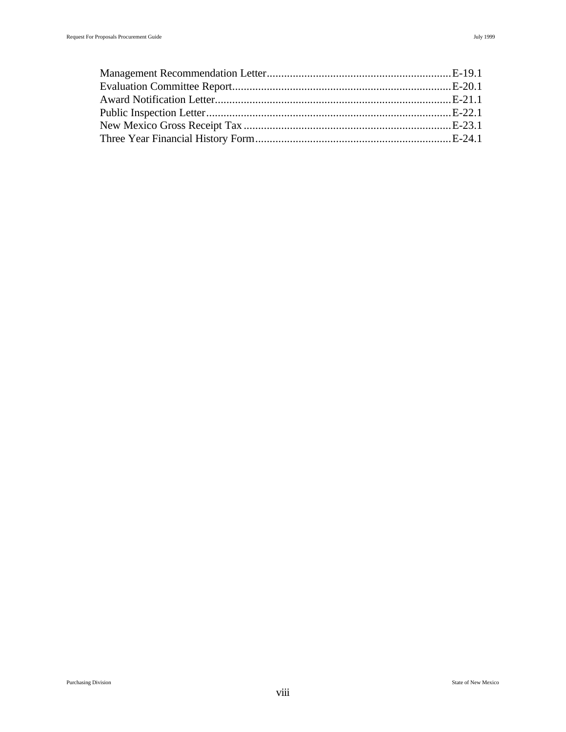Management Recommendation Letter................................................................E-19.1
Evaluation Committee Report...........................................................................E-20.1
Award Notification Letter..................................................................................E-21.1
Public Inspection Letter.....................................................................................E-22.1
New Mexico Gross Receipt Tax........................................................................E-23.1
Three Year Financial History Form...................................................................E-24.1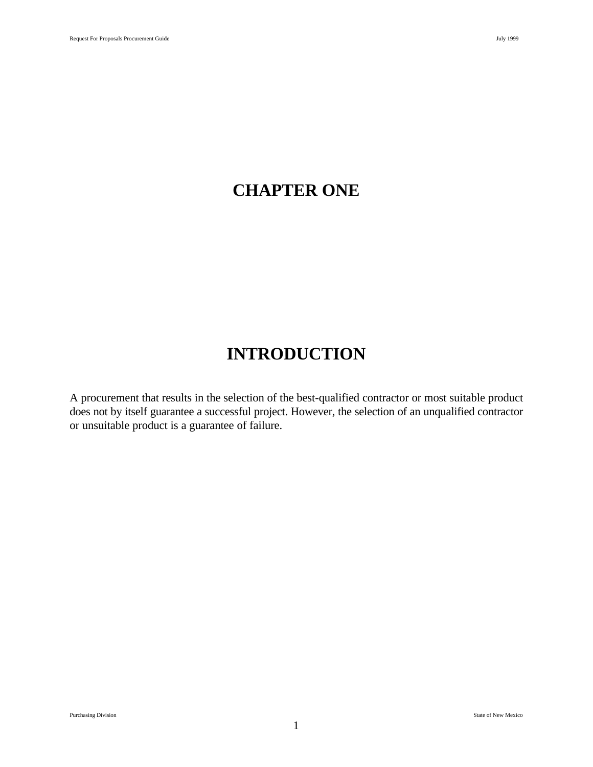# CHAPTER ONE

## INTRODUCTION

A procurement that results in the selection of the best-qualified contractor or most suitable product does not by itself guarantee a successful project. However, the selection of an unqualified contractor or unsuitable product is a guarantee of failure.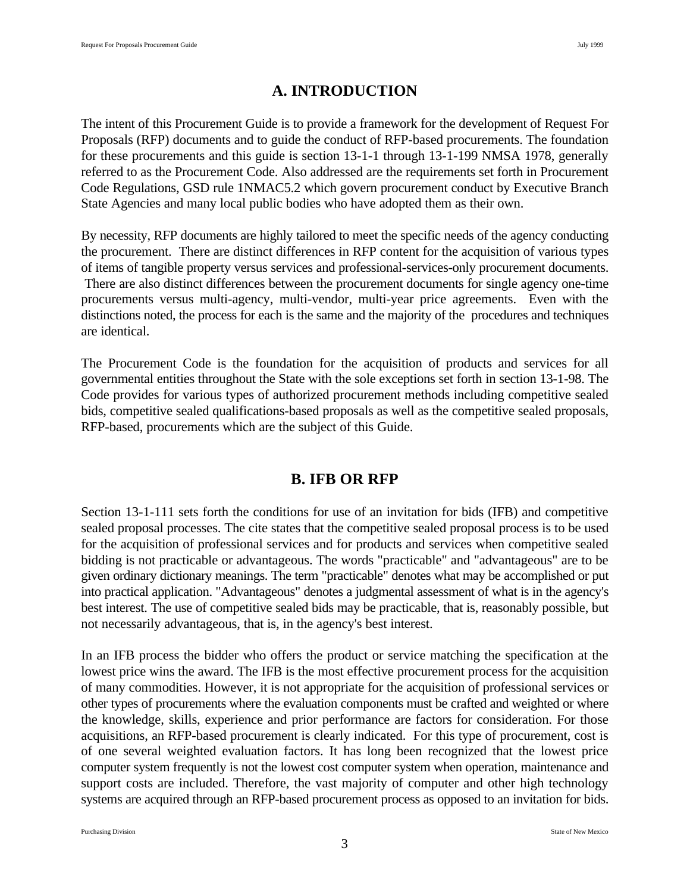# A. INTRODUCTION

The intent of this Procurement Guide is to provide a framework for the development of Request For Proposals (RFP) documents and to guide the conduct of RFP-based procurements. The foundation for these procurements and this guide is section 13-1-1 through 13-1-199 NMSA 1978, generally referred to as the Procurement Code. Also addressed are the requirements set forth in Procurement Code Regulations, GSD rule 1NMAC5.2 which govern procurement conduct by Executive Branch State Agencies and many local public bodies who have adopted them as their own.

By necessity, RFP documents are highly tailored to meet the specific needs of the agency conducting the procurement. There are distinct differences in RFP content for the acquisition of various types of items of tangible property versus services and professional-services-only procurement documents. There are also distinct differences between the procurement documents for single agency one-time procurements versus multi-agency, multi-vendor, multi-year price agreements. Even with the distinctions noted, the process for each is the same and the majority of the procedures and techniques are identical.

The Procurement Code is the foundation for the acquisition of products and services for all governmental entities throughout the State with the sole exceptions set forth in section 13-1-98. The Code provides for various types of authorized procurement methods including competitive sealed bids, competitive sealed qualifications-based proposals as well as the competitive sealed proposals, RFP-based, procurements which are the subject of this Guide.

# B. IFB OR RFP

Section 13-1-111 sets forth the conditions for use of an invitation for bids (IFB) and competitive sealed proposal processes. The cite states that the competitive sealed proposal process is to be used for the acquisition of professional services and for products and services when competitive sealed bidding is not practicable or advantageous. The words "practicable" and "advantageous" are to be given ordinary dictionary meanings. The term "practicable" denotes what may be accomplished or put into practical application. "Advantageous" denotes a judgmental assessment of what is in the agency's best interest. The use of competitive sealed bids may be practicable, that is, reasonably possible, but not necessarily advantageous, that is, in the agency's best interest.

In an IFB process the bidder who offers the product or service matching the specification at the lowest price wins the award. The IFB is the most effective procurement process for the acquisition of many commodities. However, it is not appropriate for the acquisition of professional services or other types of procurements where the evaluation components must be crafted and weighted or where the knowledge, skills, experience and prior performance are factors for consideration. For those acquisitions, an RFP-based procurement is clearly indicated. For this type of procurement, cost is of one several weighted evaluation factors. It has long been recognized that the lowest price computer system frequently is not the lowest cost computer system when operation, maintenance and support costs are included. Therefore, the vast majority of computer and other high technology systems are acquired through an RFP-based procurement process as opposed to an invitation for bids.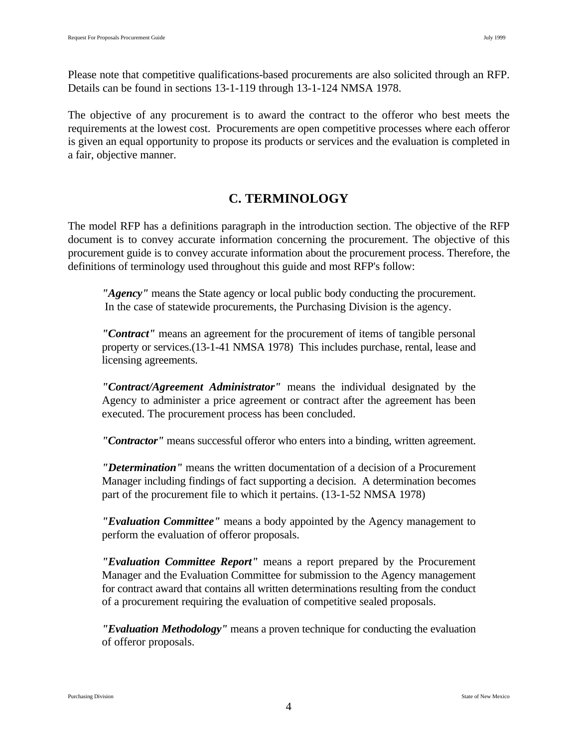Please note that competitive qualifications-based procurements are also solicited through an RFP. Details can be found in sections 13-1-119 through 13-1-124 NMSA 1978.

The objective of any procurement is to award the contract to the offeror who best meets the requirements at the lowest cost. Procurements are open competitive processes where each offeror is given an equal opportunity to propose its products or services and the evaluation is completed in a fair, objective manner.

## C. TERMINOLOGY

The model RFP has a definitions paragraph in the introduction section. The objective of the RFP document is to convey accurate information concerning the procurement. The objective of this procurement guide is to convey accurate information about the procurement process. Therefore, the definitions of terminology used throughout this guide and most RFP's follow:

> ***"Agency"*** means the State agency or local public body conducting the procurement. In the case of statewide procurements, the Purchasing Division is the agency.
>
> ***"Contract"*** means an agreement for the procurement of items of tangible personal property or services.(13-1-41 NMSA 1978) This includes purchase, rental, lease and licensing agreements.
>
> ***"Contract/Agreement Administrator"*** means the individual designated by the Agency to administer a price agreement or contract after the agreement has been executed. The procurement process has been concluded.
>
> ***"Contractor"*** means successful offeror who enters into a binding, written agreement.
>
> ***"Determination"*** means the written documentation of a decision of a Procurement Manager including findings of fact supporting a decision. A determination becomes part of the procurement file to which it pertains. (13-1-52 NMSA 1978)
>
> ***"Evaluation Committee"*** means a body appointed by the Agency management to perform the evaluation of offeror proposals.
>
> ***"Evaluation Committee Report"*** means a report prepared by the Procurement Manager and the Evaluation Committee for submission to the Agency management for contract award that contains all written determinations resulting from the conduct of a procurement requiring the evaluation of competitive sealed proposals.
>
> ***"Evaluation Methodology"*** means a proven technique for conducting the evaluation of offeror proposals.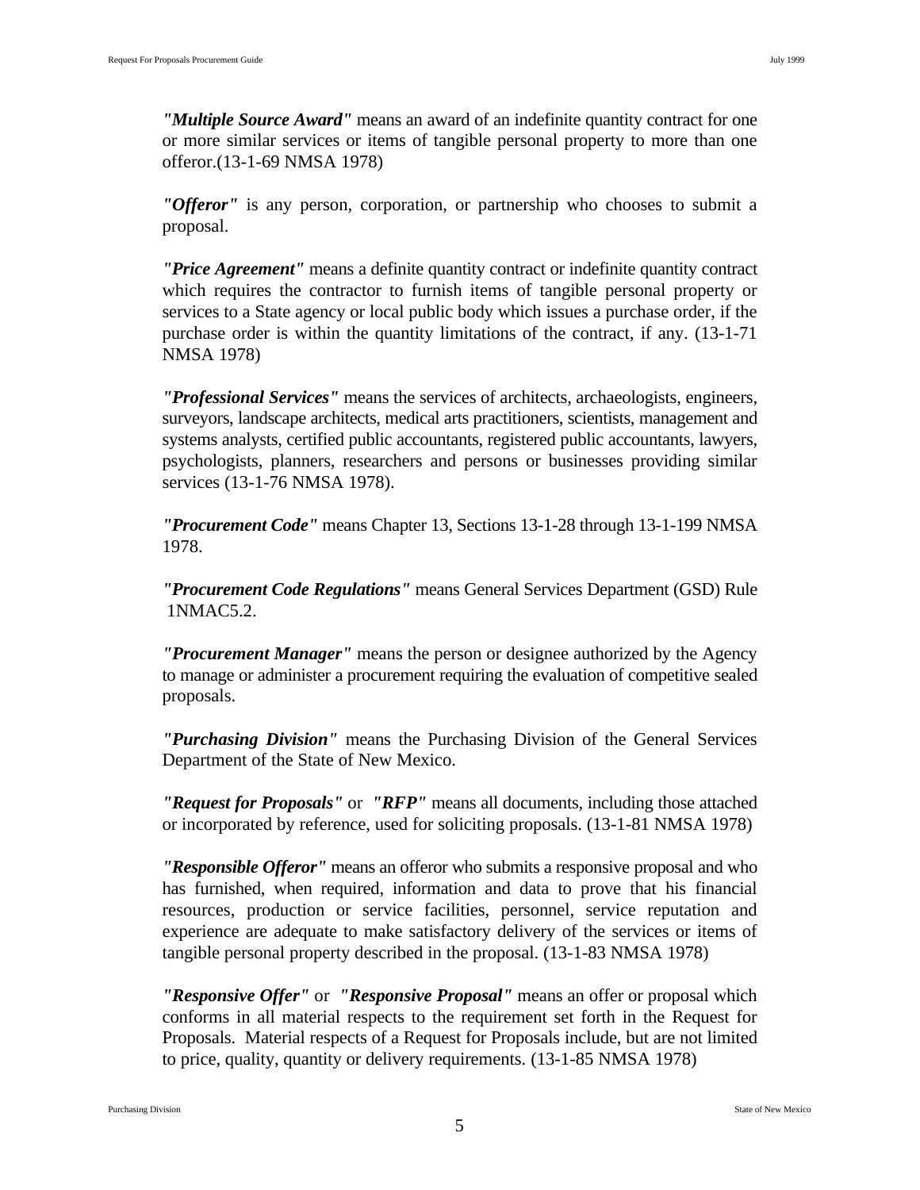***"Multiple Source Award"*** means an award of an indefinite quantity contract for one or more similar services or items of tangible personal property to more than one offeror.(13-1-69 NMSA 1978)

***"Offeror"*** is any person, corporation, or partnership who chooses to submit a proposal.

***"Price Agreement"*** means a definite quantity contract or indefinite quantity contract which requires the contractor to furnish items of tangible personal property or services to a State agency or local public body which issues a purchase order, if the purchase order is within the quantity limitations of the contract, if any. (13-1-71 NMSA 1978)

***"Professional Services"*** means the services of architects, archaeologists, engineers, surveyors, landscape architects, medical arts practitioners, scientists, management and systems analysts, certified public accountants, registered public accountants, lawyers, psychologists, planners, researchers and persons or businesses providing similar services (13-1-76 NMSA 1978).

***"Procurement Code"*** means Chapter 13, Sections 13-1-28 through 13-1-199 NMSA 1978.

***"Procurement Code Regulations"*** means General Services Department (GSD) Rule 1NMAC5.2.

***"Procurement Manager"*** means the person or designee authorized by the Agency to manage or administer a procurement requiring the evaluation of competitive sealed proposals.

***"Purchasing Division"*** means the Purchasing Division of the General Services Department of the State of New Mexico.

***"Request for Proposals"*** or ***"RFP"*** means all documents, including those attached or incorporated by reference, used for soliciting proposals. (13-1-81 NMSA 1978)

***"Responsible Offeror"*** means an offeror who submits a responsive proposal and who has furnished, when required, information and data to prove that his financial resources, production or service facilities, personnel, service reputation and experience are adequate to make satisfactory delivery of the services or items of tangible personal property described in the proposal. (13-1-83 NMSA 1978)

***"Responsive Offer"*** or ***"Responsive Proposal"*** means an offer or proposal which conforms in all material respects to the requirement set forth in the Request for Proposals. Material respects of a Request for Proposals include, but are not limited to price, quality, quantity or delivery requirements. (13-1-85 NMSA 1978)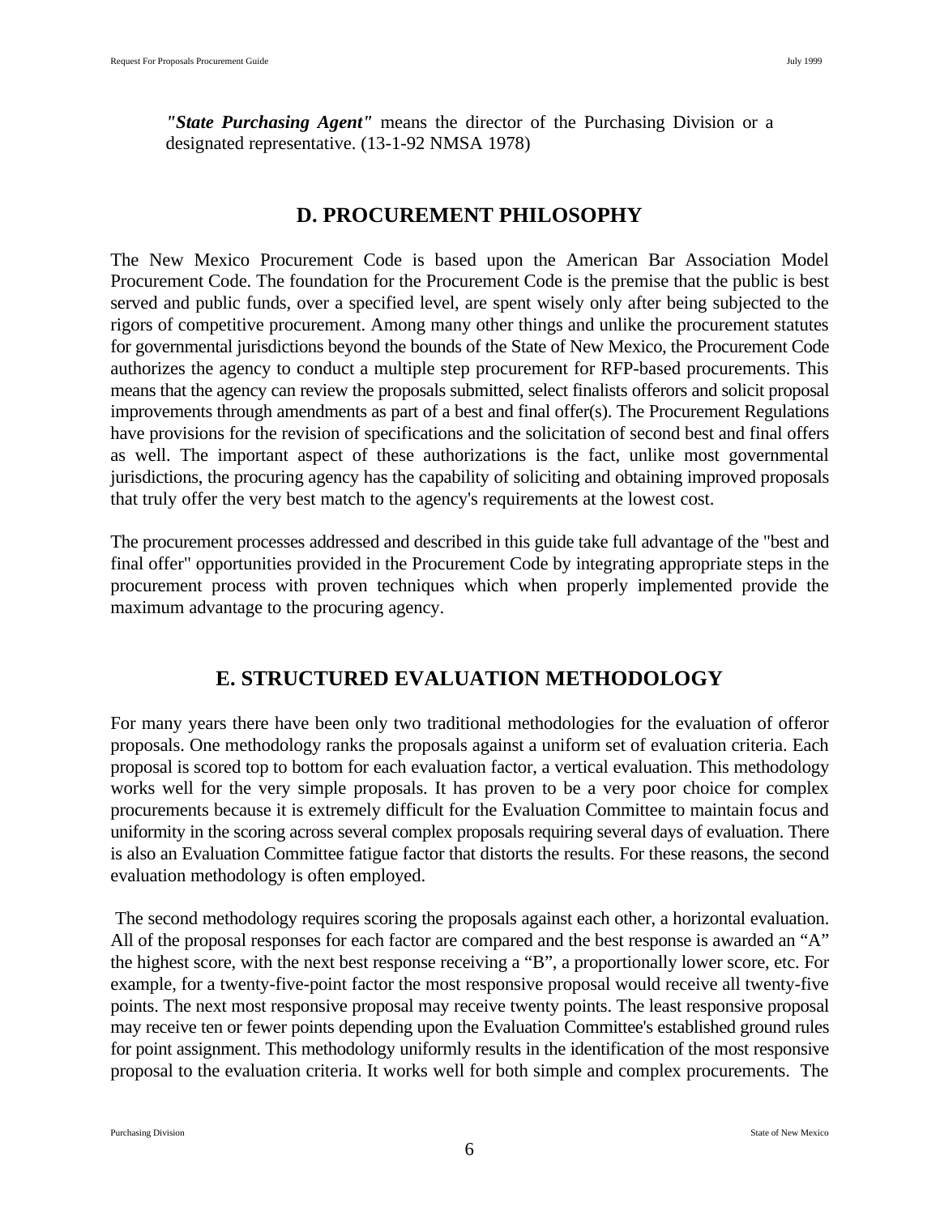***"State Purchasing Agent"*** means the director of the Purchasing Division or a designated representative. (13-1-92 NMSA 1978)

## D. PROCUREMENT PHILOSOPHY

The New Mexico Procurement Code is based upon the American Bar Association Model Procurement Code. The foundation for the Procurement Code is the premise that the public is best served and public funds, over a specified level, are spent wisely only after being subjected to the rigors of competitive procurement. Among many other things and unlike the procurement statutes for governmental jurisdictions beyond the bounds of the State of New Mexico, the Procurement Code authorizes the agency to conduct a multiple step procurement for RFP-based procurements. This means that the agency can review the proposals submitted, select finalists offerors and solicit proposal improvements through amendments as part of a best and final offer(s). The Procurement Regulations have provisions for the revision of specifications and the solicitation of second best and final offers as well. The important aspect of these authorizations is the fact, unlike most governmental jurisdictions, the procuring agency has the capability of soliciting and obtaining improved proposals that truly offer the very best match to the agency's requirements at the lowest cost.

The procurement processes addressed and described in this guide take full advantage of the "best and final offer" opportunities provided in the Procurement Code by integrating appropriate steps in the procurement process with proven techniques which when properly implemented provide the maximum advantage to the procuring agency.

## E. STRUCTURED EVALUATION METHODOLOGY

For many years there have been only two traditional methodologies for the evaluation of offeror proposals. One methodology ranks the proposals against a uniform set of evaluation criteria. Each proposal is scored top to bottom for each evaluation factor, a vertical evaluation. This methodology works well for the very simple proposals. It has proven to be a very poor choice for complex procurements because it is extremely difficult for the Evaluation Committee to maintain focus and uniformity in the scoring across several complex proposals requiring several days of evaluation. There is also an Evaluation Committee fatigue factor that distorts the results. For these reasons, the second evaluation methodology is often employed.

The second methodology requires scoring the proposals against each other, a horizontal evaluation. All of the proposal responses for each factor are compared and the best response is awarded an “A” the highest score, with the next best response receiving a “B”, a proportionally lower score, etc. For example, for a twenty-five-point factor the most responsive proposal would receive all twenty-five points. The next most responsive proposal may receive twenty points. The least responsive proposal may receive ten or fewer points depending upon the Evaluation Committee's established ground rules for point assignment. This methodology uniformly results in the identification of the most responsive proposal to the evaluation criteria. It works well for both simple and complex procurements. The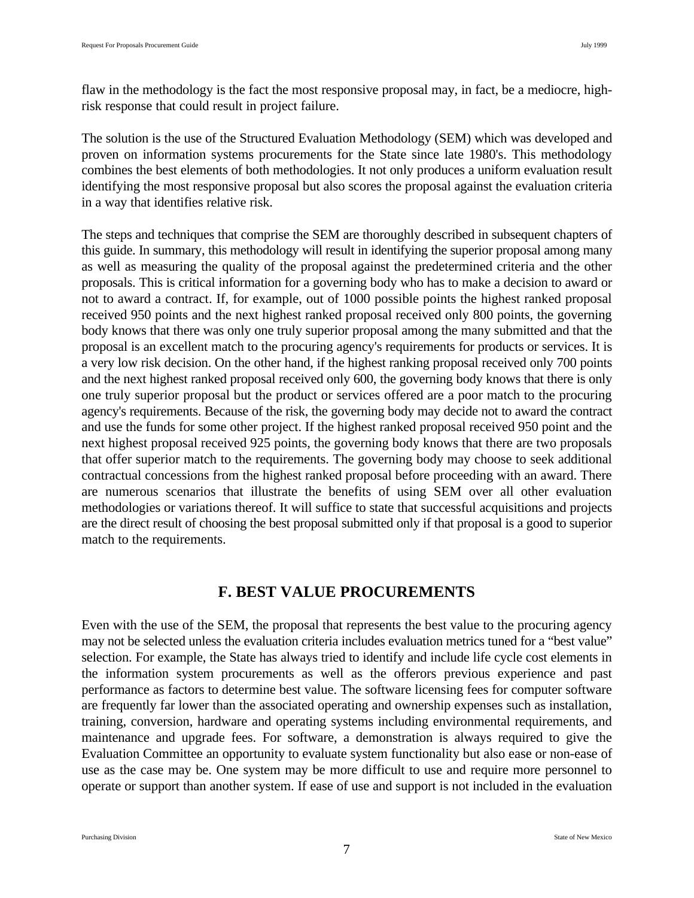flaw in the methodology is the fact the most responsive proposal may, in fact, be a mediocre, high-risk response that could result in project failure.

The solution is the use of the Structured Evaluation Methodology (SEM) which was developed and proven on information systems procurements for the State since late 1980's. This methodology combines the best elements of both methodologies. It not only produces a uniform evaluation result identifying the most responsive proposal but also scores the proposal against the evaluation criteria in a way that identifies relative risk.

The steps and techniques that comprise the SEM are thoroughly described in subsequent chapters of this guide. In summary, this methodology will result in identifying the superior proposal among many as well as measuring the quality of the proposal against the predetermined criteria and the other proposals. This is critical information for a governing body who has to make a decision to award or not to award a contract. If, for example, out of 1000 possible points the highest ranked proposal received 950 points and the next highest ranked proposal received only 800 points, the governing body knows that there was only one truly superior proposal among the many submitted and that the proposal is an excellent match to the procuring agency's requirements for products or services. It is a very low risk decision. On the other hand, if the highest ranking proposal received only 700 points and the next highest ranked proposal received only 600, the governing body knows that there is only one truly superior proposal but the product or services offered are a poor match to the procuring agency's requirements. Because of the risk, the governing body may decide not to award the contract and use the funds for some other project. If the highest ranked proposal received 950 point and the next highest proposal received 925 points, the governing body knows that there are two proposals that offer superior match to the requirements. The governing body may choose to seek additional contractual concessions from the highest ranked proposal before proceeding with an award. There are numerous scenarios that illustrate the benefits of using SEM over all other evaluation methodologies or variations thereof. It will suffice to state that successful acquisitions and projects are the direct result of choosing the best proposal submitted only if that proposal is a good to superior match to the requirements.

## F. BEST VALUE PROCUREMENTS

Even with the use of the SEM, the proposal that represents the best value to the procuring agency may not be selected unless the evaluation criteria includes evaluation metrics tuned for a "best value" selection. For example, the State has always tried to identify and include life cycle cost elements in the information system procurements as well as the offerors previous experience and past performance as factors to determine best value. The software licensing fees for computer software are frequently far lower than the associated operating and ownership expenses such as installation, training, conversion, hardware and operating systems including environmental requirements, and maintenance and upgrade fees. For software, a demonstration is always required to give the Evaluation Committee an opportunity to evaluate system functionality but also ease or non-ease of use as the case may be. One system may be more difficult to use and require more personnel to operate or support than another system. If ease of use and support is not included in the evaluation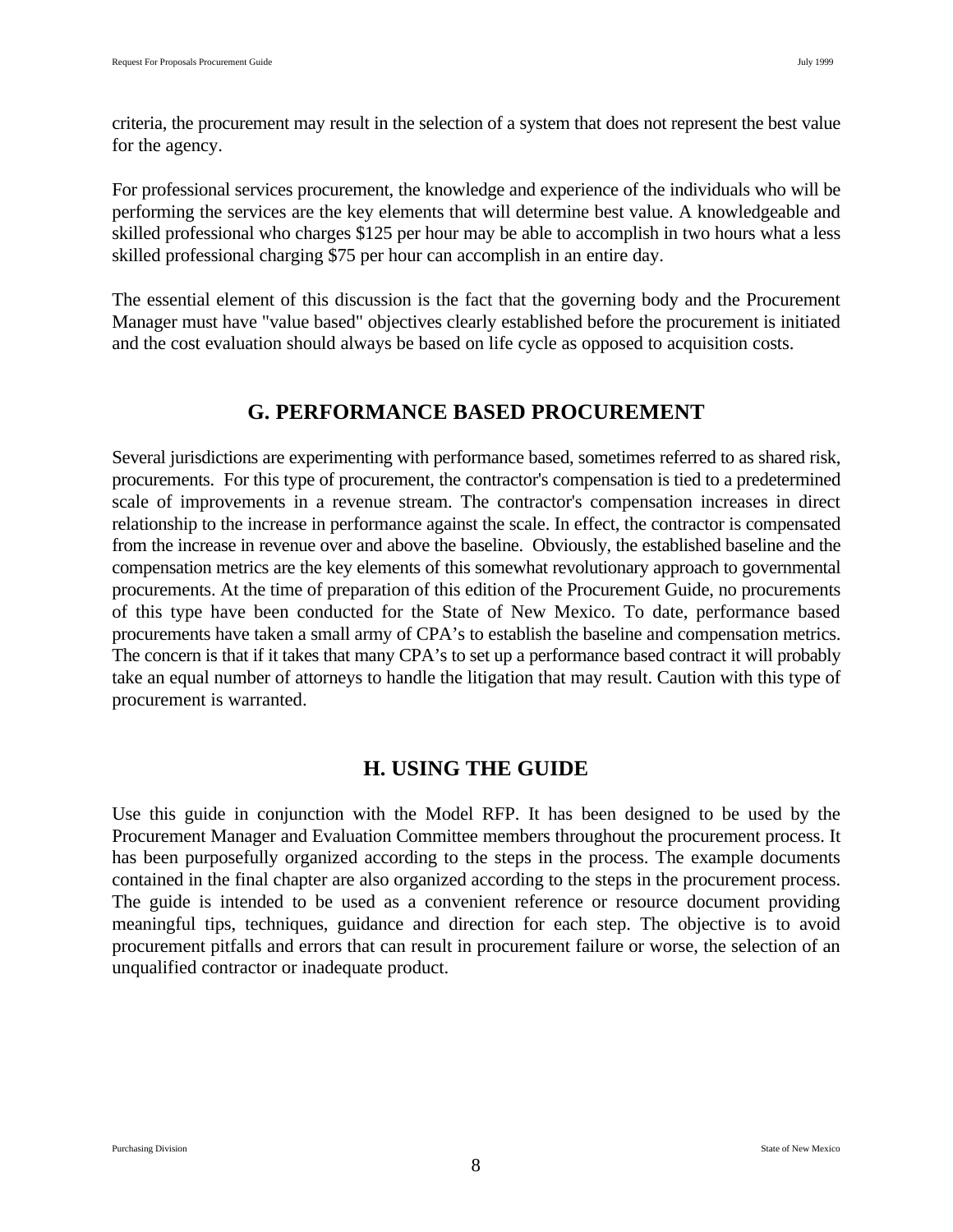criteria, the procurement may result in the selection of a system that does not represent the best value for the agency.

For professional services procurement, the knowledge and experience of the individuals who will be performing the services are the key elements that will determine best value. A knowledgeable and skilled professional who charges $125 per hour may be able to accomplish in two hours what a less skilled professional charging $75 per hour can accomplish in an entire day.

The essential element of this discussion is the fact that the governing body and the Procurement Manager must have "value based" objectives clearly established before the procurement is initiated and the cost evaluation should always be based on life cycle as opposed to acquisition costs.

## G. PERFORMANCE BASED PROCUREMENT

Several jurisdictions are experimenting with performance based, sometimes referred to as shared risk, procurements. For this type of procurement, the contractor's compensation is tied to a predetermined scale of improvements in a revenue stream. The contractor's compensation increases in direct relationship to the increase in performance against the scale. In effect, the contractor is compensated from the increase in revenue over and above the baseline. Obviously, the established baseline and the compensation metrics are the key elements of this somewhat revolutionary approach to governmental procurements. At the time of preparation of this edition of the Procurement Guide, no procurements of this type have been conducted for the State of New Mexico. To date, performance based procurements have taken a small army of CPA's to establish the baseline and compensation metrics. The concern is that if it takes that many CPA's to set up a performance based contract it will probably take an equal number of attorneys to handle the litigation that may result. Caution with this type of procurement is warranted.

## H. USING THE GUIDE

Use this guide in conjunction with the Model RFP. It has been designed to be used by the Procurement Manager and Evaluation Committee members throughout the procurement process. It has been purposefully organized according to the steps in the process. The example documents contained in the final chapter are also organized according to the steps in the procurement process. The guide is intended to be used as a convenient reference or resource document providing meaningful tips, techniques, guidance and direction for each step. The objective is to avoid procurement pitfalls and errors that can result in procurement failure or worse, the selection of an unqualified contractor or inadequate product.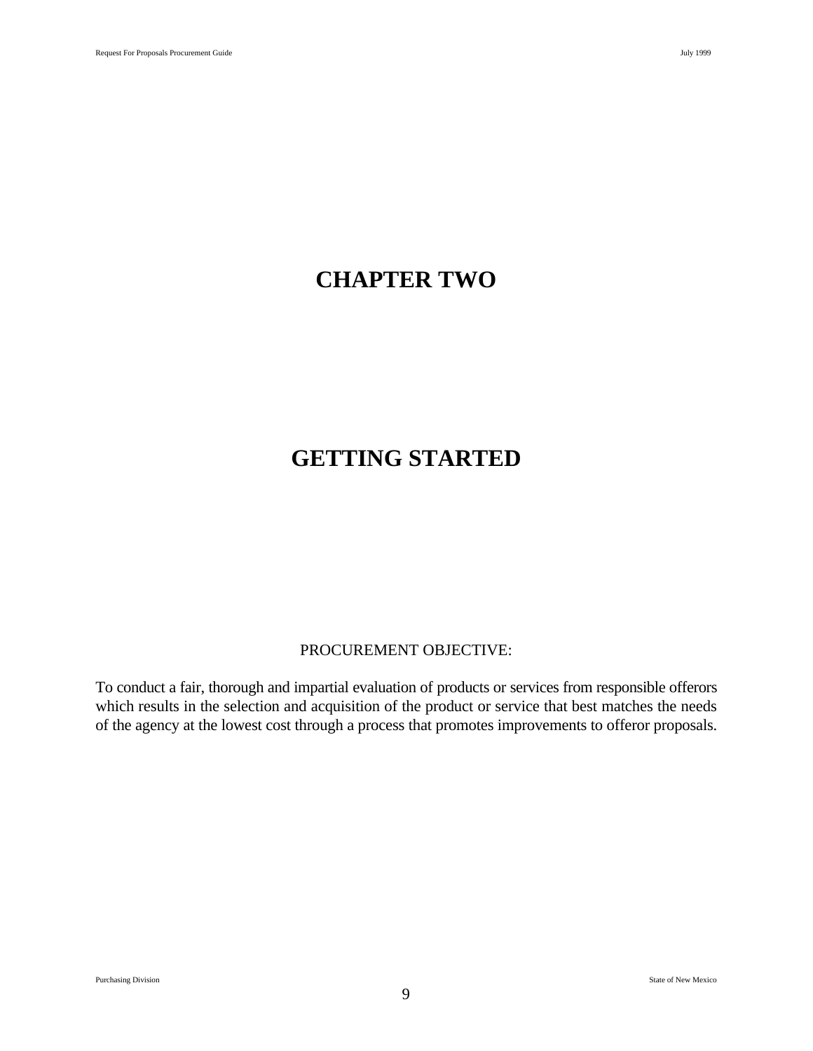# CHAPTER TWO

# GETTING STARTED

PROCUREMENT OBJECTIVE:

To conduct a fair, thorough and impartial evaluation of products or services from responsible offerors which results in the selection and acquisition of the product or service that best matches the needs of the agency at the lowest cost through a process that promotes improvements to offeror proposals.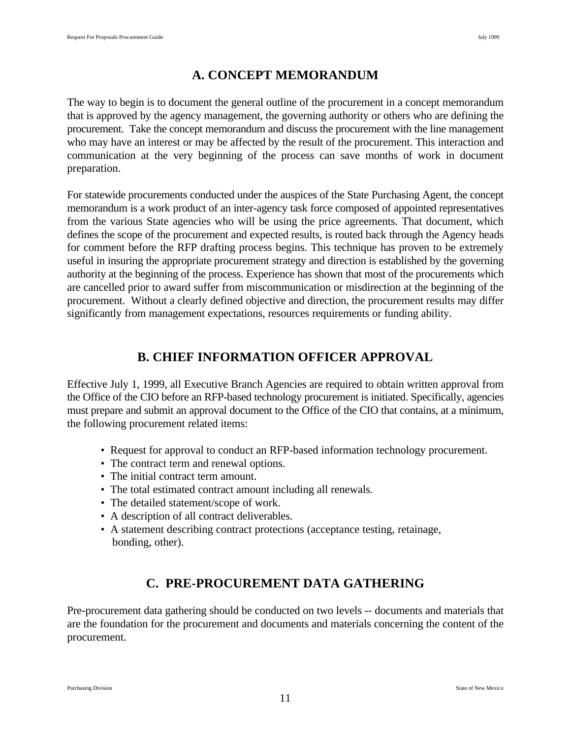## A. CONCEPT MEMORANDUM

The way to begin is to document the general outline of the procurement in a concept memorandum that is approved by the agency management, the governing authority or others who are defining the procurement. Take the concept memorandum and discuss the procurement with the line management who may have an interest or may be affected by the result of the procurement. This interaction and communication at the very beginning of the process can save months of work in document preparation.

For statewide procurements conducted under the auspices of the State Purchasing Agent, the concept memorandum is a work product of an inter-agency task force composed of appointed representatives from the various State agencies who will be using the price agreements. That document, which defines the scope of the procurement and expected results, is routed back through the Agency heads for comment before the RFP drafting process begins. This technique has proven to be extremely useful in insuring the appropriate procurement strategy and direction is established by the governing authority at the beginning of the process. Experience has shown that most of the procurements which are cancelled prior to award suffer from miscommunication or misdirection at the beginning of the procurement. Without a clearly defined objective and direction, the procurement results may differ significantly from management expectations, resources requirements or funding ability.

## B. CHIEF INFORMATION OFFICER APPROVAL

Effective July 1, 1999, all Executive Branch Agencies are required to obtain written approval from the Office of the CIO before an RFP-based technology procurement is initiated. Specifically, agencies must prepare and submit an approval document to the Office of the CIO that contains, at a minimum, the following procurement related items:

- Request for approval to conduct an RFP-based information technology procurement.
- The contract term and renewal options.
- The initial contract term amount.
- The total estimated contract amount including all renewals.
- The detailed statement/scope of work.
- A description of all contract deliverables.
- A statement describing contract protections (acceptance testing, retainage, bonding, other).

## C. PRE-PROCUREMENT DATA GATHERING

Pre-procurement data gathering should be conducted on two levels -- documents and materials that are the foundation for the procurement and documents and materials concerning the content of the procurement.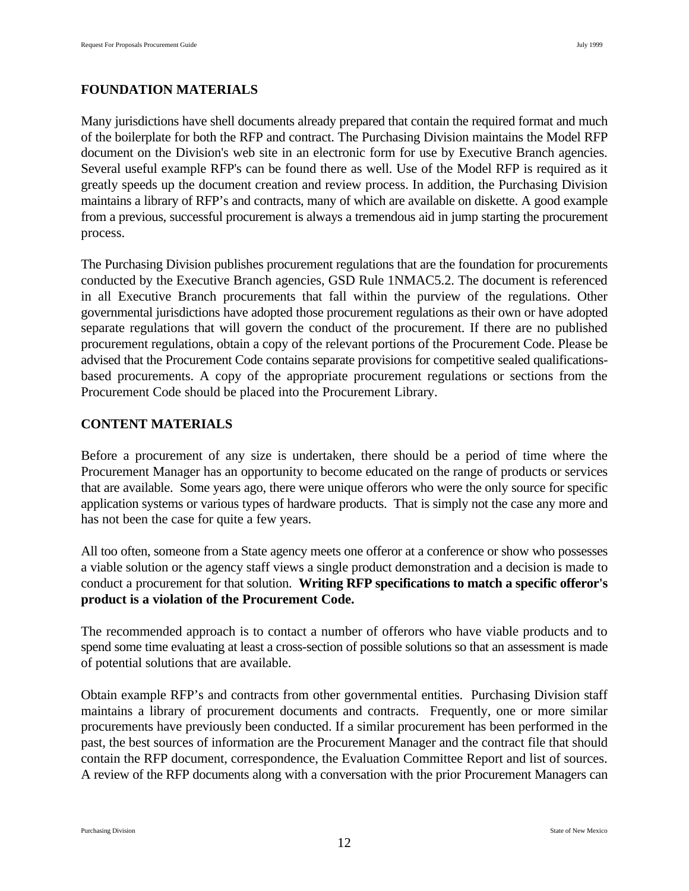## FOUNDATION MATERIALS

Many jurisdictions have shell documents already prepared that contain the required format and much of the boilerplate for both the RFP and contract. The Purchasing Division maintains the Model RFP document on the Division's web site in an electronic form for use by Executive Branch agencies. Several useful example RFP's can be found there as well. Use of the Model RFP is required as it greatly speeds up the document creation and review process. In addition, the Purchasing Division maintains a library of RFP's and contracts, many of which are available on diskette. A good example from a previous, successful procurement is always a tremendous aid in jump starting the procurement process.

The Purchasing Division publishes procurement regulations that are the foundation for procurements conducted by the Executive Branch agencies, GSD Rule 1NMAC5.2. The document is referenced in all Executive Branch procurements that fall within the purview of the regulations. Other governmental jurisdictions have adopted those procurement regulations as their own or have adopted separate regulations that will govern the conduct of the procurement. If there are no published procurement regulations, obtain a copy of the relevant portions of the Procurement Code. Please be advised that the Procurement Code contains separate provisions for competitive sealed qualifications-based procurements. A copy of the appropriate procurement regulations or sections from the Procurement Code should be placed into the Procurement Library.

## CONTENT MATERIALS

Before a procurement of any size is undertaken, there should be a period of time where the Procurement Manager has an opportunity to become educated on the range of products or services that are available. Some years ago, there were unique offerors who were the only source for specific application systems or various types of hardware products. That is simply not the case any more and has not been the case for quite a few years.

All too often, someone from a State agency meets one offeror at a conference or show who possesses a viable solution or the agency staff views a single product demonstration and a decision is made to conduct a procurement for that solution. **Writing RFP specifications to match a specific offeror's product is a violation of the Procurement Code.**

The recommended approach is to contact a number of offerors who have viable products and to spend some time evaluating at least a cross-section of possible solutions so that an assessment is made of potential solutions that are available.

Obtain example RFP's and contracts from other governmental entities. Purchasing Division staff maintains a library of procurement documents and contracts. Frequently, one or more similar procurements have previously been conducted. If a similar procurement has been performed in the past, the best sources of information are the Procurement Manager and the contract file that should contain the RFP document, correspondence, the Evaluation Committee Report and list of sources. A review of the RFP documents along with a conversation with the prior Procurement Managers can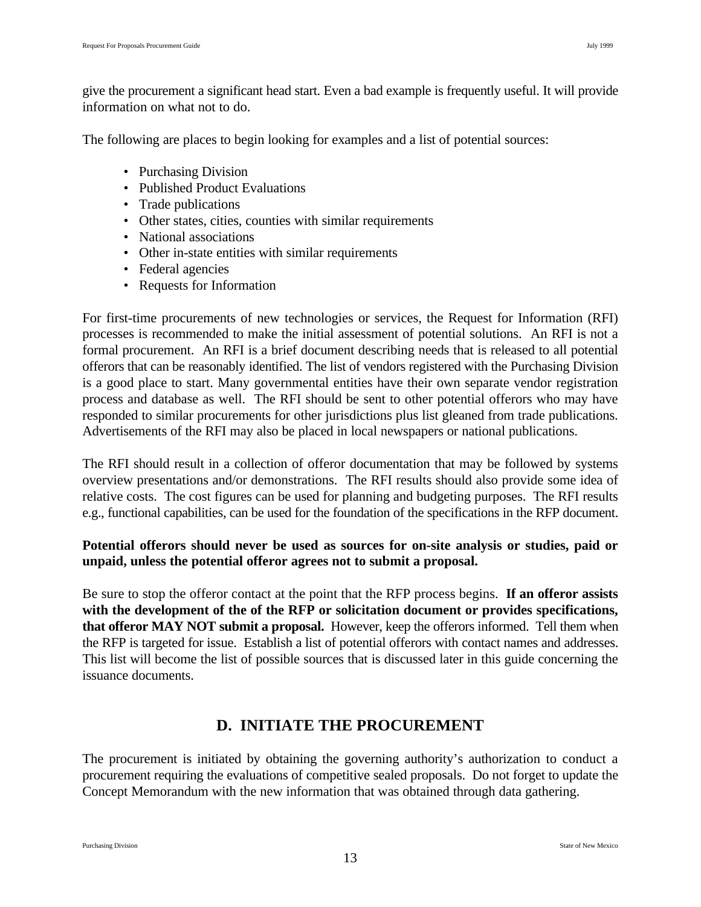give the procurement a significant head start. Even a bad example is frequently useful. It will provide information on what not to do.

The following are places to begin looking for examples and a list of potential sources:

- Purchasing Division
- Published Product Evaluations
- Trade publications
- Other states, cities, counties with similar requirements
- National associations
- Other in-state entities with similar requirements
- Federal agencies
- Requests for Information

For first-time procurements of new technologies or services, the Request for Information (RFI) processes is recommended to make the initial assessment of potential solutions. An RFI is not a formal procurement. An RFI is a brief document describing needs that is released to all potential offerors that can be reasonably identified. The list of vendors registered with the Purchasing Division is a good place to start. Many governmental entities have their own separate vendor registration process and database as well. The RFI should be sent to other potential offerors who may have responded to similar procurements for other jurisdictions plus list gleaned from trade publications. Advertisements of the RFI may also be placed in local newspapers or national publications.

The RFI should result in a collection of offeror documentation that may be followed by systems overview presentations and/or demonstrations. The RFI results should also provide some idea of relative costs. The cost figures can be used for planning and budgeting purposes. The RFI results e.g., functional capabilities, can be used for the foundation of the specifications in the RFP document.

**Potential offerors should never be used as sources for on-site analysis or studies, paid or unpaid, unless the potential offeror agrees not to submit a proposal.**

Be sure to stop the offeror contact at the point that the RFP process begins. **If an offeror assists with the development of the of the RFP or solicitation document or provides specifications, that offeror MAY NOT submit a proposal.** However, keep the offerors informed. Tell them when the RFP is targeted for issue. Establish a list of potential offerors with contact names and addresses. This list will become the list of possible sources that is discussed later in this guide concerning the issuance documents.

## D. INITIATE THE PROCUREMENT

The procurement is initiated by obtaining the governing authority's authorization to conduct a procurement requiring the evaluations of competitive sealed proposals. Do not forget to update the Concept Memorandum with the new information that was obtained through data gathering.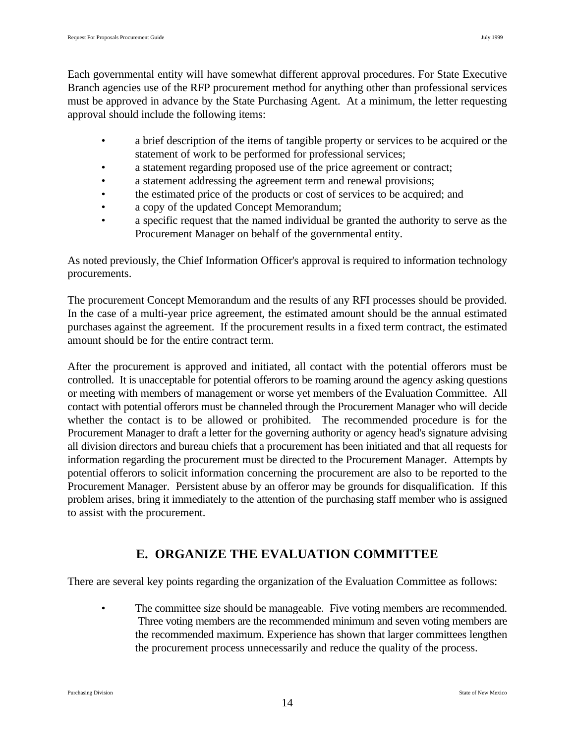Each governmental entity will have somewhat different approval procedures. For State Executive Branch agencies use of the RFP procurement method for anything other than professional services must be approved in advance by the State Purchasing Agent. At a minimum, the letter requesting approval should include the following items:

- a brief description of the items of tangible property or services to be acquired or the statement of work to be performed for professional services;
- a statement regarding proposed use of the price agreement or contract;
- a statement addressing the agreement term and renewal provisions;
- the estimated price of the products or cost of services to be acquired; and
- a copy of the updated Concept Memorandum;
- a specific request that the named individual be granted the authority to serve as the Procurement Manager on behalf of the governmental entity.

As noted previously, the Chief Information Officer's approval is required to information technology procurements.

The procurement Concept Memorandum and the results of any RFI processes should be provided. In the case of a multi-year price agreement, the estimated amount should be the annual estimated purchases against the agreement. If the procurement results in a fixed term contract, the estimated amount should be for the entire contract term.

After the procurement is approved and initiated, all contact with the potential offerors must be controlled. It is unacceptable for potential offerors to be roaming around the agency asking questions or meeting with members of management or worse yet members of the Evaluation Committee. All contact with potential offerors must be channeled through the Procurement Manager who will decide whether the contact is to be allowed or prohibited. The recommended procedure is for the Procurement Manager to draft a letter for the governing authority or agency head's signature advising all division directors and bureau chiefs that a procurement has been initiated and that all requests for information regarding the procurement must be directed to the Procurement Manager. Attempts by potential offerors to solicit information concerning the procurement are also to be reported to the Procurement Manager. Persistent abuse by an offeror may be grounds for disqualification. If this problem arises, bring it immediately to the attention of the purchasing staff member who is assigned to assist with the procurement.

## E. ORGANIZE THE EVALUATION COMMITTEE

There are several key points regarding the organization of the Evaluation Committee as follows:

- The committee size should be manageable. Five voting members are recommended. Three voting members are the recommended minimum and seven voting members are the recommended maximum. Experience has shown that larger committees lengthen the procurement process unnecessarily and reduce the quality of the process.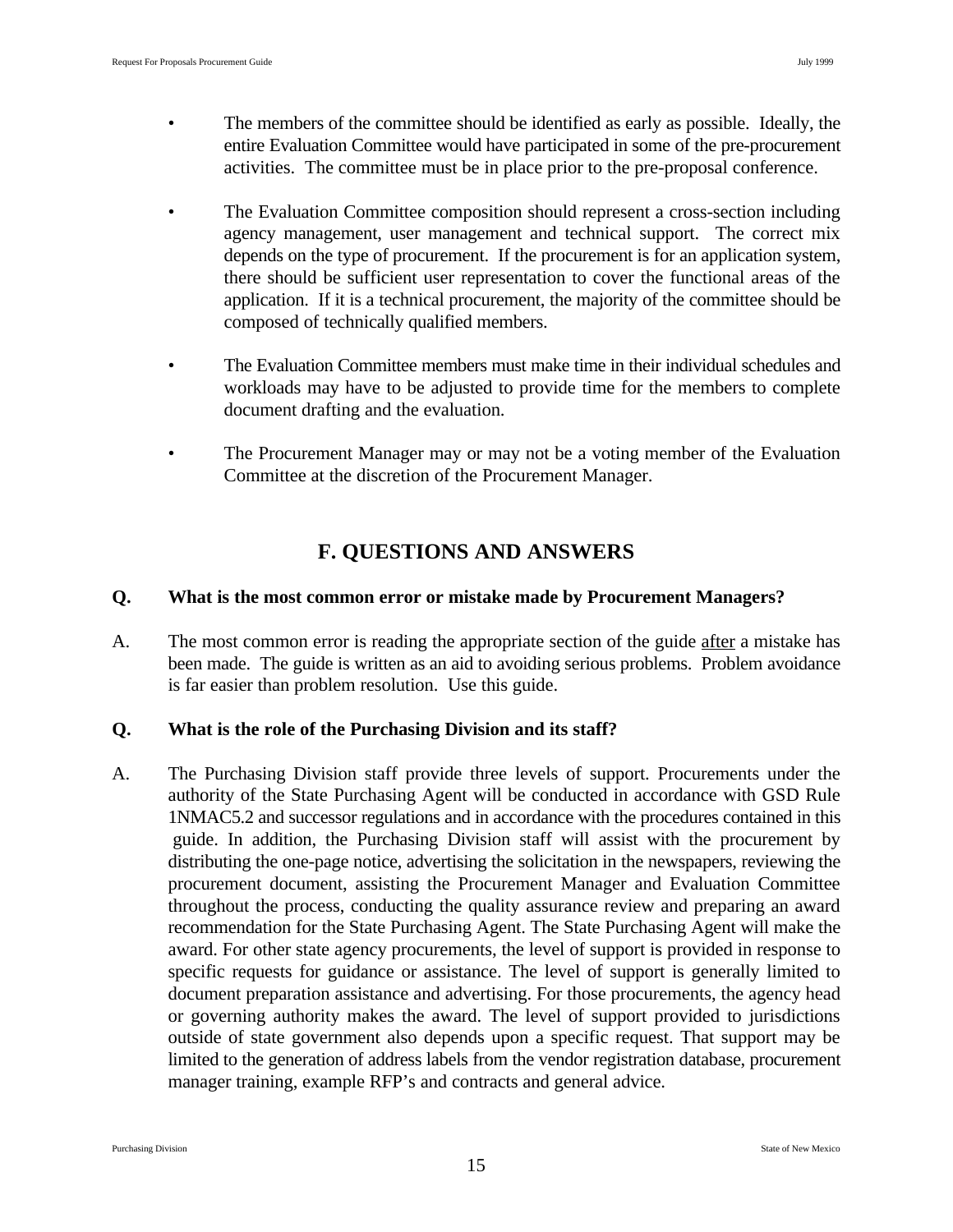- The members of the committee should be identified as early as possible. Ideally, the entire Evaluation Committee would have participated in some of the pre-procurement activities. The committee must be in place prior to the pre-proposal conference.

- The Evaluation Committee composition should represent a cross-section including agency management, user management and technical support. The correct mix depends on the type of procurement. If the procurement is for an application system, there should be sufficient user representation to cover the functional areas of the application. If it is a technical procurement, the majority of the committee should be composed of technically qualified members.

- The Evaluation Committee members must make time in their individual schedules and workloads may have to be adjusted to provide time for the members to complete document drafting and the evaluation.

- The Procurement Manager may or may not be a voting member of the Evaluation Committee at the discretion of the Procurement Manager.

## F. QUESTIONS AND ANSWERS

**Q. What is the most common error or mistake made by Procurement Managers?**

A. The most common error is reading the appropriate section of the guide <u>after</u> a mistake has been made. The guide is written as an aid to avoiding serious problems. Problem avoidance is far easier than problem resolution. Use this guide.

**Q. What is the role of the Purchasing Division and its staff?**

A. The Purchasing Division staff provide three levels of support. Procurements under the authority of the State Purchasing Agent will be conducted in accordance with GSD Rule 1NMAC5.2 and successor regulations and in accordance with the procedures contained in this guide. In addition, the Purchasing Division staff will assist with the procurement by distributing the one-page notice, advertising the solicitation in the newspapers, reviewing the procurement document, assisting the Procurement Manager and Evaluation Committee throughout the process, conducting the quality assurance review and preparing an award recommendation for the State Purchasing Agent. The State Purchasing Agent will make the award. For other state agency procurements, the level of support is provided in response to specific requests for guidance or assistance. The level of support is generally limited to document preparation assistance and advertising. For those procurements, the agency head or governing authority makes the award. The level of support provided to jurisdictions outside of state government also depends upon a specific request. That support may be limited to the generation of address labels from the vendor registration database, procurement manager training, example RFP's and contracts and general advice.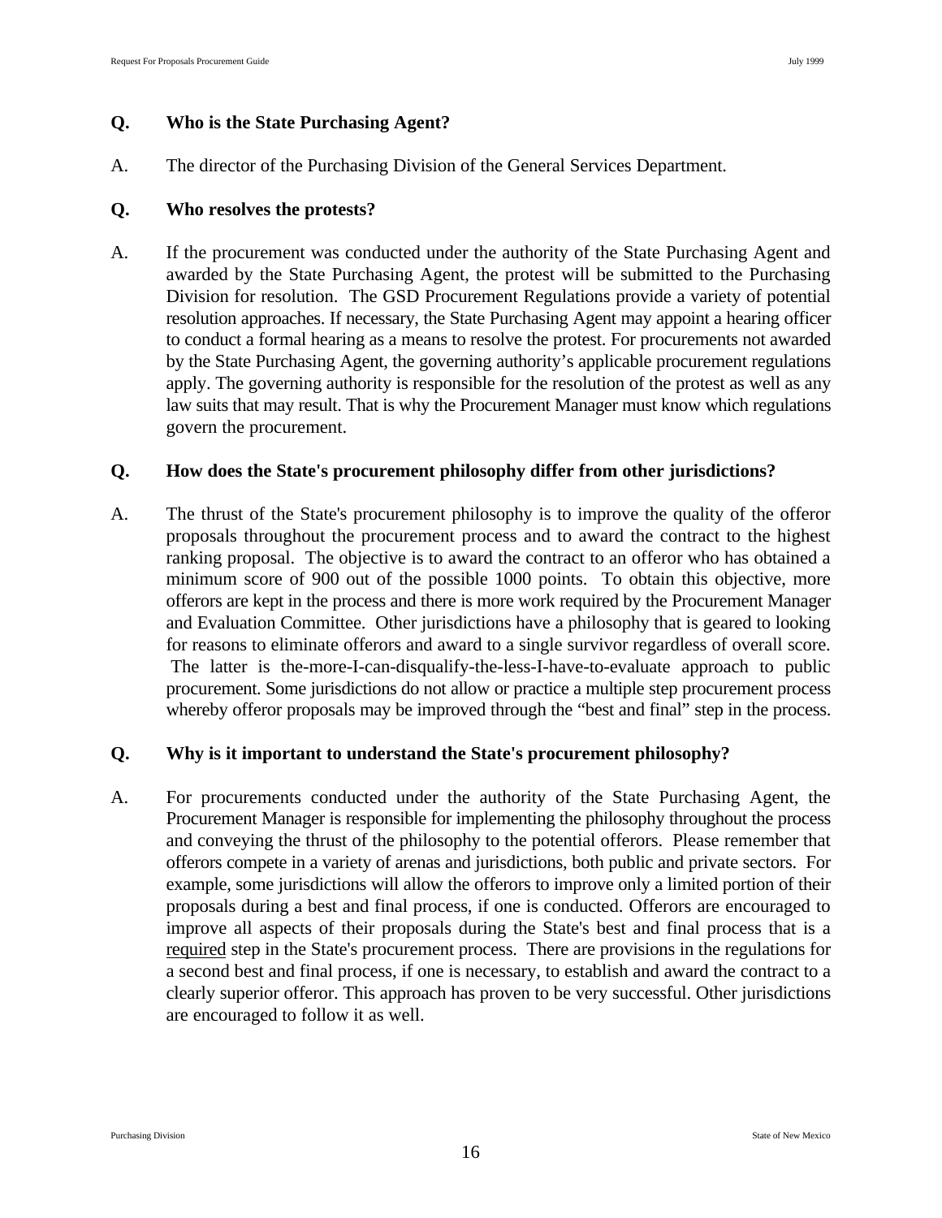**Q. Who is the State Purchasing Agent?**

A. The director of the Purchasing Division of the General Services Department.

**Q. Who resolves the protests?**

A. If the procurement was conducted under the authority of the State Purchasing Agent and awarded by the State Purchasing Agent, the protest will be submitted to the Purchasing Division for resolution. The GSD Procurement Regulations provide a variety of potential resolution approaches. If necessary, the State Purchasing Agent may appoint a hearing officer to conduct a formal hearing as a means to resolve the protest. For procurements not awarded by the State Purchasing Agent, the governing authority's applicable procurement regulations apply. The governing authority is responsible for the resolution of the protest as well as any law suits that may result. That is why the Procurement Manager must know which regulations govern the procurement.

**Q. How does the State's procurement philosophy differ from other jurisdictions?**

A. The thrust of the State's procurement philosophy is to improve the quality of the offeror proposals throughout the procurement process and to award the contract to the highest ranking proposal. The objective is to award the contract to an offeror who has obtained a minimum score of 900 out of the possible 1000 points. To obtain this objective, more offerors are kept in the process and there is more work required by the Procurement Manager and Evaluation Committee. Other jurisdictions have a philosophy that is geared to looking for reasons to eliminate offerors and award to a single survivor regardless of overall score. The latter is the-more-I-can-disqualify-the-less-I-have-to-evaluate approach to public procurement. Some jurisdictions do not allow or practice a multiple step procurement process whereby offeror proposals may be improved through the "best and final" step in the process.

**Q. Why is it important to understand the State's procurement philosophy?**

A. For procurements conducted under the authority of the State Purchasing Agent, the Procurement Manager is responsible for implementing the philosophy throughout the process and conveying the thrust of the philosophy to the potential offerors. Please remember that offerors compete in a variety of arenas and jurisdictions, both public and private sectors. For example, some jurisdictions will allow the offerors to improve only a limited portion of their proposals during a best and final process, if one is conducted. Offerors are encouraged to improve all aspects of their proposals during the State's best and final process that is a required step in the State's procurement process. There are provisions in the regulations for a second best and final process, if one is necessary, to establish and award the contract to a clearly superior offeror. This approach has proven to be very successful. Other jurisdictions are encouraged to follow it as well.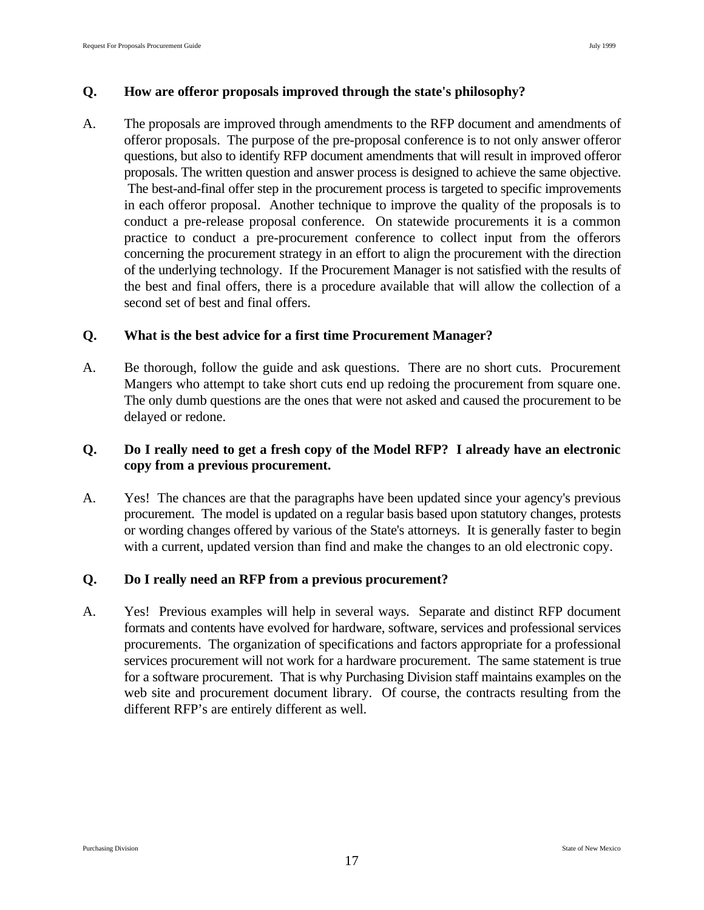**Q. How are offeror proposals improved through the state's philosophy?**

A. The proposals are improved through amendments to the RFP document and amendments of offeror proposals. The purpose of the pre-proposal conference is to not only answer offeror questions, but also to identify RFP document amendments that will result in improved offeror proposals. The written question and answer process is designed to achieve the same objective. The best-and-final offer step in the procurement process is targeted to specific improvements in each offeror proposal. Another technique to improve the quality of the proposals is to conduct a pre-release proposal conference. On statewide procurements it is a common practice to conduct a pre-procurement conference to collect input from the offerors concerning the procurement strategy in an effort to align the procurement with the direction of the underlying technology. If the Procurement Manager is not satisfied with the results of the best and final offers, there is a procedure available that will allow the collection of a second set of best and final offers.

**Q. What is the best advice for a first time Procurement Manager?**

A. Be thorough, follow the guide and ask questions. There are no short cuts. Procurement Mangers who attempt to take short cuts end up redoing the procurement from square one. The only dumb questions are the ones that were not asked and caused the procurement to be delayed or redone.

**Q. Do I really need to get a fresh copy of the Model RFP? I already have an electronic copy from a previous procurement.**

A. Yes! The chances are that the paragraphs have been updated since your agency's previous procurement. The model is updated on a regular basis based upon statutory changes, protests or wording changes offered by various of the State's attorneys. It is generally faster to begin with a current, updated version than find and make the changes to an old electronic copy.

**Q. Do I really need an RFP from a previous procurement?**

A. Yes! Previous examples will help in several ways. Separate and distinct RFP document formats and contents have evolved for hardware, software, services and professional services procurements. The organization of specifications and factors appropriate for a professional services procurement will not work for a hardware procurement. The same statement is true for a software procurement. That is why Purchasing Division staff maintains examples on the web site and procurement document library. Of course, the contracts resulting from the different RFP's are entirely different as well.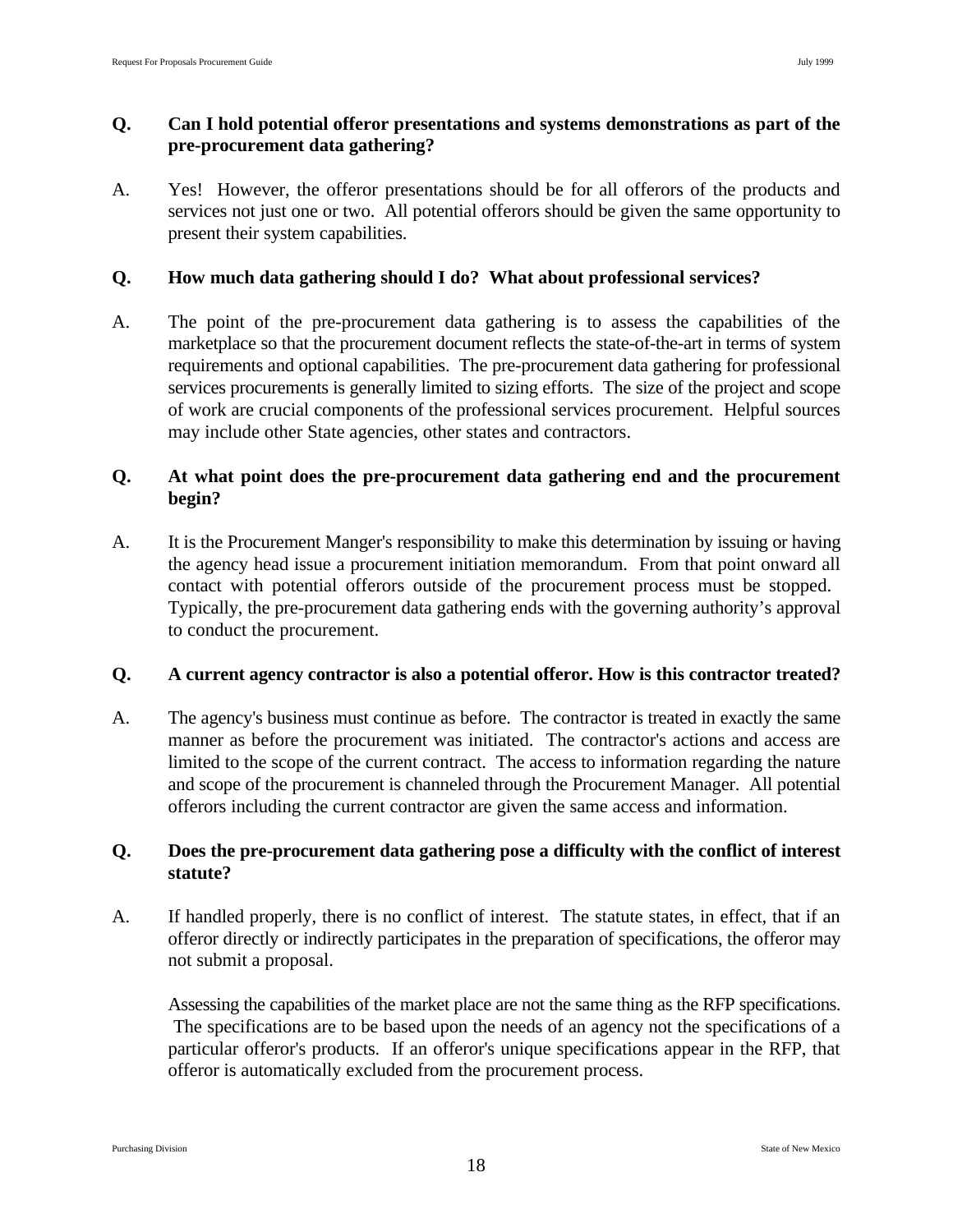**Q. Can I hold potential offeror presentations and systems demonstrations as part of the pre-procurement data gathering?**

A. Yes! However, the offeror presentations should be for all offerors of the products and services not just one or two. All potential offerors should be given the same opportunity to present their system capabilities.

**Q. How much data gathering should I do? What about professional services?**

A. The point of the pre-procurement data gathering is to assess the capabilities of the marketplace so that the procurement document reflects the state-of-the-art in terms of system requirements and optional capabilities. The pre-procurement data gathering for professional services procurements is generally limited to sizing efforts. The size of the project and scope of work are crucial components of the professional services procurement. Helpful sources may include other State agencies, other states and contractors.

**Q. At what point does the pre-procurement data gathering end and the procurement begin?**

A. It is the Procurement Manger's responsibility to make this determination by issuing or having the agency head issue a procurement initiation memorandum. From that point onward all contact with potential offerors outside of the procurement process must be stopped. Typically, the pre-procurement data gathering ends with the governing authority's approval to conduct the procurement.

**Q. A current agency contractor is also a potential offeror. How is this contractor treated?**

A. The agency's business must continue as before. The contractor is treated in exactly the same manner as before the procurement was initiated. The contractor's actions and access are limited to the scope of the current contract. The access to information regarding the nature and scope of the procurement is channeled through the Procurement Manager. All potential offerors including the current contractor are given the same access and information.

**Q. Does the pre-procurement data gathering pose a difficulty with the conflict of interest statute?**

A. If handled properly, there is no conflict of interest. The statute states, in effect, that if an offeror directly or indirectly participates in the preparation of specifications, the offeror may not submit a proposal.

Assessing the capabilities of the market place are not the same thing as the RFP specifications. The specifications are to be based upon the needs of an agency not the specifications of a particular offeror's products. If an offeror's unique specifications appear in the RFP, that offeror is automatically excluded from the procurement process.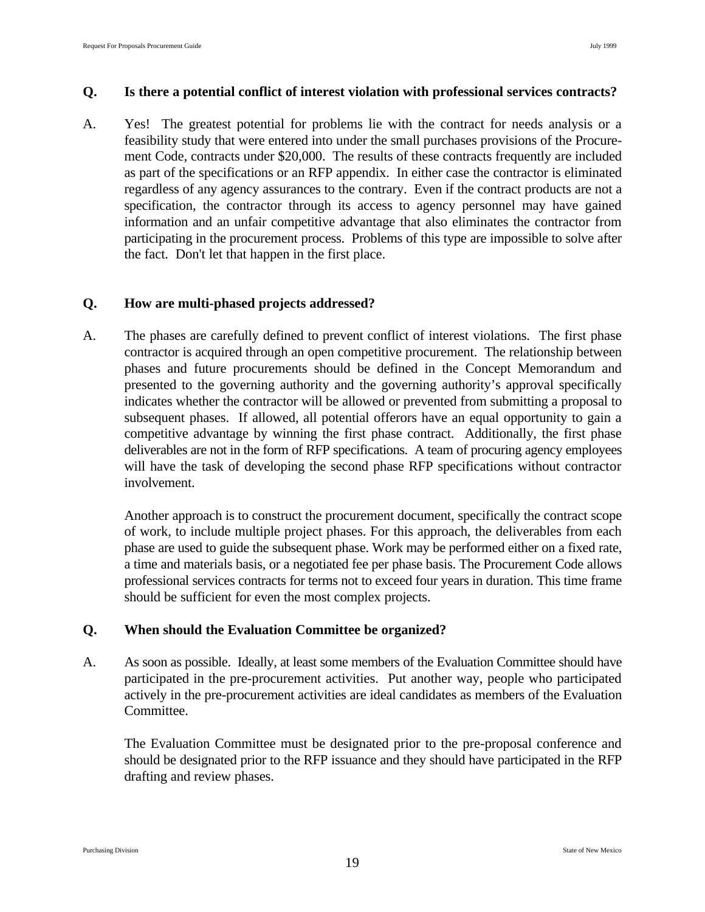**Q. Is there a potential conflict of interest violation with professional services contracts?**

A. Yes! The greatest potential for problems lie with the contract for needs analysis or a feasibility study that were entered into under the small purchases provisions of the Procurement Code, contracts under $20,000. The results of these contracts frequently are included as part of the specifications or an RFP appendix. In either case the contractor is eliminated regardless of any agency assurances to the contrary. Even if the contract products are not a specification, the contractor through its access to agency personnel may have gained information and an unfair competitive advantage that also eliminates the contractor from participating in the procurement process. Problems of this type are impossible to solve after the fact. Don't let that happen in the first place.

**Q. How are multi-phased projects addressed?**

A. The phases are carefully defined to prevent conflict of interest violations. The first phase contractor is acquired through an open competitive procurement. The relationship between phases and future procurements should be defined in the Concept Memorandum and presented to the governing authority and the governing authority's approval specifically indicates whether the contractor will be allowed or prevented from submitting a proposal to subsequent phases. If allowed, all potential offerors have an equal opportunity to gain a competitive advantage by winning the first phase contract. Additionally, the first phase deliverables are not in the form of RFP specifications. A team of procuring agency employees will have the task of developing the second phase RFP specifications without contractor involvement.

Another approach is to construct the procurement document, specifically the contract scope of work, to include multiple project phases. For this approach, the deliverables from each phase are used to guide the subsequent phase. Work may be performed either on a fixed rate, a time and materials basis, or a negotiated fee per phase basis. The Procurement Code allows professional services contracts for terms not to exceed four years in duration. This time frame should be sufficient for even the most complex projects.

**Q. When should the Evaluation Committee be organized?**

A. As soon as possible. Ideally, at least some members of the Evaluation Committee should have participated in the pre-procurement activities. Put another way, people who participated actively in the pre-procurement activities are ideal candidates as members of the Evaluation Committee.

The Evaluation Committee must be designated prior to the pre-proposal conference and should be designated prior to the RFP issuance and they should have participated in the RFP drafting and review phases.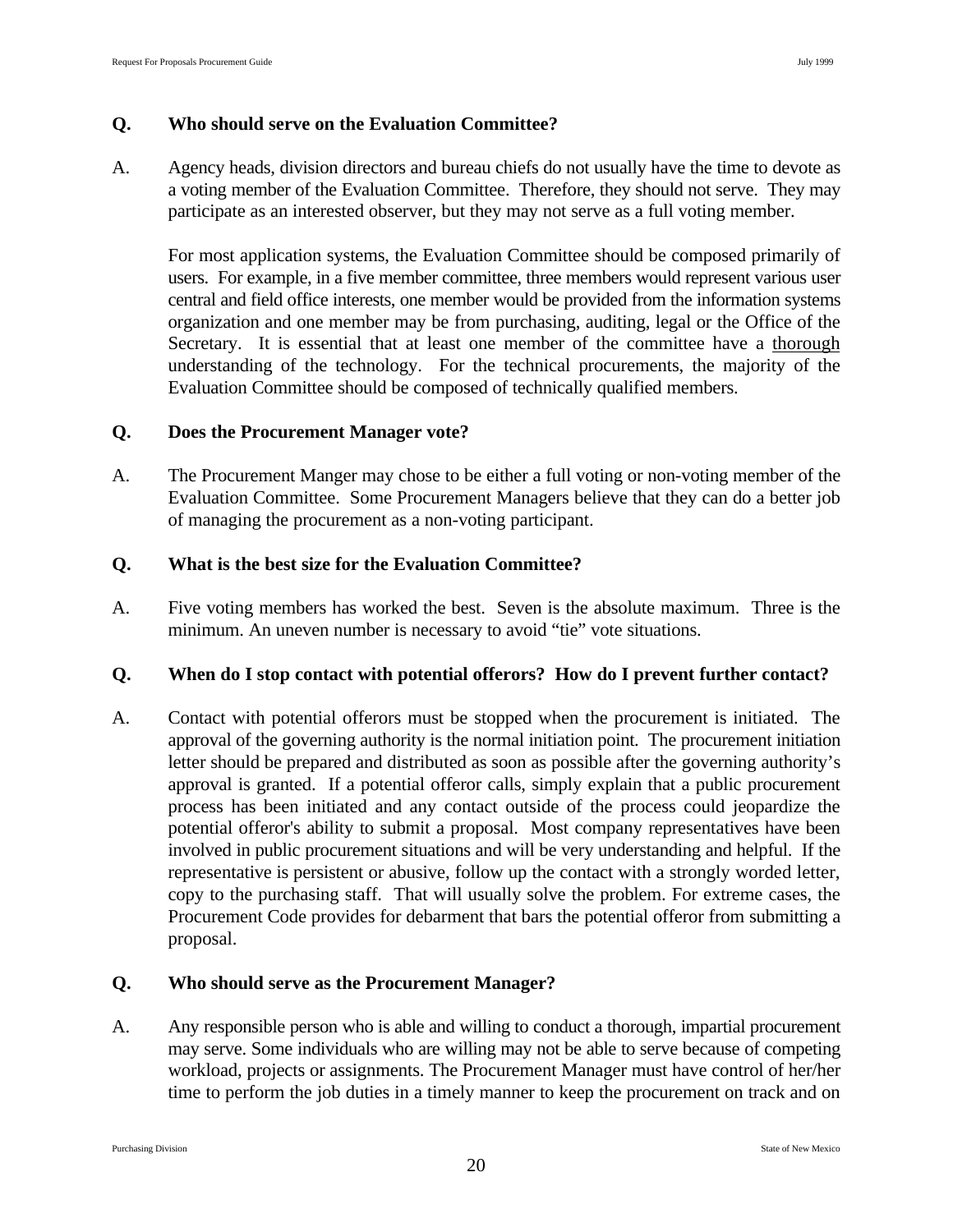**Q. Who should serve on the Evaluation Committee?**

A. Agency heads, division directors and bureau chiefs do not usually have the time to devote as a voting member of the Evaluation Committee. Therefore, they should not serve. They may participate as an interested observer, but they may not serve as a full voting member.

For most application systems, the Evaluation Committee should be composed primarily of users. For example, in a five member committee, three members would represent various user central and field office interests, one member would be provided from the information systems organization and one member may be from purchasing, auditing, legal or the Office of the Secretary. It is essential that at least one member of the committee have a thorough understanding of the technology. For the technical procurements, the majority of the Evaluation Committee should be composed of technically qualified members.

**Q. Does the Procurement Manager vote?**

A. The Procurement Manger may chose to be either a full voting or non-voting member of the Evaluation Committee. Some Procurement Managers believe that they can do a better job of managing the procurement as a non-voting participant.

**Q. What is the best size for the Evaluation Committee?**

A. Five voting members has worked the best. Seven is the absolute maximum. Three is the minimum. An uneven number is necessary to avoid "tie" vote situations.

**Q. When do I stop contact with potential offerors? How do I prevent further contact?**

A. Contact with potential offerors must be stopped when the procurement is initiated. The approval of the governing authority is the normal initiation point. The procurement initiation letter should be prepared and distributed as soon as possible after the governing authority's approval is granted. If a potential offeror calls, simply explain that a public procurement process has been initiated and any contact outside of the process could jeopardize the potential offeror's ability to submit a proposal. Most company representatives have been involved in public procurement situations and will be very understanding and helpful. If the representative is persistent or abusive, follow up the contact with a strongly worded letter, copy to the purchasing staff. That will usually solve the problem. For extreme cases, the Procurement Code provides for debarment that bars the potential offeror from submitting a proposal.

**Q. Who should serve as the Procurement Manager?**

A. Any responsible person who is able and willing to conduct a thorough, impartial procurement may serve. Some individuals who are willing may not be able to serve because of competing workload, projects or assignments. The Procurement Manager must have control of her/her time to perform the job duties in a timely manner to keep the procurement on track and on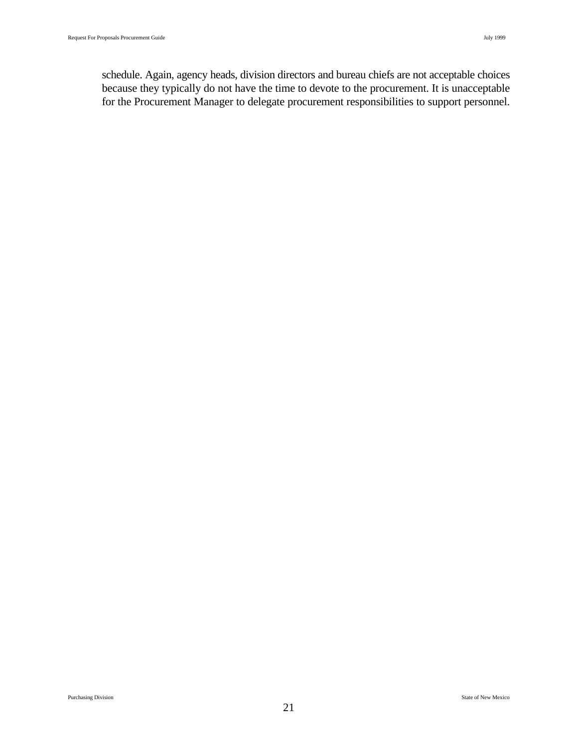schedule. Again, agency heads, division directors and bureau chiefs are not acceptable choices because they typically do not have the time to devote to the procurement. It is unacceptable for the Procurement Manager to delegate procurement responsibilities to support personnel.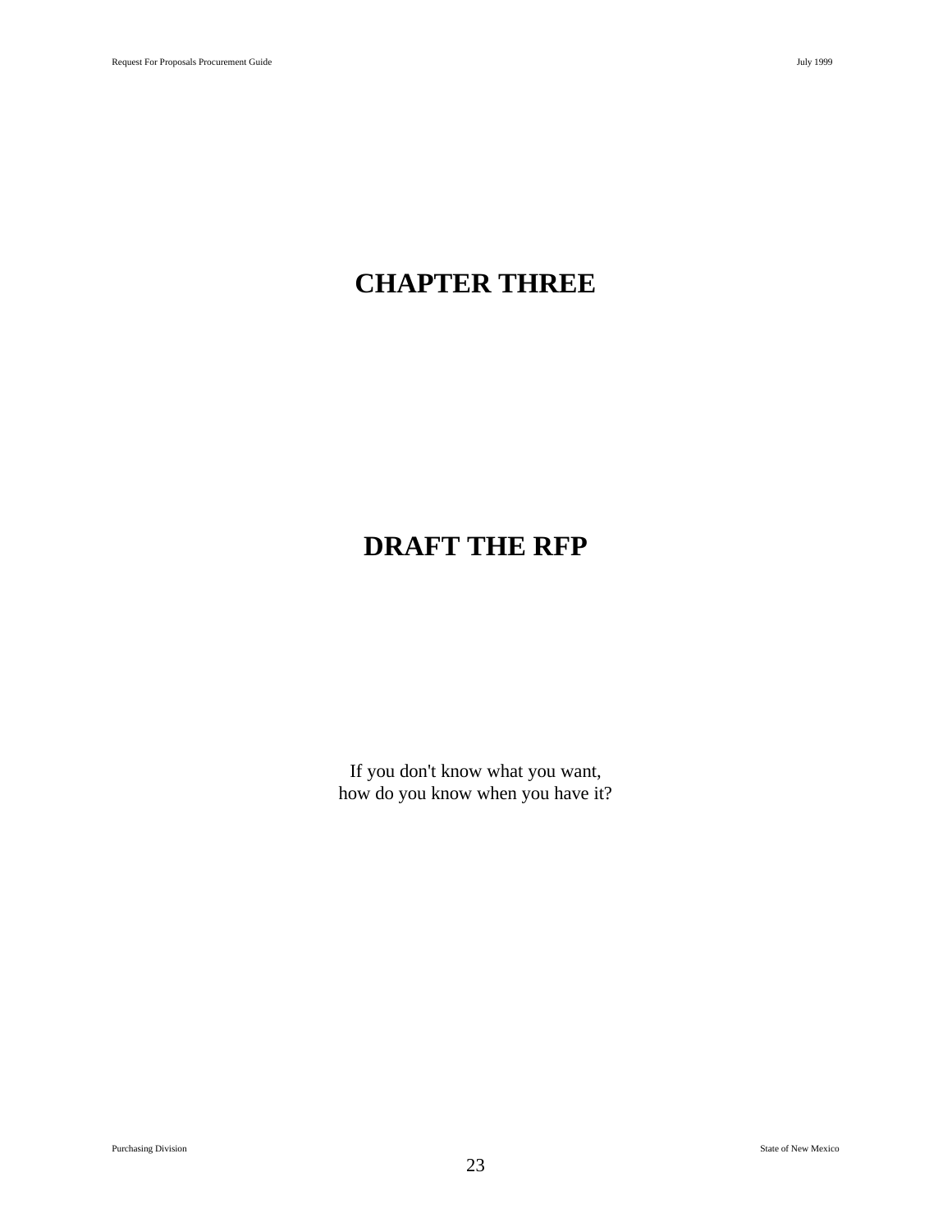# CHAPTER THREE

# DRAFT THE RFP

If you don't know what you want,
how do you know when you have it?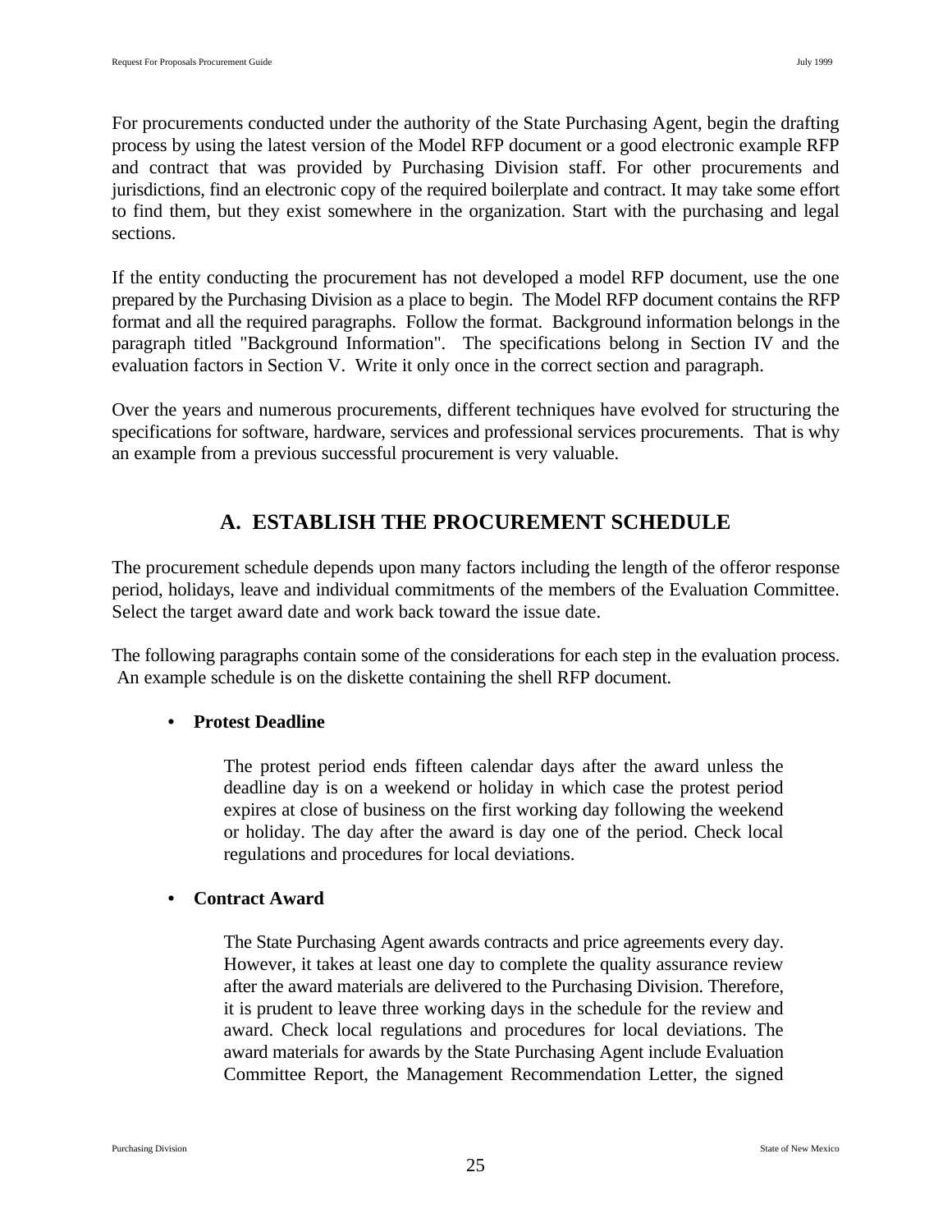For procurements conducted under the authority of the State Purchasing Agent, begin the drafting process by using the latest version of the Model RFP document or a good electronic example RFP and contract that was provided by Purchasing Division staff. For other procurements and jurisdictions, find an electronic copy of the required boilerplate and contract. It may take some effort to find them, but they exist somewhere in the organization. Start with the purchasing and legal sections.

If the entity conducting the procurement has not developed a model RFP document, use the one prepared by the Purchasing Division as a place to begin. The Model RFP document contains the RFP format and all the required paragraphs. Follow the format. Background information belongs in the paragraph titled "Background Information". The specifications belong in Section IV and the evaluation factors in Section V. Write it only once in the correct section and paragraph.

Over the years and numerous procurements, different techniques have evolved for structuring the specifications for software, hardware, services and professional services procurements. That is why an example from a previous successful procurement is very valuable.

## A. ESTABLISH THE PROCUREMENT SCHEDULE

The procurement schedule depends upon many factors including the length of the offeror response period, holidays, leave and individual commitments of the members of the Evaluation Committee. Select the target award date and work back toward the issue date.

The following paragraphs contain some of the considerations for each step in the evaluation process. An example schedule is on the diskette containing the shell RFP document.

- **Protest Deadline**

  The protest period ends fifteen calendar days after the award unless the deadline day is on a weekend or holiday in which case the protest period expires at close of business on the first working day following the weekend or holiday. The day after the award is day one of the period. Check local regulations and procedures for local deviations.

- **Contract Award**

  The State Purchasing Agent awards contracts and price agreements every day. However, it takes at least one day to complete the quality assurance review after the award materials are delivered to the Purchasing Division. Therefore, it is prudent to leave three working days in the schedule for the review and award. Check local regulations and procedures for local deviations. The award materials for awards by the State Purchasing Agent include Evaluation Committee Report, the Management Recommendation Letter, the signed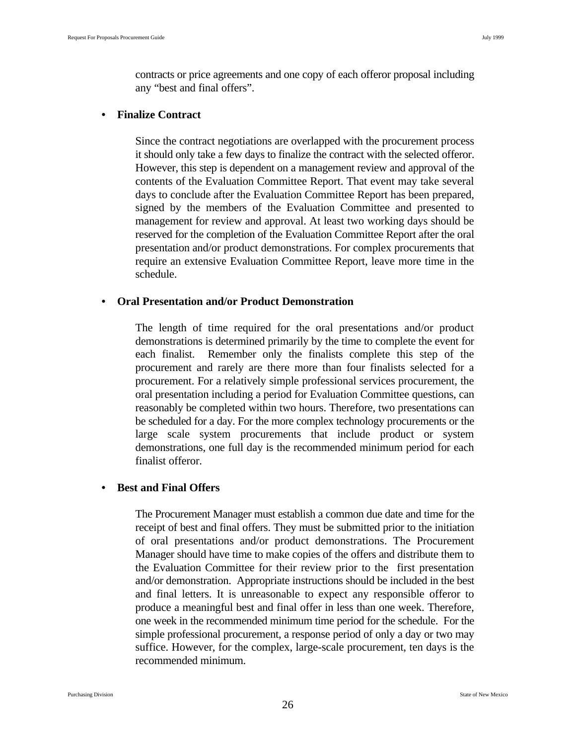contracts or price agreements and one copy of each offeror proposal including any "best and final offers".

- **Finalize Contract**

  Since the contract negotiations are overlapped with the procurement process it should only take a few days to finalize the contract with the selected offeror. However, this step is dependent on a management review and approval of the contents of the Evaluation Committee Report. That event may take several days to conclude after the Evaluation Committee Report has been prepared, signed by the members of the Evaluation Committee and presented to management for review and approval. At least two working days should be reserved for the completion of the Evaluation Committee Report after the oral presentation and/or product demonstrations. For complex procurements that require an extensive Evaluation Committee Report, leave more time in the schedule.

- **Oral Presentation and/or Product Demonstration**

  The length of time required for the oral presentations and/or product demonstrations is determined primarily by the time to complete the event for each finalist. Remember only the finalists complete this step of the procurement and rarely are there more than four finalists selected for a procurement. For a relatively simple professional services procurement, the oral presentation including a period for Evaluation Committee questions, can reasonably be completed within two hours. Therefore, two presentations can be scheduled for a day. For the more complex technology procurements or the large scale system procurements that include product or system demonstrations, one full day is the recommended minimum period for each finalist offeror.

- **Best and Final Offers**

  The Procurement Manager must establish a common due date and time for the receipt of best and final offers. They must be submitted prior to the initiation of oral presentations and/or product demonstrations. The Procurement Manager should have time to make copies of the offers and distribute them to the Evaluation Committee for their review prior to the first presentation and/or demonstration. Appropriate instructions should be included in the best and final letters. It is unreasonable to expect any responsible offeror to produce a meaningful best and final offer in less than one week. Therefore, one week in the recommended minimum time period for the schedule. For the simple professional procurement, a response period of only a day or two may suffice. However, for the complex, large-scale procurement, ten days is the recommended minimum.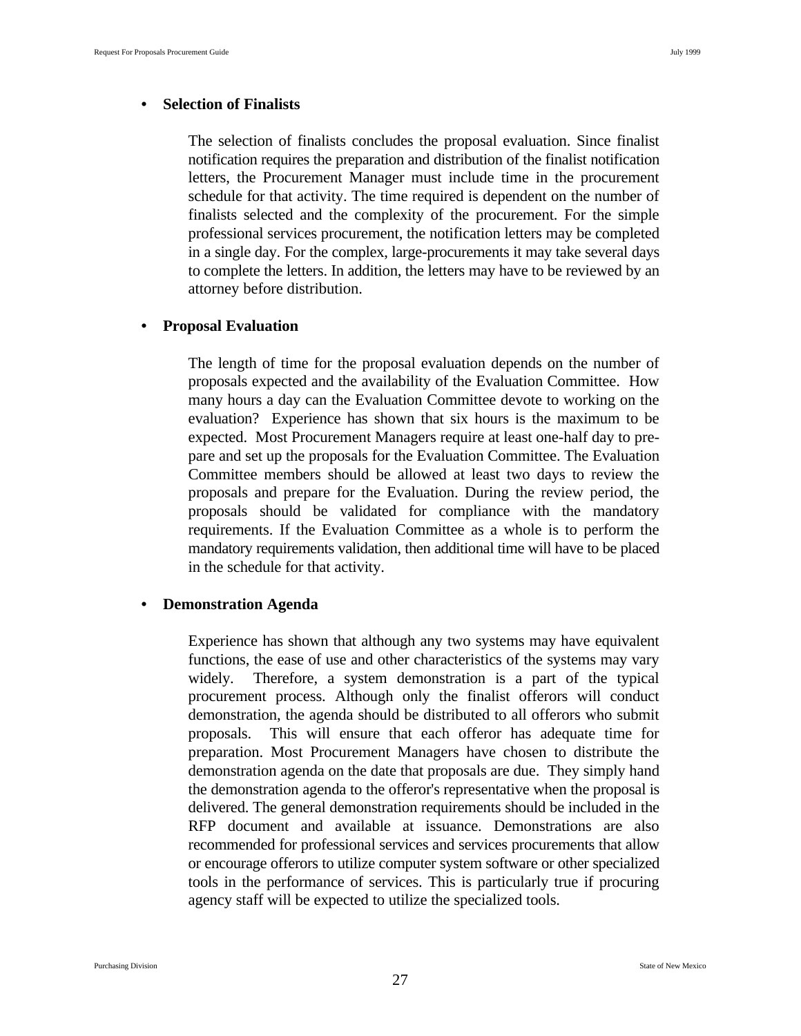- **Selection of Finalists**

  The selection of finalists concludes the proposal evaluation. Since finalist notification requires the preparation and distribution of the finalist notification letters, the Procurement Manager must include time in the procurement schedule for that activity. The time required is dependent on the number of finalists selected and the complexity of the procurement. For the simple professional services procurement, the notification letters may be completed in a single day. For the complex, large-procurements it may take several days to complete the letters. In addition, the letters may have to be reviewed by an attorney before distribution.

- **Proposal Evaluation**

  The length of time for the proposal evaluation depends on the number of proposals expected and the availability of the Evaluation Committee. How many hours a day can the Evaluation Committee devote to working on the evaluation? Experience has shown that six hours is the maximum to be expected. Most Procurement Managers require at least one-half day to prepare and set up the proposals for the Evaluation Committee. The Evaluation Committee members should be allowed at least two days to review the proposals and prepare for the Evaluation. During the review period, the proposals should be validated for compliance with the mandatory requirements. If the Evaluation Committee as a whole is to perform the mandatory requirements validation, then additional time will have to be placed in the schedule for that activity.

- **Demonstration Agenda**

  Experience has shown that although any two systems may have equivalent functions, the ease of use and other characteristics of the systems may vary widely. Therefore, a system demonstration is a part of the typical procurement process. Although only the finalist offerors will conduct demonstration, the agenda should be distributed to all offerors who submit proposals. This will ensure that each offeror has adequate time for preparation. Most Procurement Managers have chosen to distribute the demonstration agenda on the date that proposals are due. They simply hand the demonstration agenda to the offeror's representative when the proposal is delivered. The general demonstration requirements should be included in the RFP document and available at issuance. Demonstrations are also recommended for professional services and services procurements that allow or encourage offerors to utilize computer system software or other specialized tools in the performance of services. This is particularly true if procuring agency staff will be expected to utilize the specialized tools.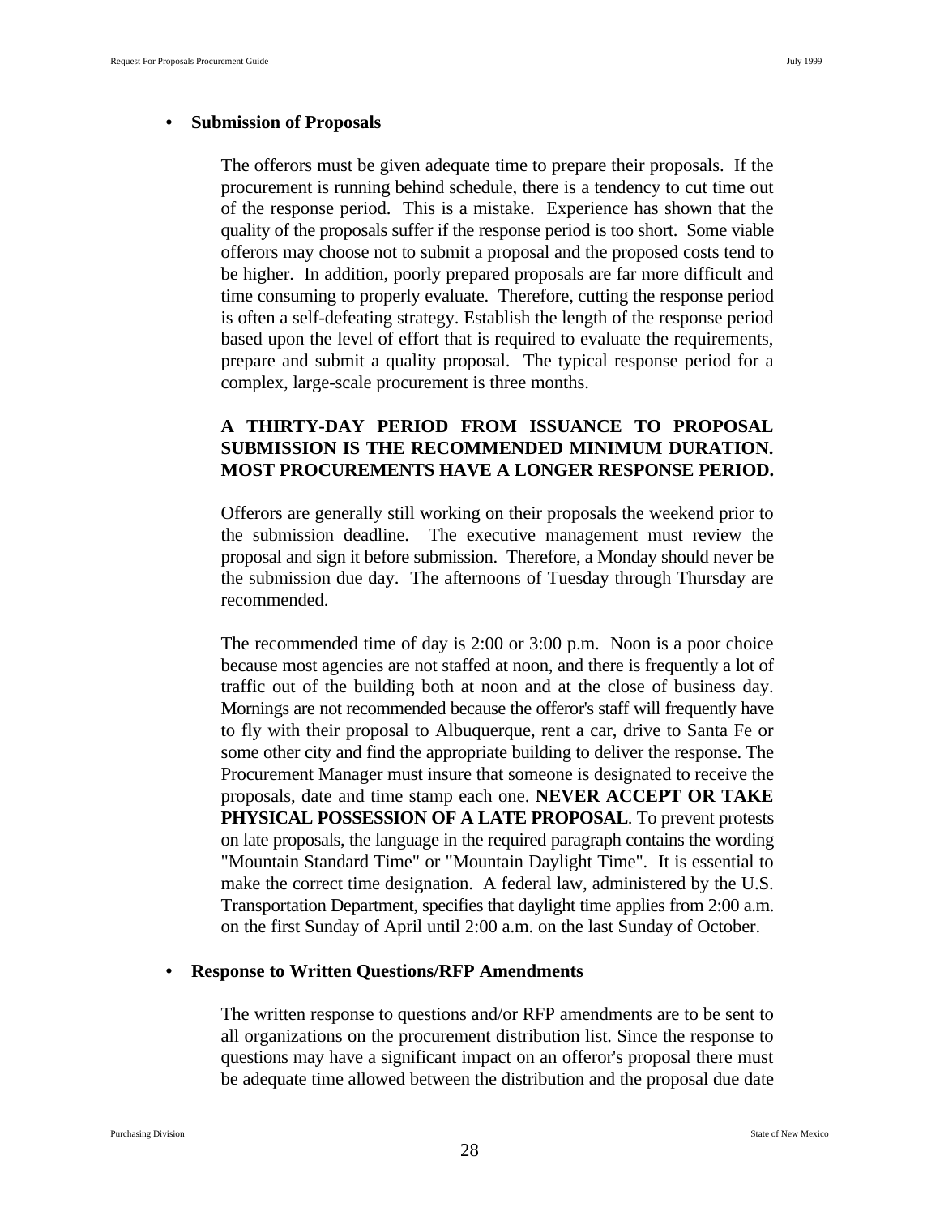- **Submission of Proposals**

The offerors must be given adequate time to prepare their proposals. If the procurement is running behind schedule, there is a tendency to cut time out of the response period. This is a mistake. Experience has shown that the quality of the proposals suffer if the response period is too short. Some viable offerors may choose not to submit a proposal and the proposed costs tend to be higher. In addition, poorly prepared proposals are far more difficult and time consuming to properly evaluate. Therefore, cutting the response period is often a self-defeating strategy. Establish the length of the response period based upon the level of effort that is required to evaluate the requirements, prepare and submit a quality proposal. The typical response period for a complex, large-scale procurement is three months.

**A THIRTY-DAY PERIOD FROM ISSUANCE TO PROPOSAL SUBMISSION IS THE RECOMMENDED MINIMUM DURATION. MOST PROCUREMENTS HAVE A LONGER RESPONSE PERIOD.**

Offerors are generally still working on their proposals the weekend prior to the submission deadline. The executive management must review the proposal and sign it before submission. Therefore, a Monday should never be the submission due day. The afternoons of Tuesday through Thursday are recommended.

The recommended time of day is 2:00 or 3:00 p.m. Noon is a poor choice because most agencies are not staffed at noon, and there is frequently a lot of traffic out of the building both at noon and at the close of business day. Mornings are not recommended because the offeror's staff will frequently have to fly with their proposal to Albuquerque, rent a car, drive to Santa Fe or some other city and find the appropriate building to deliver the response. The Procurement Manager must insure that someone is designated to receive the proposals, date and time stamp each one. **NEVER ACCEPT OR TAKE PHYSICAL POSSESSION OF A LATE PROPOSAL**. To prevent protests on late proposals, the language in the required paragraph contains the wording "Mountain Standard Time" or "Mountain Daylight Time". It is essential to make the correct time designation. A federal law, administered by the U.S. Transportation Department, specifies that daylight time applies from 2:00 a.m. on the first Sunday of April until 2:00 a.m. on the last Sunday of October.

- **Response to Written Questions/RFP Amendments**

The written response to questions and/or RFP amendments are to be sent to all organizations on the procurement distribution list. Since the response to questions may have a significant impact on an offeror's proposal there must be adequate time allowed between the distribution and the proposal due date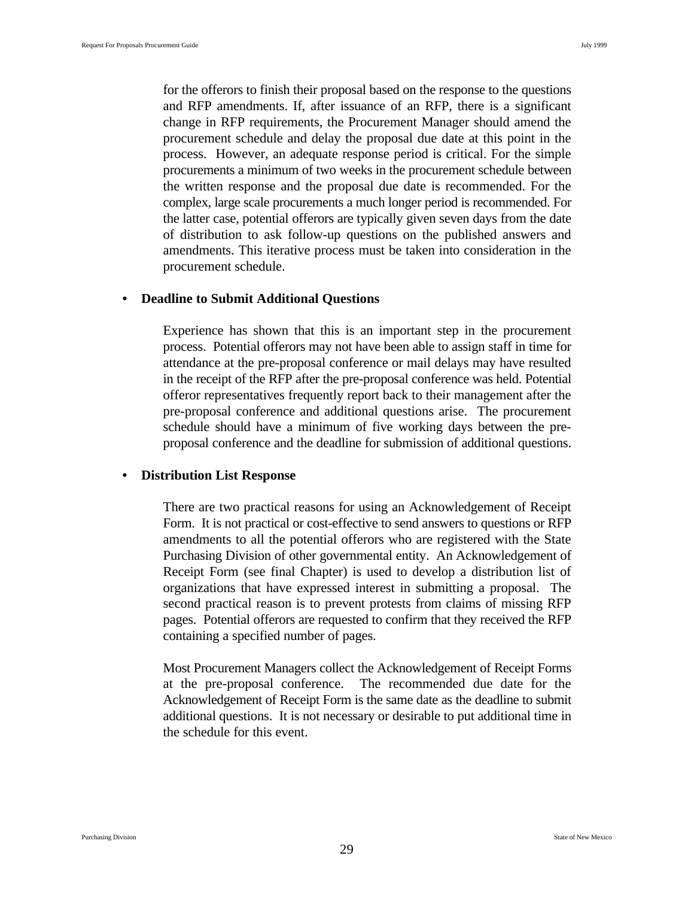for the offerors to finish their proposal based on the response to the questions and RFP amendments. If, after issuance of an RFP, there is a significant change in RFP requirements, the Procurement Manager should amend the procurement schedule and delay the proposal due date at this point in the process. However, an adequate response period is critical. For the simple procurements a minimum of two weeks in the procurement schedule between the written response and the proposal due date is recommended. For the complex, large scale procurements a much longer period is recommended. For the latter case, potential offerors are typically given seven days from the date of distribution to ask follow-up questions on the published answers and amendments. This iterative process must be taken into consideration in the procurement schedule.

- **Deadline to Submit Additional Questions**

  Experience has shown that this is an important step in the procurement process. Potential offerors may not have been able to assign staff in time for attendance at the pre-proposal conference or mail delays may have resulted in the receipt of the RFP after the pre-proposal conference was held. Potential offeror representatives frequently report back to their management after the pre-proposal conference and additional questions arise. The procurement schedule should have a minimum of five working days between the pre-proposal conference and the deadline for submission of additional questions.

- **Distribution List Response**

  There are two practical reasons for using an Acknowledgement of Receipt Form. It is not practical or cost-effective to send answers to questions or RFP amendments to all the potential offerors who are registered with the State Purchasing Division of other governmental entity. An Acknowledgement of Receipt Form (see final Chapter) is used to develop a distribution list of organizations that have expressed interest in submitting a proposal. The second practical reason is to prevent protests from claims of missing RFP pages. Potential offerors are requested to confirm that they received the RFP containing a specified number of pages.

  Most Procurement Managers collect the Acknowledgement of Receipt Forms at the pre-proposal conference. The recommended due date for the Acknowledgement of Receipt Form is the same date as the deadline to submit additional questions. It is not necessary or desirable to put additional time in the schedule for this event.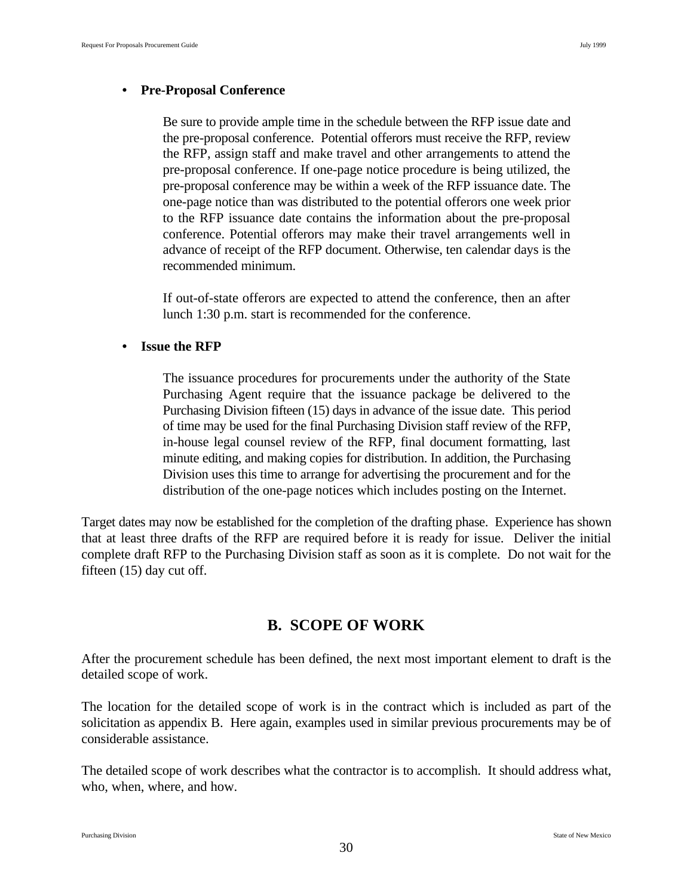- **Pre-Proposal Conference**

  Be sure to provide ample time in the schedule between the RFP issue date and the pre-proposal conference. Potential offerors must receive the RFP, review the RFP, assign staff and make travel and other arrangements to attend the pre-proposal conference. If one-page notice procedure is being utilized, the pre-proposal conference may be within a week of the RFP issuance date. The one-page notice than was distributed to the potential offerors one week prior to the RFP issuance date contains the information about the pre-proposal conference. Potential offerors may make their travel arrangements well in advance of receipt of the RFP document. Otherwise, ten calendar days is the recommended minimum.

  If out-of-state offerors are expected to attend the conference, then an after lunch 1:30 p.m. start is recommended for the conference.

- **Issue the RFP**

  The issuance procedures for procurements under the authority of the State Purchasing Agent require that the issuance package be delivered to the Purchasing Division fifteen (15) days in advance of the issue date. This period of time may be used for the final Purchasing Division staff review of the RFP, in-house legal counsel review of the RFP, final document formatting, last minute editing, and making copies for distribution. In addition, the Purchasing Division uses this time to arrange for advertising the procurement and for the distribution of the one-page notices which includes posting on the Internet.

Target dates may now be established for the completion of the drafting phase. Experience has shown that at least three drafts of the RFP are required before it is ready for issue. Deliver the initial complete draft RFP to the Purchasing Division staff as soon as it is complete. Do not wait for the fifteen (15) day cut off.

## B. SCOPE OF WORK

After the procurement schedule has been defined, the next most important element to draft is the detailed scope of work.

The location for the detailed scope of work is in the contract which is included as part of the solicitation as appendix B. Here again, examples used in similar previous procurements may be of considerable assistance.

The detailed scope of work describes what the contractor is to accomplish. It should address what, who, when, where, and how.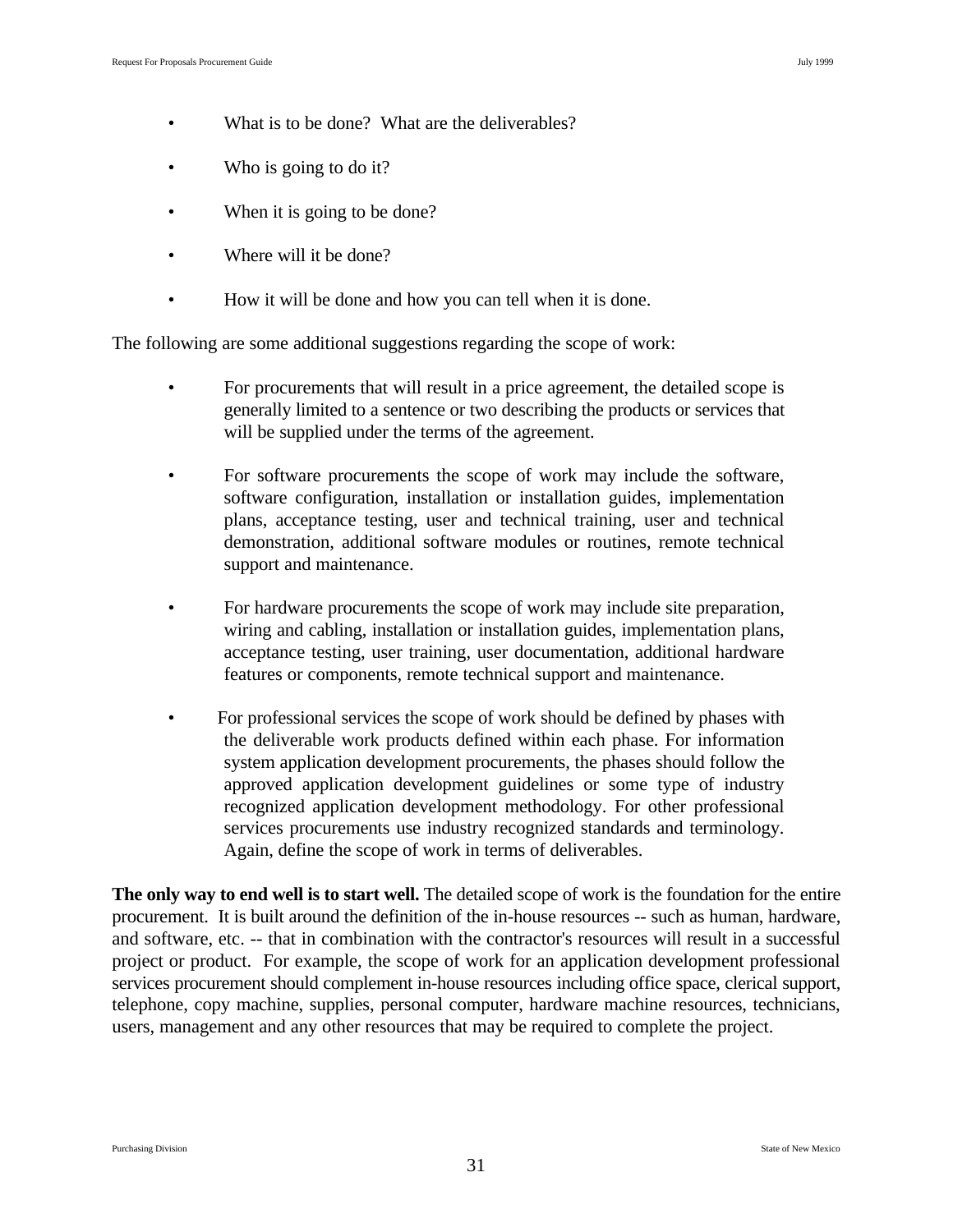- What is to be done?  What are the deliverables?

- Who is going to do it?

- When it is going to be done?

- Where will it be done?

- How it will be done and how you can tell when it is done.

The following are some additional suggestions regarding the scope of work:

- For procurements that will result in a price agreement, the detailed scope is generally limited to a sentence or two describing the products or services that will be supplied under the terms of the agreement.

- For software procurements the scope of work may include the software, software configuration, installation or installation guides, implementation plans, acceptance testing, user and technical training, user and technical demonstration, additional software modules or routines, remote technical support and maintenance.

- For hardware procurements the scope of work may include site preparation, wiring and cabling, installation or installation guides, implementation plans, acceptance testing, user training, user documentation, additional hardware features or components, remote technical support and maintenance.

- For professional services the scope of work should be defined by phases with the deliverable work products defined within each phase. For information system application development procurements, the phases should follow the approved application development guidelines or some type of industry recognized application development methodology. For other professional services procurements use industry recognized standards and terminology. Again, define the scope of work in terms of deliverables.

**The only way to end well is to start well.** The detailed scope of work is the foundation for the entire procurement.  It is built around the definition of the in-house resources -- such as human, hardware, and software, etc. -- that in combination with the contractor's resources will result in a successful project or product.  For example, the scope of work for an application development professional services procurement should complement in-house resources including office space, clerical support, telephone, copy machine, supplies, personal computer, hardware machine resources, technicians, users, management and any other resources that may be required to complete the project.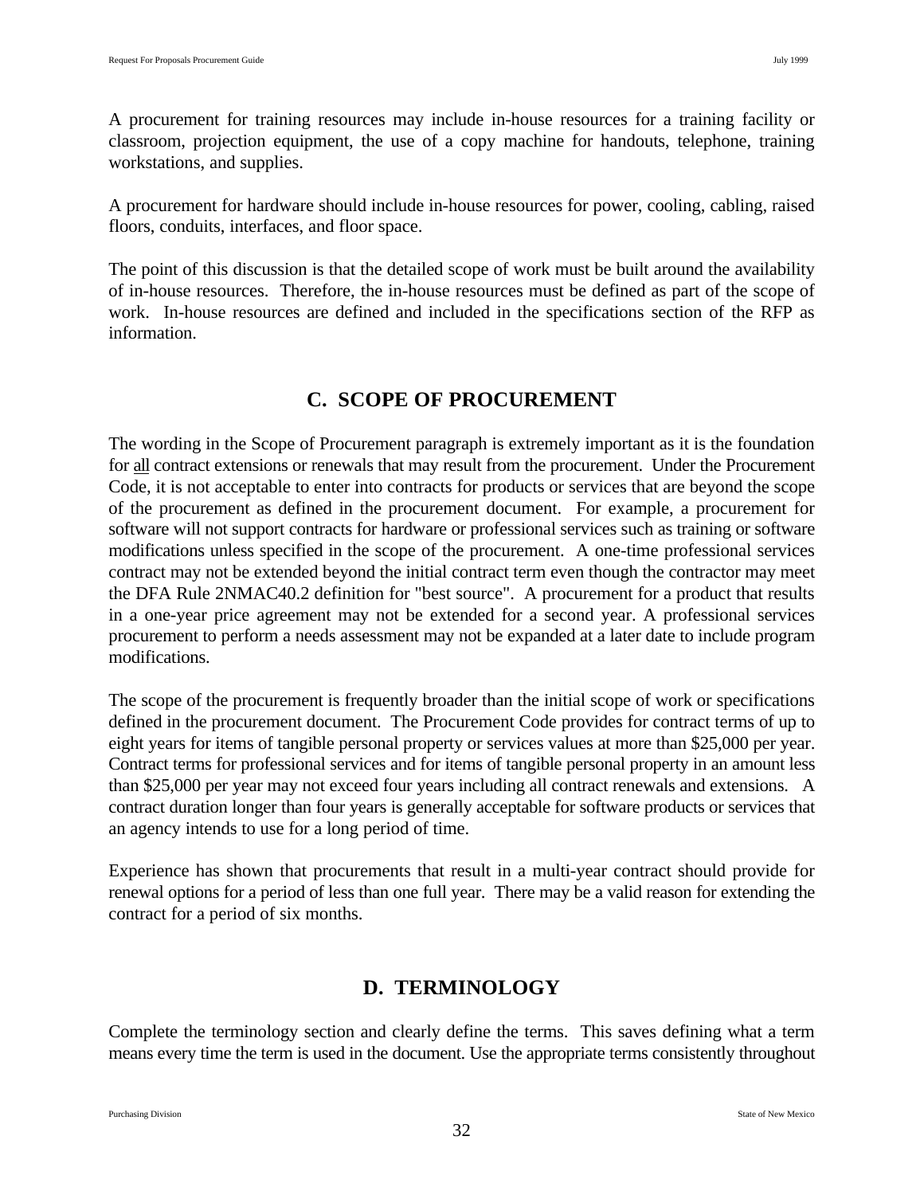A procurement for training resources may include in-house resources for a training facility or classroom, projection equipment, the use of a copy machine for handouts, telephone, training workstations, and supplies.

A procurement for hardware should include in-house resources for power, cooling, cabling, raised floors, conduits, interfaces, and floor space.

The point of this discussion is that the detailed scope of work must be built around the availability of in-house resources. Therefore, the in-house resources must be defined as part of the scope of work. In-house resources are defined and included in the specifications section of the RFP as information.

## C. SCOPE OF PROCUREMENT

The wording in the Scope of Procurement paragraph is extremely important as it is the foundation for <u>all</u> contract extensions or renewals that may result from the procurement. Under the Procurement Code, it is not acceptable to enter into contracts for products or services that are beyond the scope of the procurement as defined in the procurement document. For example, a procurement for software will not support contracts for hardware or professional services such as training or software modifications unless specified in the scope of the procurement. A one-time professional services contract may not be extended beyond the initial contract term even though the contractor may meet the DFA Rule 2NMAC40.2 definition for "best source". A procurement for a product that results in a one-year price agreement may not be extended for a second year. A professional services procurement to perform a needs assessment may not be expanded at a later date to include program modifications.

The scope of the procurement is frequently broader than the initial scope of work or specifications defined in the procurement document. The Procurement Code provides for contract terms of up to eight years for items of tangible personal property or services values at more than $25,000 per year. Contract terms for professional services and for items of tangible personal property in an amount less than $25,000 per year may not exceed four years including all contract renewals and extensions. A contract duration longer than four years is generally acceptable for software products or services that an agency intends to use for a long period of time.

Experience has shown that procurements that result in a multi-year contract should provide for renewal options for a period of less than one full year. There may be a valid reason for extending the contract for a period of six months.

## D. TERMINOLOGY

Complete the terminology section and clearly define the terms. This saves defining what a term means every time the term is used in the document. Use the appropriate terms consistently throughout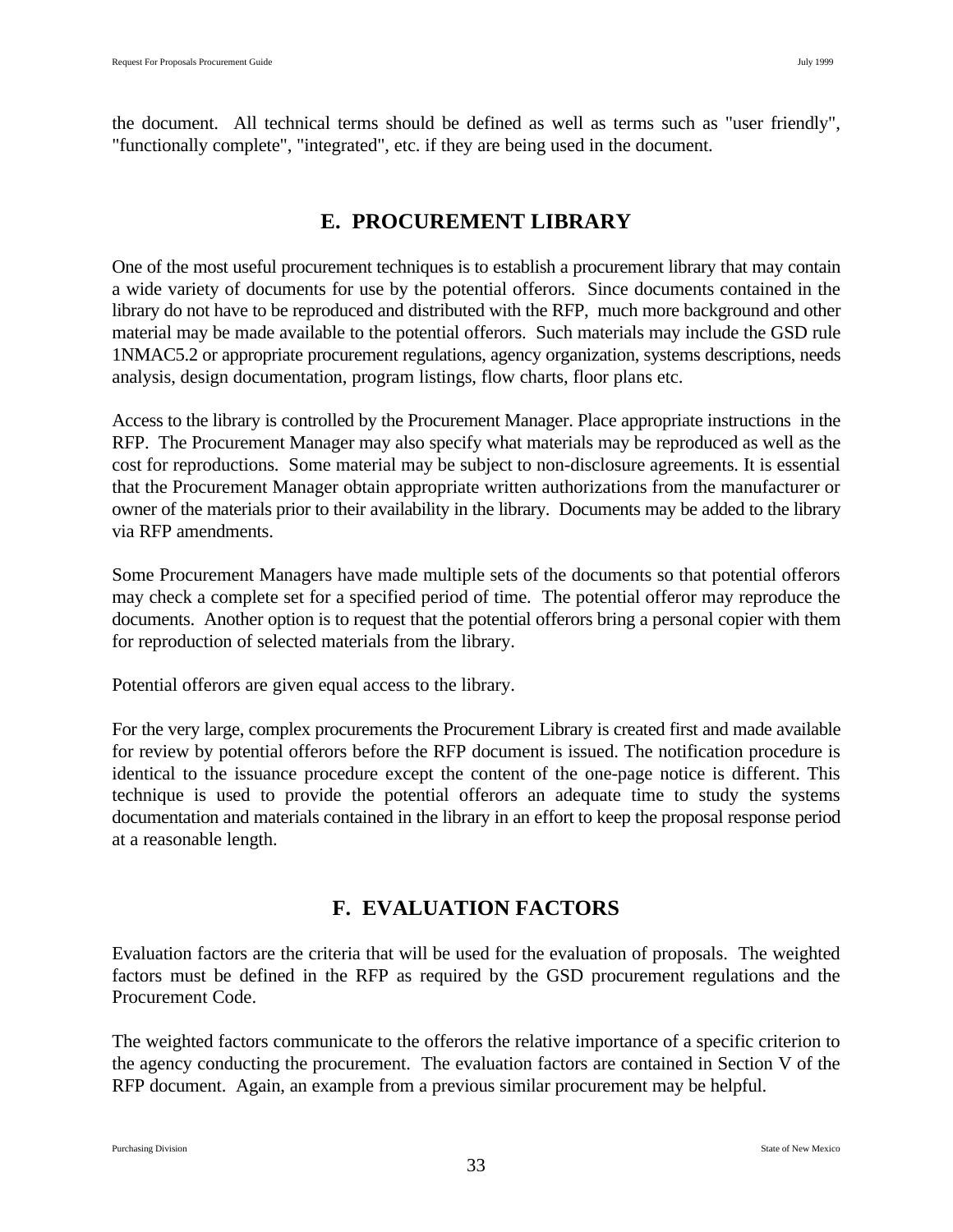the document. All technical terms should be defined as well as terms such as "user friendly", "functionally complete", "integrated", etc. if they are being used in the document.

## E. PROCUREMENT LIBRARY

One of the most useful procurement techniques is to establish a procurement library that may contain a wide variety of documents for use by the potential offerors. Since documents contained in the library do not have to be reproduced and distributed with the RFP, much more background and other material may be made available to the potential offerors. Such materials may include the GSD rule 1NMAC5.2 or appropriate procurement regulations, agency organization, systems descriptions, needs analysis, design documentation, program listings, flow charts, floor plans etc.

Access to the library is controlled by the Procurement Manager. Place appropriate instructions in the RFP. The Procurement Manager may also specify what materials may be reproduced as well as the cost for reproductions. Some material may be subject to non-disclosure agreements. It is essential that the Procurement Manager obtain appropriate written authorizations from the manufacturer or owner of the materials prior to their availability in the library. Documents may be added to the library via RFP amendments.

Some Procurement Managers have made multiple sets of the documents so that potential offerors may check a complete set for a specified period of time. The potential offeror may reproduce the documents. Another option is to request that the potential offerors bring a personal copier with them for reproduction of selected materials from the library.

Potential offerors are given equal access to the library.

For the very large, complex procurements the Procurement Library is created first and made available for review by potential offerors before the RFP document is issued. The notification procedure is identical to the issuance procedure except the content of the one-page notice is different. This technique is used to provide the potential offerors an adequate time to study the systems documentation and materials contained in the library in an effort to keep the proposal response period at a reasonable length.

## F. EVALUATION FACTORS

Evaluation factors are the criteria that will be used for the evaluation of proposals. The weighted factors must be defined in the RFP as required by the GSD procurement regulations and the Procurement Code.

The weighted factors communicate to the offerors the relative importance of a specific criterion to the agency conducting the procurement. The evaluation factors are contained in Section V of the RFP document. Again, an example from a previous similar procurement may be helpful.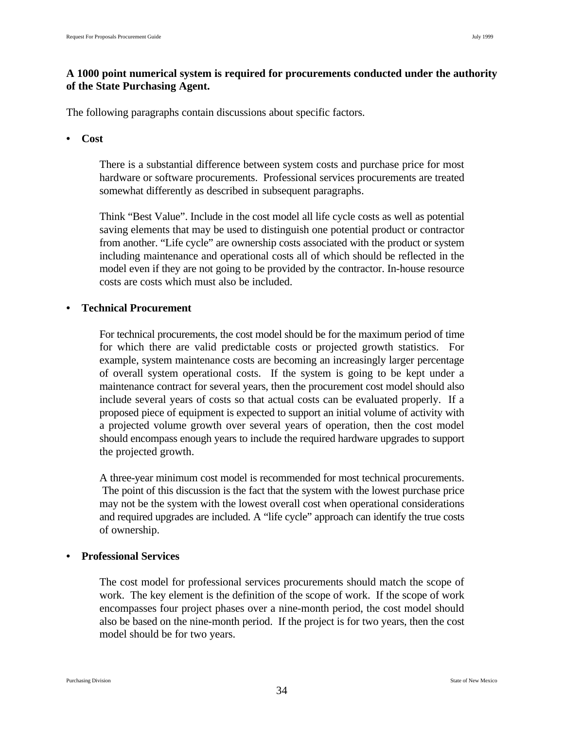**A 1000 point numerical system is required for procurements conducted under the authority of the State Purchasing Agent.**

The following paragraphs contain discussions about specific factors.

- **Cost**

  There is a substantial difference between system costs and purchase price for most hardware or software procurements. Professional services procurements are treated somewhat differently as described in subsequent paragraphs.

  Think "Best Value". Include in the cost model all life cycle costs as well as potential saving elements that may be used to distinguish one potential product or contractor from another. "Life cycle" are ownership costs associated with the product or system including maintenance and operational costs all of which should be reflected in the model even if they are not going to be provided by the contractor. In-house resource costs are costs which must also be included.

- **Technical Procurement**

  For technical procurements, the cost model should be for the maximum period of time for which there are valid predictable costs or projected growth statistics. For example, system maintenance costs are becoming an increasingly larger percentage of overall system operational costs. If the system is going to be kept under a maintenance contract for several years, then the procurement cost model should also include several years of costs so that actual costs can be evaluated properly. If a proposed piece of equipment is expected to support an initial volume of activity with a projected volume growth over several years of operation, then the cost model should encompass enough years to include the required hardware upgrades to support the projected growth.

  A three-year minimum cost model is recommended for most technical procurements. The point of this discussion is the fact that the system with the lowest purchase price may not be the system with the lowest overall cost when operational considerations and required upgrades are included. A "life cycle" approach can identify the true costs of ownership.

- **Professional Services**

  The cost model for professional services procurements should match the scope of work. The key element is the definition of the scope of work. If the scope of work encompasses four project phases over a nine-month period, the cost model should also be based on the nine-month period. If the project is for two years, then the cost model should be for two years.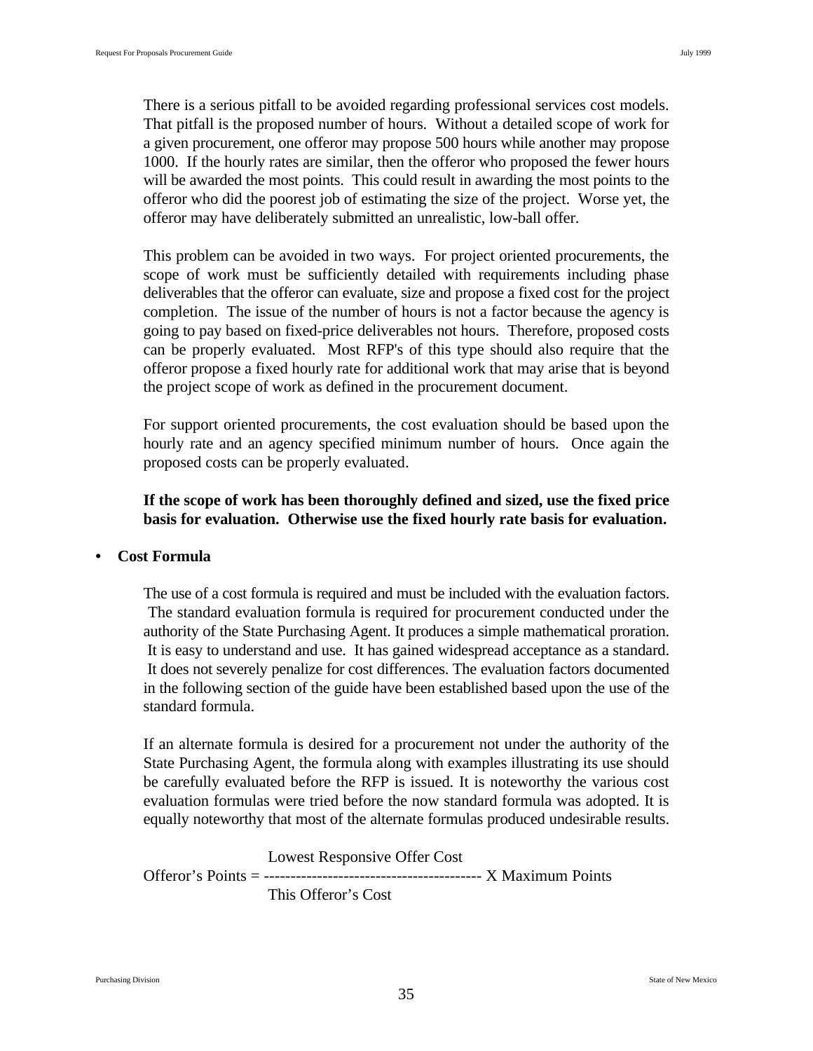There is a serious pitfall to be avoided regarding professional services cost models. That pitfall is the proposed number of hours. Without a detailed scope of work for a given procurement, one offeror may propose 500 hours while another may propose 1000. If the hourly rates are similar, then the offeror who proposed the fewer hours will be awarded the most points. This could result in awarding the most points to the offeror who did the poorest job of estimating the size of the project. Worse yet, the offeror may have deliberately submitted an unrealistic, low-ball offer.

This problem can be avoided in two ways. For project oriented procurements, the scope of work must be sufficiently detailed with requirements including phase deliverables that the offeror can evaluate, size and propose a fixed cost for the project completion. The issue of the number of hours is not a factor because the agency is going to pay based on fixed-price deliverables not hours. Therefore, proposed costs can be properly evaluated. Most RFP's of this type should also require that the offeror propose a fixed hourly rate for additional work that may arise that is beyond the project scope of work as defined in the procurement document.

For support oriented procurements, the cost evaluation should be based upon the hourly rate and an agency specified minimum number of hours. Once again the proposed costs can be properly evaluated.

**If the scope of work has been thoroughly defined and sized, use the fixed price basis for evaluation. Otherwise use the fixed hourly rate basis for evaluation.**

- **Cost Formula**

The use of a cost formula is required and must be included with the evaluation factors. The standard evaluation formula is required for procurement conducted under the authority of the State Purchasing Agent. It produces a simple mathematical proration. It is easy to understand and use. It has gained widespread acceptance as a standard. It does not severely penalize for cost differences. The evaluation factors documented in the following section of the guide have been established based upon the use of the standard formula.

If an alternate formula is desired for a procurement not under the authority of the State Purchasing Agent, the formula along with examples illustrating its use should be carefully evaluated before the RFP is issued. It is noteworthy the various cost evaluation formulas were tried before the now standard formula was adopted. It is equally noteworthy that most of the alternate formulas produced undesirable results.

$$\text{Offeror's Points} = \frac{\text{Lowest Responsive Offer Cost}}{\text{This Offeror's Cost}} \times \text{Maximum Points}$$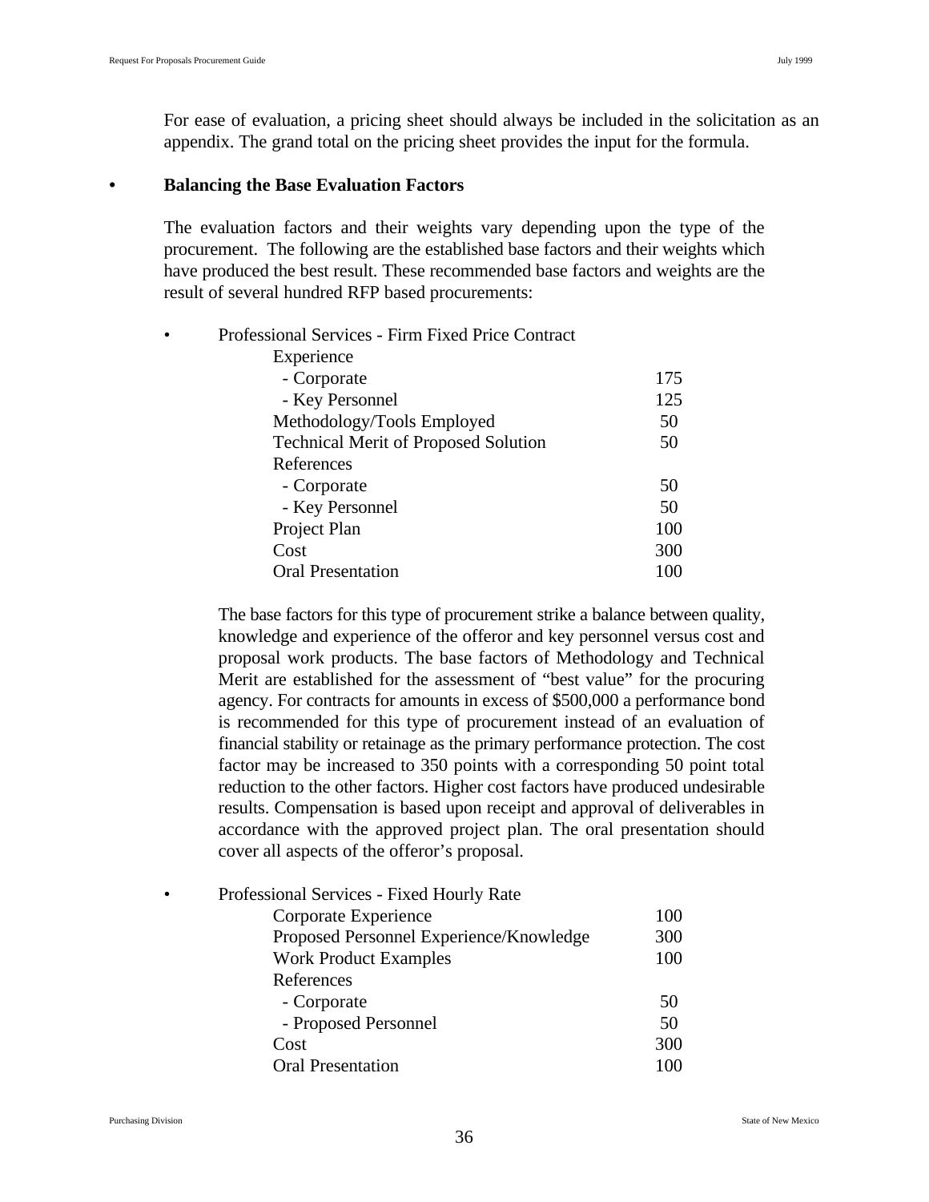For ease of evaluation, a pricing sheet should always be included in the solicitation as an appendix. The grand total on the pricing sheet provides the input for the formula.

- **Balancing the Base Evaluation Factors**

The evaluation factors and their weights vary depending upon the type of the procurement. The following are the established base factors and their weights which have produced the best result. These recommended base factors and weights are the result of several hundred RFP based procurements:

- Professional Services - Firm Fixed Price Contract

| Factor | Points |
|---|---|
| Experience | |
| - Corporate | 175 |
| - Key Personnel | 125 |
| Methodology/Tools Employed | 50 |
| Technical Merit of Proposed Solution | 50 |
| References | |
| - Corporate | 50 |
| - Key Personnel | 50 |
| Project Plan | 100 |
| Cost | 300 |
| Oral Presentation | 100 |

The base factors for this type of procurement strike a balance between quality, knowledge and experience of the offeror and key personnel versus cost and proposal work products. The base factors of Methodology and Technical Merit are established for the assessment of "best value" for the procuring agency. For contracts for amounts in excess of $500,000 a performance bond is recommended for this type of procurement instead of an evaluation of financial stability or retainage as the primary performance protection. The cost factor may be increased to 350 points with a corresponding 50 point total reduction to the other factors. Higher cost factors have produced undesirable results. Compensation is based upon receipt and approval of deliverables in accordance with the approved project plan. The oral presentation should cover all aspects of the offeror's proposal.

- Professional Services - Fixed Hourly Rate

| Factor | Points |
|---|---|
| Corporate Experience | 100 |
| Proposed Personnel Experience/Knowledge | 300 |
| Work Product Examples | 100 |
| References | |
| - Corporate | 50 |
| - Proposed Personnel | 50 |
| Cost | 300 |
| Oral Presentation | 100 |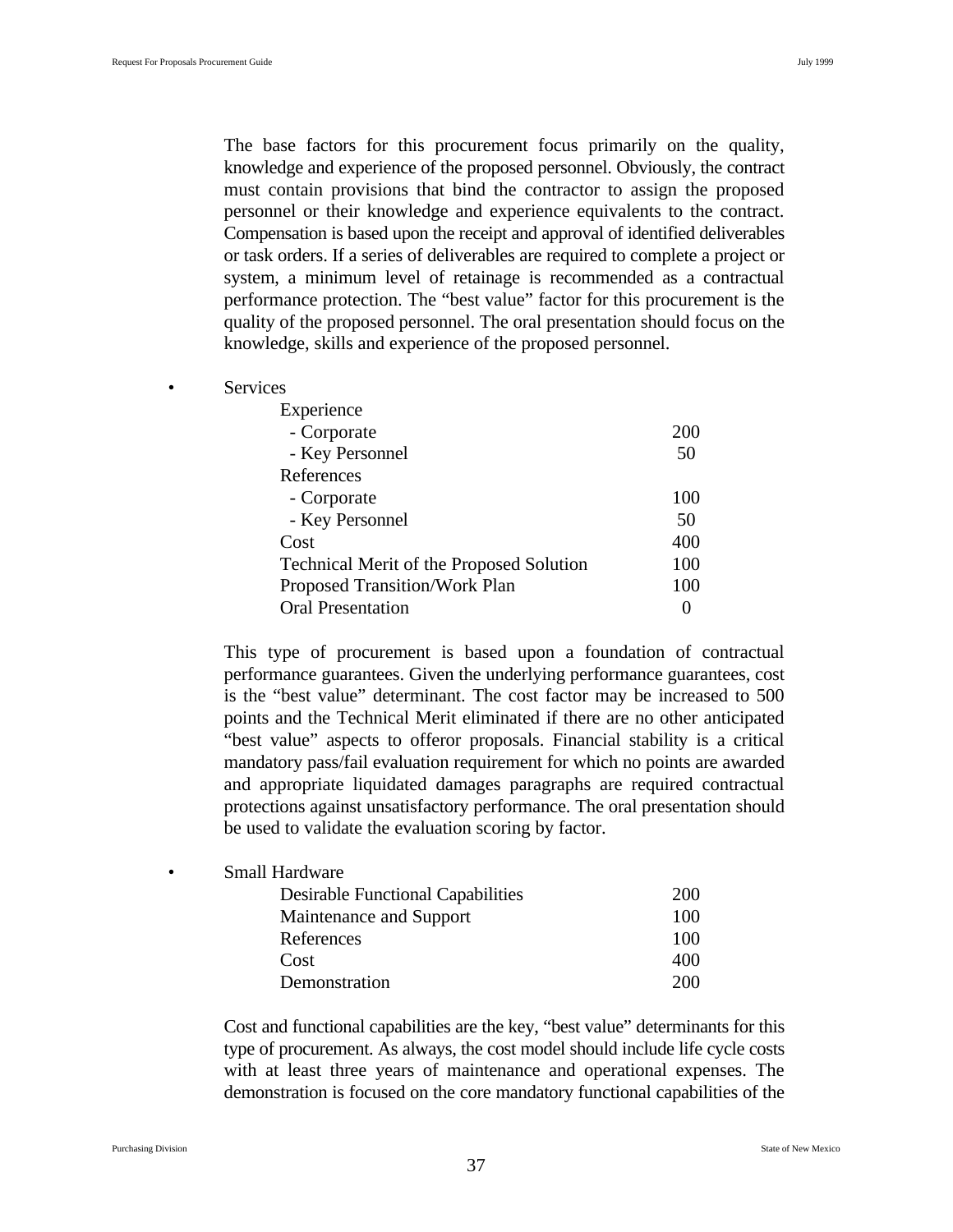The base factors for this procurement focus primarily on the quality, knowledge and experience of the proposed personnel. Obviously, the contract must contain provisions that bind the contractor to assign the proposed personnel or their knowledge and experience equivalents to the contract. Compensation is based upon the receipt and approval of identified deliverables or task orders. If a series of deliverables are required to complete a project or system, a minimum level of retainage is recommended as a contractual performance protection. The "best value" factor for this procurement is the quality of the proposed personnel. The oral presentation should focus on the knowledge, skills and experience of the proposed personnel.

- Services

| | |
|---|---|
| Experience | |
| - Corporate | 200 |
| - Key Personnel | 50 |
| References | |
| - Corporate | 100 |
| - Key Personnel | 50 |
| Cost | 400 |
| Technical Merit of the Proposed Solution | 100 |
| Proposed Transition/Work Plan | 100 |
| Oral Presentation | 0 |

This type of procurement is based upon a foundation of contractual performance guarantees. Given the underlying performance guarantees, cost is the "best value" determinant. The cost factor may be increased to 500 points and the Technical Merit eliminated if there are no other anticipated "best value" aspects to offeror proposals. Financial stability is a critical mandatory pass/fail evaluation requirement for which no points are awarded and appropriate liquidated damages paragraphs are required contractual protections against unsatisfactory performance. The oral presentation should be used to validate the evaluation scoring by factor.

- Small Hardware

| | |
|---|---|
| Desirable Functional Capabilities | 200 |
| Maintenance and Support | 100 |
| References | 100 |
| Cost | 400 |
| Demonstration | 200 |

Cost and functional capabilities are the key, "best value" determinants for this type of procurement. As always, the cost model should include life cycle costs with at least three years of maintenance and operational expenses. The demonstration is focused on the core mandatory functional capabilities of the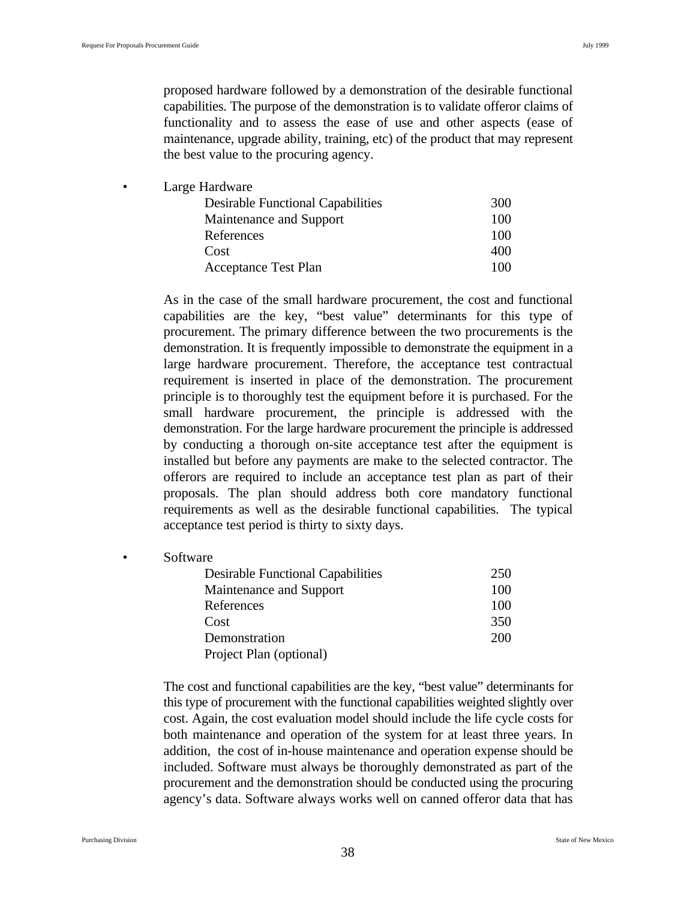proposed hardware followed by a demonstration of the desirable functional capabilities. The purpose of the demonstration is to validate offeror claims of functionality and to assess the ease of use and other aspects (ease of maintenance, upgrade ability, training, etc) of the product that may represent the best value to the procuring agency.

- Large Hardware

| | |
|---|---|
| Desirable Functional Capabilities | 300 |
| Maintenance and Support | 100 |
| References | 100 |
| Cost | 400 |
| Acceptance Test Plan | 100 |

As in the case of the small hardware procurement, the cost and functional capabilities are the key, "best value" determinants for this type of procurement. The primary difference between the two procurements is the demonstration. It is frequently impossible to demonstrate the equipment in a large hardware procurement. Therefore, the acceptance test contractual requirement is inserted in place of the demonstration. The procurement principle is to thoroughly test the equipment before it is purchased. For the small hardware procurement, the principle is addressed with the demonstration. For the large hardware procurement the principle is addressed by conducting a thorough on-site acceptance test after the equipment is installed but before any payments are make to the selected contractor. The offerors are required to include an acceptance test plan as part of their proposals. The plan should address both core mandatory functional requirements as well as the desirable functional capabilities. The typical acceptance test period is thirty to sixty days.

- Software

| | |
|---|---|
| Desirable Functional Capabilities | 250 |
| Maintenance and Support | 100 |
| References | 100 |
| Cost | 350 |
| Demonstration | 200 |
| Project Plan (optional) | |

The cost and functional capabilities are the key, "best value" determinants for this type of procurement with the functional capabilities weighted slightly over cost. Again, the cost evaluation model should include the life cycle costs for both maintenance and operation of the system for at least three years. In addition, the cost of in-house maintenance and operation expense should be included. Software must always be thoroughly demonstrated as part of the procurement and the demonstration should be conducted using the procuring agency's data. Software always works well on canned offeror data that has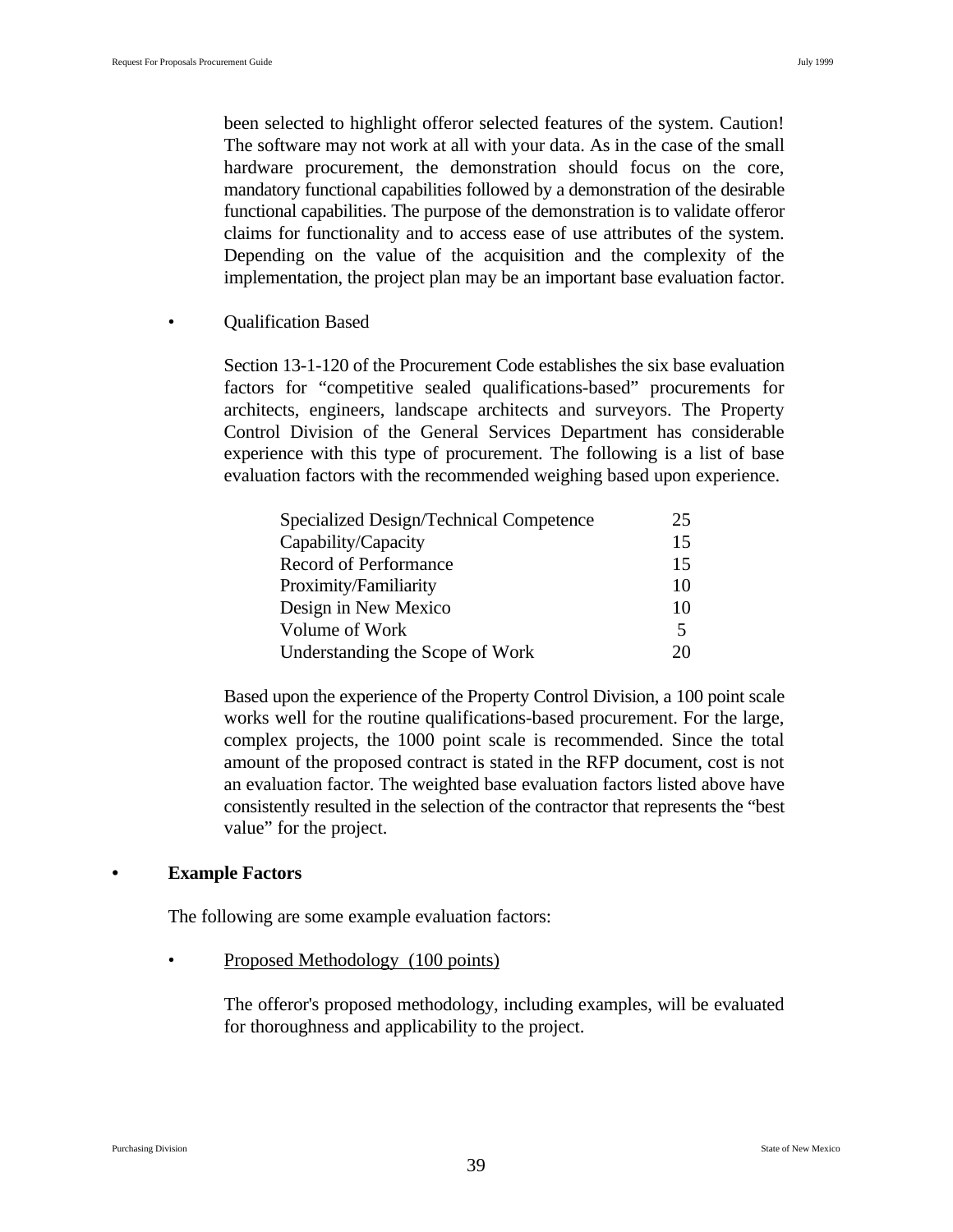been selected to highlight offeror selected features of the system. Caution! The software may not work at all with your data. As in the case of the small hardware procurement, the demonstration should focus on the core, mandatory functional capabilities followed by a demonstration of the desirable functional capabilities. The purpose of the demonstration is to validate offeror claims for functionality and to access ease of use attributes of the system. Depending on the value of the acquisition and the complexity of the implementation, the project plan may be an important base evaluation factor.

- Qualification Based

  Section 13-1-120 of the Procurement Code establishes the six base evaluation factors for “competitive sealed qualifications-based” procurements for architects, engineers, landscape architects and surveyors. The Property Control Division of the General Services Department has considerable experience with this type of procurement. The following is a list of base evaluation factors with the recommended weighing based upon experience.

| | |
|---|---|
| Specialized Design/Technical Competence | 25 |
| Capability/Capacity | 15 |
| Record of Performance | 15 |
| Proximity/Familiarity | 10 |
| Design in New Mexico | 10 |
| Volume of Work | 5 |
| Understanding the Scope of Work | 20 |

  Based upon the experience of the Property Control Division, a 100 point scale works well for the routine qualifications-based procurement. For the large, complex projects, the 1000 point scale is recommended. Since the total amount of the proposed contract is stated in the RFP document, cost is not an evaluation factor. The weighted base evaluation factors listed above have consistently resulted in the selection of the contractor that represents the “best value” for the project.

- **Example Factors**

  The following are some example evaluation factors:

  - <u>Proposed Methodology (100 points)</u>

    The offeror's proposed methodology, including examples, will be evaluated for thoroughness and applicability to the project.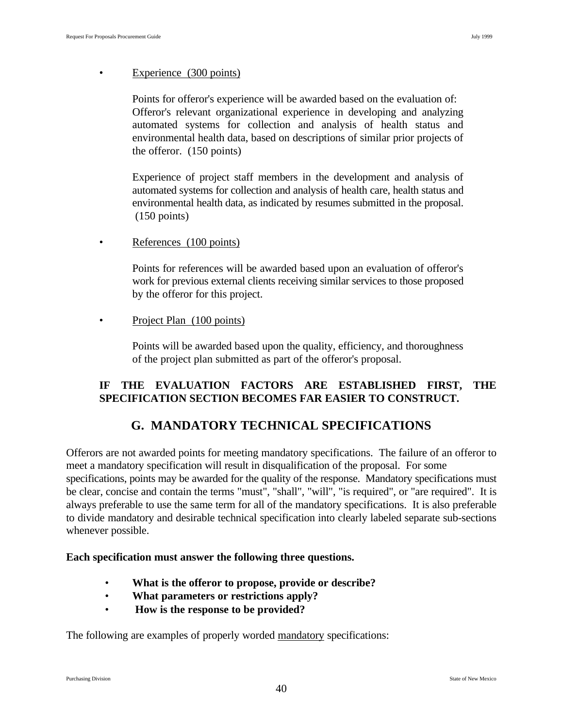- Experience (300 points)

  Points for offeror's experience will be awarded based on the evaluation of: Offeror's relevant organizational experience in developing and analyzing automated systems for collection and analysis of health status and environmental health data, based on descriptions of similar prior projects of the offeror. (150 points)

  Experience of project staff members in the development and analysis of automated systems for collection and analysis of health care, health status and environmental health data, as indicated by resumes submitted in the proposal. (150 points)

- References (100 points)

  Points for references will be awarded based upon an evaluation of offeror's work for previous external clients receiving similar services to those proposed by the offeror for this project.

- Project Plan (100 points)

  Points will be awarded based upon the quality, efficiency, and thoroughness of the project plan submitted as part of the offeror's proposal.

**IF THE EVALUATION FACTORS ARE ESTABLISHED FIRST, THE SPECIFICATION SECTION BECOMES FAR EASIER TO CONSTRUCT.**

## G. MANDATORY TECHNICAL SPECIFICATIONS

Offerors are not awarded points for meeting mandatory specifications. The failure of an offeror to meet a mandatory specification will result in disqualification of the proposal. For some specifications, points may be awarded for the quality of the response. Mandatory specifications must be clear, concise and contain the terms "must", "shall", "will", "is required", or "are required". It is always preferable to use the same term for all of the mandatory specifications. It is also preferable to divide mandatory and desirable technical specification into clearly labeled separate sub-sections whenever possible.

**Each specification must answer the following three questions.**

- **What is the offeror to propose, provide or describe?**
- **What parameters or restrictions apply?**
- **How is the response to be provided?**

The following are examples of properly worded mandatory specifications: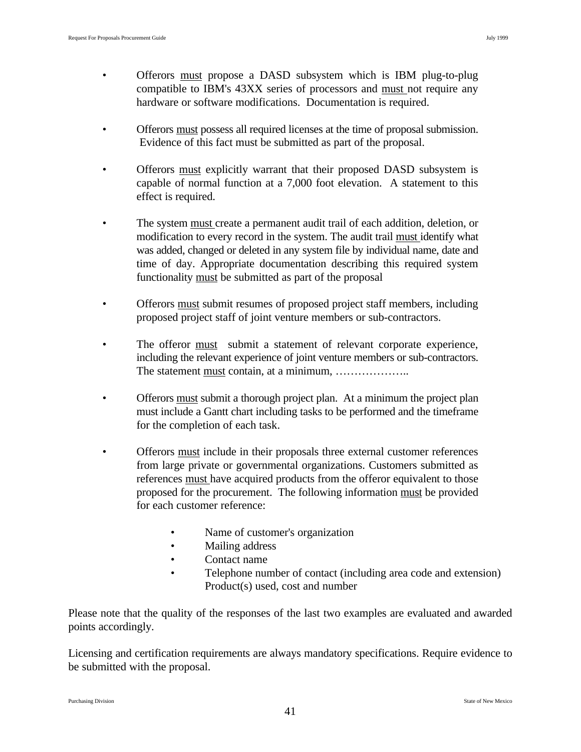- Offerors <u>must</u> propose a DASD subsystem which is IBM plug-to-plug compatible to IBM's 43XX series of processors and <u>must</u> not require any hardware or software modifications. Documentation is required.

- Offerors <u>must</u> possess all required licenses at the time of proposal submission. Evidence of this fact must be submitted as part of the proposal.

- Offerors <u>must</u> explicitly warrant that their proposed DASD subsystem is capable of normal function at a 7,000 foot elevation. A statement to this effect is required.

- The system <u>must</u> create a permanent audit trail of each addition, deletion, or modification to every record in the system. The audit trail <u>must</u> identify what was added, changed or deleted in any system file by individual name, date and time of day. Appropriate documentation describing this required system functionality <u>must</u> be submitted as part of the proposal

- Offerors <u>must</u> submit resumes of proposed project staff members, including proposed project staff of joint venture members or sub-contractors.

- The offeror <u>must</u> submit a statement of relevant corporate experience, including the relevant experience of joint venture members or sub-contractors. The statement <u>must</u> contain, at a minimum, ………………..

- Offerors <u>must</u> submit a thorough project plan. At a minimum the project plan must include a Gantt chart including tasks to be performed and the timeframe for the completion of each task.

- Offerors <u>must</u> include in their proposals three external customer references from large private or governmental organizations. Customers submitted as references <u>must</u> have acquired products from the offeror equivalent to those proposed for the procurement. The following information <u>must</u> be provided for each customer reference:

  - Name of customer's organization
  - Mailing address
  - Contact name
  - Telephone number of contact (including area code and extension) Product(s) used, cost and number

Please note that the quality of the responses of the last two examples are evaluated and awarded points accordingly.

Licensing and certification requirements are always mandatory specifications. Require evidence to be submitted with the proposal.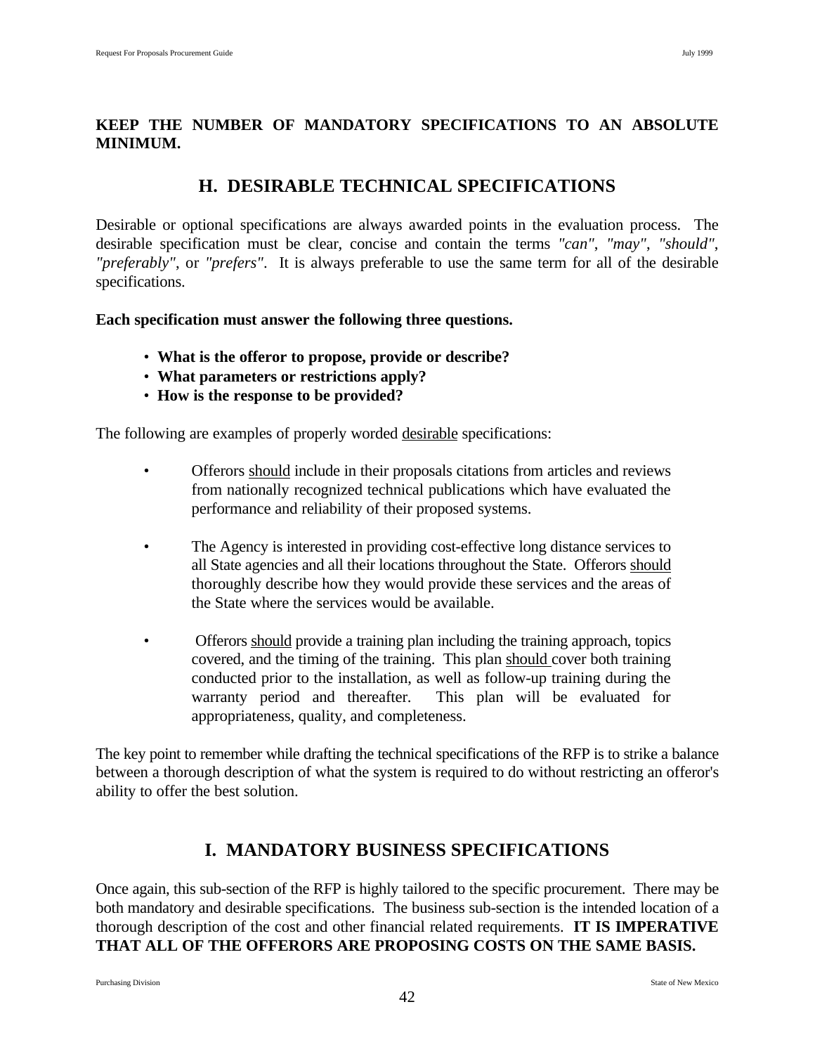**KEEP THE NUMBER OF MANDATORY SPECIFICATIONS TO AN ABSOLUTE MINIMUM.**

## H. DESIRABLE TECHNICAL SPECIFICATIONS

Desirable or optional specifications are always awarded points in the evaluation process. The desirable specification must be clear, concise and contain the terms *"can"*, *"may"*, *"should"*, *"preferably"*, or *"prefers"*. It is always preferable to use the same term for all of the desirable specifications.

**Each specification must answer the following three questions.**

- **What is the offeror to propose, provide or describe?**
- **What parameters or restrictions apply?**
- **How is the response to be provided?**

The following are examples of properly worded desirable specifications:

- Offerors should include in their proposals citations from articles and reviews from nationally recognized technical publications which have evaluated the performance and reliability of their proposed systems.

- The Agency is interested in providing cost-effective long distance services to all State agencies and all their locations throughout the State. Offerors should thoroughly describe how they would provide these services and the areas of the State where the services would be available.

- Offerors should provide a training plan including the training approach, topics covered, and the timing of the training. This plan should cover both training conducted prior to the installation, as well as follow-up training during the warranty period and thereafter. This plan will be evaluated for appropriateness, quality, and completeness.

The key point to remember while drafting the technical specifications of the RFP is to strike a balance between a thorough description of what the system is required to do without restricting an offeror's ability to offer the best solution.

## I. MANDATORY BUSINESS SPECIFICATIONS

Once again, this sub-section of the RFP is highly tailored to the specific procurement. There may be both mandatory and desirable specifications. The business sub-section is the intended location of a thorough description of the cost and other financial related requirements. **IT IS IMPERATIVE THAT ALL OF THE OFFERORS ARE PROPOSING COSTS ON THE SAME BASIS.**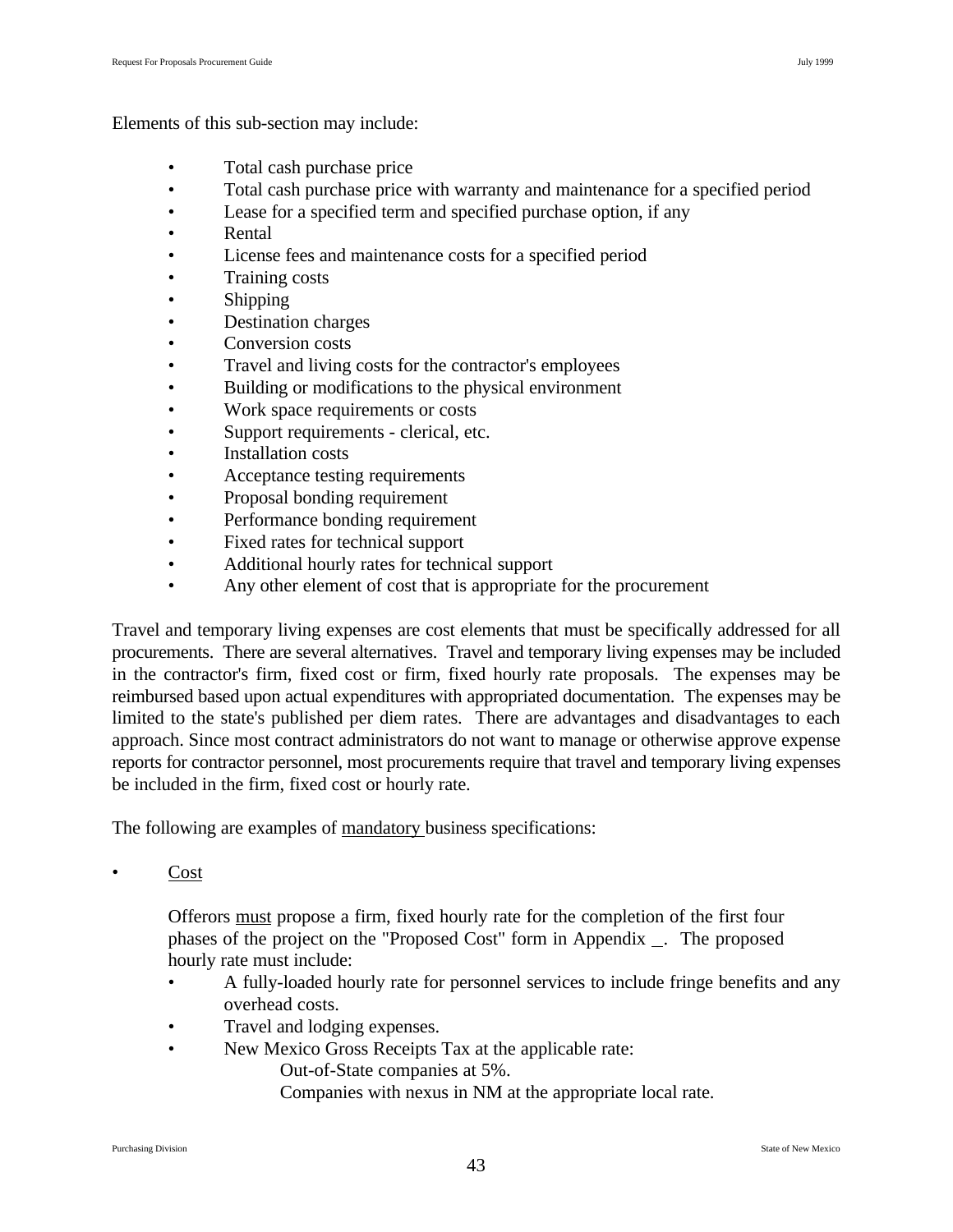Elements of this sub-section may include:

- Total cash purchase price
- Total cash purchase price with warranty and maintenance for a specified period
- Lease for a specified term and specified purchase option, if any
- Rental
- License fees and maintenance costs for a specified period
- Training costs
- Shipping
- Destination charges
- Conversion costs
- Travel and living costs for the contractor's employees
- Building or modifications to the physical environment
- Work space requirements or costs
- Support requirements - clerical, etc.
- Installation costs
- Acceptance testing requirements
- Proposal bonding requirement
- Performance bonding requirement
- Fixed rates for technical support
- Additional hourly rates for technical support
- Any other element of cost that is appropriate for the procurement

Travel and temporary living expenses are cost elements that must be specifically addressed for all procurements. There are several alternatives. Travel and temporary living expenses may be included in the contractor's firm, fixed cost or firm, fixed hourly rate proposals. The expenses may be reimbursed based upon actual expenditures with appropriated documentation. The expenses may be limited to the state's published per diem rates. There are advantages and disadvantages to each approach. Since most contract administrators do not want to manage or otherwise approve expense reports for contractor personnel, most procurements require that travel and temporary living expenses be included in the firm, fixed cost or hourly rate.

The following are examples of <u>mandatory</u> business specifications:

- <u>Cost</u>

  Offerors <u>must</u> propose a firm, fixed hourly rate for the completion of the first four phases of the project on the "Proposed Cost" form in Appendix _. The proposed hourly rate must include:
  - A fully-loaded hourly rate for personnel services to include fringe benefits and any overhead costs.
  - Travel and lodging expenses.
  - New Mexico Gross Receipts Tax at the applicable rate:
    
    Out-of-State companies at 5%.
    
    Companies with nexus in NM at the appropriate local rate.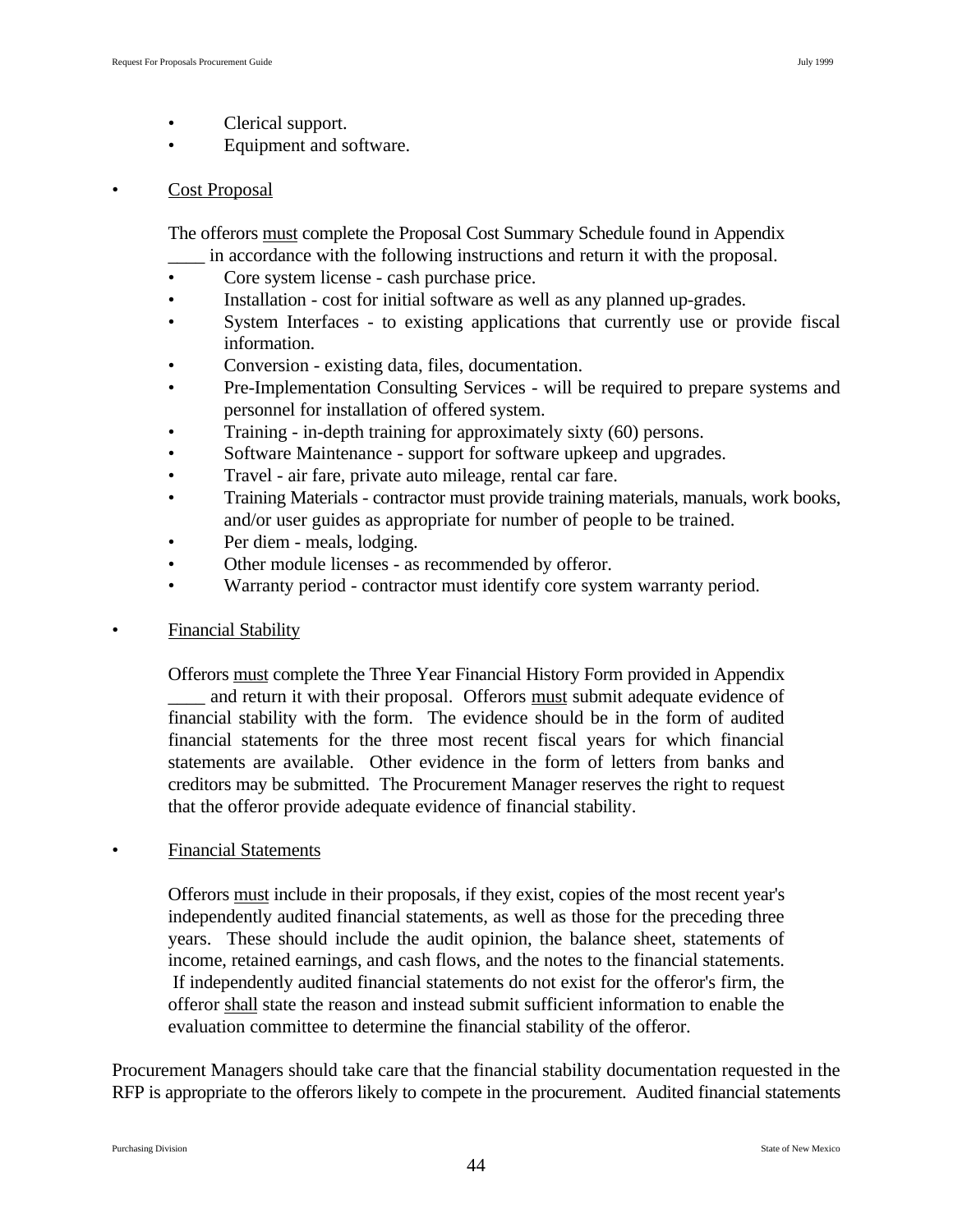- Clerical support.
- Equipment and software.

- Cost Proposal

  The offerors must complete the Proposal Cost Summary Schedule found in Appendix ____ in accordance with the following instructions and return it with the proposal.

  - Core system license - cash purchase price.
  - Installation - cost for initial software as well as any planned up-grades.
  - System Interfaces - to existing applications that currently use or provide fiscal information.
  - Conversion - existing data, files, documentation.
  - Pre-Implementation Consulting Services - will be required to prepare systems and personnel for installation of offered system.
  - Training - in-depth training for approximately sixty (60) persons.
  - Software Maintenance - support for software upkeep and upgrades.
  - Travel - air fare, private auto mileage, rental car fare.
  - Training Materials - contractor must provide training materials, manuals, work books, and/or user guides as appropriate for number of people to be trained.
  - Per diem - meals, lodging.
  - Other module licenses - as recommended by offeror.
  - Warranty period - contractor must identify core system warranty period.

- Financial Stability

  Offerors must complete the Three Year Financial History Form provided in Appendix ____ and return it with their proposal. Offerors must submit adequate evidence of financial stability with the form. The evidence should be in the form of audited financial statements for the three most recent fiscal years for which financial statements are available. Other evidence in the form of letters from banks and creditors may be submitted. The Procurement Manager reserves the right to request that the offeror provide adequate evidence of financial stability.

- Financial Statements

  Offerors must include in their proposals, if they exist, copies of the most recent year's independently audited financial statements, as well as those for the preceding three years. These should include the audit opinion, the balance sheet, statements of income, retained earnings, and cash flows, and the notes to the financial statements. If independently audited financial statements do not exist for the offeror's firm, the offeror shall state the reason and instead submit sufficient information to enable the evaluation committee to determine the financial stability of the offeror.

Procurement Managers should take care that the financial stability documentation requested in the RFP is appropriate to the offerors likely to compete in the procurement. Audited financial statements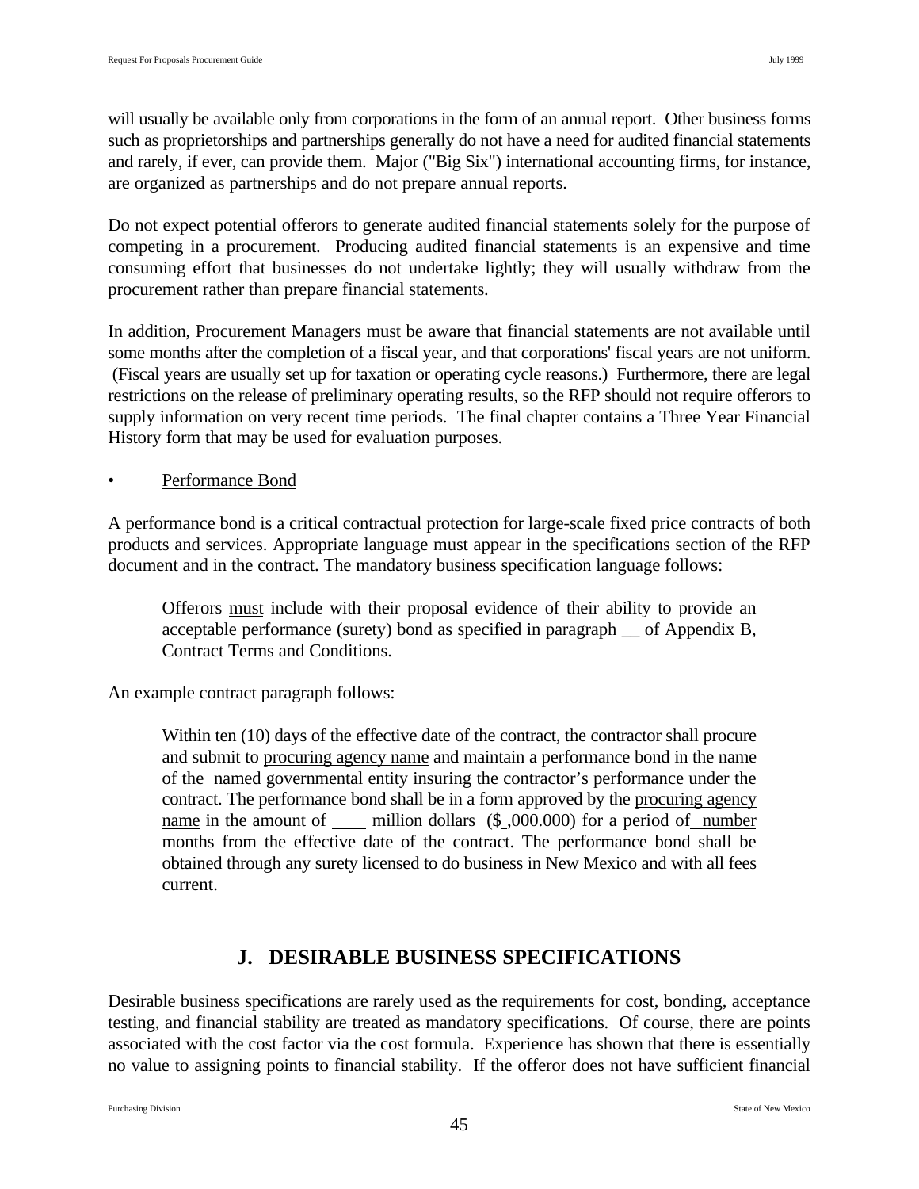will usually be available only from corporations in the form of an annual report. Other business forms such as proprietorships and partnerships generally do not have a need for audited financial statements and rarely, if ever, can provide them. Major ("Big Six") international accounting firms, for instance, are organized as partnerships and do not prepare annual reports.

Do not expect potential offerors to generate audited financial statements solely for the purpose of competing in a procurement. Producing audited financial statements is an expensive and time consuming effort that businesses do not undertake lightly; they will usually withdraw from the procurement rather than prepare financial statements.

In addition, Procurement Managers must be aware that financial statements are not available until some months after the completion of a fiscal year, and that corporations' fiscal years are not uniform. (Fiscal years are usually set up for taxation or operating cycle reasons.) Furthermore, there are legal restrictions on the release of preliminary operating results, so the RFP should not require offerors to supply information on very recent time periods. The final chapter contains a Three Year Financial History form that may be used for evaluation purposes.

- Performance Bond

A performance bond is a critical contractual protection for large-scale fixed price contracts of both products and services. Appropriate language must appear in the specifications section of the RFP document and in the contract. The mandatory business specification language follows:

> Offerors must include with their proposal evidence of their ability to provide an acceptable performance (surety) bond as specified in paragraph __ of Appendix B, Contract Terms and Conditions.

An example contract paragraph follows:

> Within ten (10) days of the effective date of the contract, the contractor shall procure and submit to procuring agency name and maintain a performance bond in the name of the named governmental entity insuring the contractor's performance under the contract. The performance bond shall be in a form approved by the procuring agency name in the amount of ____ million dollars ($_,000.000) for a period of number months from the effective date of the contract. The performance bond shall be obtained through any surety licensed to do business in New Mexico and with all fees current.

## J. DESIRABLE BUSINESS SPECIFICATIONS

Desirable business specifications are rarely used as the requirements for cost, bonding, acceptance testing, and financial stability are treated as mandatory specifications. Of course, there are points associated with the cost factor via the cost formula. Experience has shown that there is essentially no value to assigning points to financial stability. If the offeror does not have sufficient financial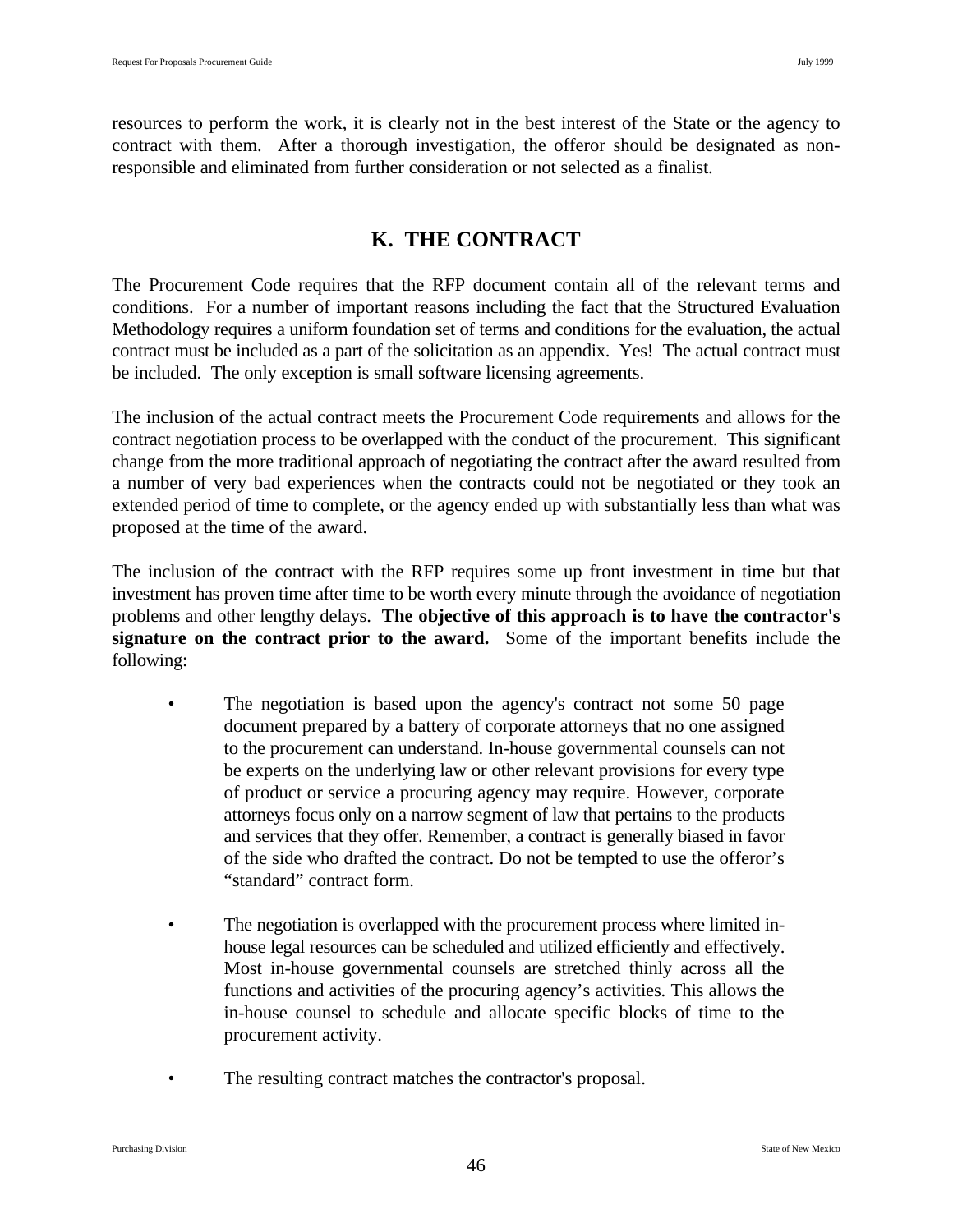resources to perform the work, it is clearly not in the best interest of the State or the agency to contract with them. After a thorough investigation, the offeror should be designated as non-responsible and eliminated from further consideration or not selected as a finalist.

## K. THE CONTRACT

The Procurement Code requires that the RFP document contain all of the relevant terms and conditions. For a number of important reasons including the fact that the Structured Evaluation Methodology requires a uniform foundation set of terms and conditions for the evaluation, the actual contract must be included as a part of the solicitation as an appendix. Yes! The actual contract must be included. The only exception is small software licensing agreements.

The inclusion of the actual contract meets the Procurement Code requirements and allows for the contract negotiation process to be overlapped with the conduct of the procurement. This significant change from the more traditional approach of negotiating the contract after the award resulted from a number of very bad experiences when the contracts could not be negotiated or they took an extended period of time to complete, or the agency ended up with substantially less than what was proposed at the time of the award.

The inclusion of the contract with the RFP requires some up front investment in time but that investment has proven time after time to be worth every minute through the avoidance of negotiation problems and other lengthy delays. **The objective of this approach is to have the contractor's signature on the contract prior to the award.** Some of the important benefits include the following:

- The negotiation is based upon the agency's contract not some 50 page document prepared by a battery of corporate attorneys that no one assigned to the procurement can understand. In-house governmental counsels can not be experts on the underlying law or other relevant provisions for every type of product or service a procuring agency may require. However, corporate attorneys focus only on a narrow segment of law that pertains to the products and services that they offer. Remember, a contract is generally biased in favor of the side who drafted the contract. Do not be tempted to use the offeror's "standard" contract form.

- The negotiation is overlapped with the procurement process where limited in-house legal resources can be scheduled and utilized efficiently and effectively. Most in-house governmental counsels are stretched thinly across all the functions and activities of the procuring agency's activities. This allows the in-house counsel to schedule and allocate specific blocks of time to the procurement activity.

- The resulting contract matches the contractor's proposal.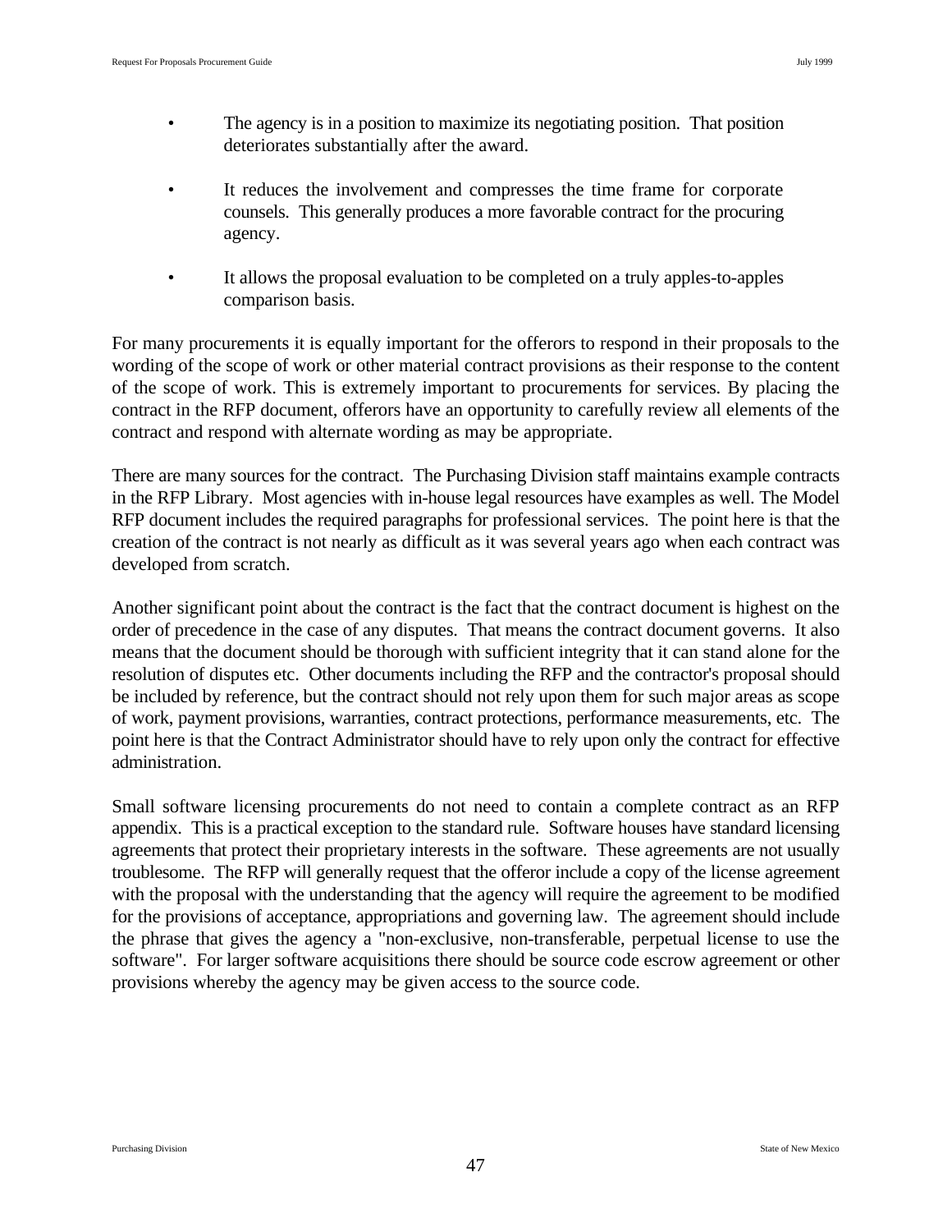- The agency is in a position to maximize its negotiating position. That position deteriorates substantially after the award.

- It reduces the involvement and compresses the time frame for corporate counsels. This generally produces a more favorable contract for the procuring agency.

- It allows the proposal evaluation to be completed on a truly apples-to-apples comparison basis.

For many procurements it is equally important for the offerors to respond in their proposals to the wording of the scope of work or other material contract provisions as their response to the content of the scope of work. This is extremely important to procurements for services. By placing the contract in the RFP document, offerors have an opportunity to carefully review all elements of the contract and respond with alternate wording as may be appropriate.

There are many sources for the contract. The Purchasing Division staff maintains example contracts in the RFP Library. Most agencies with in-house legal resources have examples as well. The Model RFP document includes the required paragraphs for professional services. The point here is that the creation of the contract is not nearly as difficult as it was several years ago when each contract was developed from scratch.

Another significant point about the contract is the fact that the contract document is highest on the order of precedence in the case of any disputes. That means the contract document governs. It also means that the document should be thorough with sufficient integrity that it can stand alone for the resolution of disputes etc. Other documents including the RFP and the contractor's proposal should be included by reference, but the contract should not rely upon them for such major areas as scope of work, payment provisions, warranties, contract protections, performance measurements, etc. The point here is that the Contract Administrator should have to rely upon only the contract for effective administration.

Small software licensing procurements do not need to contain a complete contract as an RFP appendix. This is a practical exception to the standard rule. Software houses have standard licensing agreements that protect their proprietary interests in the software. These agreements are not usually troublesome. The RFP will generally request that the offeror include a copy of the license agreement with the proposal with the understanding that the agency will require the agreement to be modified for the provisions of acceptance, appropriations and governing law. The agreement should include the phrase that gives the agency a "non-exclusive, non-transferable, perpetual license to use the software". For larger software acquisitions there should be source code escrow agreement or other provisions whereby the agency may be given access to the source code.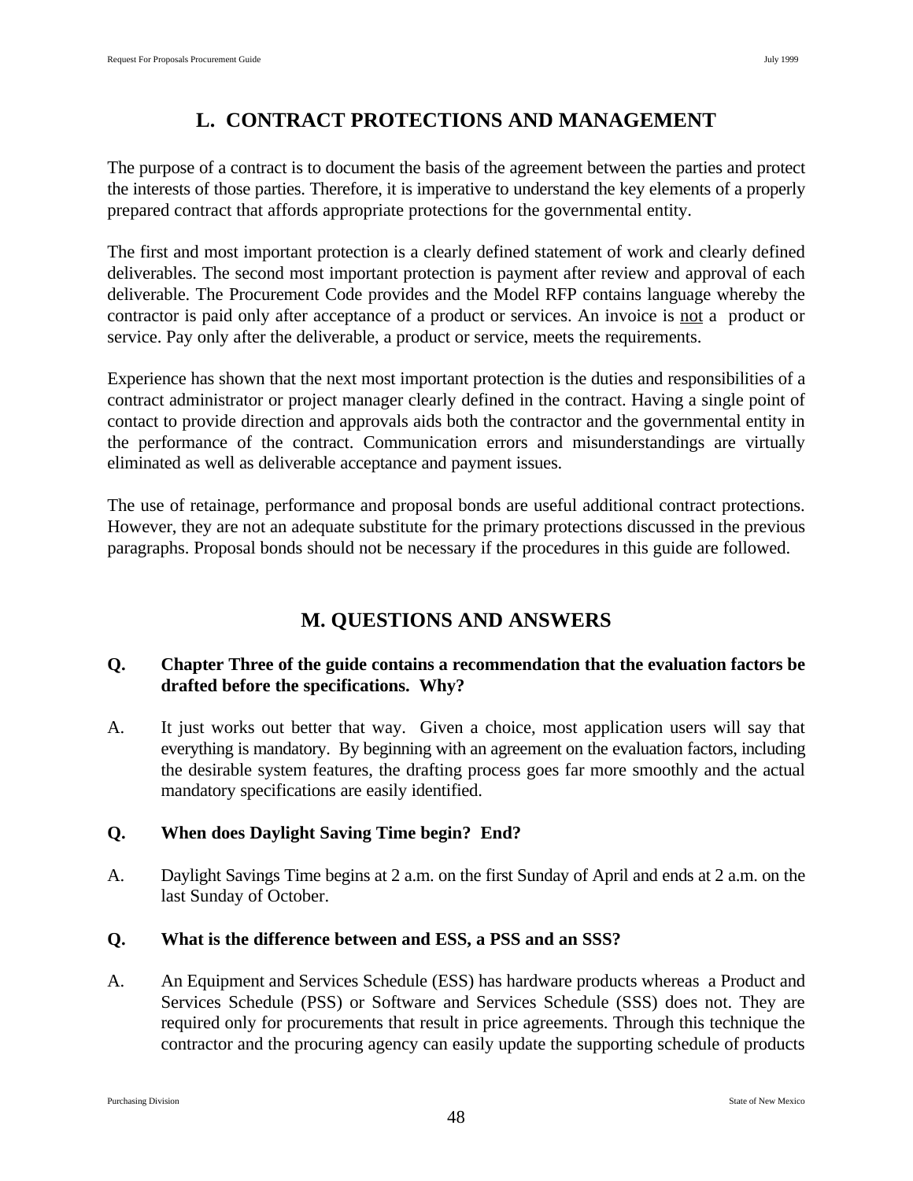## L. CONTRACT PROTECTIONS AND MANAGEMENT

The purpose of a contract is to document the basis of the agreement between the parties and protect the interests of those parties. Therefore, it is imperative to understand the key elements of a properly prepared contract that affords appropriate protections for the governmental entity.

The first and most important protection is a clearly defined statement of work and clearly defined deliverables. The second most important protection is payment after review and approval of each deliverable. The Procurement Code provides and the Model RFP contains language whereby the contractor is paid only after acceptance of a product or services. An invoice is <u>not</u> a product or service. Pay only after the deliverable, a product or service, meets the requirements.

Experience has shown that the next most important protection is the duties and responsibilities of a contract administrator or project manager clearly defined in the contract. Having a single point of contact to provide direction and approvals aids both the contractor and the governmental entity in the performance of the contract. Communication errors and misunderstandings are virtually eliminated as well as deliverable acceptance and payment issues.

The use of retainage, performance and proposal bonds are useful additional contract protections. However, they are not an adequate substitute for the primary protections discussed in the previous paragraphs. Proposal bonds should not be necessary if the procedures in this guide are followed.

## M. QUESTIONS AND ANSWERS

**Q. Chapter Three of the guide contains a recommendation that the evaluation factors be drafted before the specifications. Why?**

A. It just works out better that way. Given a choice, most application users will say that everything is mandatory. By beginning with an agreement on the evaluation factors, including the desirable system features, the drafting process goes far more smoothly and the actual mandatory specifications are easily identified.

**Q. When does Daylight Saving Time begin? End?**

A. Daylight Savings Time begins at 2 a.m. on the first Sunday of April and ends at 2 a.m. on the last Sunday of October.

**Q. What is the difference between and ESS, a PSS and an SSS?**

A. An Equipment and Services Schedule (ESS) has hardware products whereas a Product and Services Schedule (PSS) or Software and Services Schedule (SSS) does not. They are required only for procurements that result in price agreements. Through this technique the contractor and the procuring agency can easily update the supporting schedule of products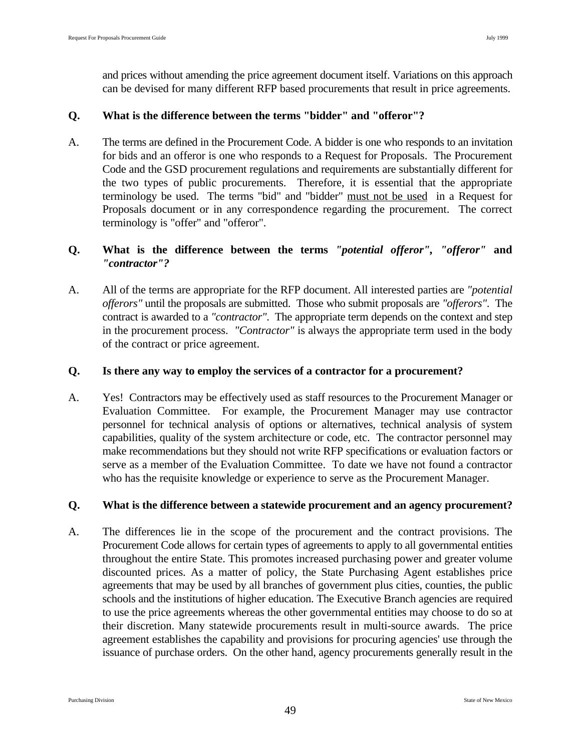and prices without amending the price agreement document itself. Variations on this approach can be devised for many different RFP based procurements that result in price agreements.

**Q. What is the difference between the terms "bidder" and "offeror"?**

A. The terms are defined in the Procurement Code. A bidder is one who responds to an invitation for bids and an offeror is one who responds to a Request for Proposals. The Procurement Code and the GSD procurement regulations and requirements are substantially different for the two types of public procurements. Therefore, it is essential that the appropriate terminology be used. The terms "bid" and "bidder" <u>must not be used</u> in a Request for Proposals document or in any correspondence regarding the procurement. The correct terminology is "offer" and "offeror".

**Q. What is the difference between the terms *"potential offeror"*, *"offeror"* and *"contractor"?***

A. All of the terms are appropriate for the RFP document. All interested parties are *"potential offerors"* until the proposals are submitted. Those who submit proposals are *"offerors"*. The contract is awarded to a *"contractor"*. The appropriate term depends on the context and step in the procurement process. *"Contractor"* is always the appropriate term used in the body of the contract or price agreement.

**Q. Is there any way to employ the services of a contractor for a procurement?**

A. Yes! Contractors may be effectively used as staff resources to the Procurement Manager or Evaluation Committee. For example, the Procurement Manager may use contractor personnel for technical analysis of options or alternatives, technical analysis of system capabilities, quality of the system architecture or code, etc. The contractor personnel may make recommendations but they should not write RFP specifications or evaluation factors or serve as a member of the Evaluation Committee. To date we have not found a contractor who has the requisite knowledge or experience to serve as the Procurement Manager.

**Q. What is the difference between a statewide procurement and an agency procurement?**

A. The differences lie in the scope of the procurement and the contract provisions. The Procurement Code allows for certain types of agreements to apply to all governmental entities throughout the entire State. This promotes increased purchasing power and greater volume discounted prices. As a matter of policy, the State Purchasing Agent establishes price agreements that may be used by all branches of government plus cities, counties, the public schools and the institutions of higher education. The Executive Branch agencies are required to use the price agreements whereas the other governmental entities may choose to do so at their discretion. Many statewide procurements result in multi-source awards. The price agreement establishes the capability and provisions for procuring agencies' use through the issuance of purchase orders. On the other hand, agency procurements generally result in the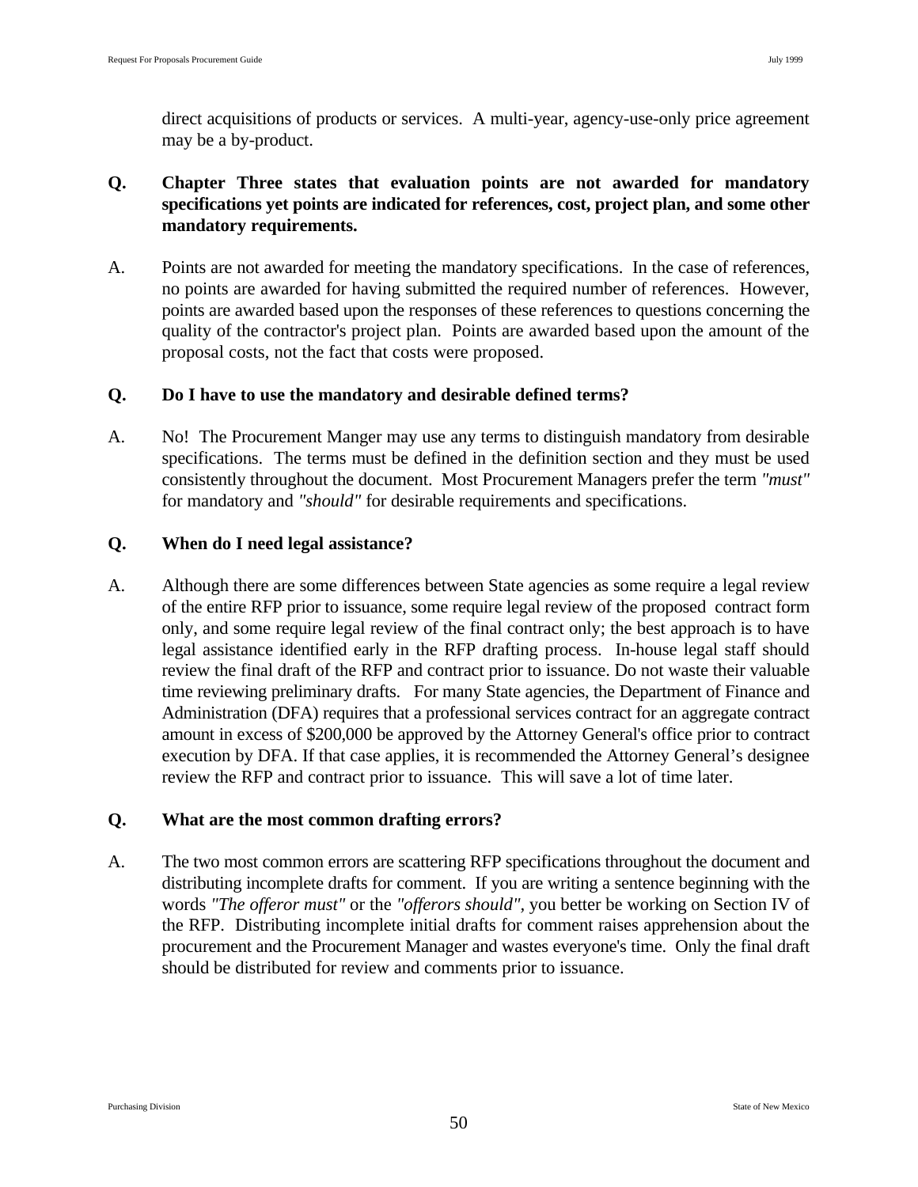direct acquisitions of products or services. A multi-year, agency-use-only price agreement may be a by-product.

**Q. Chapter Three states that evaluation points are not awarded for mandatory specifications yet points are indicated for references, cost, project plan, and some other mandatory requirements.**

A. Points are not awarded for meeting the mandatory specifications. In the case of references, no points are awarded for having submitted the required number of references. However, points are awarded based upon the responses of these references to questions concerning the quality of the contractor's project plan. Points are awarded based upon the amount of the proposal costs, not the fact that costs were proposed.

**Q. Do I have to use the mandatory and desirable defined terms?**

A. No! The Procurement Manger may use any terms to distinguish mandatory from desirable specifications. The terms must be defined in the definition section and they must be used consistently throughout the document. Most Procurement Managers prefer the term *"must"* for mandatory and *"should"* for desirable requirements and specifications.

**Q. When do I need legal assistance?**

A. Although there are some differences between State agencies as some require a legal review of the entire RFP prior to issuance, some require legal review of the proposed contract form only, and some require legal review of the final contract only; the best approach is to have legal assistance identified early in the RFP drafting process. In-house legal staff should review the final draft of the RFP and contract prior to issuance. Do not waste their valuable time reviewing preliminary drafts. For many State agencies, the Department of Finance and Administration (DFA) requires that a professional services contract for an aggregate contract amount in excess of $200,000 be approved by the Attorney General's office prior to contract execution by DFA. If that case applies, it is recommended the Attorney General's designee review the RFP and contract prior to issuance. This will save a lot of time later.

**Q. What are the most common drafting errors?**

A. The two most common errors are scattering RFP specifications throughout the document and distributing incomplete drafts for comment. If you are writing a sentence beginning with the words *"The offeror must"* or the *"offerors should"*, you better be working on Section IV of the RFP. Distributing incomplete initial drafts for comment raises apprehension about the procurement and the Procurement Manager and wastes everyone's time. Only the final draft should be distributed for review and comments prior to issuance.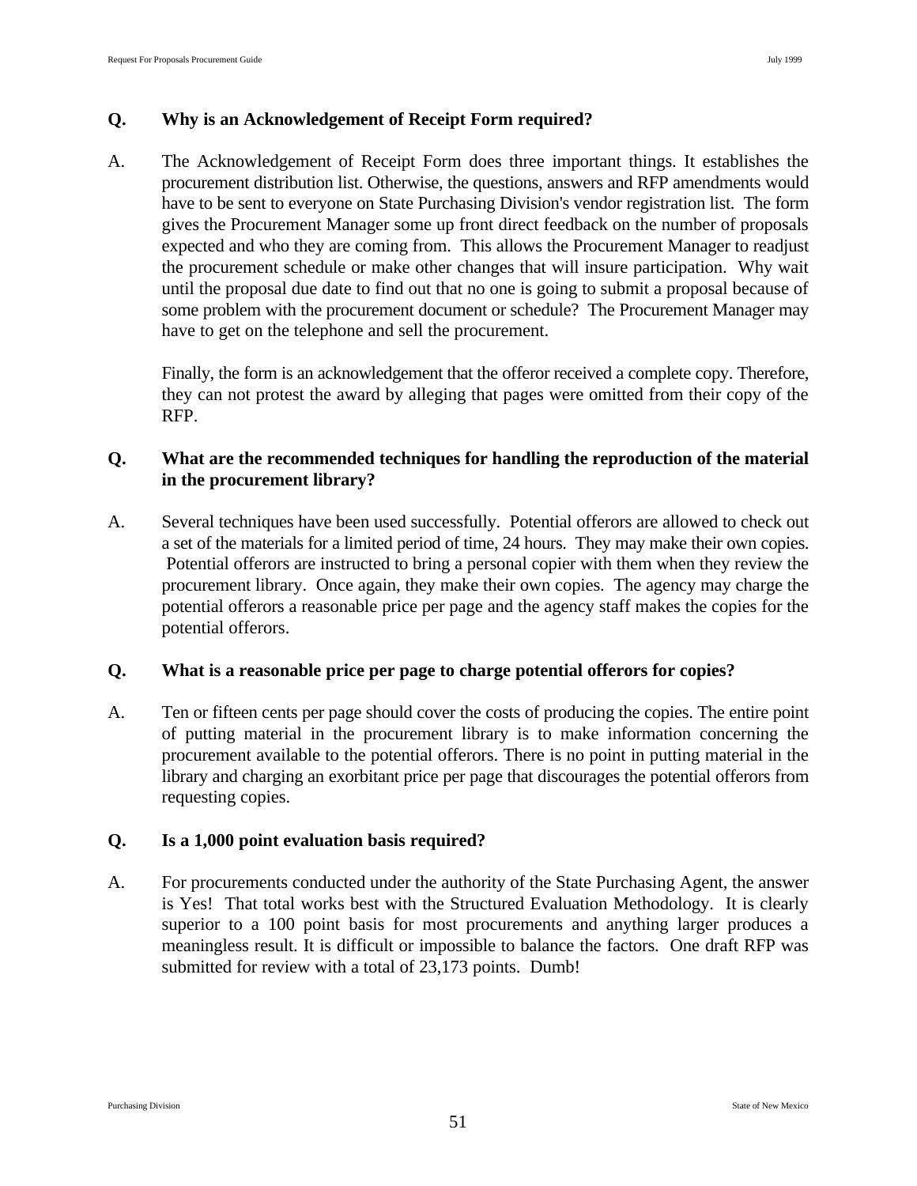**Q. Why is an Acknowledgement of Receipt Form required?**

A. The Acknowledgement of Receipt Form does three important things. It establishes the procurement distribution list. Otherwise, the questions, answers and RFP amendments would have to be sent to everyone on State Purchasing Division's vendor registration list. The form gives the Procurement Manager some up front direct feedback on the number of proposals expected and who they are coming from. This allows the Procurement Manager to readjust the procurement schedule or make other changes that will insure participation. Why wait until the proposal due date to find out that no one is going to submit a proposal because of some problem with the procurement document or schedule? The Procurement Manager may have to get on the telephone and sell the procurement.

Finally, the form is an acknowledgement that the offeror received a complete copy. Therefore, they can not protest the award by alleging that pages were omitted from their copy of the RFP.

**Q. What are the recommended techniques for handling the reproduction of the material in the procurement library?**

A. Several techniques have been used successfully. Potential offerors are allowed to check out a set of the materials for a limited period of time, 24 hours. They may make their own copies. Potential offerors are instructed to bring a personal copier with them when they review the procurement library. Once again, they make their own copies. The agency may charge the potential offerors a reasonable price per page and the agency staff makes the copies for the potential offerors.

**Q. What is a reasonable price per page to charge potential offerors for copies?**

A. Ten or fifteen cents per page should cover the costs of producing the copies. The entire point of putting material in the procurement library is to make information concerning the procurement available to the potential offerors. There is no point in putting material in the library and charging an exorbitant price per page that discourages the potential offerors from requesting copies.

**Q. Is a 1,000 point evaluation basis required?**

A. For procurements conducted under the authority of the State Purchasing Agent, the answer is Yes! That total works best with the Structured Evaluation Methodology. It is clearly superior to a 100 point basis for most procurements and anything larger produces a meaningless result. It is difficult or impossible to balance the factors. One draft RFP was submitted for review with a total of 23,173 points. Dumb!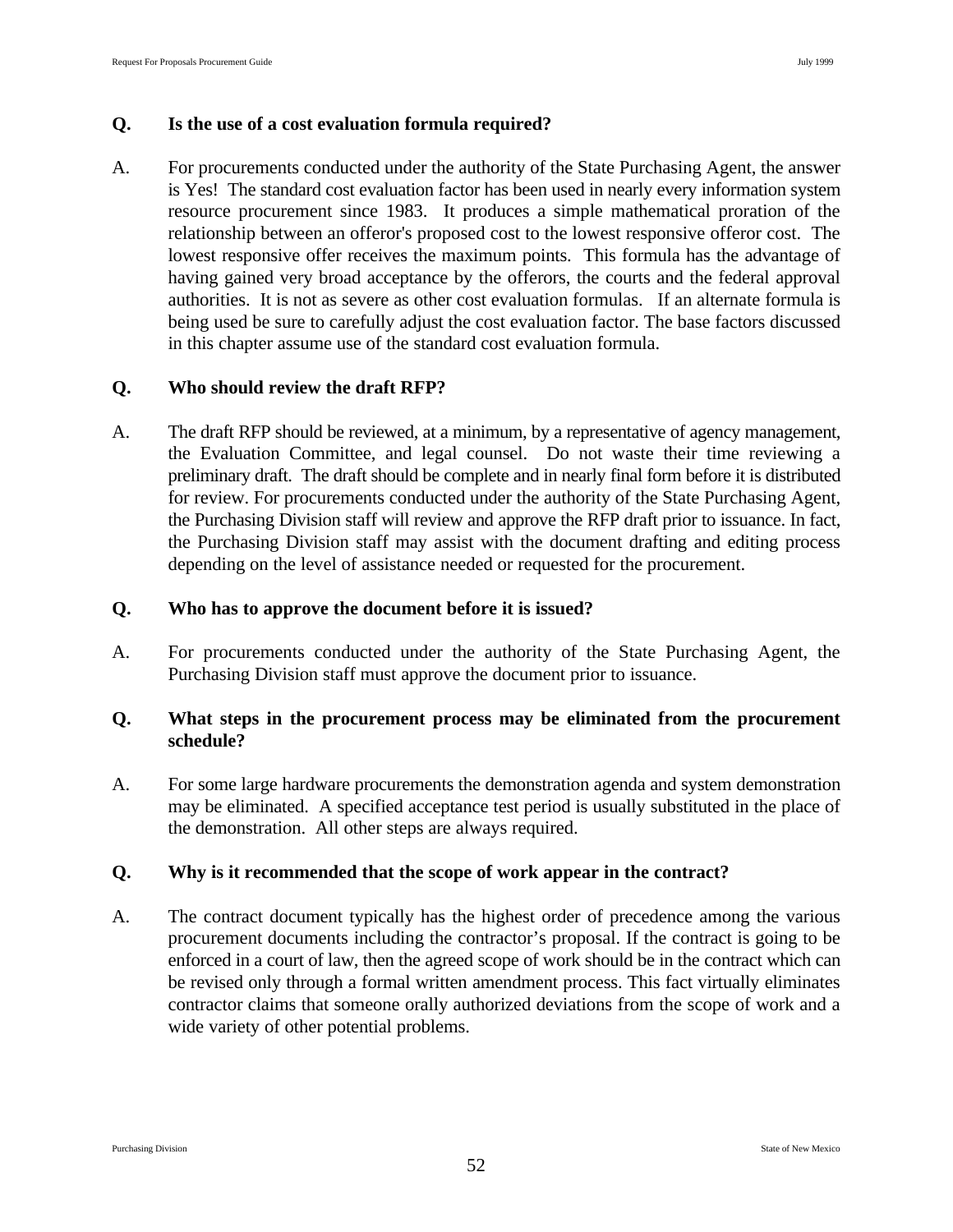**Q. Is the use of a cost evaluation formula required?**

A. For procurements conducted under the authority of the State Purchasing Agent, the answer is Yes! The standard cost evaluation factor has been used in nearly every information system resource procurement since 1983. It produces a simple mathematical proration of the relationship between an offeror's proposed cost to the lowest responsive offeror cost. The lowest responsive offer receives the maximum points. This formula has the advantage of having gained very broad acceptance by the offerors, the courts and the federal approval authorities. It is not as severe as other cost evaluation formulas. If an alternate formula is being used be sure to carefully adjust the cost evaluation factor. The base factors discussed in this chapter assume use of the standard cost evaluation formula.

**Q. Who should review the draft RFP?**

A. The draft RFP should be reviewed, at a minimum, by a representative of agency management, the Evaluation Committee, and legal counsel. Do not waste their time reviewing a preliminary draft. The draft should be complete and in nearly final form before it is distributed for review. For procurements conducted under the authority of the State Purchasing Agent, the Purchasing Division staff will review and approve the RFP draft prior to issuance. In fact, the Purchasing Division staff may assist with the document drafting and editing process depending on the level of assistance needed or requested for the procurement.

**Q. Who has to approve the document before it is issued?**

A. For procurements conducted under the authority of the State Purchasing Agent, the Purchasing Division staff must approve the document prior to issuance.

**Q. What steps in the procurement process may be eliminated from the procurement schedule?**

A. For some large hardware procurements the demonstration agenda and system demonstration may be eliminated. A specified acceptance test period is usually substituted in the place of the demonstration. All other steps are always required.

**Q. Why is it recommended that the scope of work appear in the contract?**

A. The contract document typically has the highest order of precedence among the various procurement documents including the contractor's proposal. If the contract is going to be enforced in a court of law, then the agreed scope of work should be in the contract which can be revised only through a formal written amendment process. This fact virtually eliminates contractor claims that someone orally authorized deviations from the scope of work and a wide variety of other potential problems.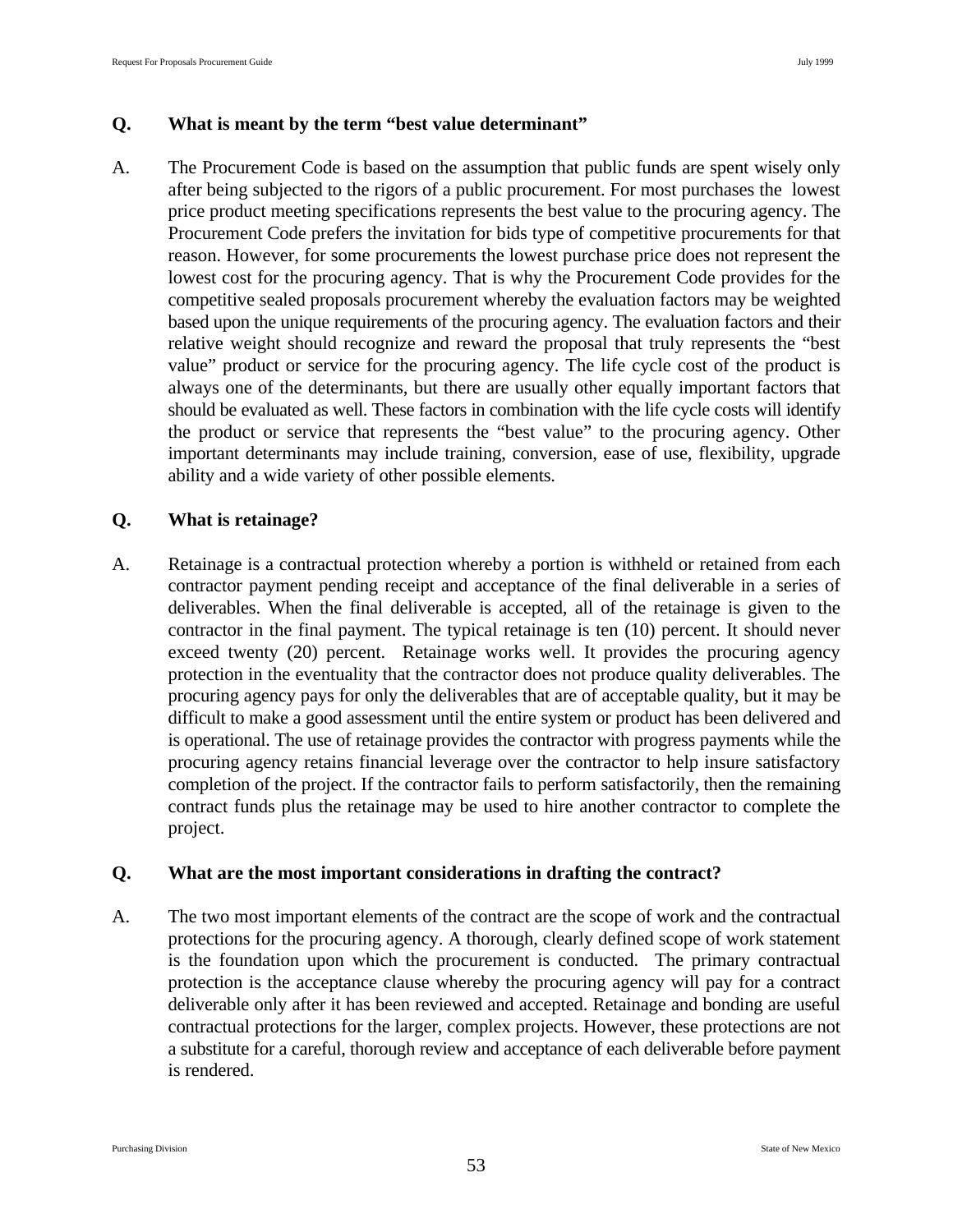**Q. What is meant by the term "best value determinant"**

A. The Procurement Code is based on the assumption that public funds are spent wisely only after being subjected to the rigors of a public procurement. For most purchases the lowest price product meeting specifications represents the best value to the procuring agency. The Procurement Code prefers the invitation for bids type of competitive procurements for that reason. However, for some procurements the lowest purchase price does not represent the lowest cost for the procuring agency. That is why the Procurement Code provides for the competitive sealed proposals procurement whereby the evaluation factors may be weighted based upon the unique requirements of the procuring agency. The evaluation factors and their relative weight should recognize and reward the proposal that truly represents the "best value" product or service for the procuring agency. The life cycle cost of the product is always one of the determinants, but there are usually other equally important factors that should be evaluated as well. These factors in combination with the life cycle costs will identify the product or service that represents the "best value" to the procuring agency. Other important determinants may include training, conversion, ease of use, flexibility, upgrade ability and a wide variety of other possible elements.

**Q. What is retainage?**

A. Retainage is a contractual protection whereby a portion is withheld or retained from each contractor payment pending receipt and acceptance of the final deliverable in a series of deliverables. When the final deliverable is accepted, all of the retainage is given to the contractor in the final payment. The typical retainage is ten (10) percent. It should never exceed twenty (20) percent. Retainage works well. It provides the procuring agency protection in the eventuality that the contractor does not produce quality deliverables. The procuring agency pays for only the deliverables that are of acceptable quality, but it may be difficult to make a good assessment until the entire system or product has been delivered and is operational. The use of retainage provides the contractor with progress payments while the procuring agency retains financial leverage over the contractor to help insure satisfactory completion of the project. If the contractor fails to perform satisfactorily, then the remaining contract funds plus the retainage may be used to hire another contractor to complete the project.

**Q. What are the most important considerations in drafting the contract?**

A. The two most important elements of the contract are the scope of work and the contractual protections for the procuring agency. A thorough, clearly defined scope of work statement is the foundation upon which the procurement is conducted. The primary contractual protection is the acceptance clause whereby the procuring agency will pay for a contract deliverable only after it has been reviewed and accepted. Retainage and bonding are useful contractual protections for the larger, complex projects. However, these protections are not a substitute for a careful, thorough review and acceptance of each deliverable before payment is rendered.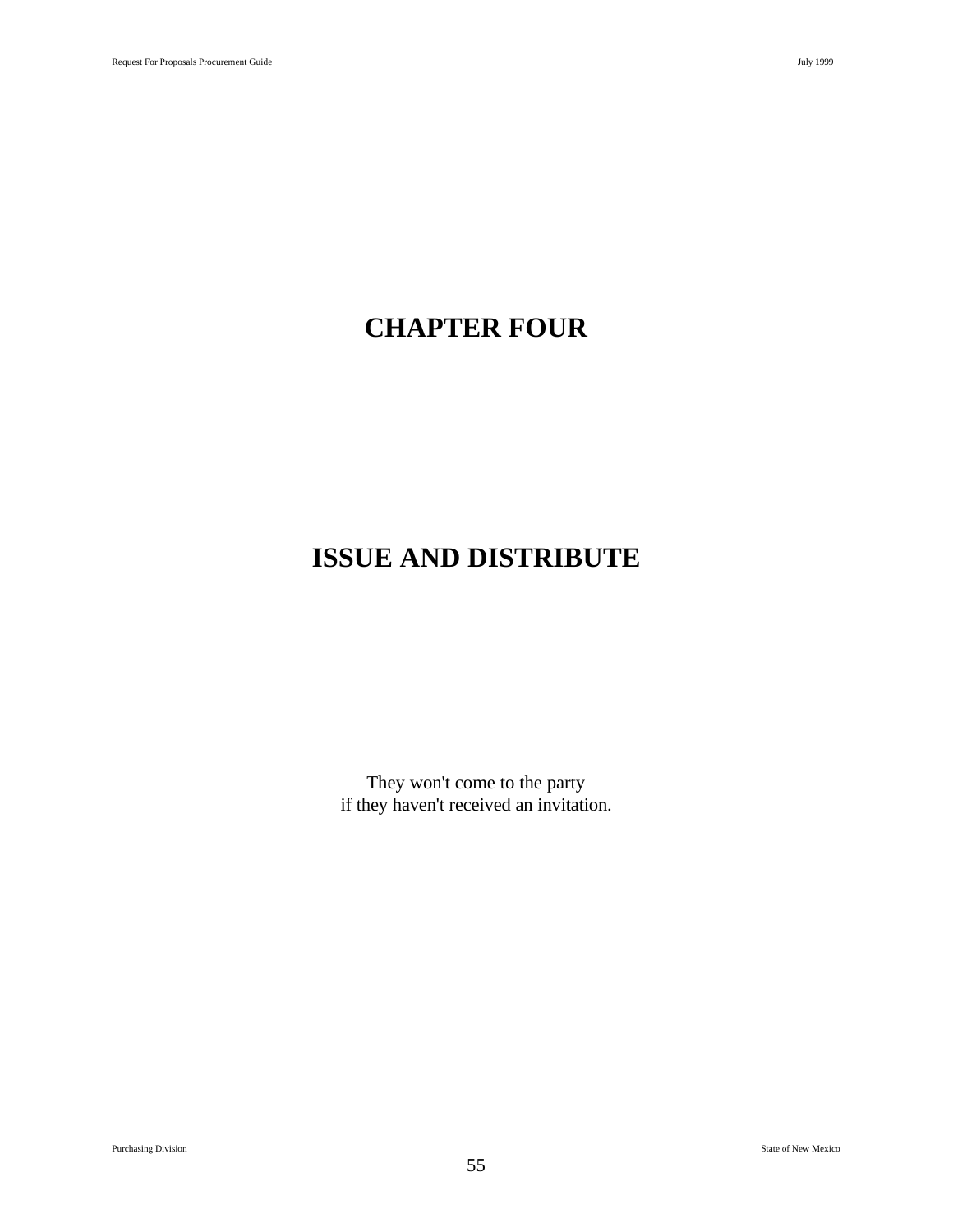# CHAPTER FOUR

# ISSUE AND DISTRIBUTE

They won't come to the party
if they haven't received an invitation.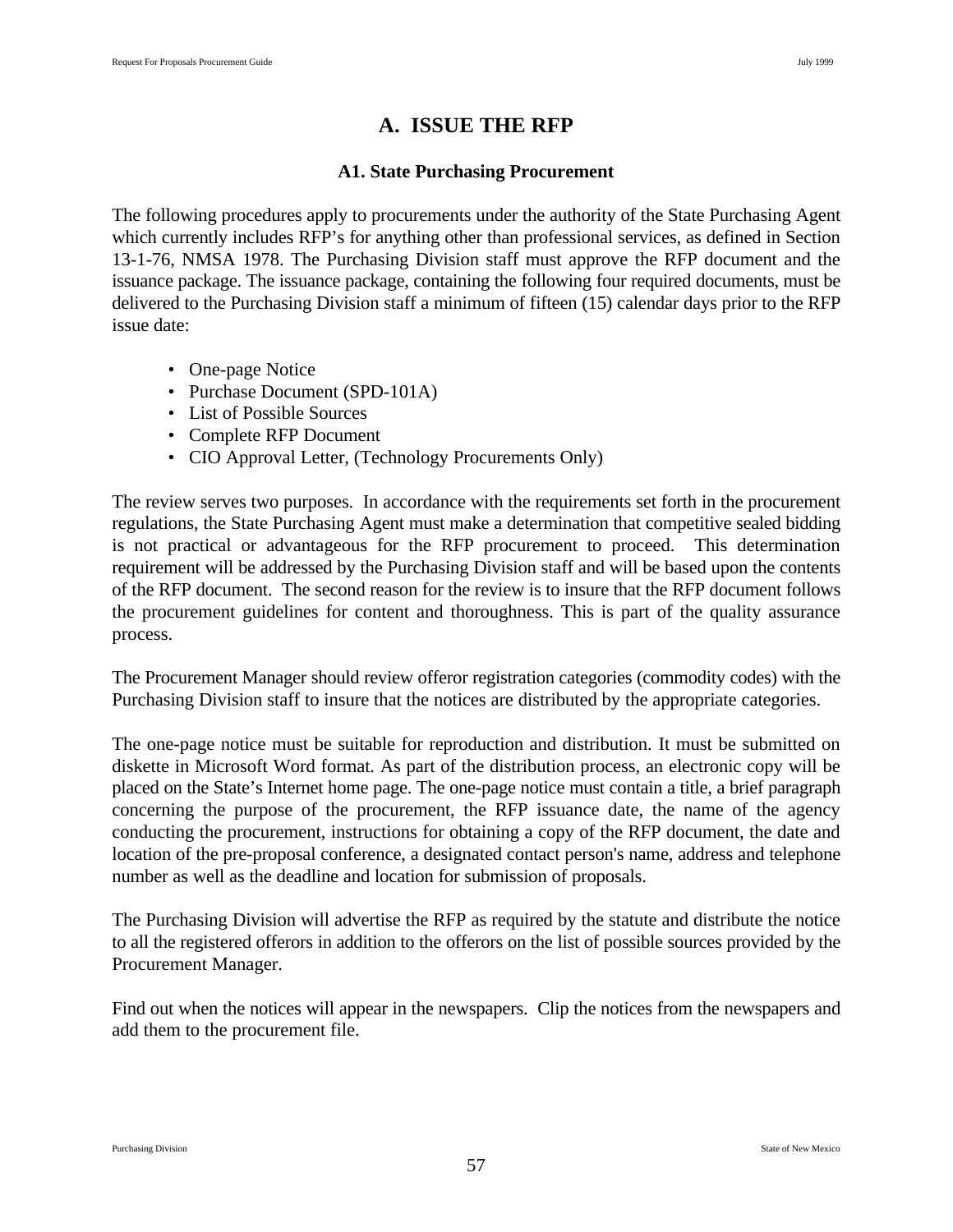# A. ISSUE THE RFP

## A1. State Purchasing Procurement

The following procedures apply to procurements under the authority of the State Purchasing Agent which currently includes RFP's for anything other than professional services, as defined in Section 13-1-76, NMSA 1978. The Purchasing Division staff must approve the RFP document and the issuance package. The issuance package, containing the following four required documents, must be delivered to the Purchasing Division staff a minimum of fifteen (15) calendar days prior to the RFP issue date:

- One-page Notice
- Purchase Document (SPD-101A)
- List of Possible Sources
- Complete RFP Document
- CIO Approval Letter, (Technology Procurements Only)

The review serves two purposes. In accordance with the requirements set forth in the procurement regulations, the State Purchasing Agent must make a determination that competitive sealed bidding is not practical or advantageous for the RFP procurement to proceed. This determination requirement will be addressed by the Purchasing Division staff and will be based upon the contents of the RFP document. The second reason for the review is to insure that the RFP document follows the procurement guidelines for content and thoroughness. This is part of the quality assurance process.

The Procurement Manager should review offeror registration categories (commodity codes) with the Purchasing Division staff to insure that the notices are distributed by the appropriate categories.

The one-page notice must be suitable for reproduction and distribution. It must be submitted on diskette in Microsoft Word format. As part of the distribution process, an electronic copy will be placed on the State's Internet home page. The one-page notice must contain a title, a brief paragraph concerning the purpose of the procurement, the RFP issuance date, the name of the agency conducting the procurement, instructions for obtaining a copy of the RFP document, the date and location of the pre-proposal conference, a designated contact person's name, address and telephone number as well as the deadline and location for submission of proposals.

The Purchasing Division will advertise the RFP as required by the statute and distribute the notice to all the registered offerors in addition to the offerors on the list of possible sources provided by the Procurement Manager.

Find out when the notices will appear in the newspapers. Clip the notices from the newspapers and add them to the procurement file.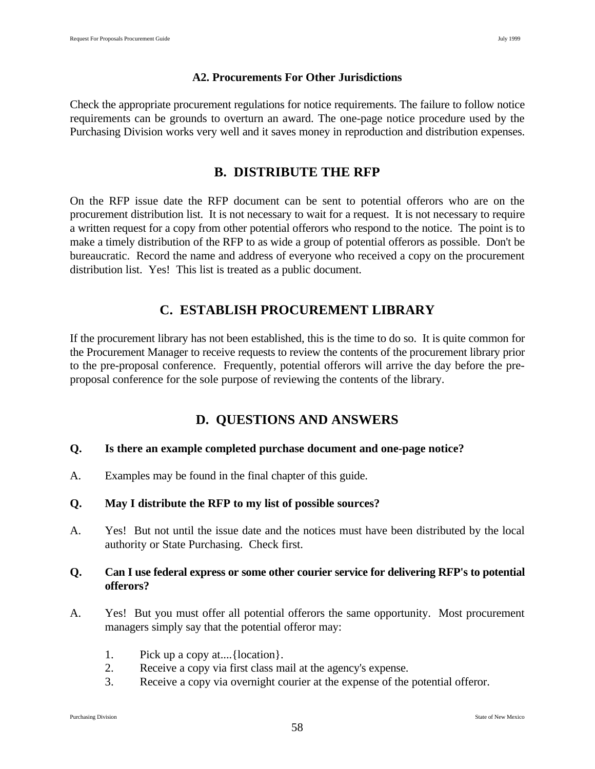### A2. Procurements For Other Jurisdictions

Check the appropriate procurement regulations for notice requirements. The failure to follow notice requirements can be grounds to overturn an award. The one-page notice procedure used by the Purchasing Division works very well and it saves money in reproduction and distribution expenses.

## B. DISTRIBUTE THE RFP

On the RFP issue date the RFP document can be sent to potential offerors who are on the procurement distribution list. It is not necessary to wait for a request. It is not necessary to require a written request for a copy from other potential offerors who respond to the notice. The point is to make a timely distribution of the RFP to as wide a group of potential offerors as possible. Don't be bureaucratic. Record the name and address of everyone who received a copy on the procurement distribution list. Yes! This list is treated as a public document.

## C. ESTABLISH PROCUREMENT LIBRARY

If the procurement library has not been established, this is the time to do so. It is quite common for the Procurement Manager to receive requests to review the contents of the procurement library prior to the pre-proposal conference. Frequently, potential offerors will arrive the day before the pre-proposal conference for the sole purpose of reviewing the contents of the library.

## D. QUESTIONS AND ANSWERS

**Q. Is there an example completed purchase document and one-page notice?**

A. Examples may be found in the final chapter of this guide.

**Q. May I distribute the RFP to my list of possible sources?**

A. Yes! But not until the issue date and the notices must have been distributed by the local authority or State Purchasing. Check first.

**Q. Can I use federal express or some other courier service for delivering RFP's to potential offerors?**

A. Yes! But you must offer all potential offerors the same opportunity. Most procurement managers simply say that the potential offeror may:

1. Pick up a copy at....{location}.
2. Receive a copy via first class mail at the agency's expense.
3. Receive a copy via overnight courier at the expense of the potential offeror.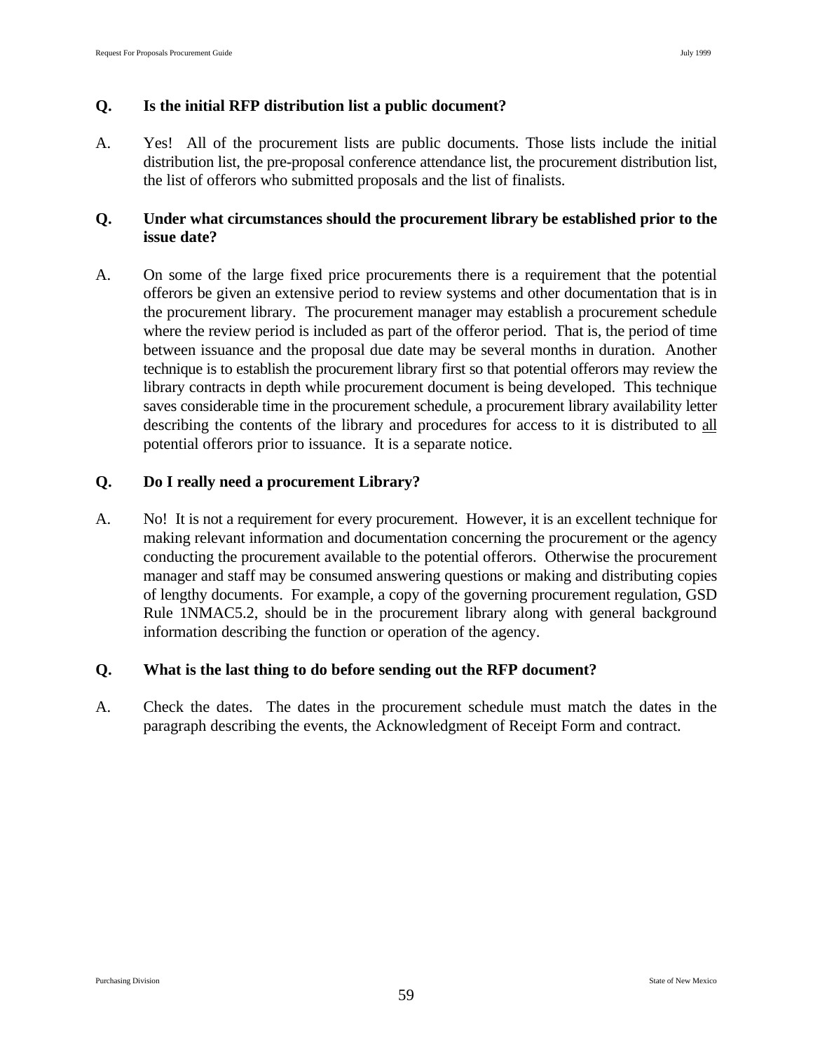**Q.** **Is the initial RFP distribution list a public document?**

A. Yes! All of the procurement lists are public documents. Those lists include the initial distribution list, the pre-proposal conference attendance list, the procurement distribution list, the list of offerors who submitted proposals and the list of finalists.

**Q.** **Under what circumstances should the procurement library be established prior to the issue date?**

A. On some of the large fixed price procurements there is a requirement that the potential offerors be given an extensive period to review systems and other documentation that is in the procurement library. The procurement manager may establish a procurement schedule where the review period is included as part of the offeror period. That is, the period of time between issuance and the proposal due date may be several months in duration. Another technique is to establish the procurement library first so that potential offerors may review the library contracts in depth while procurement document is being developed. This technique saves considerable time in the procurement schedule, a procurement library availability letter describing the contents of the library and procedures for access to it is distributed to <u>all</u> potential offerors prior to issuance. It is a separate notice.

**Q.** **Do I really need a procurement Library?**

A. No! It is not a requirement for every procurement. However, it is an excellent technique for making relevant information and documentation concerning the procurement or the agency conducting the procurement available to the potential offerors. Otherwise the procurement manager and staff may be consumed answering questions or making and distributing copies of lengthy documents. For example, a copy of the governing procurement regulation, GSD Rule 1NMAC5.2, should be in the procurement library along with general background information describing the function or operation of the agency.

**Q.** **What is the last thing to do before sending out the RFP document?**

A. Check the dates. The dates in the procurement schedule must match the dates in the paragraph describing the events, the Acknowledgment of Receipt Form and contract.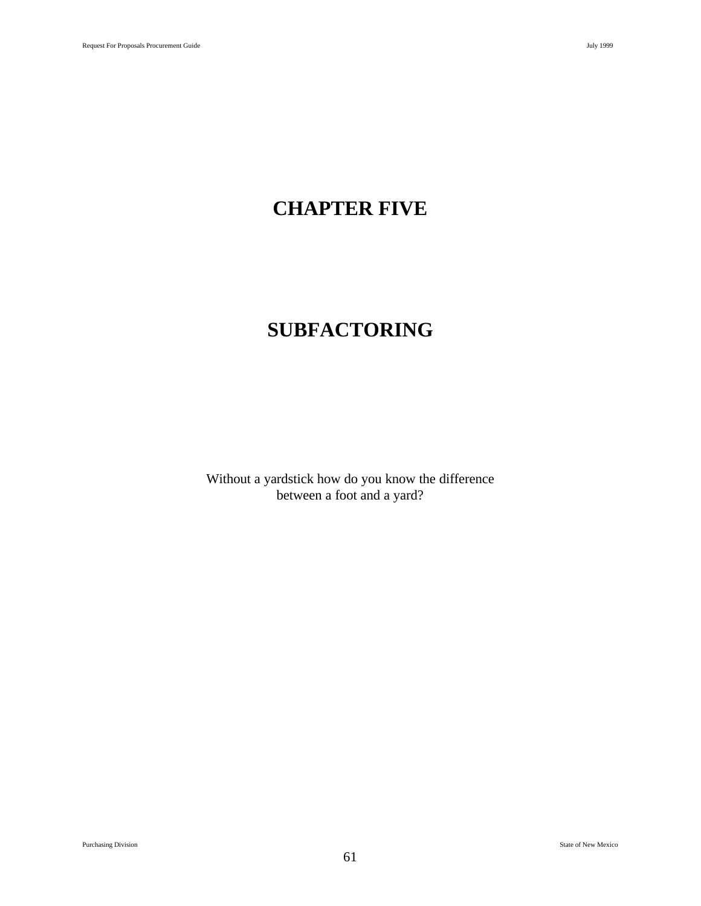# CHAPTER FIVE

# SUBFACTORING

Without a yardstick how do you know the difference between a foot and a yard?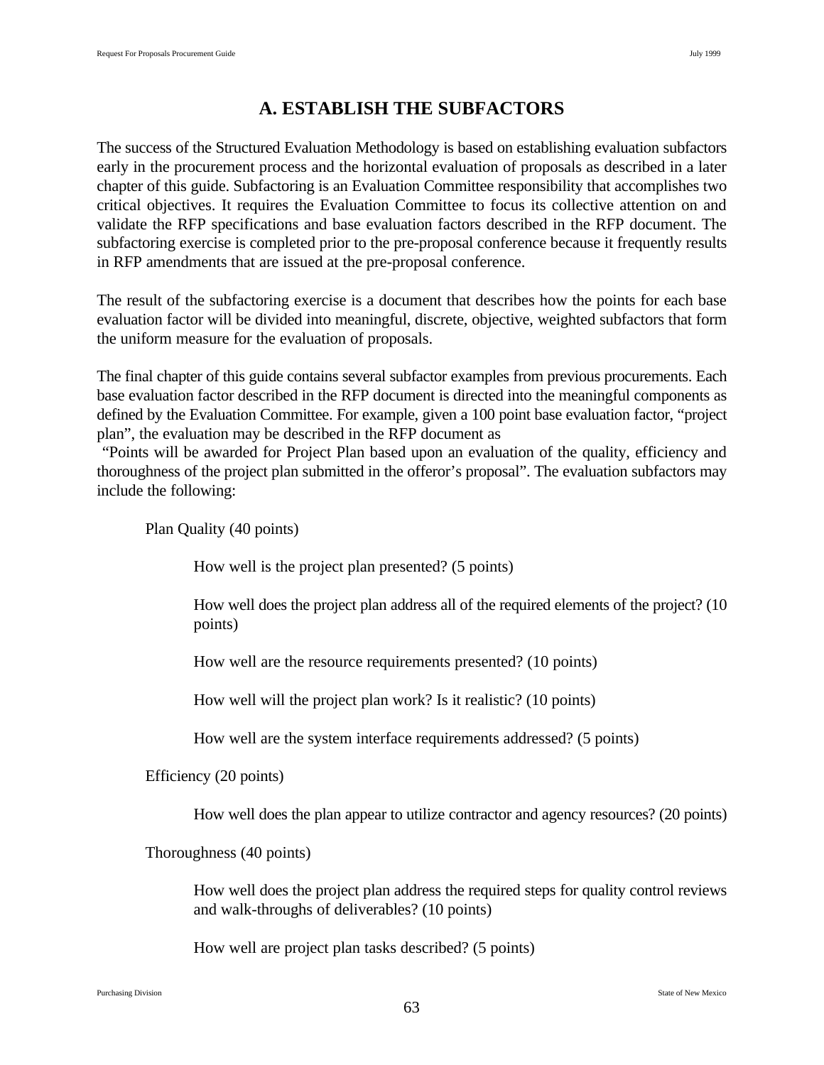## A. ESTABLISH THE SUBFACTORS

The success of the Structured Evaluation Methodology is based on establishing evaluation subfactors early in the procurement process and the horizontal evaluation of proposals as described in a later chapter of this guide. Subfactoring is an Evaluation Committee responsibility that accomplishes two critical objectives. It requires the Evaluation Committee to focus its collective attention on and validate the RFP specifications and base evaluation factors described in the RFP document. The subfactoring exercise is completed prior to the pre-proposal conference because it frequently results in RFP amendments that are issued at the pre-proposal conference.

The result of the subfactoring exercise is a document that describes how the points for each base evaluation factor will be divided into meaningful, discrete, objective, weighted subfactors that form the uniform measure for the evaluation of proposals.

The final chapter of this guide contains several subfactor examples from previous procurements. Each base evaluation factor described in the RFP document is directed into the meaningful components as defined by the Evaluation Committee. For example, given a 100 point base evaluation factor, "project plan", the evaluation may be described in the RFP document as

"Points will be awarded for Project Plan based upon an evaluation of the quality, efficiency and thoroughness of the project plan submitted in the offeror's proposal". The evaluation subfactors may include the following:

Plan Quality (40 points)

> How well is the project plan presented? (5 points)
>
> How well does the project plan address all of the required elements of the project? (10 points)
>
> How well are the resource requirements presented? (10 points)
>
> How well will the project plan work? Is it realistic? (10 points)
>
> How well are the system interface requirements addressed? (5 points)

Efficiency (20 points)

> How well does the plan appear to utilize contractor and agency resources? (20 points)

Thoroughness (40 points)

> How well does the project plan address the required steps for quality control reviews and walk-throughs of deliverables? (10 points)
>
> How well are project plan tasks described? (5 points)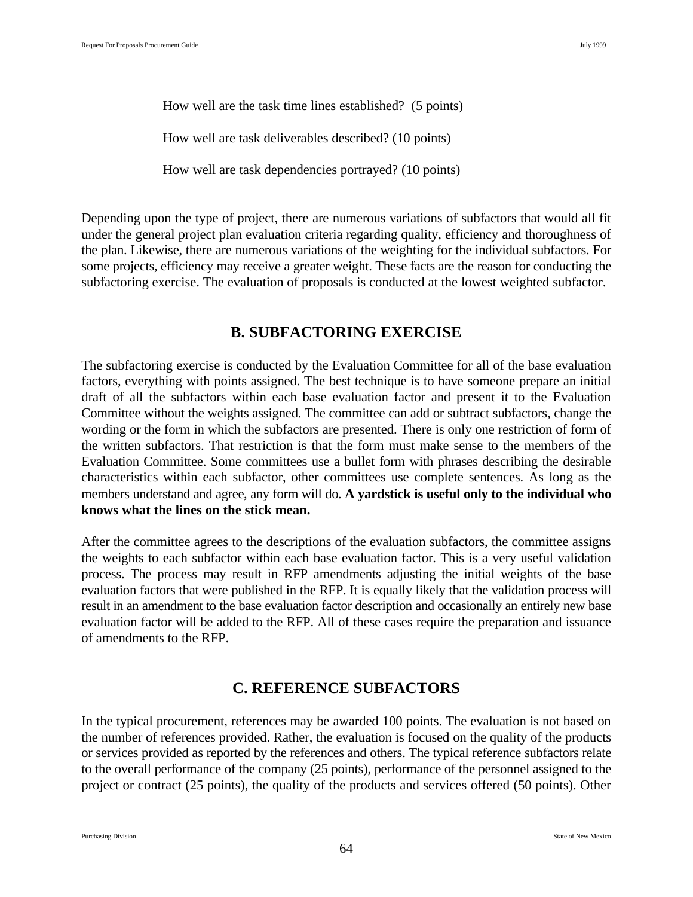How well are the task time lines established?  (5 points)

How well are task deliverables described? (10 points)

How well are task dependencies portrayed? (10 points)

Depending upon the type of project, there are numerous variations of subfactors that would all fit under the general project plan evaluation criteria regarding quality, efficiency and thoroughness of the plan. Likewise, there are numerous variations of the weighting for the individual subfactors. For some projects, efficiency may receive a greater weight. These facts are the reason for conducting the subfactoring exercise. The evaluation of proposals is conducted at the lowest weighted subfactor.

## B. SUBFACTORING EXERCISE

The subfactoring exercise is conducted by the Evaluation Committee for all of the base evaluation factors, everything with points assigned. The best technique is to have someone prepare an initial draft of all the subfactors within each base evaluation factor and present it to the Evaluation Committee without the weights assigned. The committee can add or subtract subfactors, change the wording or the form in which the subfactors are presented. There is only one restriction of form of the written subfactors. That restriction is that the form must make sense to the members of the Evaluation Committee. Some committees use a bullet form with phrases describing the desirable characteristics within each subfactor, other committees use complete sentences. As long as the members understand and agree, any form will do. **A yardstick is useful only to the individual who knows what the lines on the stick mean.**

After the committee agrees to the descriptions of the evaluation subfactors, the committee assigns the weights to each subfactor within each base evaluation factor. This is a very useful validation process. The process may result in RFP amendments adjusting the initial weights of the base evaluation factors that were published in the RFP. It is equally likely that the validation process will result in an amendment to the base evaluation factor description and occasionally an entirely new base evaluation factor will be added to the RFP. All of these cases require the preparation and issuance of amendments to the RFP.

## C. REFERENCE SUBFACTORS

In the typical procurement, references may be awarded 100 points. The evaluation is not based on the number of references provided. Rather, the evaluation is focused on the quality of the products or services provided as reported by the references and others. The typical reference subfactors relate to the overall performance of the company (25 points), performance of the personnel assigned to the project or contract (25 points), the quality of the products and services offered (50 points). Other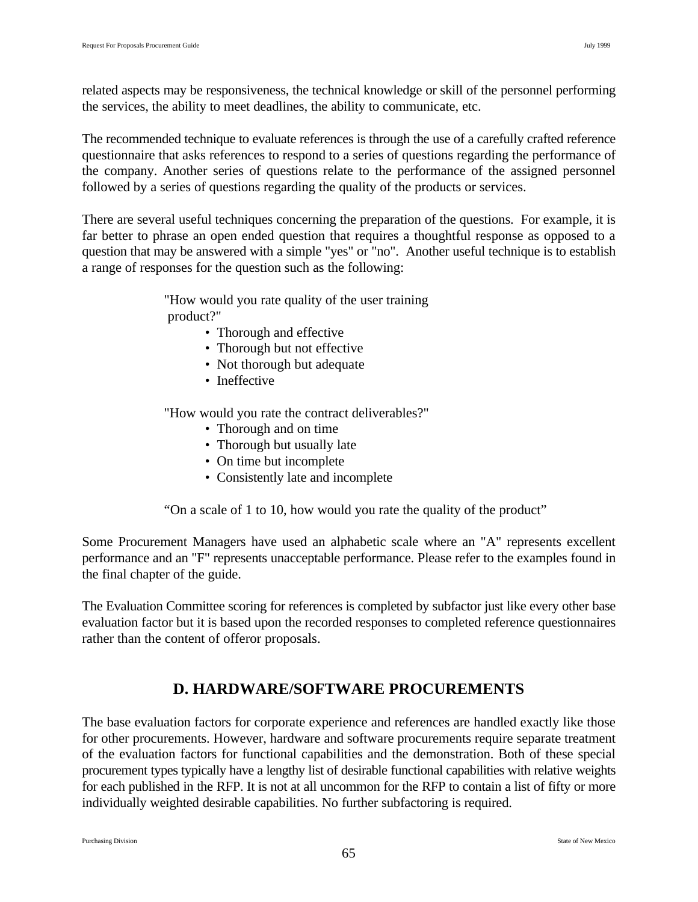related aspects may be responsiveness, the technical knowledge or skill of the personnel performing the services, the ability to meet deadlines, the ability to communicate, etc.

The recommended technique to evaluate references is through the use of a carefully crafted reference questionnaire that asks references to respond to a series of questions regarding the performance of the company. Another series of questions relate to the performance of the assigned personnel followed by a series of questions regarding the quality of the products or services.

There are several useful techniques concerning the preparation of the questions. For example, it is far better to phrase an open ended question that requires a thoughtful response as opposed to a question that may be answered with a simple "yes" or "no". Another useful technique is to establish a range of responses for the question such as the following:

> "How would you rate quality of the user training product?"
> - Thorough and effective
> - Thorough but not effective
> - Not thorough but adequate
> - Ineffective
>
> "How would you rate the contract deliverables?"
> - Thorough and on time
> - Thorough but usually late
> - On time but incomplete
> - Consistently late and incomplete
>
> "On a scale of 1 to 10, how would you rate the quality of the product"

Some Procurement Managers have used an alphabetic scale where an "A" represents excellent performance and an "F" represents unacceptable performance. Please refer to the examples found in the final chapter of the guide.

The Evaluation Committee scoring for references is completed by subfactor just like every other base evaluation factor but it is based upon the recorded responses to completed reference questionnaires rather than the content of offeror proposals.

## D. HARDWARE/SOFTWARE PROCUREMENTS

The base evaluation factors for corporate experience and references are handled exactly like those for other procurements. However, hardware and software procurements require separate treatment of the evaluation factors for functional capabilities and the demonstration. Both of these special procurement types typically have a lengthy list of desirable functional capabilities with relative weights for each published in the RFP. It is not at all uncommon for the RFP to contain a list of fifty or more individually weighted desirable capabilities. No further subfactoring is required.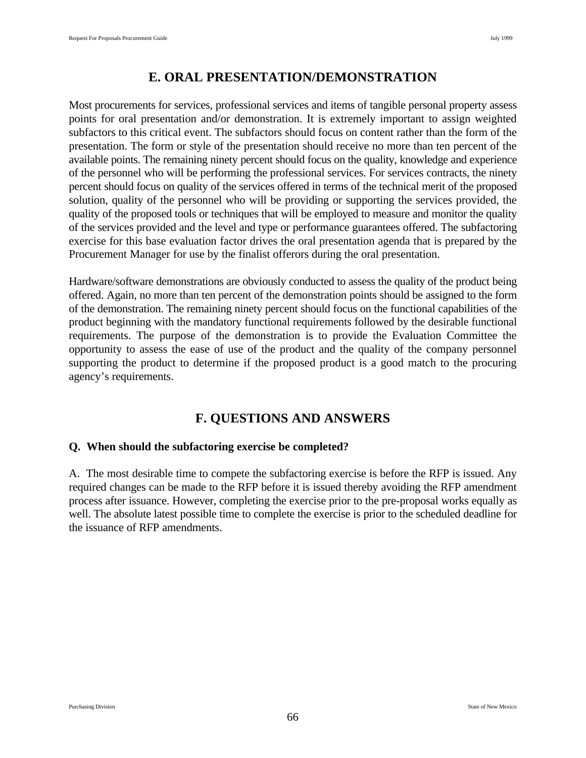## E. ORAL PRESENTATION/DEMONSTRATION

Most procurements for services, professional services and items of tangible personal property assess points for oral presentation and/or demonstration. It is extremely important to assign weighted subfactors to this critical event. The subfactors should focus on content rather than the form of the presentation. The form or style of the presentation should receive no more than ten percent of the available points. The remaining ninety percent should focus on the quality, knowledge and experience of the personnel who will be performing the professional services. For services contracts, the ninety percent should focus on quality of the services offered in terms of the technical merit of the proposed solution, quality of the personnel who will be providing or supporting the services provided, the quality of the proposed tools or techniques that will be employed to measure and monitor the quality of the services provided and the level and type or performance guarantees offered. The subfactoring exercise for this base evaluation factor drives the oral presentation agenda that is prepared by the Procurement Manager for use by the finalist offerors during the oral presentation.

Hardware/software demonstrations are obviously conducted to assess the quality of the product being offered. Again, no more than ten percent of the demonstration points should be assigned to the form of the demonstration. The remaining ninety percent should focus on the functional capabilities of the product beginning with the mandatory functional requirements followed by the desirable functional requirements. The purpose of the demonstration is to provide the Evaluation Committee the opportunity to assess the ease of use of the product and the quality of the company personnel supporting the product to determine if the proposed product is a good match to the procuring agency's requirements.

## F. QUESTIONS AND ANSWERS

**Q. When should the subfactoring exercise be completed?**

A. The most desirable time to compete the subfactoring exercise is before the RFP is issued. Any required changes can be made to the RFP before it is issued thereby avoiding the RFP amendment process after issuance. However, completing the exercise prior to the pre-proposal works equally as well. The absolute latest possible time to complete the exercise is prior to the scheduled deadline for the issuance of RFP amendments.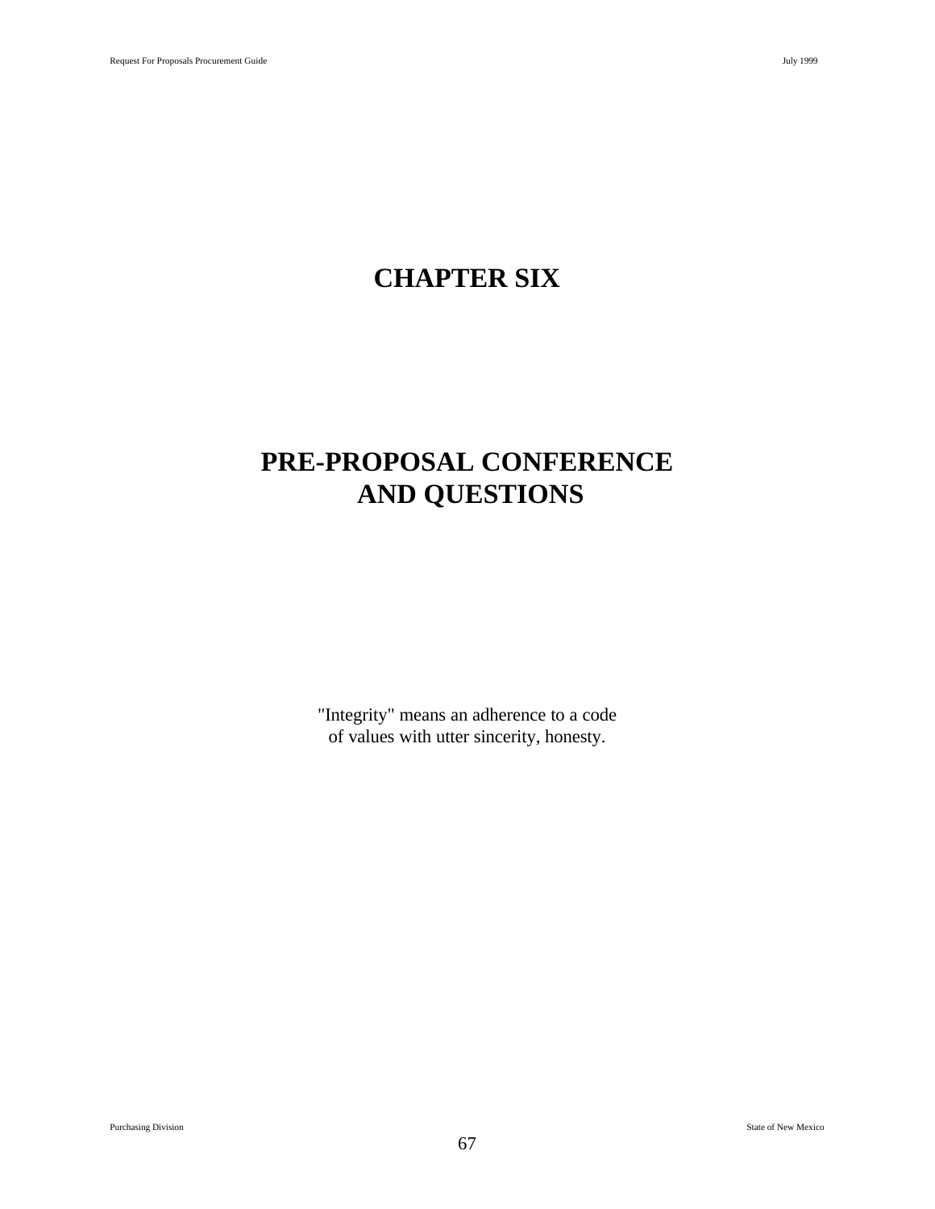# CHAPTER SIX

# PRE-PROPOSAL CONFERENCE AND QUESTIONS

"Integrity" means an adherence to a code
of values with utter sincerity, honesty.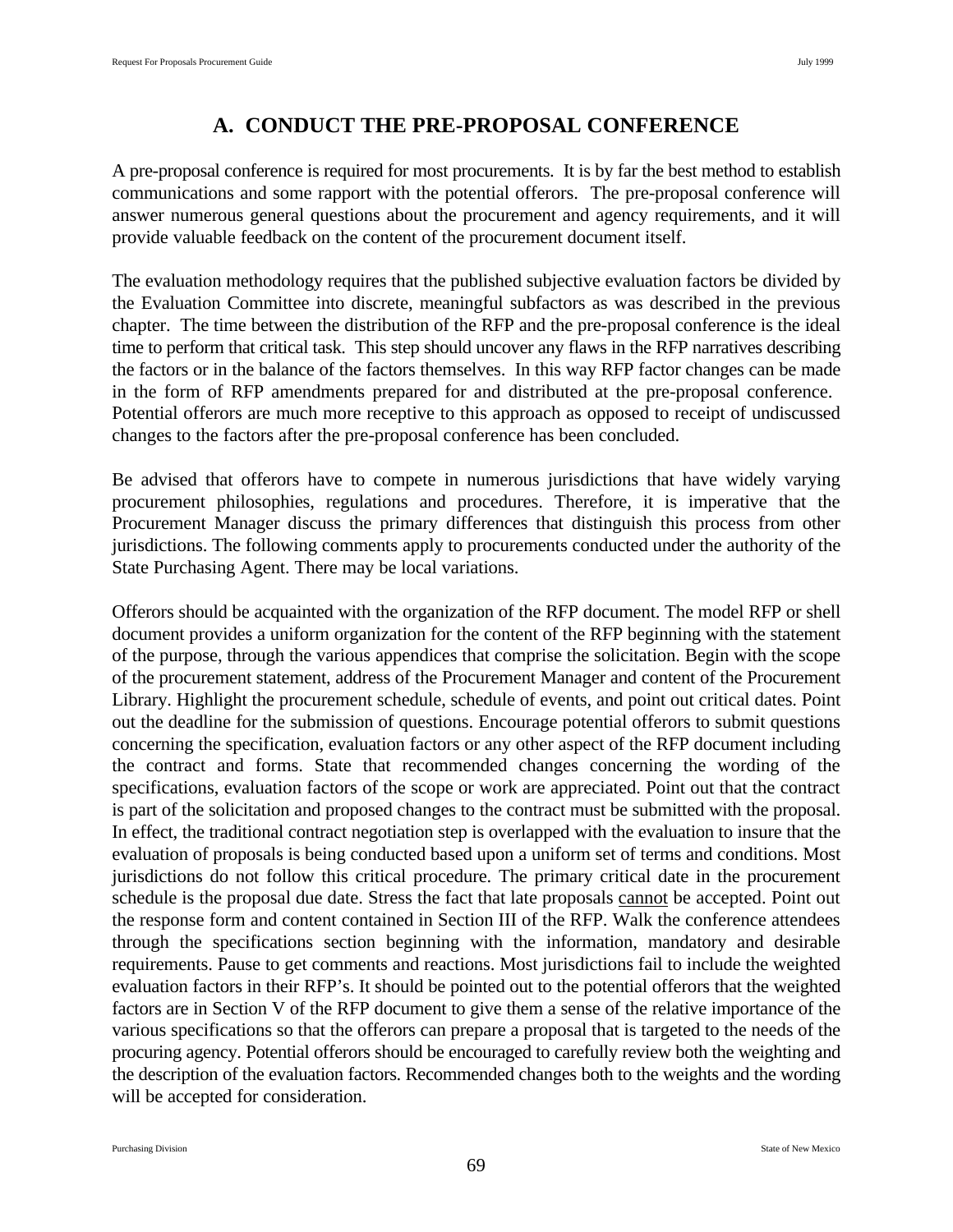# A. CONDUCT THE PRE-PROPOSAL CONFERENCE

A pre-proposal conference is required for most procurements. It is by far the best method to establish communications and some rapport with the potential offerors. The pre-proposal conference will answer numerous general questions about the procurement and agency requirements, and it will provide valuable feedback on the content of the procurement document itself.

The evaluation methodology requires that the published subjective evaluation factors be divided by the Evaluation Committee into discrete, meaningful subfactors as was described in the previous chapter. The time between the distribution of the RFP and the pre-proposal conference is the ideal time to perform that critical task. This step should uncover any flaws in the RFP narratives describing the factors or in the balance of the factors themselves. In this way RFP factor changes can be made in the form of RFP amendments prepared for and distributed at the pre-proposal conference. Potential offerors are much more receptive to this approach as opposed to receipt of undiscussed changes to the factors after the pre-proposal conference has been concluded.

Be advised that offerors have to compete in numerous jurisdictions that have widely varying procurement philosophies, regulations and procedures. Therefore, it is imperative that the Procurement Manager discuss the primary differences that distinguish this process from other jurisdictions. The following comments apply to procurements conducted under the authority of the State Purchasing Agent. There may be local variations.

Offerors should be acquainted with the organization of the RFP document. The model RFP or shell document provides a uniform organization for the content of the RFP beginning with the statement of the purpose, through the various appendices that comprise the solicitation. Begin with the scope of the procurement statement, address of the Procurement Manager and content of the Procurement Library. Highlight the procurement schedule, schedule of events, and point out critical dates. Point out the deadline for the submission of questions. Encourage potential offerors to submit questions concerning the specification, evaluation factors or any other aspect of the RFP document including the contract and forms. State that recommended changes concerning the wording of the specifications, evaluation factors of the scope or work are appreciated. Point out that the contract is part of the solicitation and proposed changes to the contract must be submitted with the proposal. In effect, the traditional contract negotiation step is overlapped with the evaluation to insure that the evaluation of proposals is being conducted based upon a uniform set of terms and conditions. Most jurisdictions do not follow this critical procedure. The primary critical date in the procurement schedule is the proposal due date. Stress the fact that late proposals <u>cannot</u> be accepted. Point out the response form and content contained in Section III of the RFP. Walk the conference attendees through the specifications section beginning with the information, mandatory and desirable requirements. Pause to get comments and reactions. Most jurisdictions fail to include the weighted evaluation factors in their RFP's. It should be pointed out to the potential offerors that the weighted factors are in Section V of the RFP document to give them a sense of the relative importance of the various specifications so that the offerors can prepare a proposal that is targeted to the needs of the procuring agency. Potential offerors should be encouraged to carefully review both the weighting and the description of the evaluation factors. Recommended changes both to the weights and the wording will be accepted for consideration.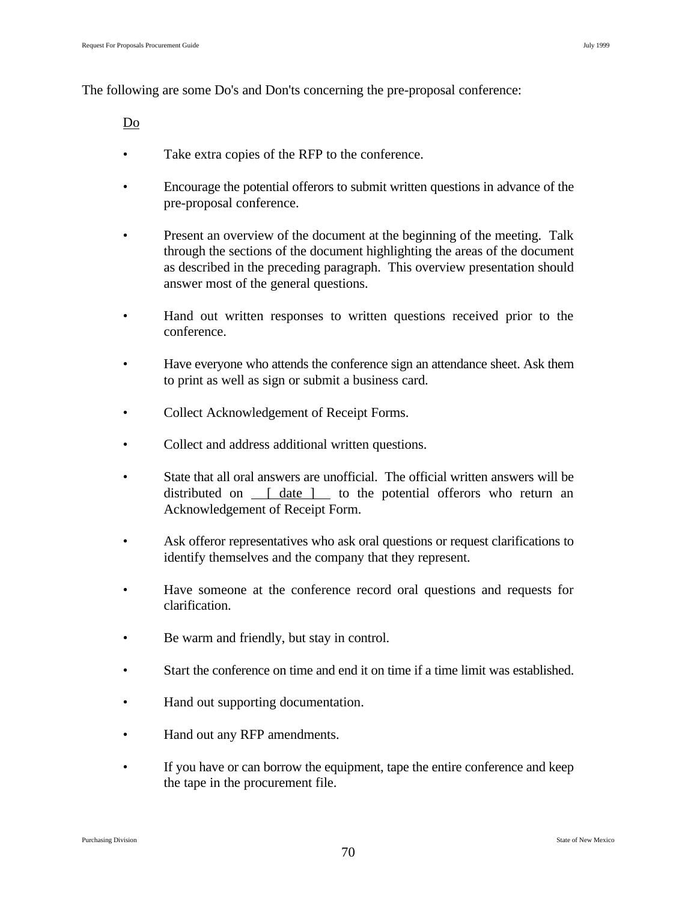The following are some Do's and Don'ts concerning the pre-proposal conference:

Do

- Take extra copies of the RFP to the conference.
- Encourage the potential offerors to submit written questions in advance of the pre-proposal conference.
- Present an overview of the document at the beginning of the meeting. Talk through the sections of the document highlighting the areas of the document as described in the preceding paragraph. This overview presentation should answer most of the general questions.
- Hand out written responses to written questions received prior to the conference.
- Have everyone who attends the conference sign an attendance sheet. Ask them to print as well as sign or submit a business card.
- Collect Acknowledgement of Receipt Forms.
- Collect and address additional written questions.
- State that all oral answers are unofficial. The official written answers will be distributed on [ date ] to the potential offerors who return an Acknowledgement of Receipt Form.
- Ask offeror representatives who ask oral questions or request clarifications to identify themselves and the company that they represent.
- Have someone at the conference record oral questions and requests for clarification.
- Be warm and friendly, but stay in control.
- Start the conference on time and end it on time if a time limit was established.
- Hand out supporting documentation.
- Hand out any RFP amendments.
- If you have or can borrow the equipment, tape the entire conference and keep the tape in the procurement file.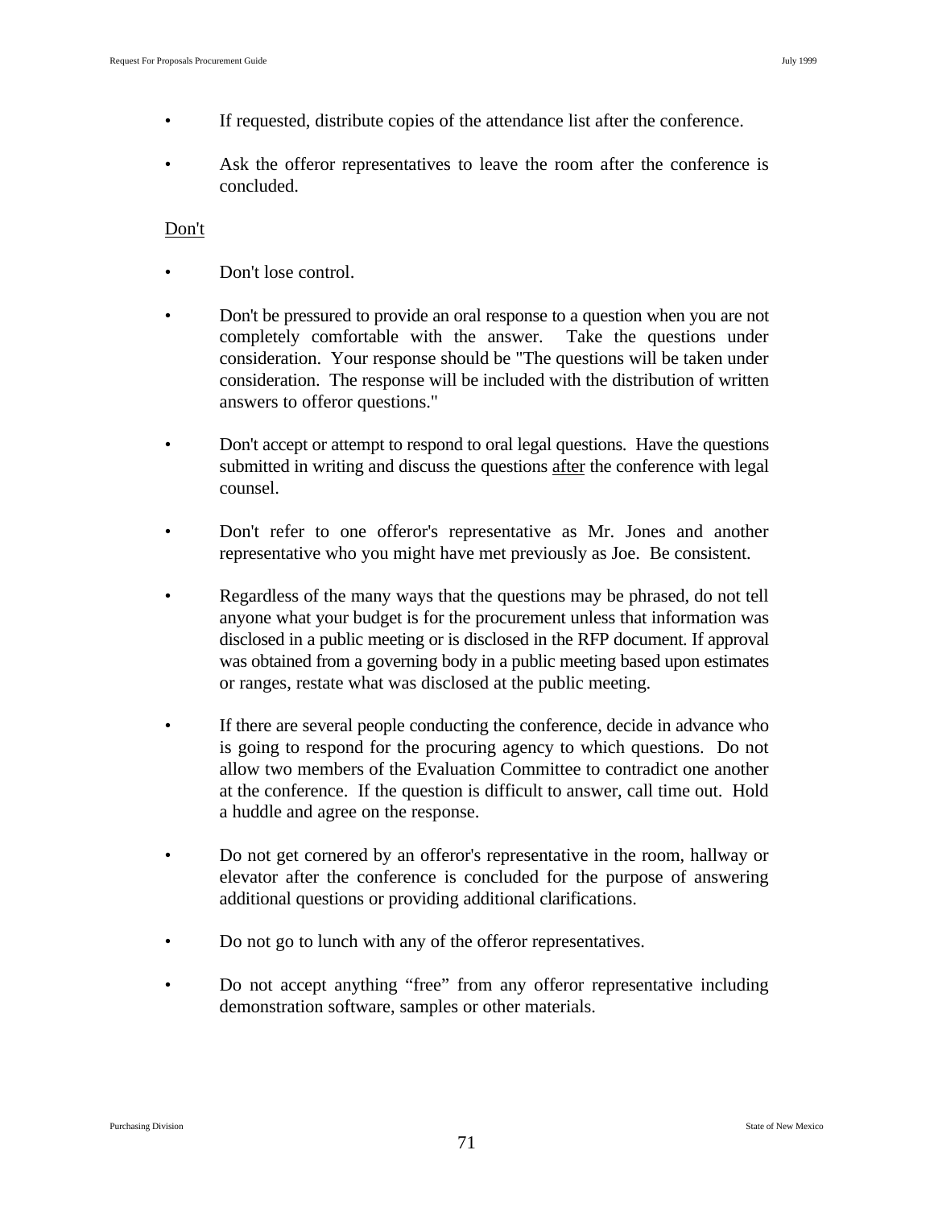- If requested, distribute copies of the attendance list after the conference.

- Ask the offeror representatives to leave the room after the conference is concluded.

Don't

- Don't lose control.

- Don't be pressured to provide an oral response to a question when you are not completely comfortable with the answer. Take the questions under consideration. Your response should be "The questions will be taken under consideration. The response will be included with the distribution of written answers to offeror questions."

- Don't accept or attempt to respond to oral legal questions. Have the questions submitted in writing and discuss the questions after the conference with legal counsel.

- Don't refer to one offeror's representative as Mr. Jones and another representative who you might have met previously as Joe. Be consistent.

- Regardless of the many ways that the questions may be phrased, do not tell anyone what your budget is for the procurement unless that information was disclosed in a public meeting or is disclosed in the RFP document. If approval was obtained from a governing body in a public meeting based upon estimates or ranges, restate what was disclosed at the public meeting.

- If there are several people conducting the conference, decide in advance who is going to respond for the procuring agency to which questions. Do not allow two members of the Evaluation Committee to contradict one another at the conference. If the question is difficult to answer, call time out. Hold a huddle and agree on the response.

- Do not get cornered by an offeror's representative in the room, hallway or elevator after the conference is concluded for the purpose of answering additional questions or providing additional clarifications.

- Do not go to lunch with any of the offeror representatives.

- Do not accept anything "free" from any offeror representative including demonstration software, samples or other materials.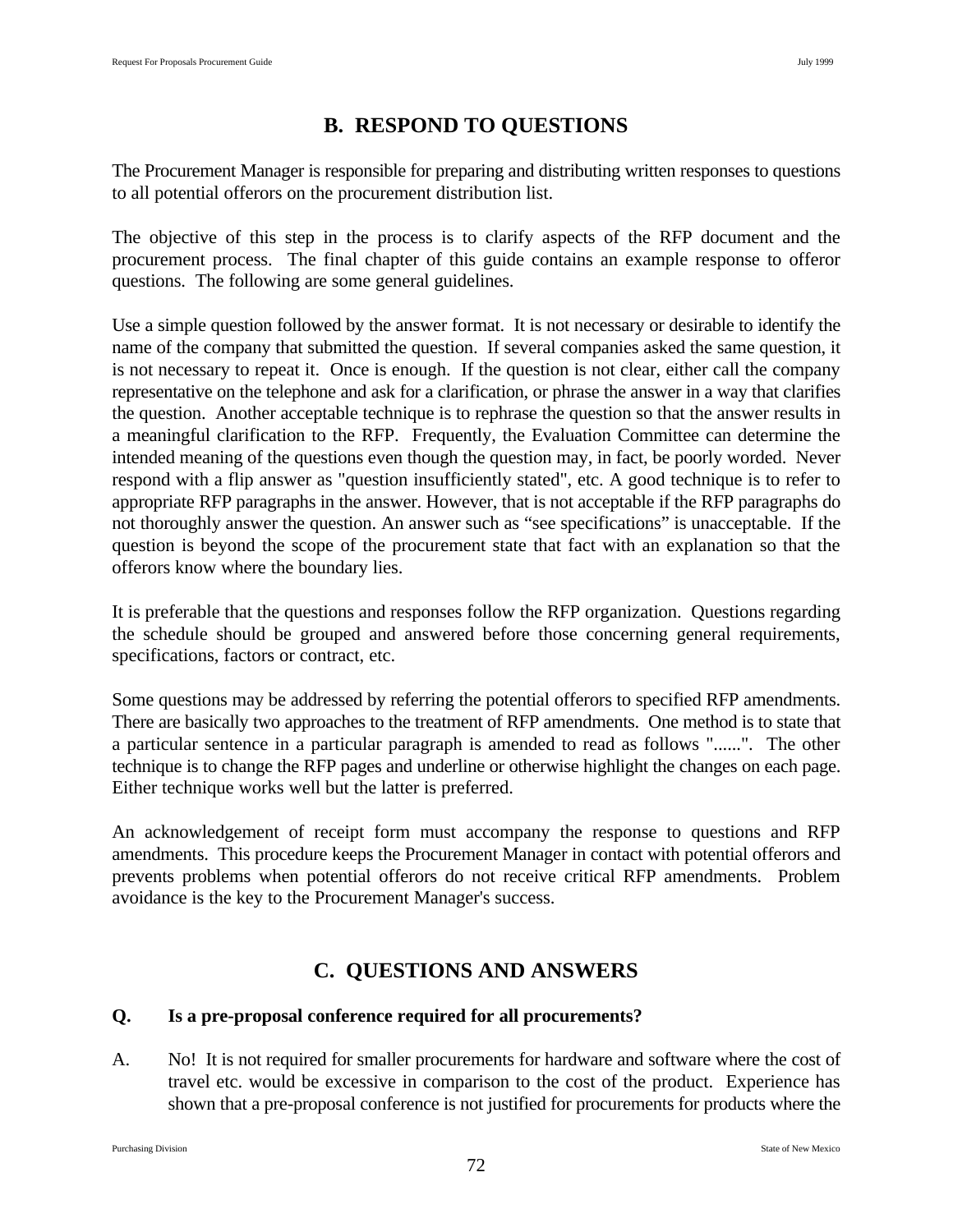## B. RESPOND TO QUESTIONS

The Procurement Manager is responsible for preparing and distributing written responses to questions to all potential offerors on the procurement distribution list.

The objective of this step in the process is to clarify aspects of the RFP document and the procurement process. The final chapter of this guide contains an example response to offeror questions. The following are some general guidelines.

Use a simple question followed by the answer format. It is not necessary or desirable to identify the name of the company that submitted the question. If several companies asked the same question, it is not necessary to repeat it. Once is enough. If the question is not clear, either call the company representative on the telephone and ask for a clarification, or phrase the answer in a way that clarifies the question. Another acceptable technique is to rephrase the question so that the answer results in a meaningful clarification to the RFP. Frequently, the Evaluation Committee can determine the intended meaning of the questions even though the question may, in fact, be poorly worded. Never respond with a flip answer as "question insufficiently stated", etc. A good technique is to refer to appropriate RFP paragraphs in the answer. However, that is not acceptable if the RFP paragraphs do not thoroughly answer the question. An answer such as "see specifications" is unacceptable. If the question is beyond the scope of the procurement state that fact with an explanation so that the offerors know where the boundary lies.

It is preferable that the questions and responses follow the RFP organization. Questions regarding the schedule should be grouped and answered before those concerning general requirements, specifications, factors or contract, etc.

Some questions may be addressed by referring the potential offerors to specified RFP amendments. There are basically two approaches to the treatment of RFP amendments. One method is to state that a particular sentence in a particular paragraph is amended to read as follows "......". The other technique is to change the RFP pages and underline or otherwise highlight the changes on each page. Either technique works well but the latter is preferred.

An acknowledgement of receipt form must accompany the response to questions and RFP amendments. This procedure keeps the Procurement Manager in contact with potential offerors and prevents problems when potential offerors do not receive critical RFP amendments. Problem avoidance is the key to the Procurement Manager's success.

## C. QUESTIONS AND ANSWERS

**Q. Is a pre-proposal conference required for all procurements?**

A. No! It is not required for smaller procurements for hardware and software where the cost of travel etc. would be excessive in comparison to the cost of the product. Experience has shown that a pre-proposal conference is not justified for procurements for products where the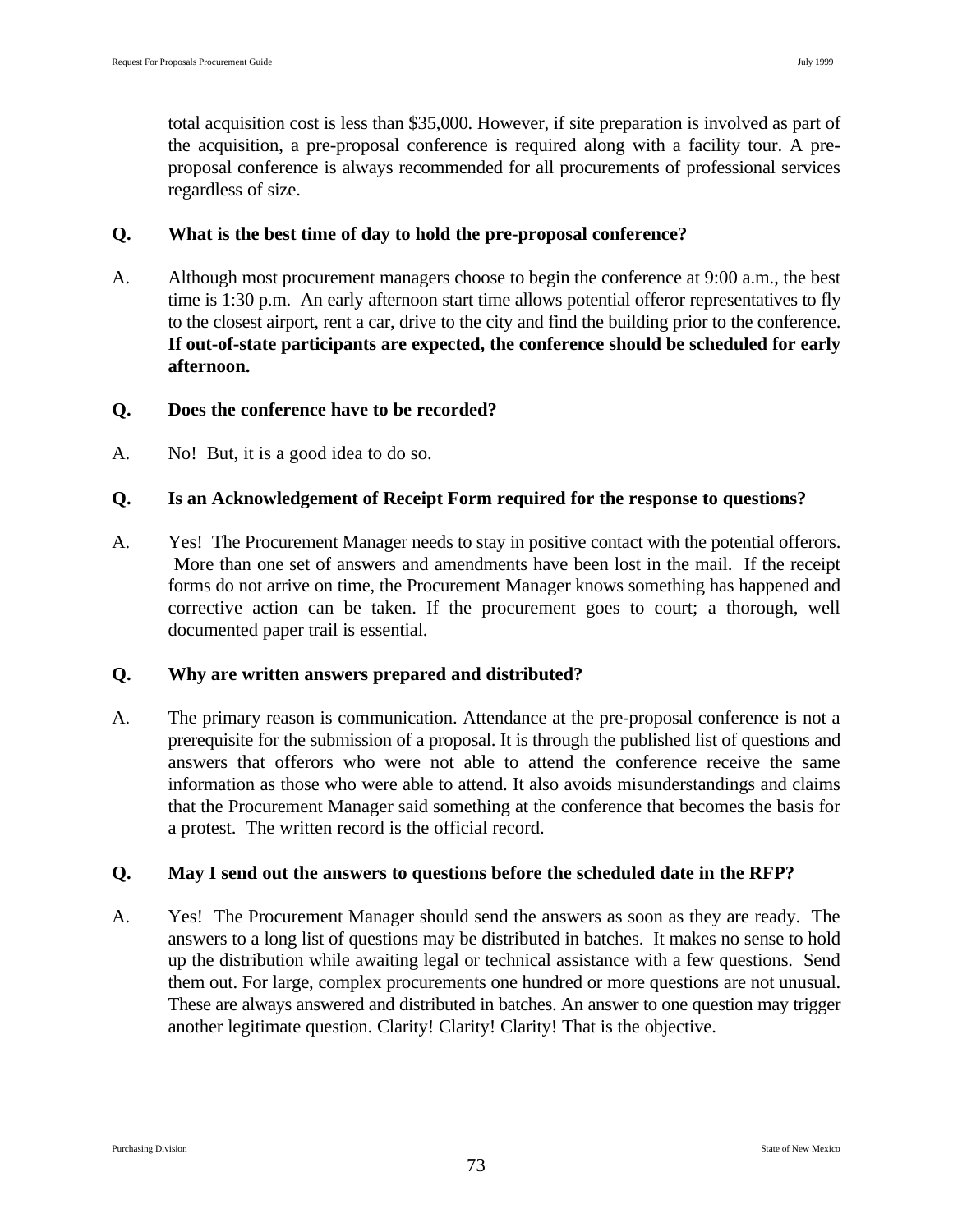total acquisition cost is less than $35,000. However, if site preparation is involved as part of the acquisition, a pre-proposal conference is required along with a facility tour. A pre-proposal conference is always recommended for all procurements of professional services regardless of size.

**Q. What is the best time of day to hold the pre-proposal conference?**

A. Although most procurement managers choose to begin the conference at 9:00 a.m., the best time is 1:30 p.m. An early afternoon start time allows potential offeror representatives to fly to the closest airport, rent a car, drive to the city and find the building prior to the conference. **If out-of-state participants are expected, the conference should be scheduled for early afternoon.**

**Q. Does the conference have to be recorded?**

A. No! But, it is a good idea to do so.

**Q. Is an Acknowledgement of Receipt Form required for the response to questions?**

A. Yes! The Procurement Manager needs to stay in positive contact with the potential offerors. More than one set of answers and amendments have been lost in the mail. If the receipt forms do not arrive on time, the Procurement Manager knows something has happened and corrective action can be taken. If the procurement goes to court; a thorough, well documented paper trail is essential.

**Q. Why are written answers prepared and distributed?**

A. The primary reason is communication. Attendance at the pre-proposal conference is not a prerequisite for the submission of a proposal. It is through the published list of questions and answers that offerors who were not able to attend the conference receive the same information as those who were able to attend. It also avoids misunderstandings and claims that the Procurement Manager said something at the conference that becomes the basis for a protest. The written record is the official record.

**Q. May I send out the answers to questions before the scheduled date in the RFP?**

A. Yes! The Procurement Manager should send the answers as soon as they are ready. The answers to a long list of questions may be distributed in batches. It makes no sense to hold up the distribution while awaiting legal or technical assistance with a few questions. Send them out. For large, complex procurements one hundred or more questions are not unusual. These are always answered and distributed in batches. An answer to one question may trigger another legitimate question. Clarity! Clarity! Clarity! That is the objective.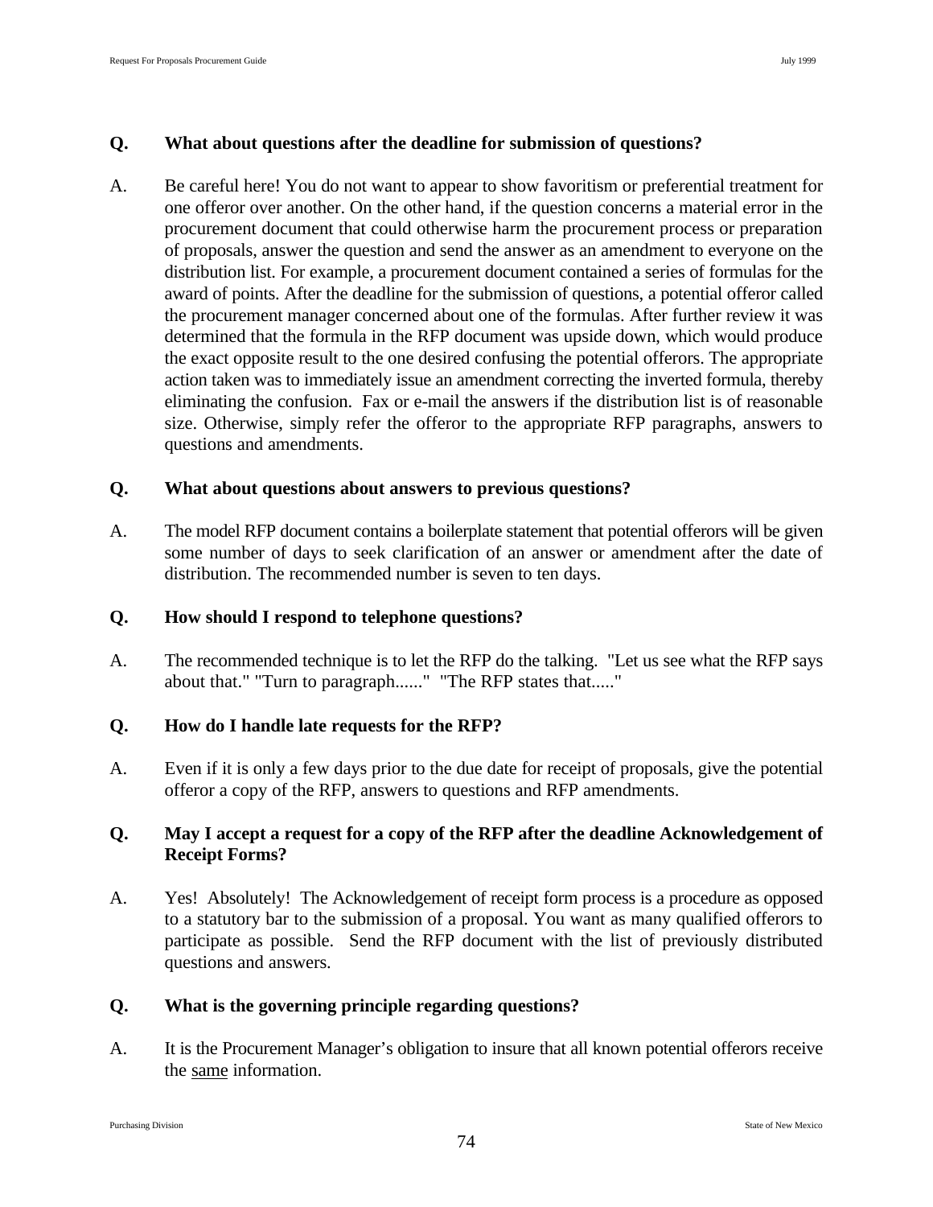**Q. What about questions after the deadline for submission of questions?**

A. Be careful here! You do not want to appear to show favoritism or preferential treatment for one offeror over another. On the other hand, if the question concerns a material error in the procurement document that could otherwise harm the procurement process or preparation of proposals, answer the question and send the answer as an amendment to everyone on the distribution list. For example, a procurement document contained a series of formulas for the award of points. After the deadline for the submission of questions, a potential offeror called the procurement manager concerned about one of the formulas. After further review it was determined that the formula in the RFP document was upside down, which would produce the exact opposite result to the one desired confusing the potential offerors. The appropriate action taken was to immediately issue an amendment correcting the inverted formula, thereby eliminating the confusion. Fax or e-mail the answers if the distribution list is of reasonable size. Otherwise, simply refer the offeror to the appropriate RFP paragraphs, answers to questions and amendments.

**Q. What about questions about answers to previous questions?**

A. The model RFP document contains a boilerplate statement that potential offerors will be given some number of days to seek clarification of an answer or amendment after the date of distribution. The recommended number is seven to ten days.

**Q. How should I respond to telephone questions?**

A. The recommended technique is to let the RFP do the talking. "Let us see what the RFP says about that." "Turn to paragraph......" "The RFP states that....."

**Q. How do I handle late requests for the RFP?**

A. Even if it is only a few days prior to the due date for receipt of proposals, give the potential offeror a copy of the RFP, answers to questions and RFP amendments.

**Q. May I accept a request for a copy of the RFP after the deadline Acknowledgement of Receipt Forms?**

A. Yes! Absolutely! The Acknowledgement of receipt form process is a procedure as opposed to a statutory bar to the submission of a proposal. You want as many qualified offerors to participate as possible. Send the RFP document with the list of previously distributed questions and answers.

**Q. What is the governing principle regarding questions?**

A. It is the Procurement Manager's obligation to insure that all known potential offerors receive the same information.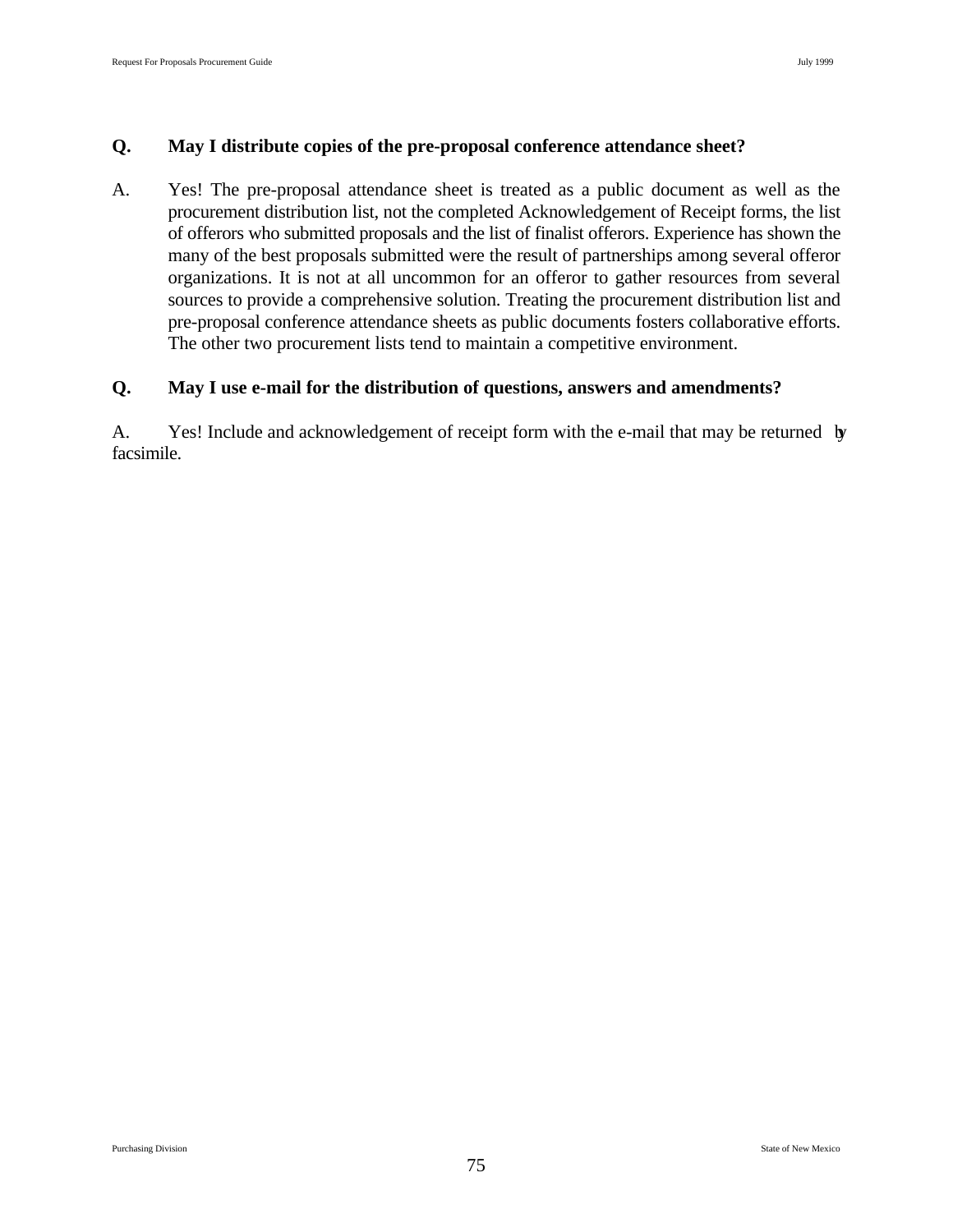**Q. May I distribute copies of the pre-proposal conference attendance sheet?**

A. Yes! The pre-proposal attendance sheet is treated as a public document as well as the procurement distribution list, not the completed Acknowledgement of Receipt forms, the list of offerors who submitted proposals and the list of finalist offerors. Experience has shown the many of the best proposals submitted were the result of partnerships among several offeror organizations. It is not at all uncommon for an offeror to gather resources from several sources to provide a comprehensive solution. Treating the procurement distribution list and pre-proposal conference attendance sheets as public documents fosters collaborative efforts. The other two procurement lists tend to maintain a competitive environment.

**Q. May I use e-mail for the distribution of questions, answers and amendments?**

A. Yes! Include and acknowledgement of receipt form with the e-mail that may be returned by facsimile.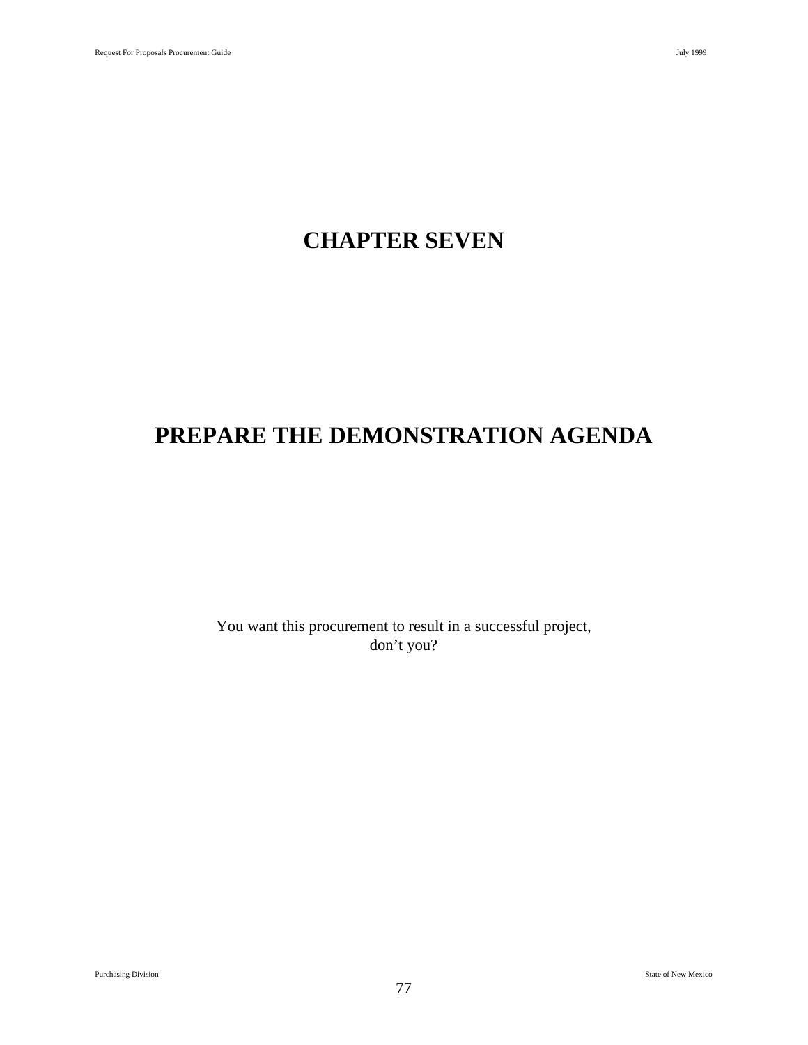# CHAPTER SEVEN

# PREPARE THE DEMONSTRATION AGENDA

You want this procurement to result in a successful project, don't you?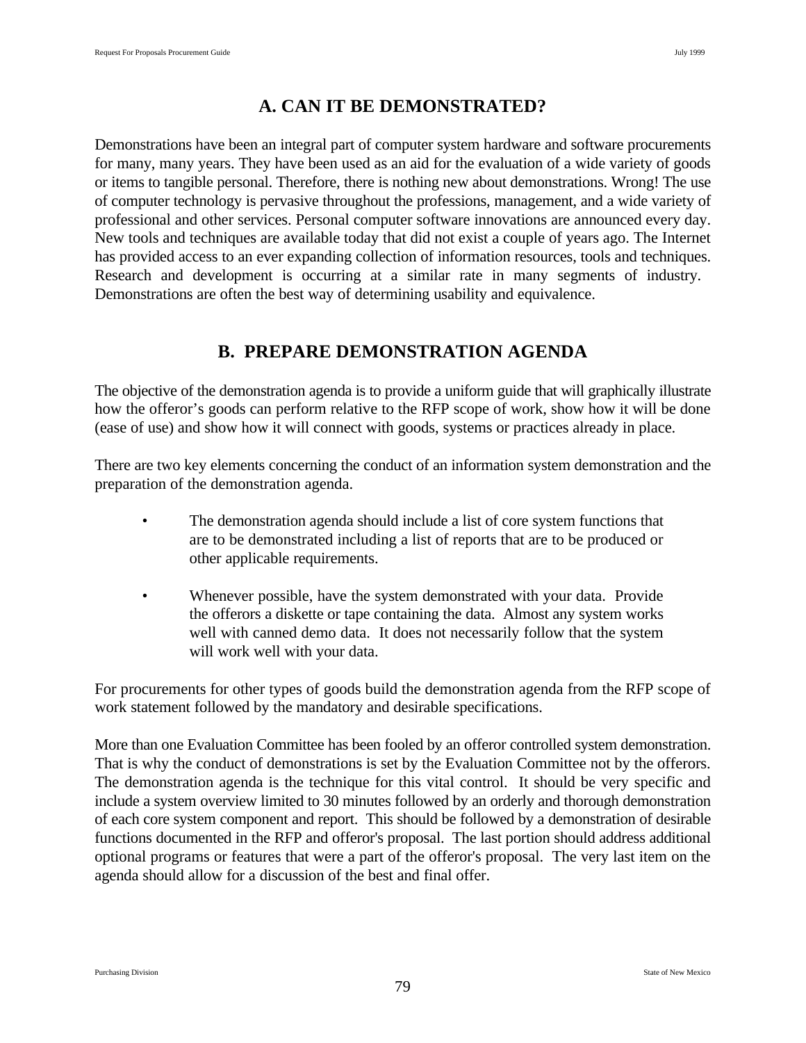## A. CAN IT BE DEMONSTRATED?

Demonstrations have been an integral part of computer system hardware and software procurements for many, many years. They have been used as an aid for the evaluation of a wide variety of goods or items to tangible personal. Therefore, there is nothing new about demonstrations. Wrong! The use of computer technology is pervasive throughout the professions, management, and a wide variety of professional and other services. Personal computer software innovations are announced every day. New tools and techniques are available today that did not exist a couple of years ago. The Internet has provided access to an ever expanding collection of information resources, tools and techniques. Research and development is occurring at a similar rate in many segments of industry. Demonstrations are often the best way of determining usability and equivalence.

## B. PREPARE DEMONSTRATION AGENDA

The objective of the demonstration agenda is to provide a uniform guide that will graphically illustrate how the offeror's goods can perform relative to the RFP scope of work, show how it will be done (ease of use) and show how it will connect with goods, systems or practices already in place.

There are two key elements concerning the conduct of an information system demonstration and the preparation of the demonstration agenda.

- The demonstration agenda should include a list of core system functions that are to be demonstrated including a list of reports that are to be produced or other applicable requirements.

- Whenever possible, have the system demonstrated with your data. Provide the offerors a diskette or tape containing the data. Almost any system works well with canned demo data. It does not necessarily follow that the system will work well with your data.

For procurements for other types of goods build the demonstration agenda from the RFP scope of work statement followed by the mandatory and desirable specifications.

More than one Evaluation Committee has been fooled by an offeror controlled system demonstration. That is why the conduct of demonstrations is set by the Evaluation Committee not by the offerors. The demonstration agenda is the technique for this vital control. It should be very specific and include a system overview limited to 30 minutes followed by an orderly and thorough demonstration of each core system component and report. This should be followed by a demonstration of desirable functions documented in the RFP and offeror's proposal. The last portion should address additional optional programs or features that were a part of the offeror's proposal. The very last item on the agenda should allow for a discussion of the best and final offer.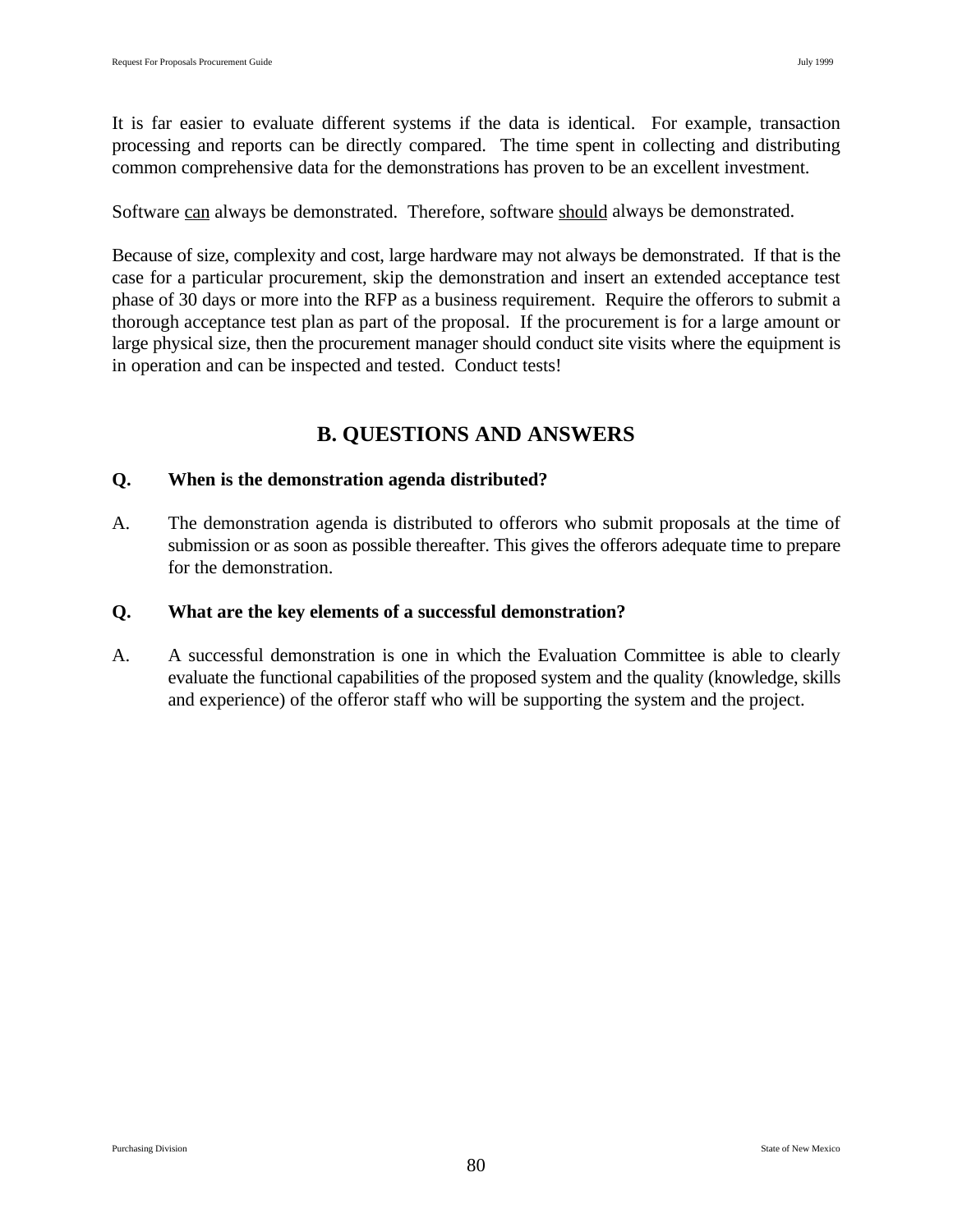It is far easier to evaluate different systems if the data is identical. For example, transaction processing and reports can be directly compared. The time spent in collecting and distributing common comprehensive data for the demonstrations has proven to be an excellent investment.

Software can always be demonstrated. Therefore, software should always be demonstrated.

Because of size, complexity and cost, large hardware may not always be demonstrated. If that is the case for a particular procurement, skip the demonstration and insert an extended acceptance test phase of 30 days or more into the RFP as a business requirement. Require the offerors to submit a thorough acceptance test plan as part of the proposal. If the procurement is for a large amount or large physical size, then the procurement manager should conduct site visits where the equipment is in operation and can be inspected and tested. Conduct tests!

## B. QUESTIONS AND ANSWERS

**Q. When is the demonstration agenda distributed?**

A. The demonstration agenda is distributed to offerors who submit proposals at the time of submission or as soon as possible thereafter. This gives the offerors adequate time to prepare for the demonstration.

**Q. What are the key elements of a successful demonstration?**

A. A successful demonstration is one in which the Evaluation Committee is able to clearly evaluate the functional capabilities of the proposed system and the quality (knowledge, skills and experience) of the offeror staff who will be supporting the system and the project.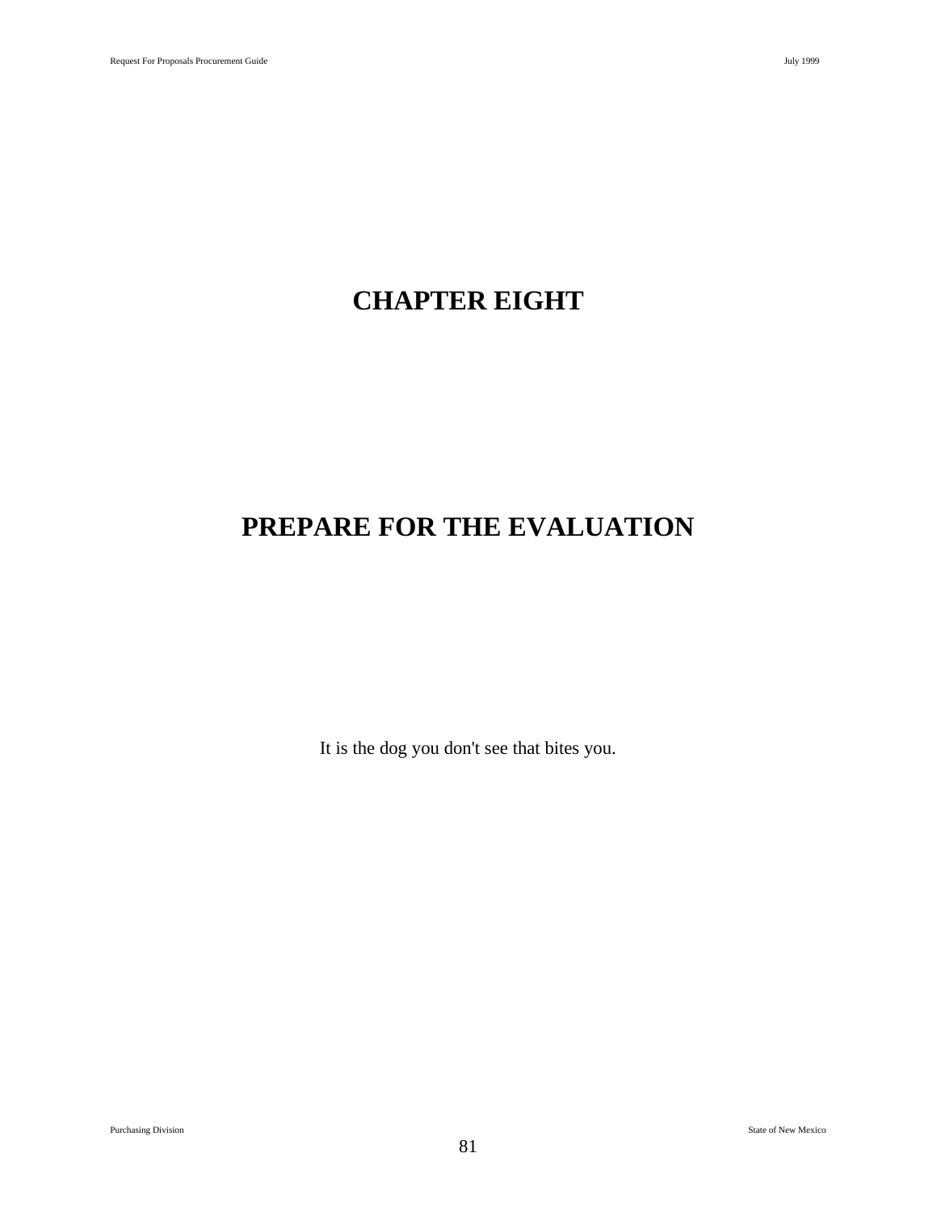# CHAPTER EIGHT

# PREPARE FOR THE EVALUATION

It is the dog you don't see that bites you.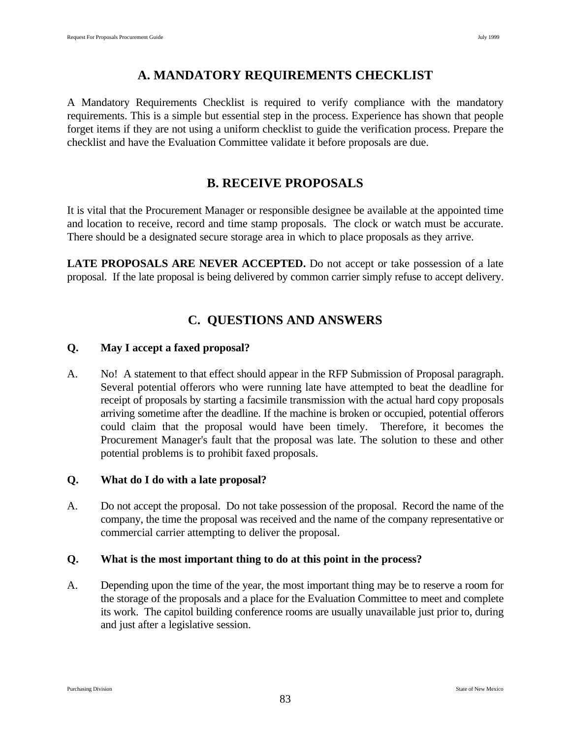## A. MANDATORY REQUIREMENTS CHECKLIST

A Mandatory Requirements Checklist is required to verify compliance with the mandatory requirements. This is a simple but essential step in the process. Experience has shown that people forget items if they are not using a uniform checklist to guide the verification process. Prepare the checklist and have the Evaluation Committee validate it before proposals are due.

## B. RECEIVE PROPOSALS

It is vital that the Procurement Manager or responsible designee be available at the appointed time and location to receive, record and time stamp proposals. The clock or watch must be accurate. There should be a designated secure storage area in which to place proposals as they arrive.

**LATE PROPOSALS ARE NEVER ACCEPTED.** Do not accept or take possession of a late proposal. If the late proposal is being delivered by common carrier simply refuse to accept delivery.

## C. QUESTIONS AND ANSWERS

**Q. May I accept a faxed proposal?**

A. No! A statement to that effect should appear in the RFP Submission of Proposal paragraph. Several potential offerors who were running late have attempted to beat the deadline for receipt of proposals by starting a facsimile transmission with the actual hard copy proposals arriving sometime after the deadline. If the machine is broken or occupied, potential offerors could claim that the proposal would have been timely. Therefore, it becomes the Procurement Manager's fault that the proposal was late. The solution to these and other potential problems is to prohibit faxed proposals.

**Q. What do I do with a late proposal?**

A. Do not accept the proposal. Do not take possession of the proposal. Record the name of the company, the time the proposal was received and the name of the company representative or commercial carrier attempting to deliver the proposal.

**Q. What is the most important thing to do at this point in the process?**

A. Depending upon the time of the year, the most important thing may be to reserve a room for the storage of the proposals and a place for the Evaluation Committee to meet and complete its work. The capitol building conference rooms are usually unavailable just prior to, during and just after a legislative session.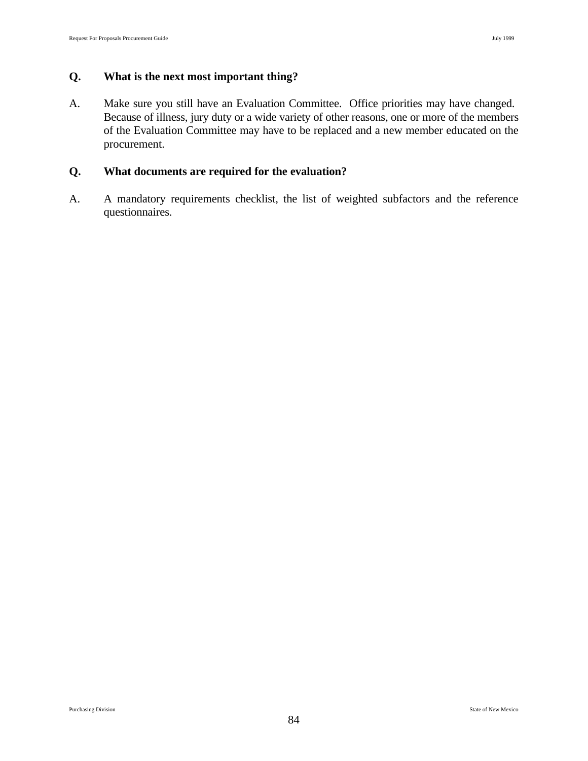**Q. What is the next most important thing?**

A. Make sure you still have an Evaluation Committee. Office priorities may have changed. Because of illness, jury duty or a wide variety of other reasons, one or more of the members of the Evaluation Committee may have to be replaced and a new member educated on the procurement.

**Q. What documents are required for the evaluation?**

A. A mandatory requirements checklist, the list of weighted subfactors and the reference questionnaires.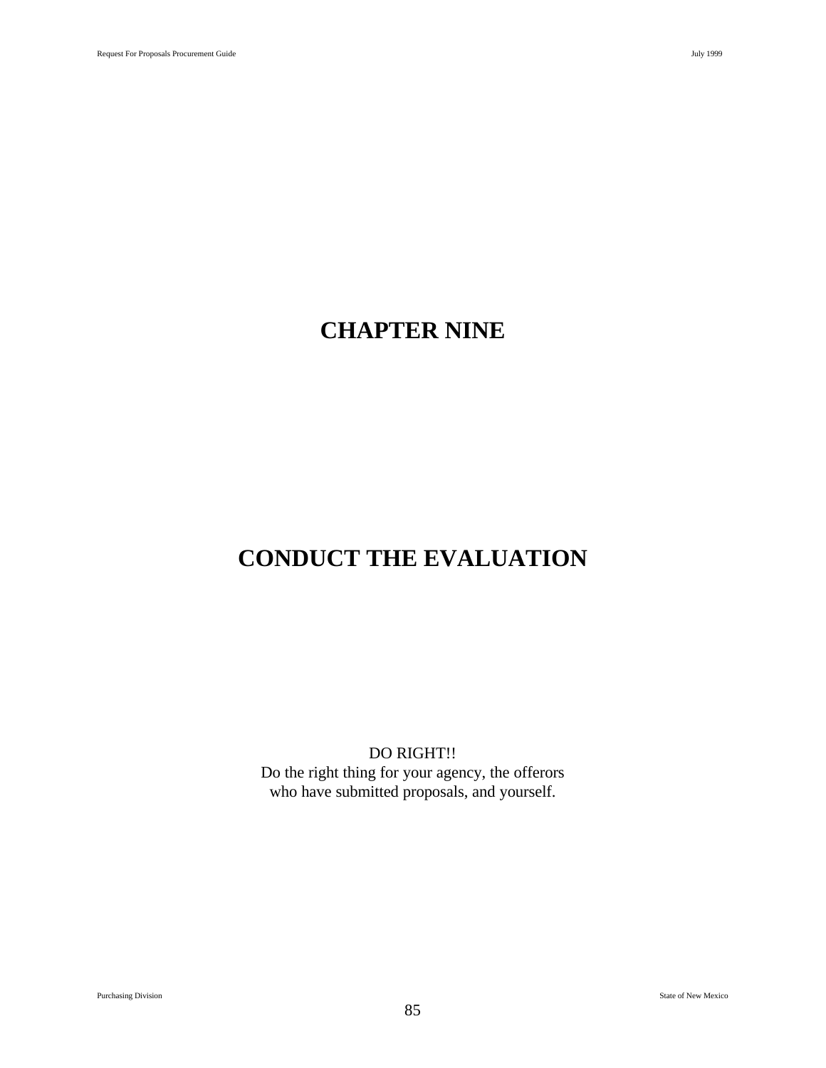# CHAPTER NINE

# CONDUCT THE EVALUATION

DO RIGHT!!
Do the right thing for your agency, the offerors
who have submitted proposals, and yourself.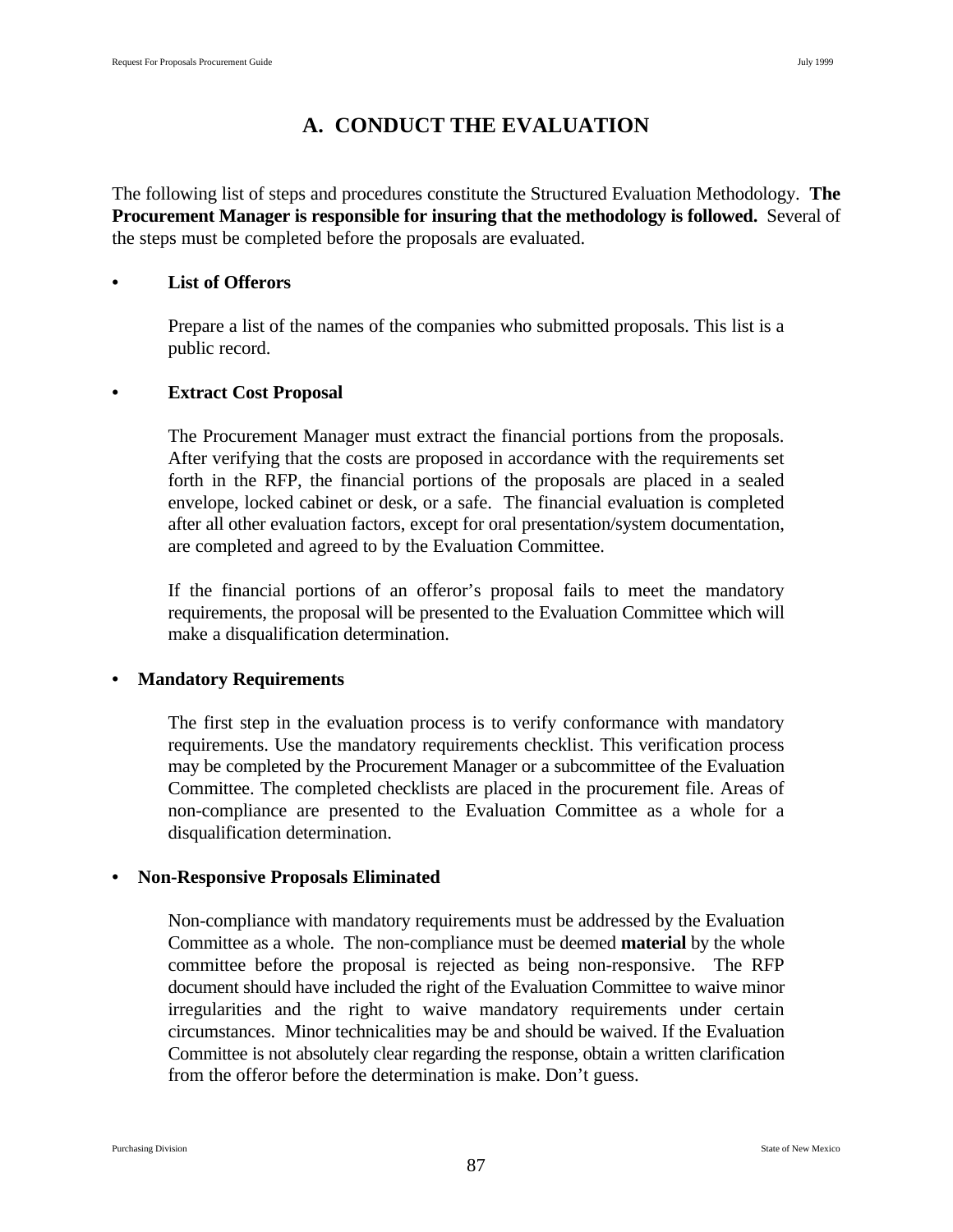# A. CONDUCT THE EVALUATION

The following list of steps and procedures constitute the Structured Evaluation Methodology. **The Procurement Manager is responsible for insuring that the methodology is followed.** Several of the steps must be completed before the proposals are evaluated.

- **List of Offerors**

  Prepare a list of the names of the companies who submitted proposals. This list is a public record.

- **Extract Cost Proposal**

  The Procurement Manager must extract the financial portions from the proposals. After verifying that the costs are proposed in accordance with the requirements set forth in the RFP, the financial portions of the proposals are placed in a sealed envelope, locked cabinet or desk, or a safe. The financial evaluation is completed after all other evaluation factors, except for oral presentation/system documentation, are completed and agreed to by the Evaluation Committee.

  If the financial portions of an offeror's proposal fails to meet the mandatory requirements, the proposal will be presented to the Evaluation Committee which will make a disqualification determination.

- **Mandatory Requirements**

  The first step in the evaluation process is to verify conformance with mandatory requirements. Use the mandatory requirements checklist. This verification process may be completed by the Procurement Manager or a subcommittee of the Evaluation Committee. The completed checklists are placed in the procurement file. Areas of non-compliance are presented to the Evaluation Committee as a whole for a disqualification determination.

- **Non-Responsive Proposals Eliminated**

  Non-compliance with mandatory requirements must be addressed by the Evaluation Committee as a whole. The non-compliance must be deemed **material** by the whole committee before the proposal is rejected as being non-responsive. The RFP document should have included the right of the Evaluation Committee to waive minor irregularities and the right to waive mandatory requirements under certain circumstances. Minor technicalities may be and should be waived. If the Evaluation Committee is not absolutely clear regarding the response, obtain a written clarification from the offeror before the determination is make. Don't guess.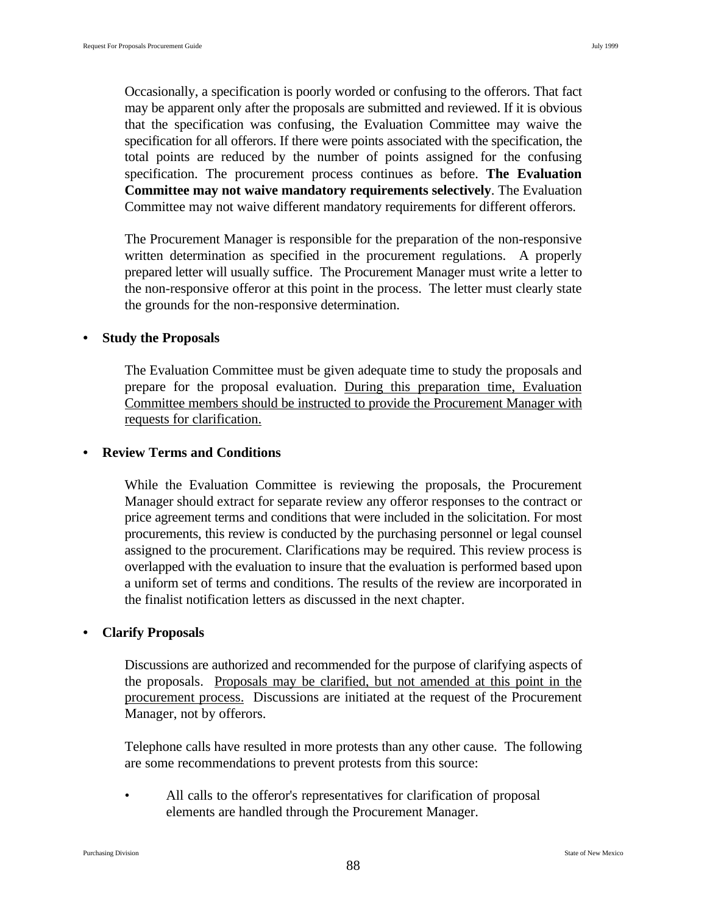Occasionally, a specification is poorly worded or confusing to the offerors. That fact may be apparent only after the proposals are submitted and reviewed. If it is obvious that the specification was confusing, the Evaluation Committee may waive the specification for all offerors. If there were points associated with the specification, the total points are reduced by the number of points assigned for the confusing specification. The procurement process continues as before. **The Evaluation Committee may not waive mandatory requirements selectively**. The Evaluation Committee may not waive different mandatory requirements for different offerors.

The Procurement Manager is responsible for the preparation of the non-responsive written determination as specified in the procurement regulations. A properly prepared letter will usually suffice. The Procurement Manager must write a letter to the non-responsive offeror at this point in the process. The letter must clearly state the grounds for the non-responsive determination.

- **Study the Proposals**

The Evaluation Committee must be given adequate time to study the proposals and prepare for the proposal evaluation. During this preparation time, Evaluation Committee members should be instructed to provide the Procurement Manager with requests for clarification.

- **Review Terms and Conditions**

While the Evaluation Committee is reviewing the proposals, the Procurement Manager should extract for separate review any offeror responses to the contract or price agreement terms and conditions that were included in the solicitation. For most procurements, this review is conducted by the purchasing personnel or legal counsel assigned to the procurement. Clarifications may be required. This review process is overlapped with the evaluation to insure that the evaluation is performed based upon a uniform set of terms and conditions. The results of the review are incorporated in the finalist notification letters as discussed in the next chapter.

- **Clarify Proposals**

Discussions are authorized and recommended for the purpose of clarifying aspects of the proposals. Proposals may be clarified, but not amended at this point in the procurement process. Discussions are initiated at the request of the Procurement Manager, not by offerors.

Telephone calls have resulted in more protests than any other cause. The following are some recommendations to prevent protests from this source:

- All calls to the offeror's representatives for clarification of proposal elements are handled through the Procurement Manager.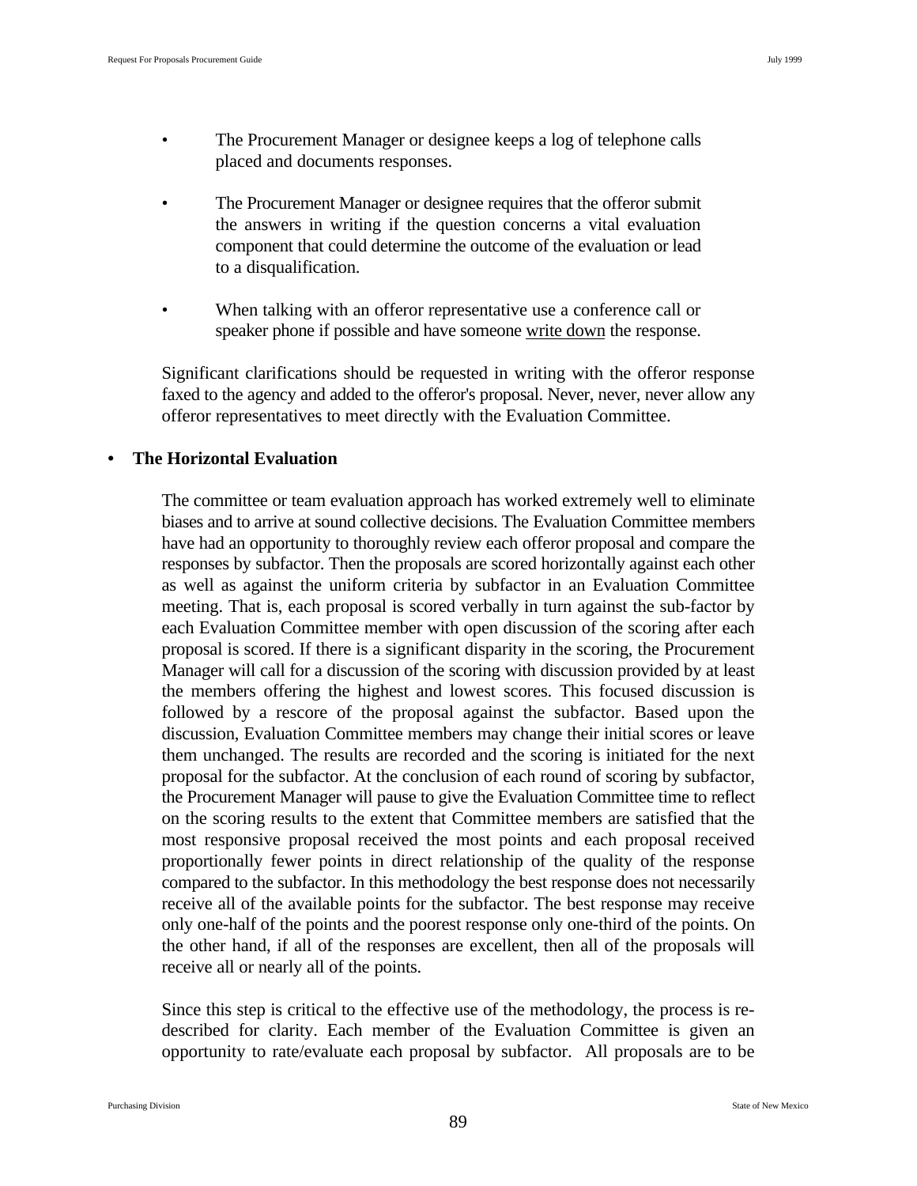- The Procurement Manager or designee keeps a log of telephone calls placed and documents responses.

- The Procurement Manager or designee requires that the offeror submit the answers in writing if the question concerns a vital evaluation component that could determine the outcome of the evaluation or lead to a disqualification.

- When talking with an offeror representative use a conference call or speaker phone if possible and have someone write down the response.

Significant clarifications should be requested in writing with the offeror response faxed to the agency and added to the offeror's proposal. Never, never, never allow any offeror representatives to meet directly with the Evaluation Committee.

- **The Horizontal Evaluation**

  The committee or team evaluation approach has worked extremely well to eliminate biases and to arrive at sound collective decisions. The Evaluation Committee members have had an opportunity to thoroughly review each offeror proposal and compare the responses by subfactor. Then the proposals are scored horizontally against each other as well as against the uniform criteria by subfactor in an Evaluation Committee meeting. That is, each proposal is scored verbally in turn against the sub-factor by each Evaluation Committee member with open discussion of the scoring after each proposal is scored. If there is a significant disparity in the scoring, the Procurement Manager will call for a discussion of the scoring with discussion provided by at least the members offering the highest and lowest scores. This focused discussion is followed by a rescore of the proposal against the subfactor. Based upon the discussion, Evaluation Committee members may change their initial scores or leave them unchanged. The results are recorded and the scoring is initiated for the next proposal for the subfactor. At the conclusion of each round of scoring by subfactor, the Procurement Manager will pause to give the Evaluation Committee time to reflect on the scoring results to the extent that Committee members are satisfied that the most responsive proposal received the most points and each proposal received proportionally fewer points in direct relationship of the quality of the response compared to the subfactor. In this methodology the best response does not necessarily receive all of the available points for the subfactor. The best response may receive only one-half of the points and the poorest response only one-third of the points. On the other hand, if all of the responses are excellent, then all of the proposals will receive all or nearly all of the points.

  Since this step is critical to the effective use of the methodology, the process is re-described for clarity. Each member of the Evaluation Committee is given an opportunity to rate/evaluate each proposal by subfactor. All proposals are to be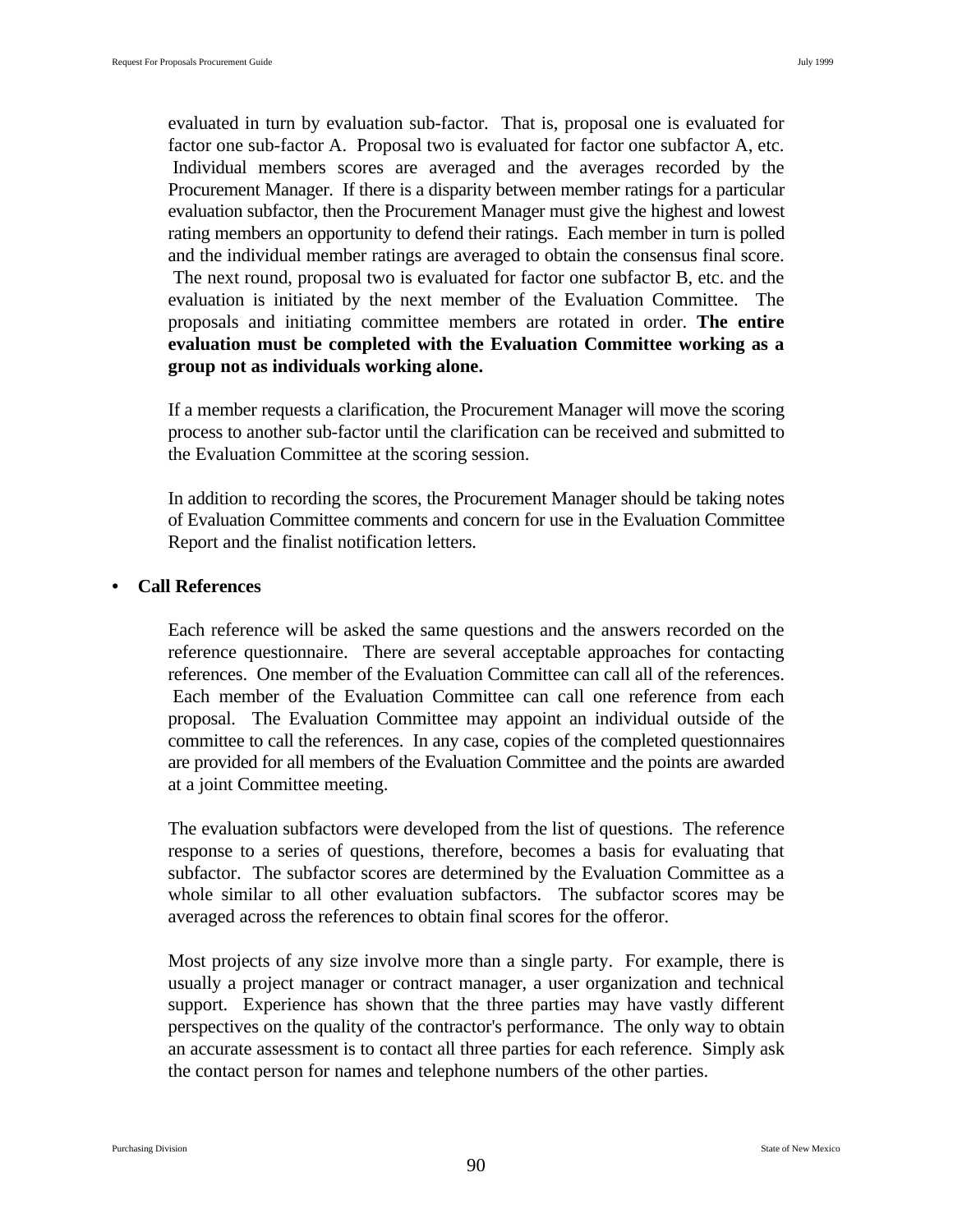evaluated in turn by evaluation sub-factor. That is, proposal one is evaluated for factor one sub-factor A. Proposal two is evaluated for factor one subfactor A, etc. Individual members scores are averaged and the averages recorded by the Procurement Manager. If there is a disparity between member ratings for a particular evaluation subfactor, then the Procurement Manager must give the highest and lowest rating members an opportunity to defend their ratings. Each member in turn is polled and the individual member ratings are averaged to obtain the consensus final score. The next round, proposal two is evaluated for factor one subfactor B, etc. and the evaluation is initiated by the next member of the Evaluation Committee. The proposals and initiating committee members are rotated in order. **The entire evaluation must be completed with the Evaluation Committee working as a group not as individuals working alone.**

If a member requests a clarification, the Procurement Manager will move the scoring process to another sub-factor until the clarification can be received and submitted to the Evaluation Committee at the scoring session.

In addition to recording the scores, the Procurement Manager should be taking notes of Evaluation Committee comments and concern for use in the Evaluation Committee Report and the finalist notification letters.

- **Call References**

Each reference will be asked the same questions and the answers recorded on the reference questionnaire. There are several acceptable approaches for contacting references. One member of the Evaluation Committee can call all of the references. Each member of the Evaluation Committee can call one reference from each proposal. The Evaluation Committee may appoint an individual outside of the committee to call the references. In any case, copies of the completed questionnaires are provided for all members of the Evaluation Committee and the points are awarded at a joint Committee meeting.

The evaluation subfactors were developed from the list of questions. The reference response to a series of questions, therefore, becomes a basis for evaluating that subfactor. The subfactor scores are determined by the Evaluation Committee as a whole similar to all other evaluation subfactors. The subfactor scores may be averaged across the references to obtain final scores for the offeror.

Most projects of any size involve more than a single party. For example, there is usually a project manager or contract manager, a user organization and technical support. Experience has shown that the three parties may have vastly different perspectives on the quality of the contractor's performance. The only way to obtain an accurate assessment is to contact all three parties for each reference. Simply ask the contact person for names and telephone numbers of the other parties.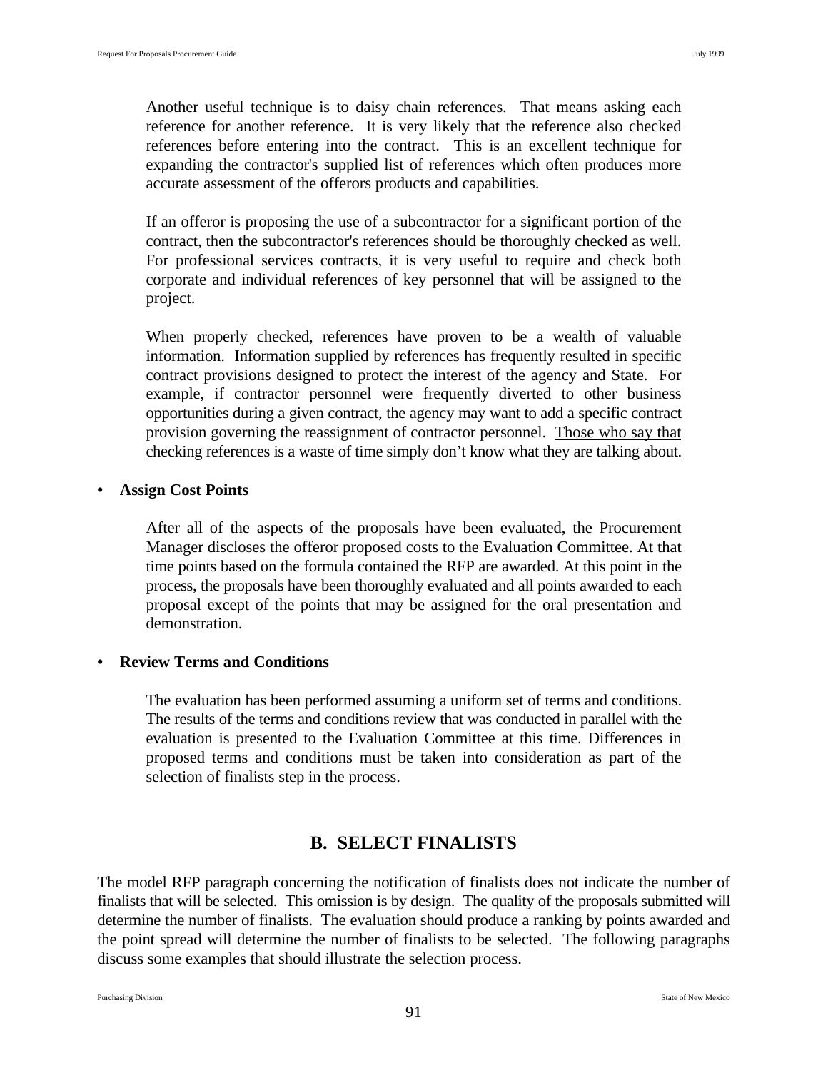Another useful technique is to daisy chain references. That means asking each reference for another reference. It is very likely that the reference also checked references before entering into the contract. This is an excellent technique for expanding the contractor's supplied list of references which often produces more accurate assessment of the offerors products and capabilities.

If an offeror is proposing the use of a subcontractor for a significant portion of the contract, then the subcontractor's references should be thoroughly checked as well. For professional services contracts, it is very useful to require and check both corporate and individual references of key personnel that will be assigned to the project.

When properly checked, references have proven to be a wealth of valuable information. Information supplied by references has frequently resulted in specific contract provisions designed to protect the interest of the agency and State. For example, if contractor personnel were frequently diverted to other business opportunities during a given contract, the agency may want to add a specific contract provision governing the reassignment of contractor personnel. <u>Those who say that checking references is a waste of time simply don't know what they are talking about.</u>

- **Assign Cost Points**

  After all of the aspects of the proposals have been evaluated, the Procurement Manager discloses the offeror proposed costs to the Evaluation Committee. At that time points based on the formula contained the RFP are awarded. At this point in the process, the proposals have been thoroughly evaluated and all points awarded to each proposal except of the points that may be assigned for the oral presentation and demonstration.

- **Review Terms and Conditions**

  The evaluation has been performed assuming a uniform set of terms and conditions. The results of the terms and conditions review that was conducted in parallel with the evaluation is presented to the Evaluation Committee at this time. Differences in proposed terms and conditions must be taken into consideration as part of the selection of finalists step in the process.

## B. SELECT FINALISTS

The model RFP paragraph concerning the notification of finalists does not indicate the number of finalists that will be selected. This omission is by design. The quality of the proposals submitted will determine the number of finalists. The evaluation should produce a ranking by points awarded and the point spread will determine the number of finalists to be selected. The following paragraphs discuss some examples that should illustrate the selection process.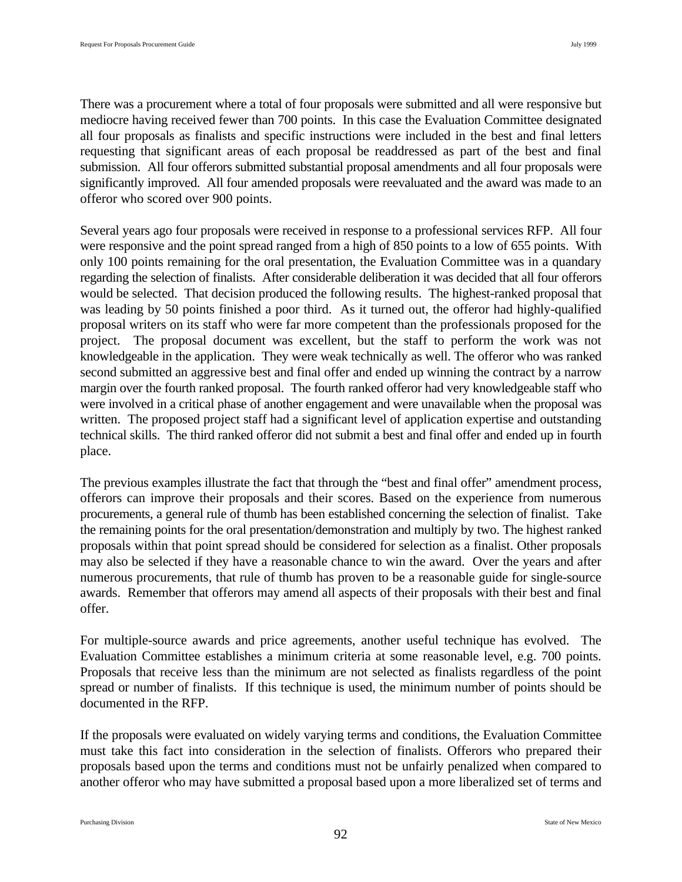There was a procurement where a total of four proposals were submitted and all were responsive but mediocre having received fewer than 700 points. In this case the Evaluation Committee designated all four proposals as finalists and specific instructions were included in the best and final letters requesting that significant areas of each proposal be readdressed as part of the best and final submission. All four offerors submitted substantial proposal amendments and all four proposals were significantly improved. All four amended proposals were reevaluated and the award was made to an offeror who scored over 900 points.

Several years ago four proposals were received in response to a professional services RFP. All four were responsive and the point spread ranged from a high of 850 points to a low of 655 points. With only 100 points remaining for the oral presentation, the Evaluation Committee was in a quandary regarding the selection of finalists. After considerable deliberation it was decided that all four offerors would be selected. That decision produced the following results. The highest-ranked proposal that was leading by 50 points finished a poor third. As it turned out, the offeror had highly-qualified proposal writers on its staff who were far more competent than the professionals proposed for the project. The proposal document was excellent, but the staff to perform the work was not knowledgeable in the application. They were weak technically as well. The offeror who was ranked second submitted an aggressive best and final offer and ended up winning the contract by a narrow margin over the fourth ranked proposal. The fourth ranked offeror had very knowledgeable staff who were involved in a critical phase of another engagement and were unavailable when the proposal was written. The proposed project staff had a significant level of application expertise and outstanding technical skills. The third ranked offeror did not submit a best and final offer and ended up in fourth place.

The previous examples illustrate the fact that through the "best and final offer" amendment process, offerors can improve their proposals and their scores. Based on the experience from numerous procurements, a general rule of thumb has been established concerning the selection of finalist. Take the remaining points for the oral presentation/demonstration and multiply by two. The highest ranked proposals within that point spread should be considered for selection as a finalist. Other proposals may also be selected if they have a reasonable chance to win the award. Over the years and after numerous procurements, that rule of thumb has proven to be a reasonable guide for single-source awards. Remember that offerors may amend all aspects of their proposals with their best and final offer.

For multiple-source awards and price agreements, another useful technique has evolved. The Evaluation Committee establishes a minimum criteria at some reasonable level, e.g. 700 points. Proposals that receive less than the minimum are not selected as finalists regardless of the point spread or number of finalists. If this technique is used, the minimum number of points should be documented in the RFP.

If the proposals were evaluated on widely varying terms and conditions, the Evaluation Committee must take this fact into consideration in the selection of finalists. Offerors who prepared their proposals based upon the terms and conditions must not be unfairly penalized when compared to another offeror who may have submitted a proposal based upon a more liberalized set of terms and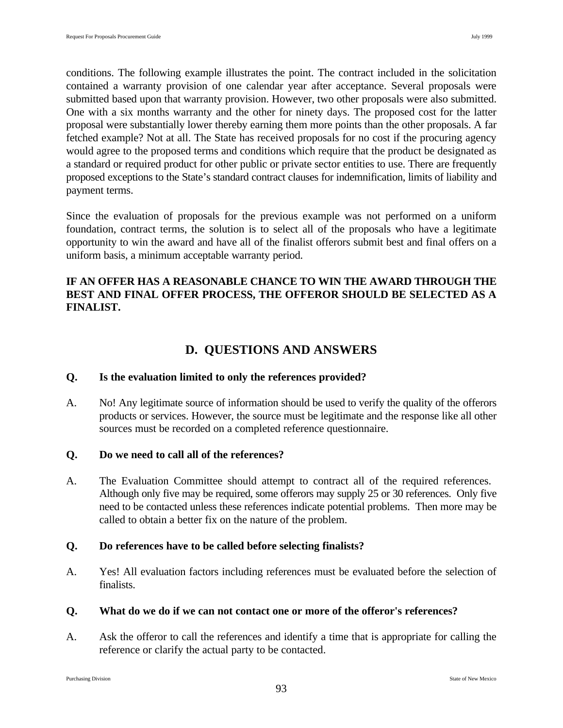conditions. The following example illustrates the point. The contract included in the solicitation contained a warranty provision of one calendar year after acceptance. Several proposals were submitted based upon that warranty provision. However, two other proposals were also submitted. One with a six months warranty and the other for ninety days. The proposed cost for the latter proposal were substantially lower thereby earning them more points than the other proposals. A far fetched example? Not at all. The State has received proposals for no cost if the procuring agency would agree to the proposed terms and conditions which require that the product be designated as a standard or required product for other public or private sector entities to use. There are frequently proposed exceptions to the State's standard contract clauses for indemnification, limits of liability and payment terms.

Since the evaluation of proposals for the previous example was not performed on a uniform foundation, contract terms, the solution is to select all of the proposals who have a legitimate opportunity to win the award and have all of the finalist offerors submit best and final offers on a uniform basis, a minimum acceptable warranty period.

**IF AN OFFER HAS A REASONABLE CHANCE TO WIN THE AWARD THROUGH THE BEST AND FINAL OFFER PROCESS, THE OFFEROR SHOULD BE SELECTED AS A FINALIST.**

## D. QUESTIONS AND ANSWERS

**Q. Is the evaluation limited to only the references provided?**

A. No! Any legitimate source of information should be used to verify the quality of the offerors products or services. However, the source must be legitimate and the response like all other sources must be recorded on a completed reference questionnaire.

**Q. Do we need to call all of the references?**

A. The Evaluation Committee should attempt to contract all of the required references. Although only five may be required, some offerors may supply 25 or 30 references. Only five need to be contacted unless these references indicate potential problems. Then more may be called to obtain a better fix on the nature of the problem.

**Q. Do references have to be called before selecting finalists?**

A. Yes! All evaluation factors including references must be evaluated before the selection of finalists.

**Q. What do we do if we can not contact one or more of the offeror's references?**

A. Ask the offeror to call the references and identify a time that is appropriate for calling the reference or clarify the actual party to be contacted.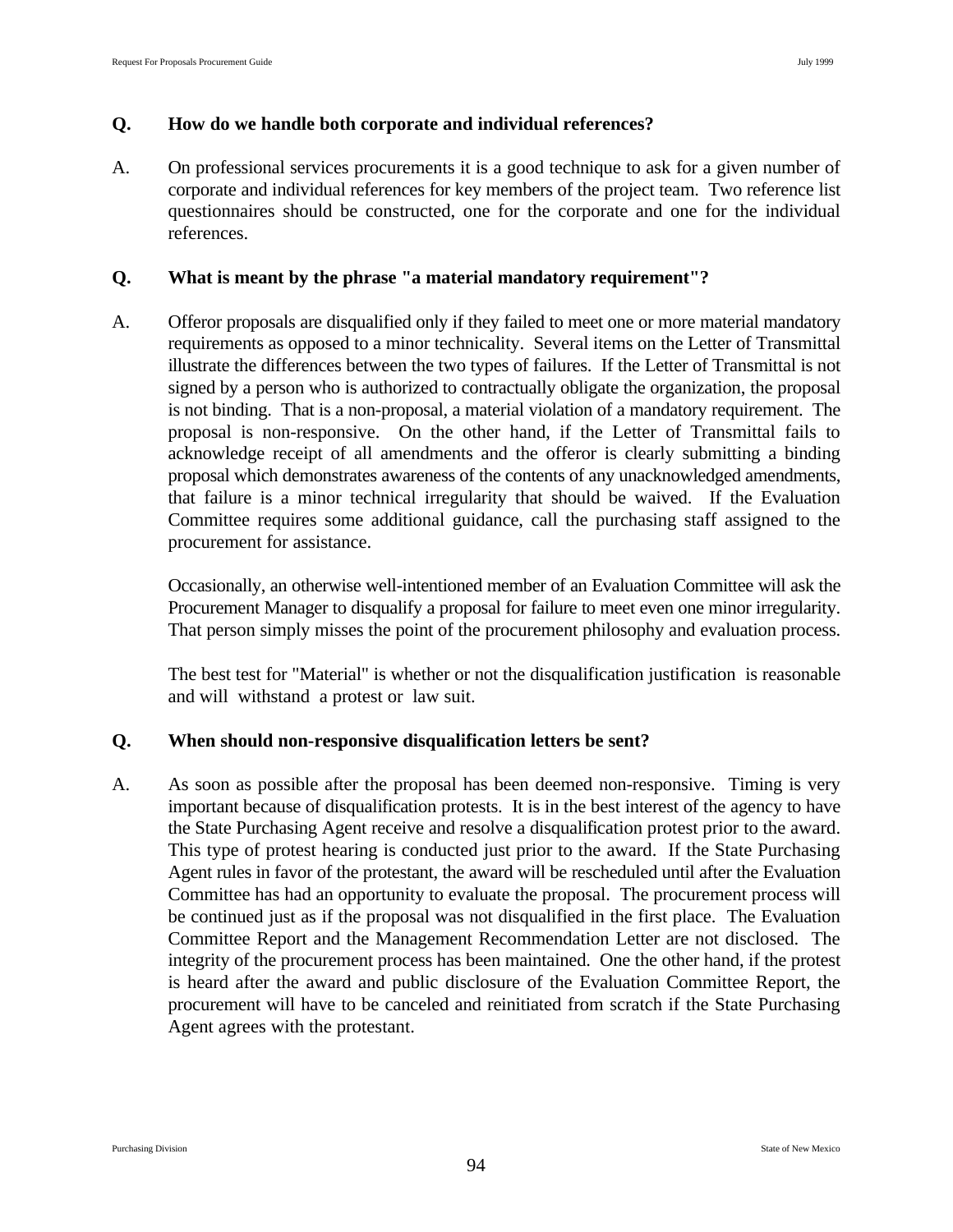**Q. How do we handle both corporate and individual references?**

A. On professional services procurements it is a good technique to ask for a given number of corporate and individual references for key members of the project team. Two reference list questionnaires should be constructed, one for the corporate and one for the individual references.

**Q. What is meant by the phrase "a material mandatory requirement"?**

A. Offeror proposals are disqualified only if they failed to meet one or more material mandatory requirements as opposed to a minor technicality. Several items on the Letter of Transmittal illustrate the differences between the two types of failures. If the Letter of Transmittal is not signed by a person who is authorized to contractually obligate the organization, the proposal is not binding. That is a non-proposal, a material violation of a mandatory requirement. The proposal is non-responsive. On the other hand, if the Letter of Transmittal fails to acknowledge receipt of all amendments and the offeror is clearly submitting a binding proposal which demonstrates awareness of the contents of any unacknowledged amendments, that failure is a minor technical irregularity that should be waived. If the Evaluation Committee requires some additional guidance, call the purchasing staff assigned to the procurement for assistance.

Occasionally, an otherwise well-intentioned member of an Evaluation Committee will ask the Procurement Manager to disqualify a proposal for failure to meet even one minor irregularity. That person simply misses the point of the procurement philosophy and evaluation process.

The best test for "Material" is whether or not the disqualification justification is reasonable and will withstand a protest or law suit.

**Q. When should non-responsive disqualification letters be sent?**

A. As soon as possible after the proposal has been deemed non-responsive. Timing is very important because of disqualification protests. It is in the best interest of the agency to have the State Purchasing Agent receive and resolve a disqualification protest prior to the award. This type of protest hearing is conducted just prior to the award. If the State Purchasing Agent rules in favor of the protestant, the award will be rescheduled until after the Evaluation Committee has had an opportunity to evaluate the proposal. The procurement process will be continued just as if the proposal was not disqualified in the first place. The Evaluation Committee Report and the Management Recommendation Letter are not disclosed. The integrity of the procurement process has been maintained. One the other hand, if the protest is heard after the award and public disclosure of the Evaluation Committee Report, the procurement will have to be canceled and reinitiated from scratch if the State Purchasing Agent agrees with the protestant.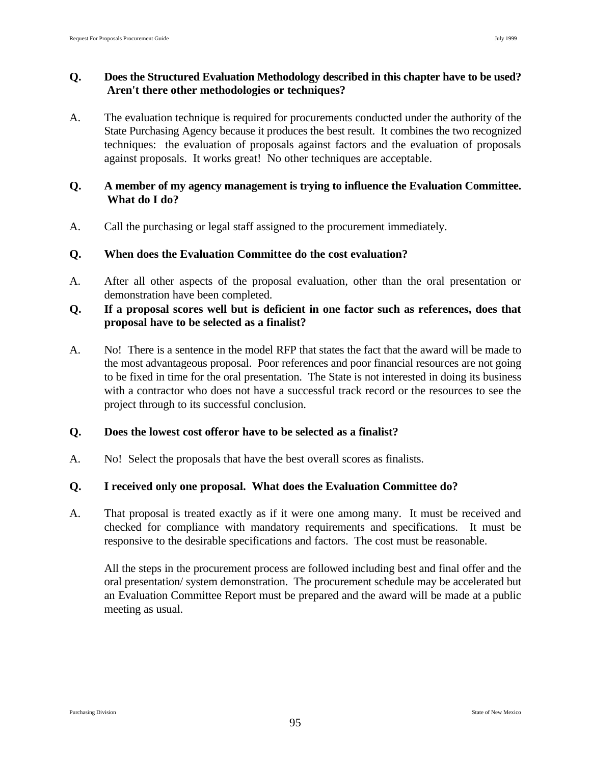**Q. Does the Structured Evaluation Methodology described in this chapter have to be used? Aren't there other methodologies or techniques?**

A. The evaluation technique is required for procurements conducted under the authority of the State Purchasing Agency because it produces the best result. It combines the two recognized techniques: the evaluation of proposals against factors and the evaluation of proposals against proposals. It works great! No other techniques are acceptable.

**Q. A member of my agency management is trying to influence the Evaluation Committee. What do I do?**

A. Call the purchasing or legal staff assigned to the procurement immediately.

**Q. When does the Evaluation Committee do the cost evaluation?**

A. After all other aspects of the proposal evaluation, other than the oral presentation or demonstration have been completed.

**Q. If a proposal scores well but is deficient in one factor such as references, does that proposal have to be selected as a finalist?**

A. No! There is a sentence in the model RFP that states the fact that the award will be made to the most advantageous proposal. Poor references and poor financial resources are not going to be fixed in time for the oral presentation. The State is not interested in doing its business with a contractor who does not have a successful track record or the resources to see the project through to its successful conclusion.

**Q. Does the lowest cost offeror have to be selected as a finalist?**

A. No! Select the proposals that have the best overall scores as finalists.

**Q. I received only one proposal. What does the Evaluation Committee do?**

A. That proposal is treated exactly as if it were one among many. It must be received and checked for compliance with mandatory requirements and specifications. It must be responsive to the desirable specifications and factors. The cost must be reasonable.

All the steps in the procurement process are followed including best and final offer and the oral presentation/ system demonstration. The procurement schedule may be accelerated but an Evaluation Committee Report must be prepared and the award will be made at a public meeting as usual.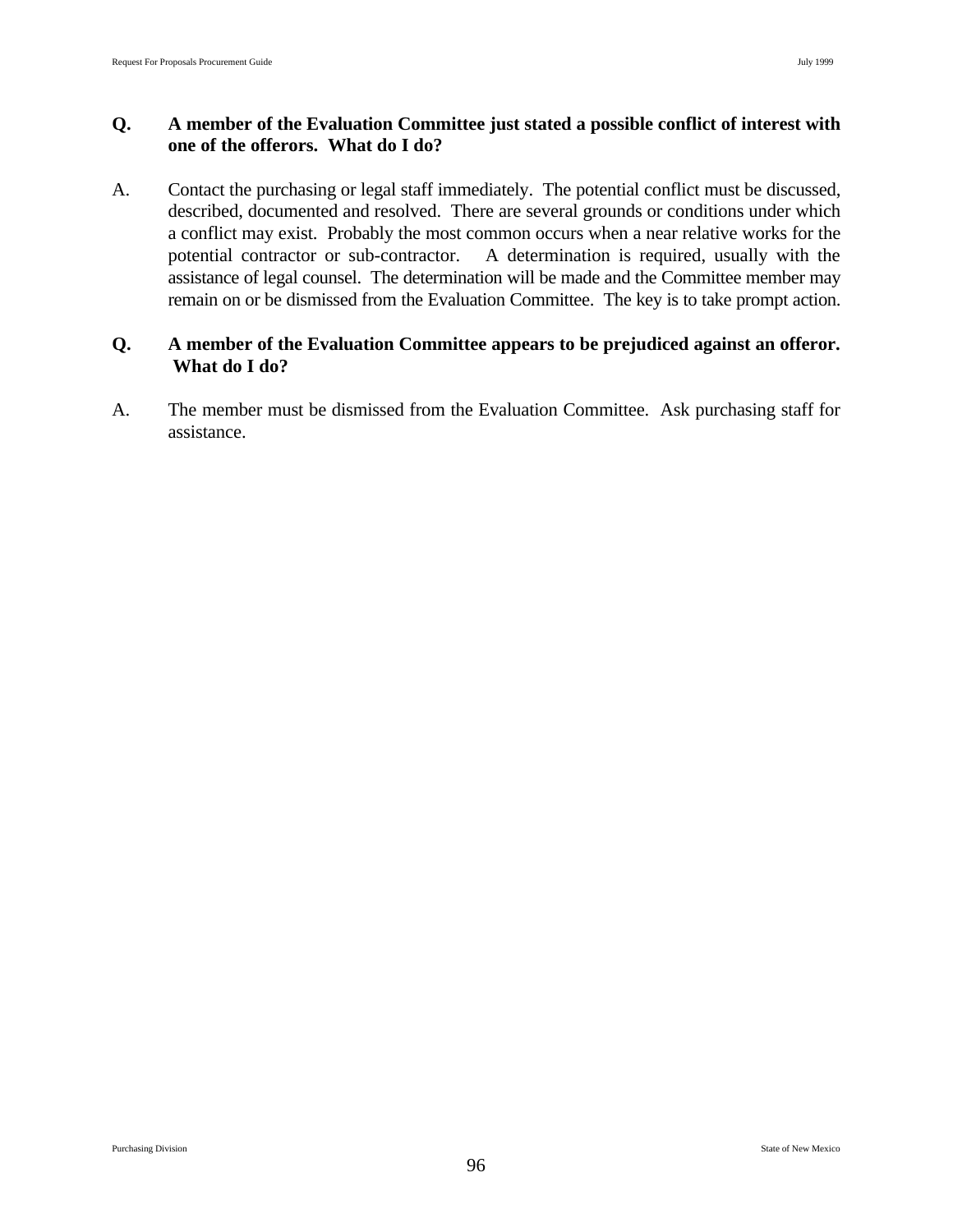**Q. A member of the Evaluation Committee just stated a possible conflict of interest with one of the offerors. What do I do?**

A. Contact the purchasing or legal staff immediately. The potential conflict must be discussed, described, documented and resolved. There are several grounds or conditions under which a conflict may exist. Probably the most common occurs when a near relative works for the potential contractor or sub-contractor. A determination is required, usually with the assistance of legal counsel. The determination will be made and the Committee member may remain on or be dismissed from the Evaluation Committee. The key is to take prompt action.

**Q. A member of the Evaluation Committee appears to be prejudiced against an offeror. What do I do?**

A. The member must be dismissed from the Evaluation Committee. Ask purchasing staff for assistance.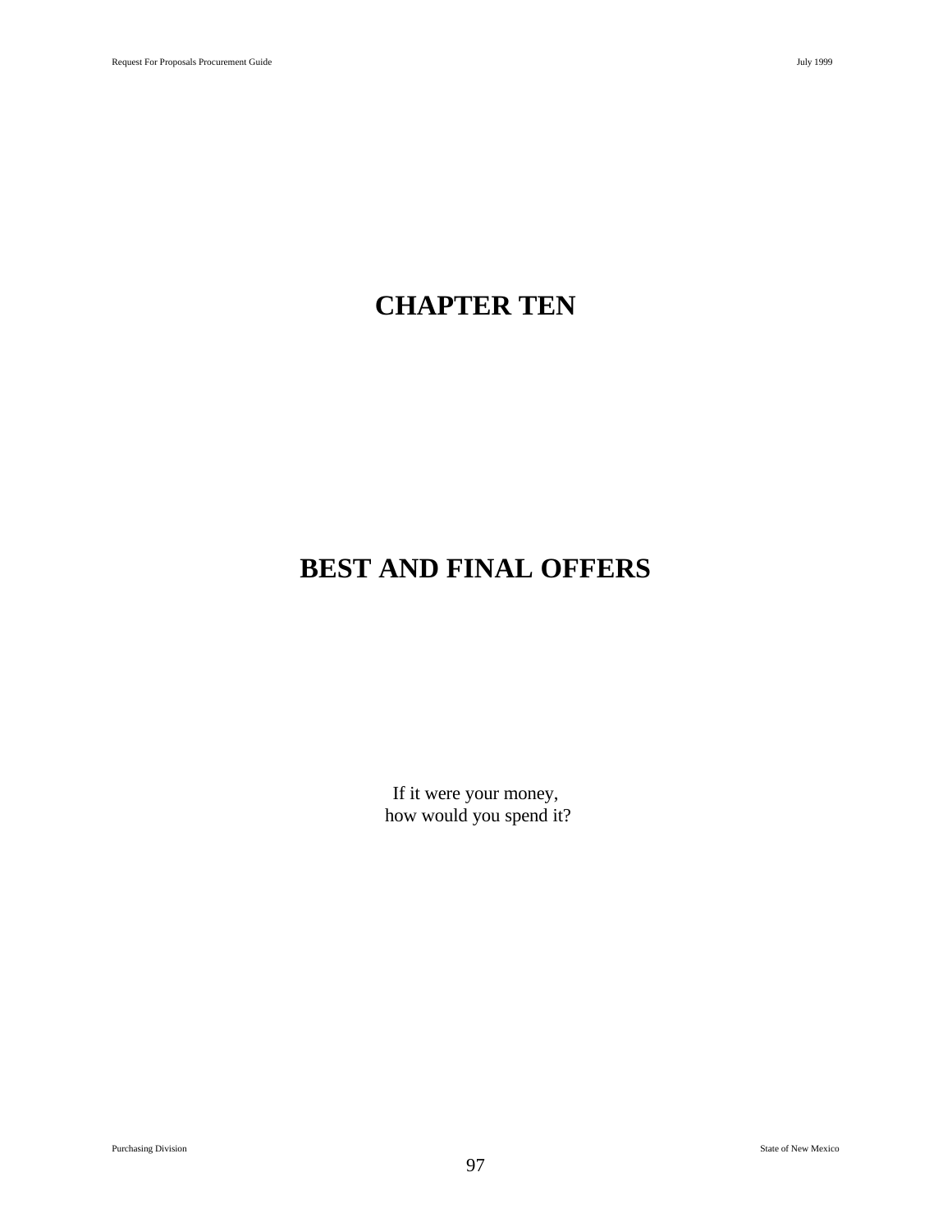# CHAPTER TEN

# BEST AND FINAL OFFERS

If it were your money,
how would you spend it?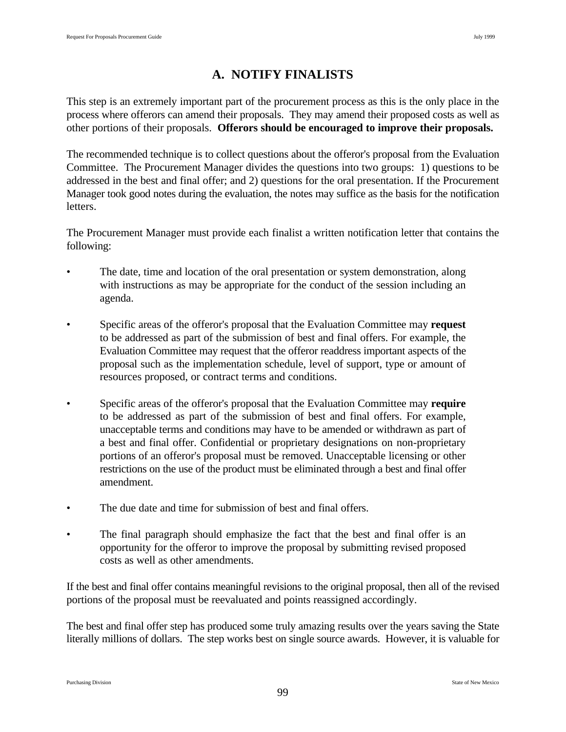## A. NOTIFY FINALISTS

This step is an extremely important part of the procurement process as this is the only place in the process where offerors can amend their proposals. They may amend their proposed costs as well as other portions of their proposals. **Offerors should be encouraged to improve their proposals.**

The recommended technique is to collect questions about the offeror's proposal from the Evaluation Committee. The Procurement Manager divides the questions into two groups: 1) questions to be addressed in the best and final offer; and 2) questions for the oral presentation. If the Procurement Manager took good notes during the evaluation, the notes may suffice as the basis for the notification letters.

The Procurement Manager must provide each finalist a written notification letter that contains the following:

- The date, time and location of the oral presentation or system demonstration, along with instructions as may be appropriate for the conduct of the session including an agenda.

- Specific areas of the offeror's proposal that the Evaluation Committee may **request** to be addressed as part of the submission of best and final offers. For example, the Evaluation Committee may request that the offeror readdress important aspects of the proposal such as the implementation schedule, level of support, type or amount of resources proposed, or contract terms and conditions.

- Specific areas of the offeror's proposal that the Evaluation Committee may **require** to be addressed as part of the submission of best and final offers. For example, unacceptable terms and conditions may have to be amended or withdrawn as part of a best and final offer. Confidential or proprietary designations on non-proprietary portions of an offeror's proposal must be removed. Unacceptable licensing or other restrictions on the use of the product must be eliminated through a best and final offer amendment.

- The due date and time for submission of best and final offers.

- The final paragraph should emphasize the fact that the best and final offer is an opportunity for the offeror to improve the proposal by submitting revised proposed costs as well as other amendments.

If the best and final offer contains meaningful revisions to the original proposal, then all of the revised portions of the proposal must be reevaluated and points reassigned accordingly.

The best and final offer step has produced some truly amazing results over the years saving the State literally millions of dollars. The step works best on single source awards. However, it is valuable for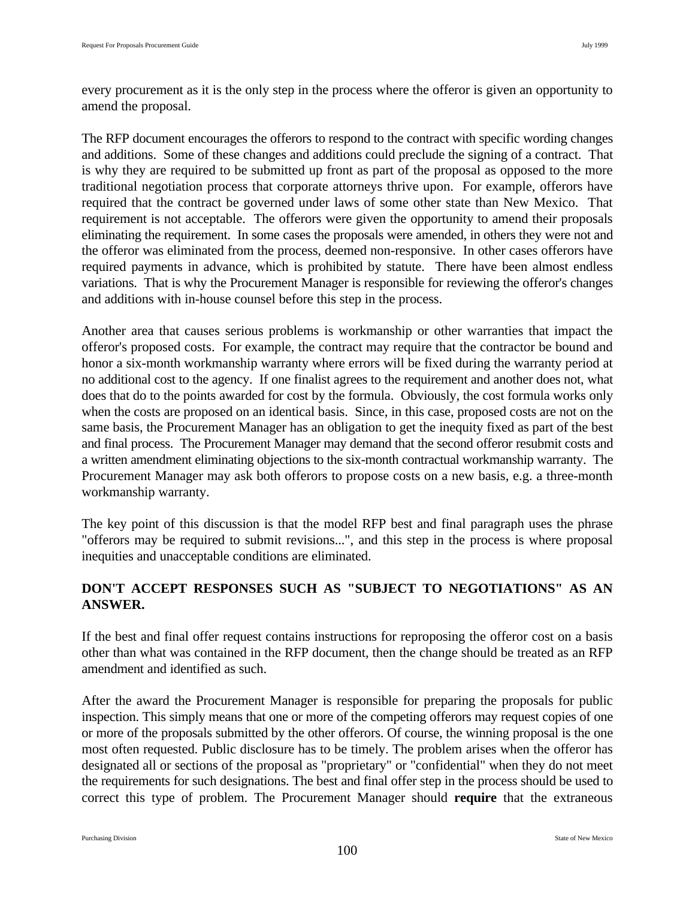every procurement as it is the only step in the process where the offeror is given an opportunity to amend the proposal.

The RFP document encourages the offerors to respond to the contract with specific wording changes and additions. Some of these changes and additions could preclude the signing of a contract. That is why they are required to be submitted up front as part of the proposal as opposed to the more traditional negotiation process that corporate attorneys thrive upon. For example, offerors have required that the contract be governed under laws of some other state than New Mexico. That requirement is not acceptable. The offerors were given the opportunity to amend their proposals eliminating the requirement. In some cases the proposals were amended, in others they were not and the offeror was eliminated from the process, deemed non-responsive. In other cases offerors have required payments in advance, which is prohibited by statute. There have been almost endless variations. That is why the Procurement Manager is responsible for reviewing the offeror's changes and additions with in-house counsel before this step in the process.

Another area that causes serious problems is workmanship or other warranties that impact the offeror's proposed costs. For example, the contract may require that the contractor be bound and honor a six-month workmanship warranty where errors will be fixed during the warranty period at no additional cost to the agency. If one finalist agrees to the requirement and another does not, what does that do to the points awarded for cost by the formula. Obviously, the cost formula works only when the costs are proposed on an identical basis. Since, in this case, proposed costs are not on the same basis, the Procurement Manager has an obligation to get the inequity fixed as part of the best and final process. The Procurement Manager may demand that the second offeror resubmit costs and a written amendment eliminating objections to the six-month contractual workmanship warranty. The Procurement Manager may ask both offerors to propose costs on a new basis, e.g. a three-month workmanship warranty.

The key point of this discussion is that the model RFP best and final paragraph uses the phrase "offerors may be required to submit revisions...", and this step in the process is where proposal inequities and unacceptable conditions are eliminated.

**DON'T ACCEPT RESPONSES SUCH AS "SUBJECT TO NEGOTIATIONS" AS AN ANSWER.**

If the best and final offer request contains instructions for reproposing the offeror cost on a basis other than what was contained in the RFP document, then the change should be treated as an RFP amendment and identified as such.

After the award the Procurement Manager is responsible for preparing the proposals for public inspection. This simply means that one or more of the competing offerors may request copies of one or more of the proposals submitted by the other offerors. Of course, the winning proposal is the one most often requested. Public disclosure has to be timely. The problem arises when the offeror has designated all or sections of the proposal as "proprietary" or "confidential" when they do not meet the requirements for such designations. The best and final offer step in the process should be used to correct this type of problem. The Procurement Manager should **require** that the extraneous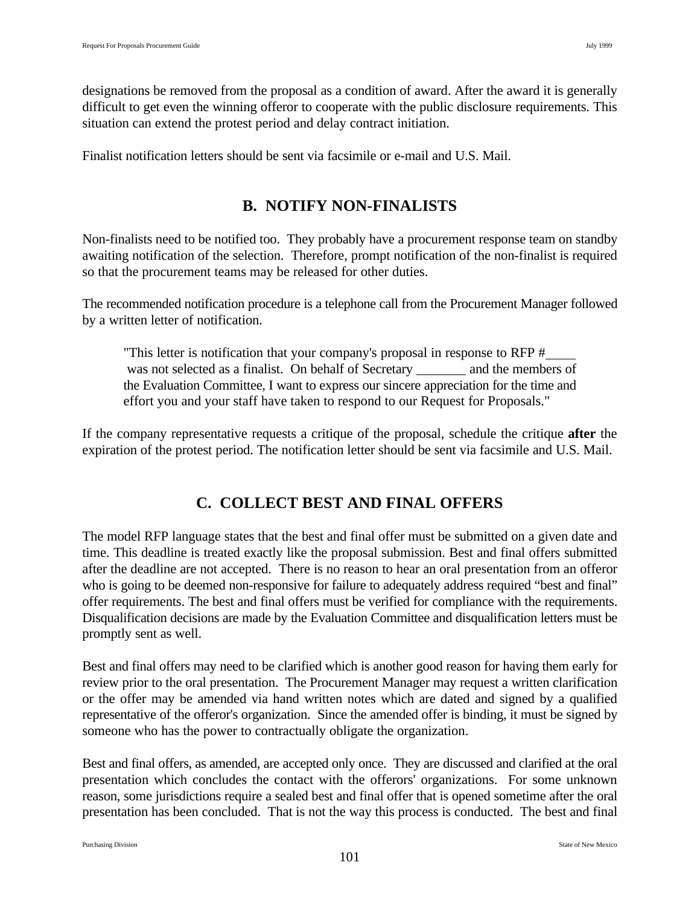designations be removed from the proposal as a condition of award. After the award it is generally difficult to get even the winning offeror to cooperate with the public disclosure requirements. This situation can extend the protest period and delay contract initiation.

Finalist notification letters should be sent via facsimile or e-mail and U.S. Mail.

## B. NOTIFY NON-FINALISTS

Non-finalists need to be notified too. They probably have a procurement response team on standby awaiting notification of the selection. Therefore, prompt notification of the non-finalist is required so that the procurement teams may be released for other duties.

The recommended notification procedure is a telephone call from the Procurement Manager followed by a written letter of notification.

> "This letter is notification that your company's proposal in response to RFP #____ was not selected as a finalist. On behalf of Secretary _______ and the members of the Evaluation Committee, I want to express our sincere appreciation for the time and effort you and your staff have taken to respond to our Request for Proposals."

If the company representative requests a critique of the proposal, schedule the critique **after** the expiration of the protest period. The notification letter should be sent via facsimile and U.S. Mail.

## C. COLLECT BEST AND FINAL OFFERS

The model RFP language states that the best and final offer must be submitted on a given date and time. This deadline is treated exactly like the proposal submission. Best and final offers submitted after the deadline are not accepted. There is no reason to hear an oral presentation from an offeror who is going to be deemed non-responsive for failure to adequately address required "best and final" offer requirements. The best and final offers must be verified for compliance with the requirements. Disqualification decisions are made by the Evaluation Committee and disqualification letters must be promptly sent as well.

Best and final offers may need to be clarified which is another good reason for having them early for review prior to the oral presentation. The Procurement Manager may request a written clarification or the offer may be amended via hand written notes which are dated and signed by a qualified representative of the offeror's organization. Since the amended offer is binding, it must be signed by someone who has the power to contractually obligate the organization.

Best and final offers, as amended, are accepted only once. They are discussed and clarified at the oral presentation which concludes the contact with the offerors' organizations. For some unknown reason, some jurisdictions require a sealed best and final offer that is opened sometime after the oral presentation has been concluded. That is not the way this process is conducted. The best and final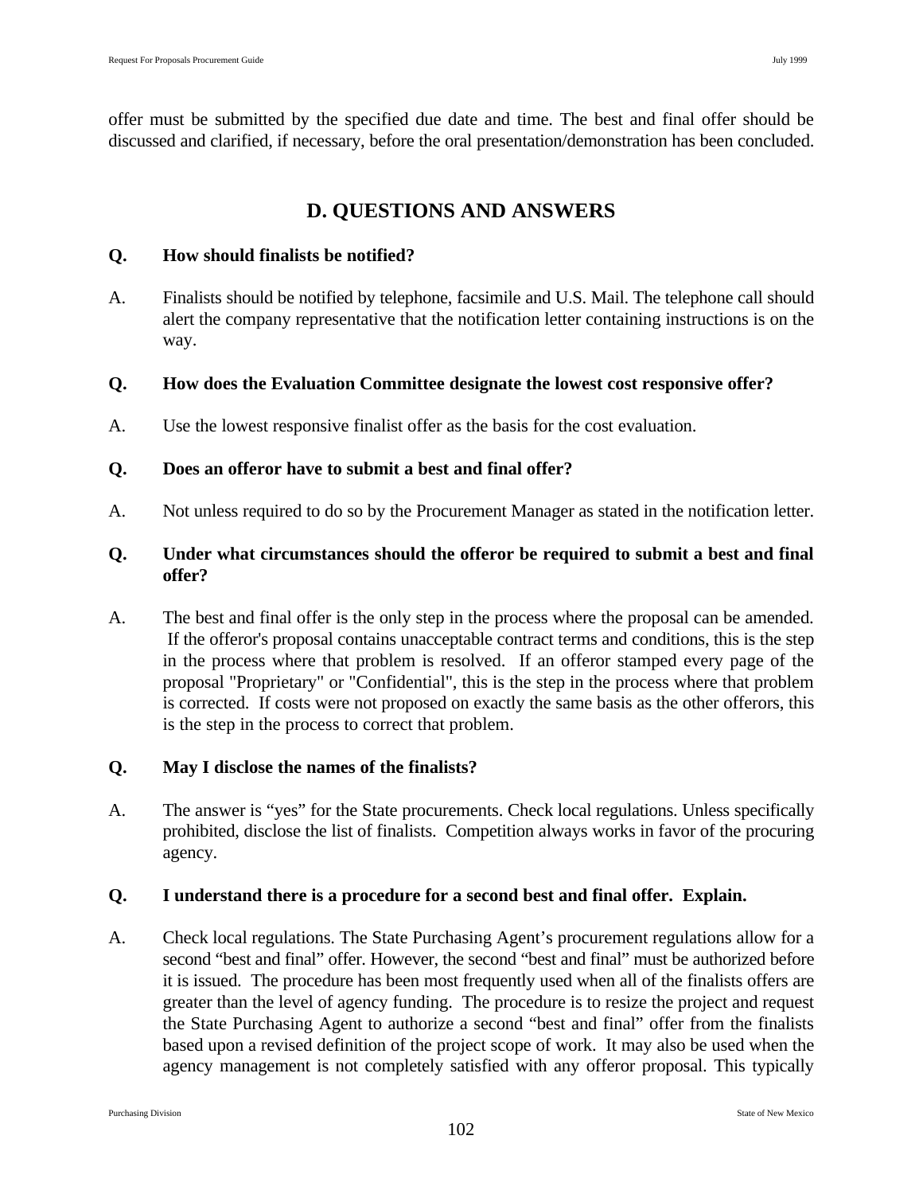offer must be submitted by the specified due date and time. The best and final offer should be discussed and clarified, if necessary, before the oral presentation/demonstration has been concluded.

## D. QUESTIONS AND ANSWERS

**Q. How should finalists be notified?**

A. Finalists should be notified by telephone, facsimile and U.S. Mail. The telephone call should alert the company representative that the notification letter containing instructions is on the way.

**Q. How does the Evaluation Committee designate the lowest cost responsive offer?**

A. Use the lowest responsive finalist offer as the basis for the cost evaluation.

**Q. Does an offeror have to submit a best and final offer?**

A. Not unless required to do so by the Procurement Manager as stated in the notification letter.

**Q. Under what circumstances should the offeror be required to submit a best and final offer?**

A. The best and final offer is the only step in the process where the proposal can be amended. If the offeror's proposal contains unacceptable contract terms and conditions, this is the step in the process where that problem is resolved. If an offeror stamped every page of the proposal "Proprietary" or "Confidential", this is the step in the process where that problem is corrected. If costs were not proposed on exactly the same basis as the other offerors, this is the step in the process to correct that problem.

**Q. May I disclose the names of the finalists?**

A. The answer is "yes" for the State procurements. Check local regulations. Unless specifically prohibited, disclose the list of finalists. Competition always works in favor of the procuring agency.

**Q. I understand there is a procedure for a second best and final offer. Explain.**

A. Check local regulations. The State Purchasing Agent's procurement regulations allow for a second "best and final" offer. However, the second "best and final" must be authorized before it is issued. The procedure has been most frequently used when all of the finalists offers are greater than the level of agency funding. The procedure is to resize the project and request the State Purchasing Agent to authorize a second "best and final" offer from the finalists based upon a revised definition of the project scope of work. It may also be used when the agency management is not completely satisfied with any offeror proposal. This typically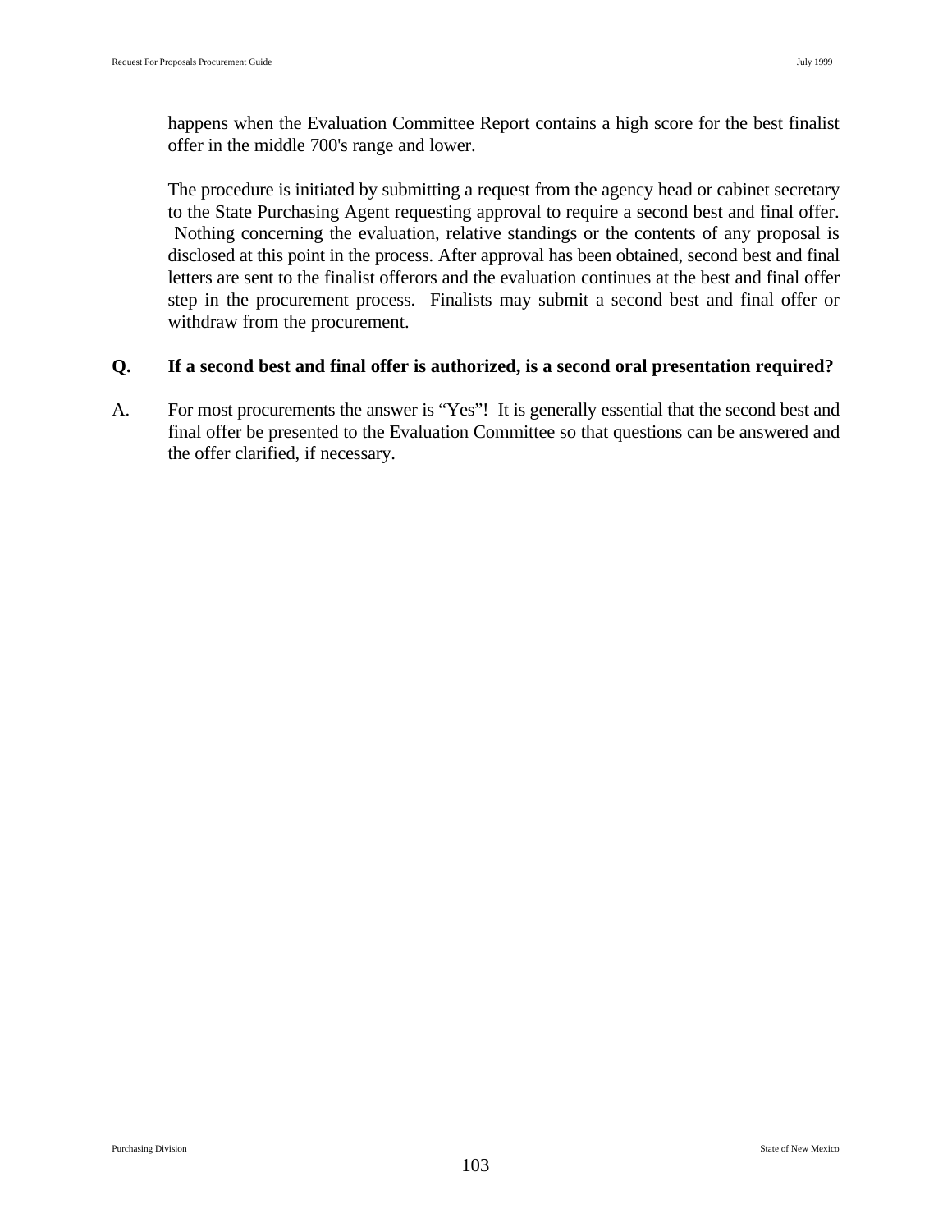happens when the Evaluation Committee Report contains a high score for the best finalist offer in the middle 700's range and lower.

The procedure is initiated by submitting a request from the agency head or cabinet secretary to the State Purchasing Agent requesting approval to require a second best and final offer. Nothing concerning the evaluation, relative standings or the contents of any proposal is disclosed at this point in the process. After approval has been obtained, second best and final letters are sent to the finalist offerors and the evaluation continues at the best and final offer step in the procurement process. Finalists may submit a second best and final offer or withdraw from the procurement.

**Q. If a second best and final offer is authorized, is a second oral presentation required?**

A. For most procurements the answer is "Yes"! It is generally essential that the second best and final offer be presented to the Evaluation Committee so that questions can be answered and the offer clarified, if necessary.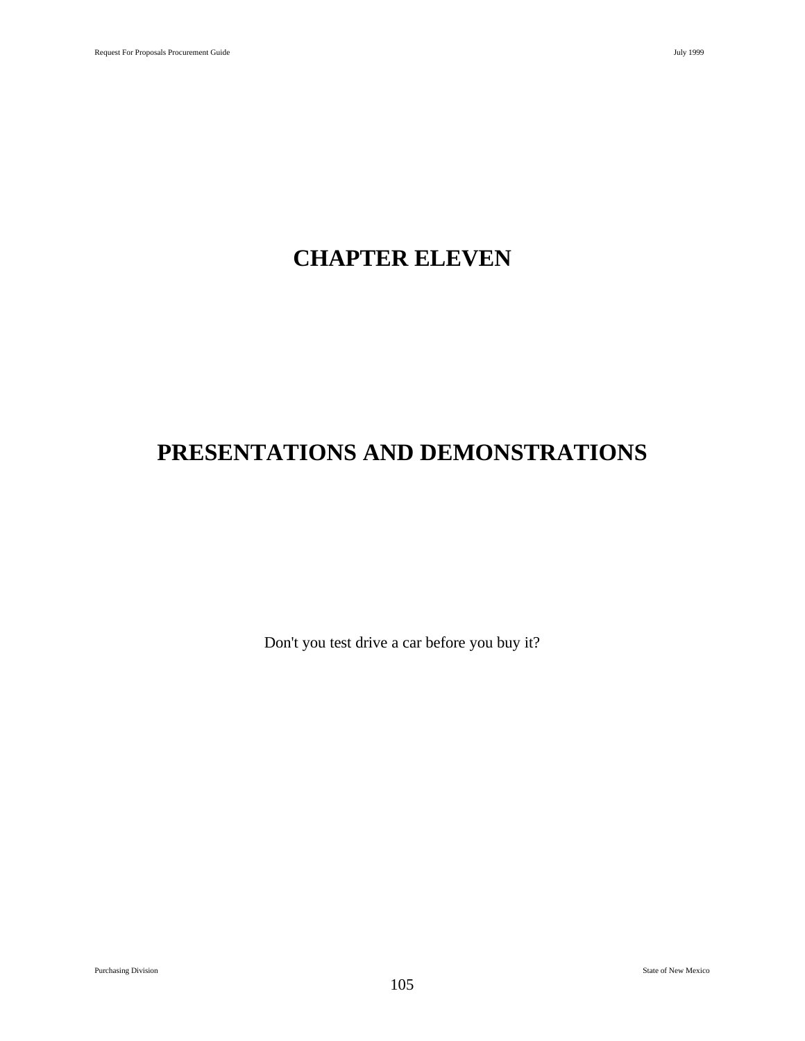# CHAPTER ELEVEN

# PRESENTATIONS AND DEMONSTRATIONS

Don't you test drive a car before you buy it?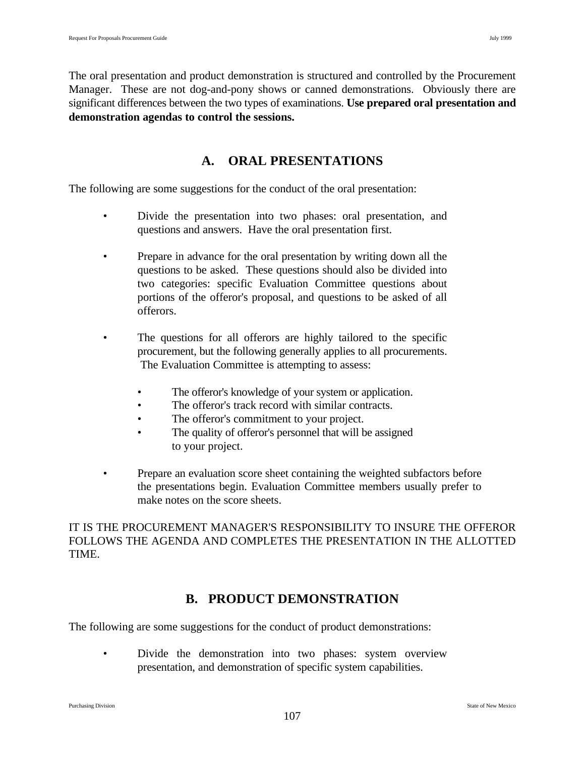The oral presentation and product demonstration is structured and controlled by the Procurement Manager. These are not dog-and-pony shows or canned demonstrations. Obviously there are significant differences between the two types of examinations. **Use prepared oral presentation and demonstration agendas to control the sessions.**

## A. ORAL PRESENTATIONS

The following are some suggestions for the conduct of the oral presentation:

- Divide the presentation into two phases: oral presentation, and questions and answers. Have the oral presentation first.

- Prepare in advance for the oral presentation by writing down all the questions to be asked. These questions should also be divided into two categories: specific Evaluation Committee questions about portions of the offeror's proposal, and questions to be asked of all offerors.

- The questions for all offerors are highly tailored to the specific procurement, but the following generally applies to all procurements. The Evaluation Committee is attempting to assess:

  - The offeror's knowledge of your system or application.
  - The offeror's track record with similar contracts.
  - The offeror's commitment to your project.
  - The quality of offeror's personnel that will be assigned to your project.

- Prepare an evaluation score sheet containing the weighted subfactors before the presentations begin. Evaluation Committee members usually prefer to make notes on the score sheets.

IT IS THE PROCUREMENT MANAGER'S RESPONSIBILITY TO INSURE THE OFFEROR FOLLOWS THE AGENDA AND COMPLETES THE PRESENTATION IN THE ALLOTTED TIME.

## B. PRODUCT DEMONSTRATION

The following are some suggestions for the conduct of product demonstrations:

- Divide the demonstration into two phases: system overview presentation, and demonstration of specific system capabilities.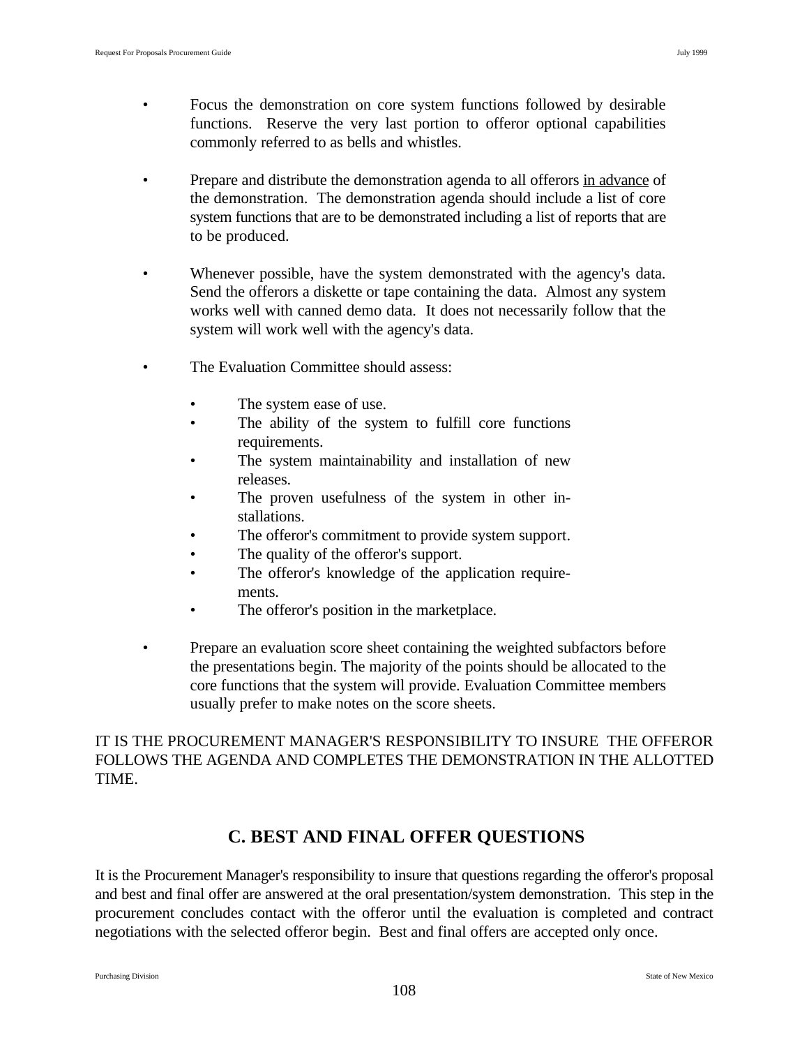- Focus the demonstration on core system functions followed by desirable functions. Reserve the very last portion to offeror optional capabilities commonly referred to as bells and whistles.

- Prepare and distribute the demonstration agenda to all offerors <u>in advance</u> of the demonstration. The demonstration agenda should include a list of core system functions that are to be demonstrated including a list of reports that are to be produced.

- Whenever possible, have the system demonstrated with the agency's data. Send the offerors a diskette or tape containing the data. Almost any system works well with canned demo data. It does not necessarily follow that the system will work well with the agency's data.

- The Evaluation Committee should assess:

    - The system ease of use.
    - The ability of the system to fulfill core functions requirements.
    - The system maintainability and installation of new releases.
    - The proven usefulness of the system in other installations.
    - The offeror's commitment to provide system support.
    - The quality of the offeror's support.
    - The offeror's knowledge of the application requirements.
    - The offeror's position in the marketplace.

- Prepare an evaluation score sheet containing the weighted subfactors before the presentations begin. The majority of the points should be allocated to the core functions that the system will provide. Evaluation Committee members usually prefer to make notes on the score sheets.

IT IS THE PROCUREMENT MANAGER'S RESPONSIBILITY TO INSURE THE OFFEROR FOLLOWS THE AGENDA AND COMPLETES THE DEMONSTRATION IN THE ALLOTTED TIME.

## C. BEST AND FINAL OFFER QUESTIONS

It is the Procurement Manager's responsibility to insure that questions regarding the offeror's proposal and best and final offer are answered at the oral presentation/system demonstration. This step in the procurement concludes contact with the offeror until the evaluation is completed and contract negotiations with the selected offeror begin. Best and final offers are accepted only once.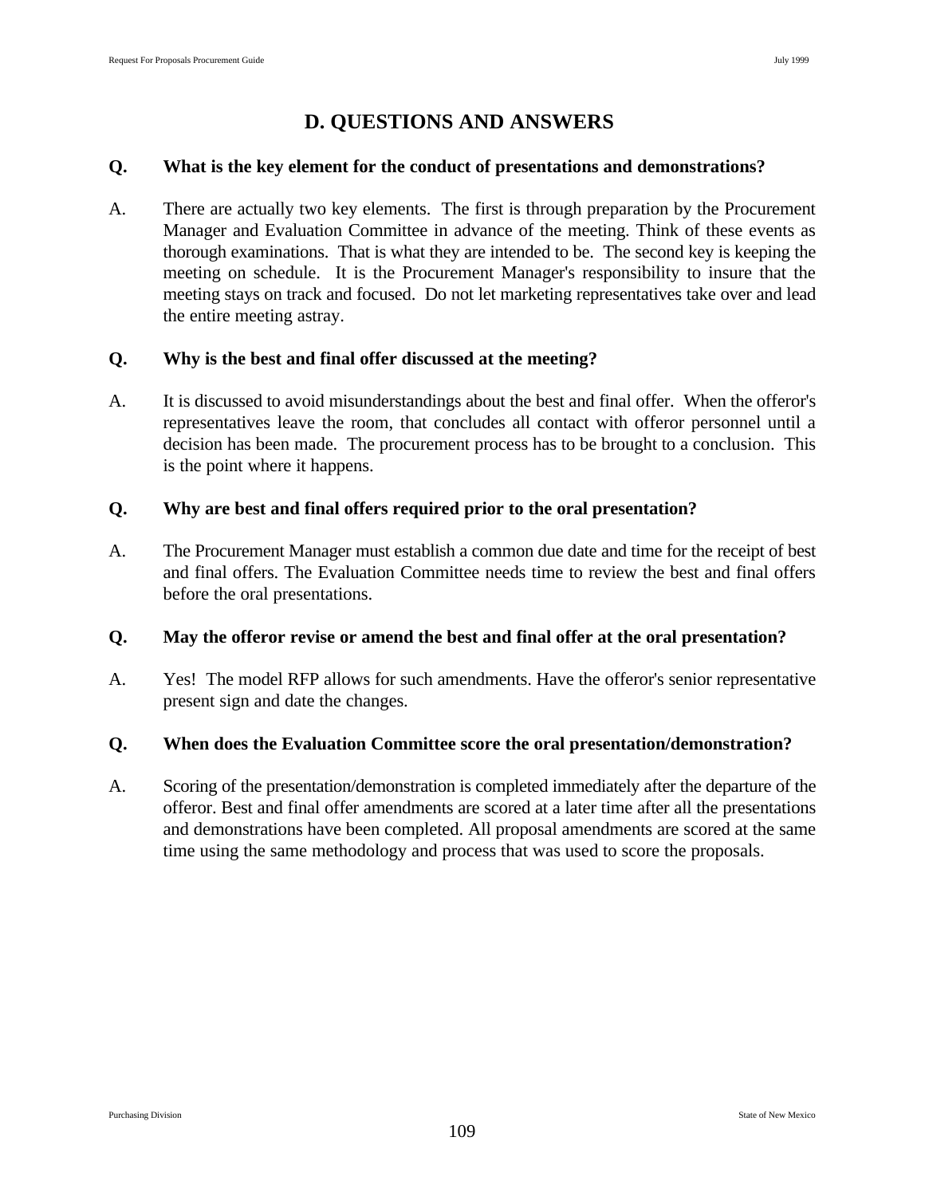## D. QUESTIONS AND ANSWERS

**Q. What is the key element for the conduct of presentations and demonstrations?**

A. There are actually two key elements. The first is through preparation by the Procurement Manager and Evaluation Committee in advance of the meeting. Think of these events as thorough examinations. That is what they are intended to be. The second key is keeping the meeting on schedule. It is the Procurement Manager's responsibility to insure that the meeting stays on track and focused. Do not let marketing representatives take over and lead the entire meeting astray.

**Q. Why is the best and final offer discussed at the meeting?**

A. It is discussed to avoid misunderstandings about the best and final offer. When the offeror's representatives leave the room, that concludes all contact with offeror personnel until a decision has been made. The procurement process has to be brought to a conclusion. This is the point where it happens.

**Q. Why are best and final offers required prior to the oral presentation?**

A. The Procurement Manager must establish a common due date and time for the receipt of best and final offers. The Evaluation Committee needs time to review the best and final offers before the oral presentations.

**Q. May the offeror revise or amend the best and final offer at the oral presentation?**

A. Yes! The model RFP allows for such amendments. Have the offeror's senior representative present sign and date the changes.

**Q. When does the Evaluation Committee score the oral presentation/demonstration?**

A. Scoring of the presentation/demonstration is completed immediately after the departure of the offeror. Best and final offer amendments are scored at a later time after all the presentations and demonstrations have been completed. All proposal amendments are scored at the same time using the same methodology and process that was used to score the proposals.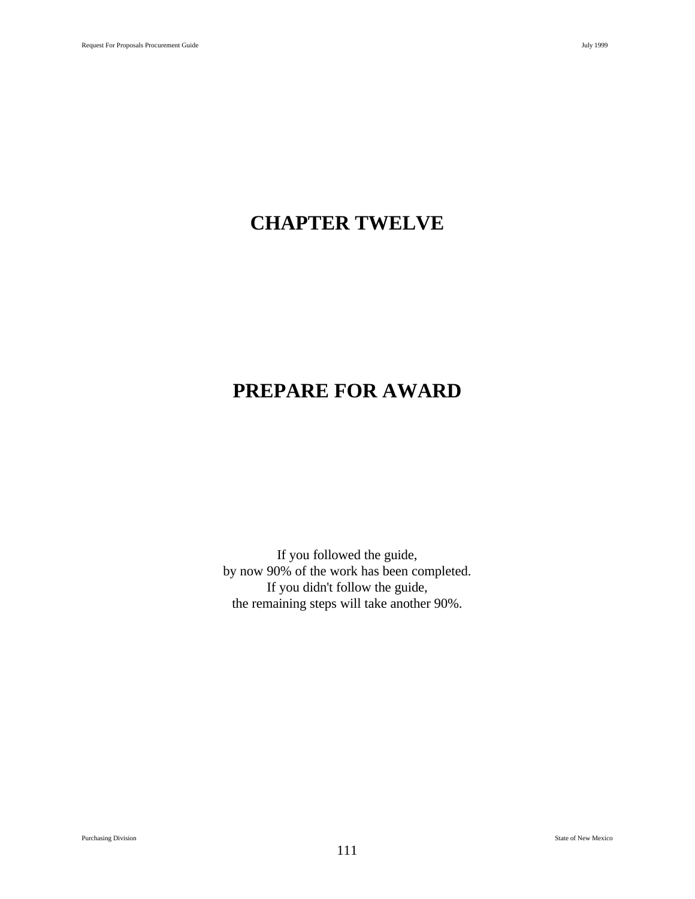# CHAPTER TWELVE

# PREPARE FOR AWARD

If you followed the guide,
by now 90% of the work has been completed.
If you didn't follow the guide,
the remaining steps will take another 90%.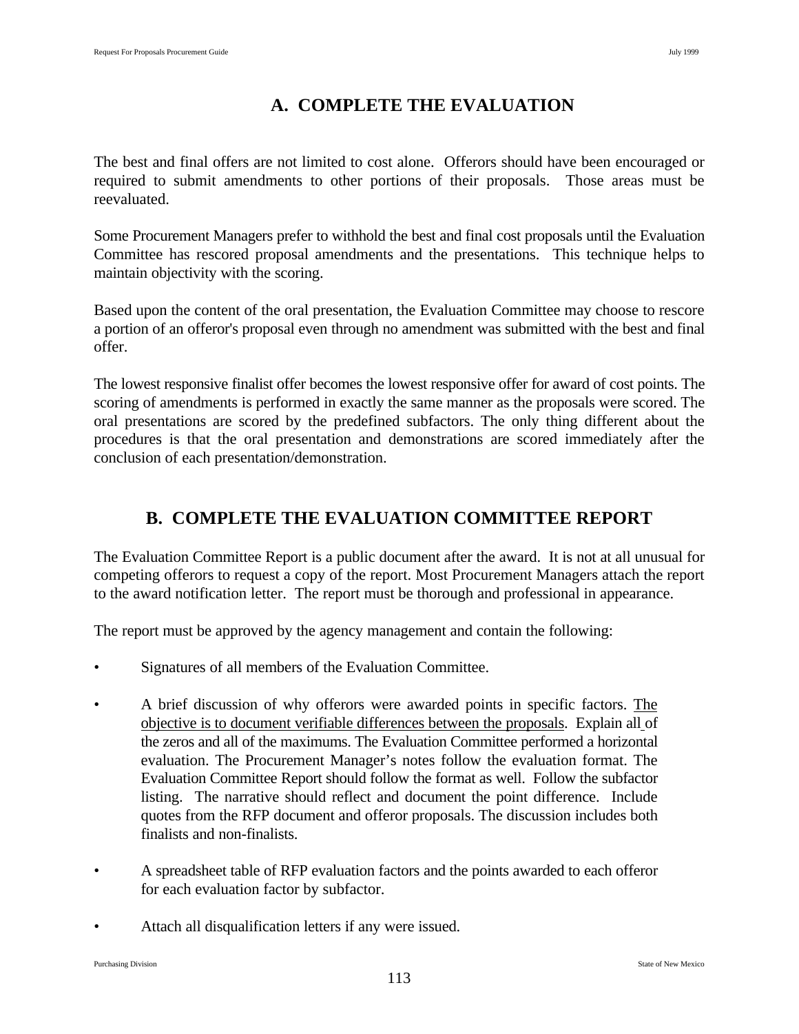## A. COMPLETE THE EVALUATION

The best and final offers are not limited to cost alone. Offerors should have been encouraged or required to submit amendments to other portions of their proposals. Those areas must be reevaluated.

Some Procurement Managers prefer to withhold the best and final cost proposals until the Evaluation Committee has rescored proposal amendments and the presentations. This technique helps to maintain objectivity with the scoring.

Based upon the content of the oral presentation, the Evaluation Committee may choose to rescore a portion of an offeror's proposal even through no amendment was submitted with the best and final offer.

The lowest responsive finalist offer becomes the lowest responsive offer for award of cost points. The scoring of amendments is performed in exactly the same manner as the proposals were scored. The oral presentations are scored by the predefined subfactors. The only thing different about the procedures is that the oral presentation and demonstrations are scored immediately after the conclusion of each presentation/demonstration.

## B. COMPLETE THE EVALUATION COMMITTEE REPORT

The Evaluation Committee Report is a public document after the award. It is not at all unusual for competing offerors to request a copy of the report. Most Procurement Managers attach the report to the award notification letter. The report must be thorough and professional in appearance.

The report must be approved by the agency management and contain the following:

- Signatures of all members of the Evaluation Committee.
- A brief discussion of why offerors were awarded points in specific factors. The objective is to document verifiable differences between the proposals. Explain all of the zeros and all of the maximums. The Evaluation Committee performed a horizontal evaluation. The Procurement Manager's notes follow the evaluation format. The Evaluation Committee Report should follow the format as well. Follow the subfactor listing. The narrative should reflect and document the point difference. Include quotes from the RFP document and offeror proposals. The discussion includes both finalists and non-finalists.
- A spreadsheet table of RFP evaluation factors and the points awarded to each offeror for each evaluation factor by subfactor.
- Attach all disqualification letters if any were issued.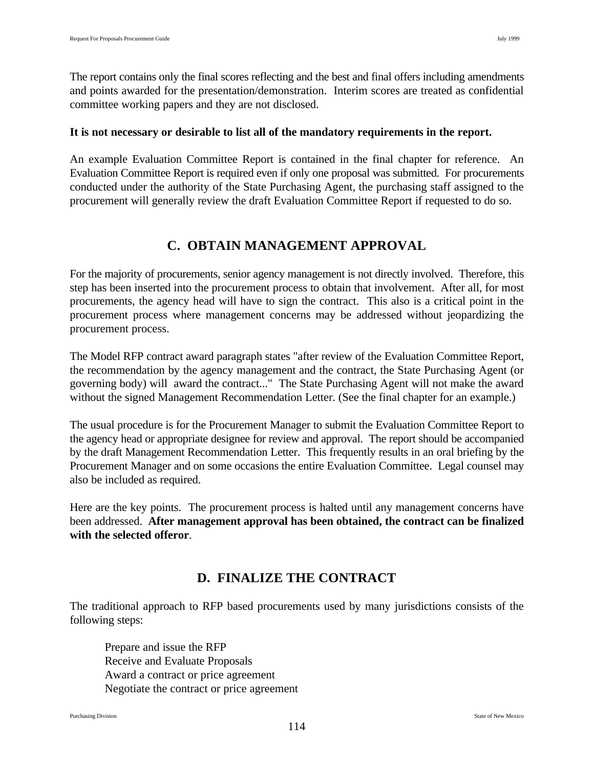The report contains only the final scores reflecting and the best and final offers including amendments and points awarded for the presentation/demonstration. Interim scores are treated as confidential committee working papers and they are not disclosed.

**It is not necessary or desirable to list all of the mandatory requirements in the report.**

An example Evaluation Committee Report is contained in the final chapter for reference. An Evaluation Committee Report is required even if only one proposal was submitted. For procurements conducted under the authority of the State Purchasing Agent, the purchasing staff assigned to the procurement will generally review the draft Evaluation Committee Report if requested to do so.

## C. OBTAIN MANAGEMENT APPROVAL

For the majority of procurements, senior agency management is not directly involved. Therefore, this step has been inserted into the procurement process to obtain that involvement. After all, for most procurements, the agency head will have to sign the contract. This also is a critical point in the procurement process where management concerns may be addressed without jeopardizing the procurement process.

The Model RFP contract award paragraph states "after review of the Evaluation Committee Report, the recommendation by the agency management and the contract, the State Purchasing Agent (or governing body) will award the contract..." The State Purchasing Agent will not make the award without the signed Management Recommendation Letter. (See the final chapter for an example.)

The usual procedure is for the Procurement Manager to submit the Evaluation Committee Report to the agency head or appropriate designee for review and approval. The report should be accompanied by the draft Management Recommendation Letter. This frequently results in an oral briefing by the Procurement Manager and on some occasions the entire Evaluation Committee. Legal counsel may also be included as required.

Here are the key points. The procurement process is halted until any management concerns have been addressed. **After management approval has been obtained, the contract can be finalized with the selected offeror**.

## D. FINALIZE THE CONTRACT

The traditional approach to RFP based procurements used by many jurisdictions consists of the following steps:

> Prepare and issue the RFP
> Receive and Evaluate Proposals
> Award a contract or price agreement
> Negotiate the contract or price agreement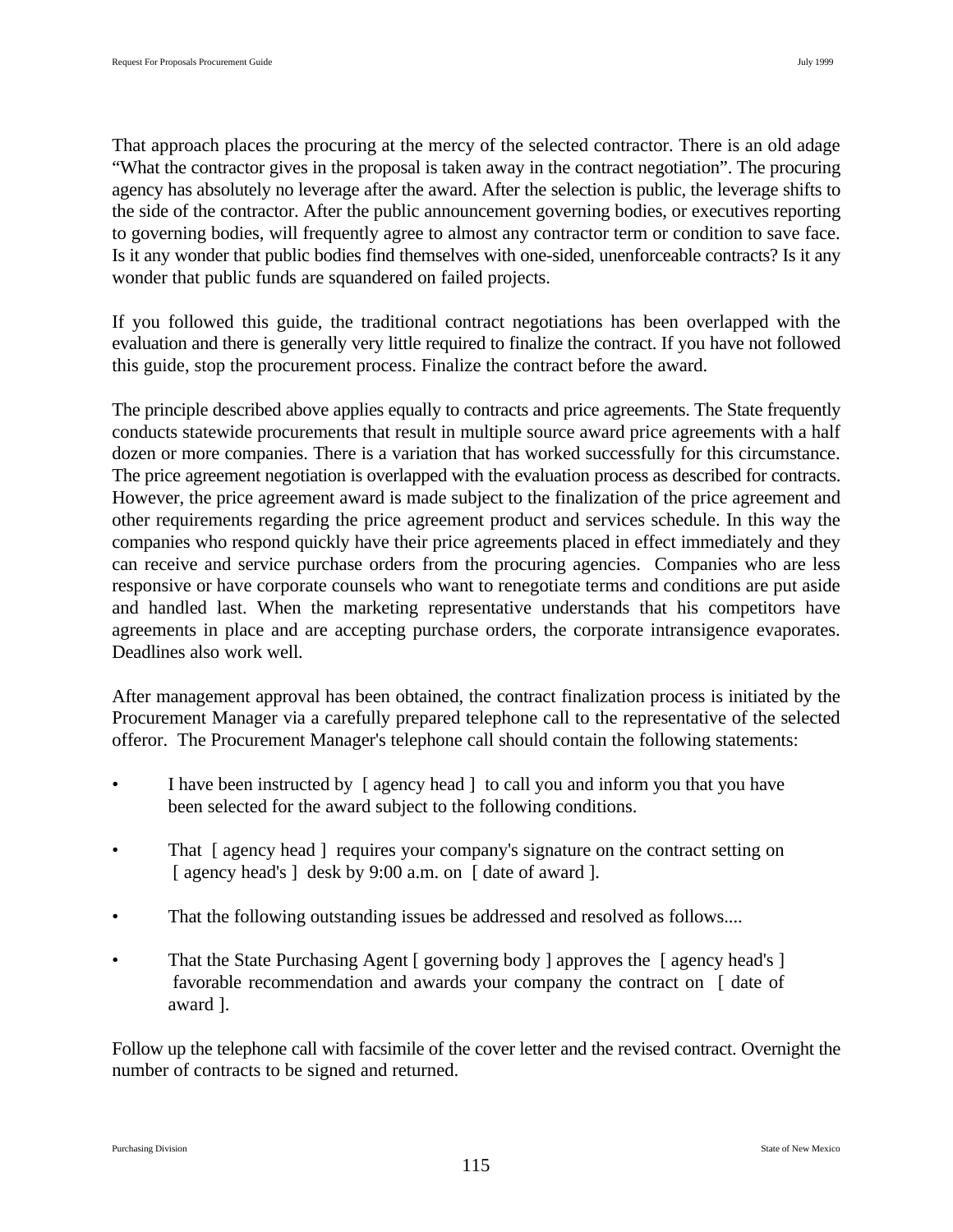That approach places the procuring at the mercy of the selected contractor. There is an old adage “What the contractor gives in the proposal is taken away in the contract negotiation”. The procuring agency has absolutely no leverage after the award. After the selection is public, the leverage shifts to the side of the contractor. After the public announcement governing bodies, or executives reporting to governing bodies, will frequently agree to almost any contractor term or condition to save face. Is it any wonder that public bodies find themselves with one-sided, unenforceable contracts? Is it any wonder that public funds are squandered on failed projects.

If you followed this guide, the traditional contract negotiations has been overlapped with the evaluation and there is generally very little required to finalize the contract. If you have not followed this guide, stop the procurement process. Finalize the contract before the award.

The principle described above applies equally to contracts and price agreements. The State frequently conducts statewide procurements that result in multiple source award price agreements with a half dozen or more companies. There is a variation that has worked successfully for this circumstance. The price agreement negotiation is overlapped with the evaluation process as described for contracts. However, the price agreement award is made subject to the finalization of the price agreement and other requirements regarding the price agreement product and services schedule. In this way the companies who respond quickly have their price agreements placed in effect immediately and they can receive and service purchase orders from the procuring agencies. Companies who are less responsive or have corporate counsels who want to renegotiate terms and conditions are put aside and handled last. When the marketing representative understands that his competitors have agreements in place and are accepting purchase orders, the corporate intransigence evaporates. Deadlines also work well.

After management approval has been obtained, the contract finalization process is initiated by the Procurement Manager via a carefully prepared telephone call to the representative of the selected offeror. The Procurement Manager's telephone call should contain the following statements:

- I have been instructed by [ agency head ] to call you and inform you that you have been selected for the award subject to the following conditions.
- That [ agency head ] requires your company's signature on the contract setting on [ agency head's ] desk by 9:00 a.m. on [ date of award ].
- That the following outstanding issues be addressed and resolved as follows....
- That the State Purchasing Agent [ governing body ] approves the [ agency head's ] favorable recommendation and awards your company the contract on [ date of award ].

Follow up the telephone call with facsimile of the cover letter and the revised contract. Overnight the number of contracts to be signed and returned.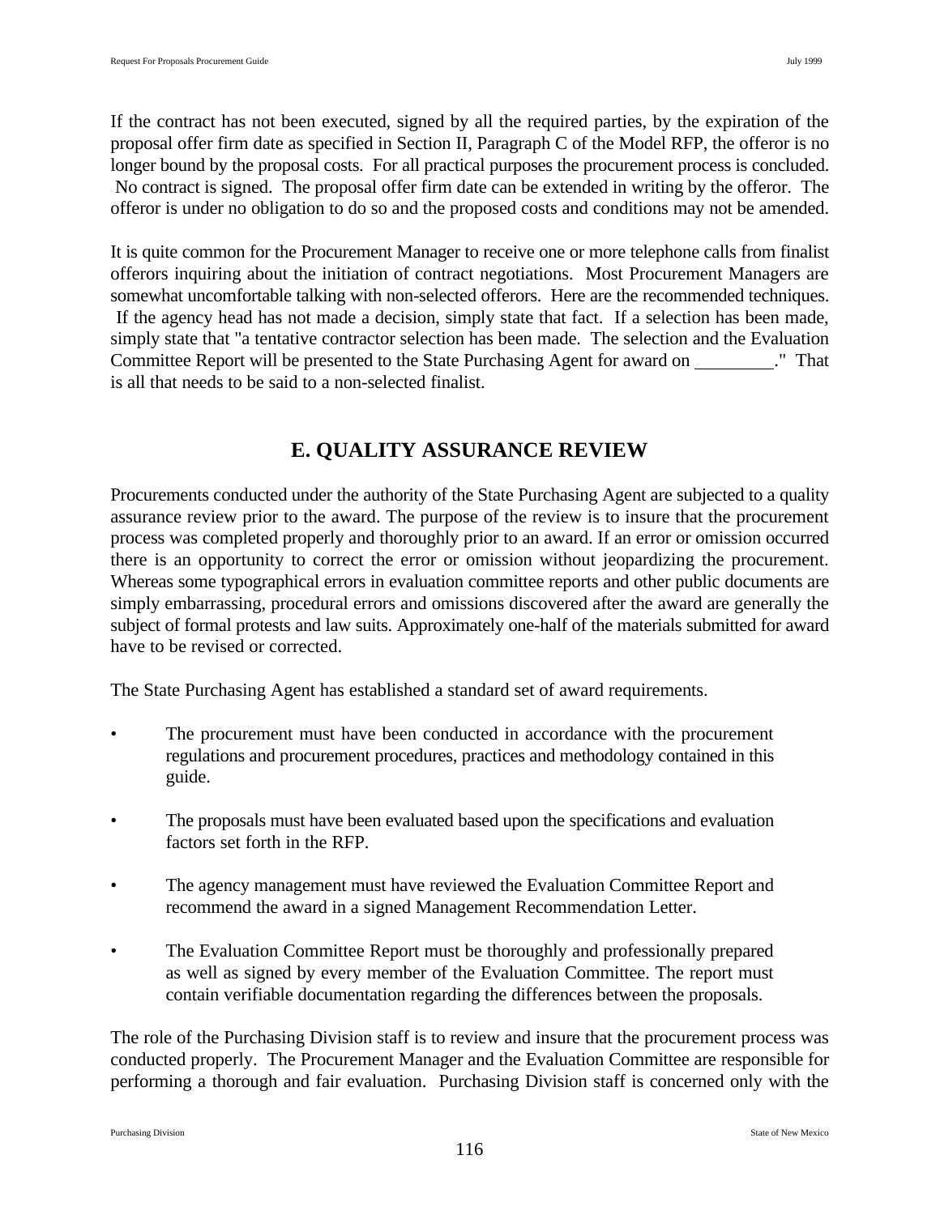If the contract has not been executed, signed by all the required parties, by the expiration of the proposal offer firm date as specified in Section II, Paragraph C of the Model RFP, the offeror is no longer bound by the proposal costs. For all practical purposes the procurement process is concluded. No contract is signed. The proposal offer firm date can be extended in writing by the offeror. The offeror is under no obligation to do so and the proposed costs and conditions may not be amended.

It is quite common for the Procurement Manager to receive one or more telephone calls from finalist offerors inquiring about the initiation of contract negotiations. Most Procurement Managers are somewhat uncomfortable talking with non-selected offerors. Here are the recommended techniques. If the agency head has not made a decision, simply state that fact. If a selection has been made, simply state that "a tentative contractor selection has been made. The selection and the Evaluation Committee Report will be presented to the State Purchasing Agent for award on _________." That is all that needs to be said to a non-selected finalist.

## E. QUALITY ASSURANCE REVIEW

Procurements conducted under the authority of the State Purchasing Agent are subjected to a quality assurance review prior to the award. The purpose of the review is to insure that the procurement process was completed properly and thoroughly prior to an award. If an error or omission occurred there is an opportunity to correct the error or omission without jeopardizing the procurement. Whereas some typographical errors in evaluation committee reports and other public documents are simply embarrassing, procedural errors and omissions discovered after the award are generally the subject of formal protests and law suits. Approximately one-half of the materials submitted for award have to be revised or corrected.

The State Purchasing Agent has established a standard set of award requirements.

- The procurement must have been conducted in accordance with the procurement regulations and procurement procedures, practices and methodology contained in this guide.
- The proposals must have been evaluated based upon the specifications and evaluation factors set forth in the RFP.
- The agency management must have reviewed the Evaluation Committee Report and recommend the award in a signed Management Recommendation Letter.
- The Evaluation Committee Report must be thoroughly and professionally prepared as well as signed by every member of the Evaluation Committee. The report must contain verifiable documentation regarding the differences between the proposals.

The role of the Purchasing Division staff is to review and insure that the procurement process was conducted properly. The Procurement Manager and the Evaluation Committee are responsible for performing a thorough and fair evaluation. Purchasing Division staff is concerned only with the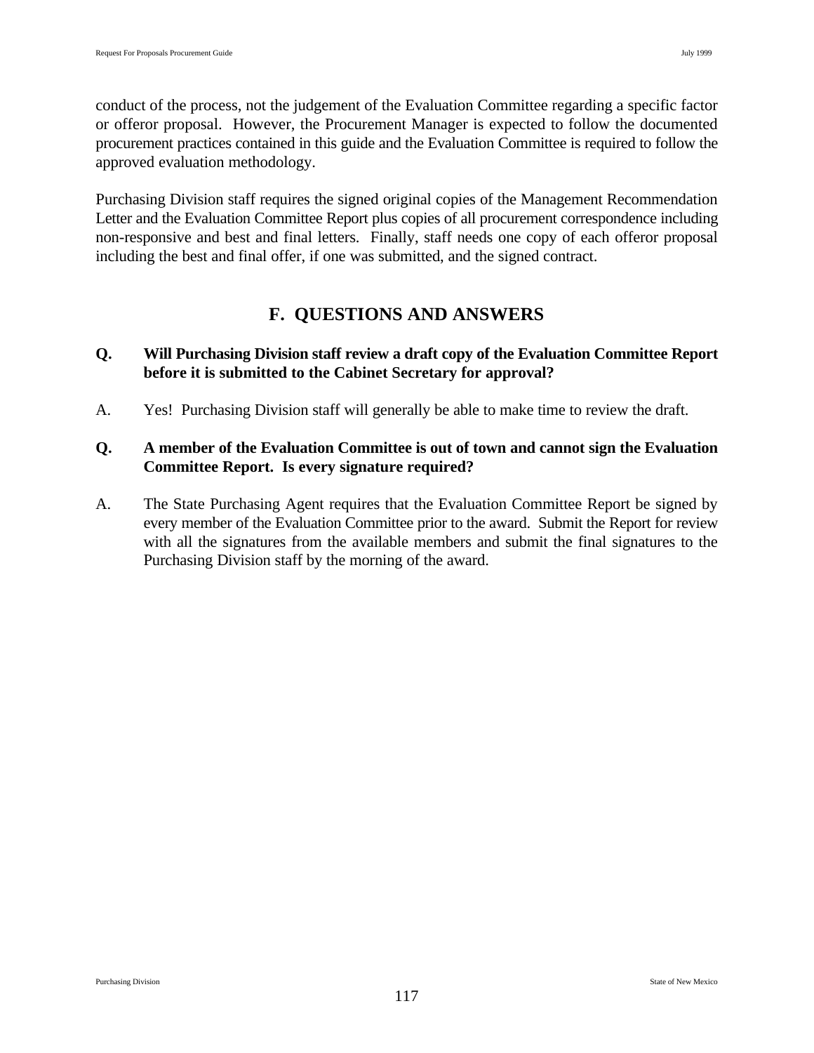conduct of the process, not the judgement of the Evaluation Committee regarding a specific factor or offeror proposal. However, the Procurement Manager is expected to follow the documented procurement practices contained in this guide and the Evaluation Committee is required to follow the approved evaluation methodology.

Purchasing Division staff requires the signed original copies of the Management Recommendation Letter and the Evaluation Committee Report plus copies of all procurement correspondence including non-responsive and best and final letters. Finally, staff needs one copy of each offeror proposal including the best and final offer, if one was submitted, and the signed contract.

## F. QUESTIONS AND ANSWERS

**Q. Will Purchasing Division staff review a draft copy of the Evaluation Committee Report before it is submitted to the Cabinet Secretary for approval?**

A. Yes! Purchasing Division staff will generally be able to make time to review the draft.

**Q. A member of the Evaluation Committee is out of town and cannot sign the Evaluation Committee Report. Is every signature required?**

A. The State Purchasing Agent requires that the Evaluation Committee Report be signed by every member of the Evaluation Committee prior to the award. Submit the Report for review with all the signatures from the available members and submit the final signatures to the Purchasing Division staff by the morning of the award.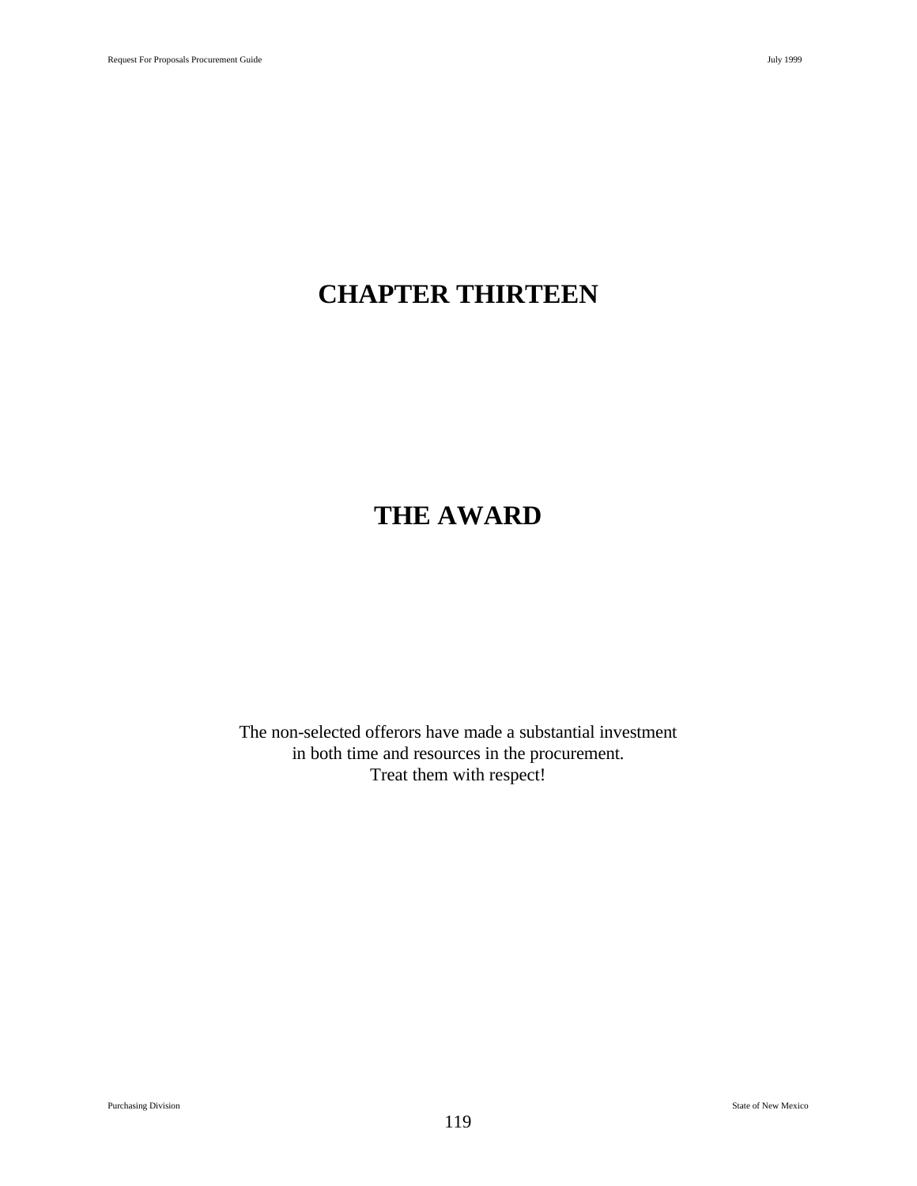# CHAPTER THIRTEEN

# THE AWARD

The non-selected offerors have made a substantial investment in both time and resources in the procurement. Treat them with respect!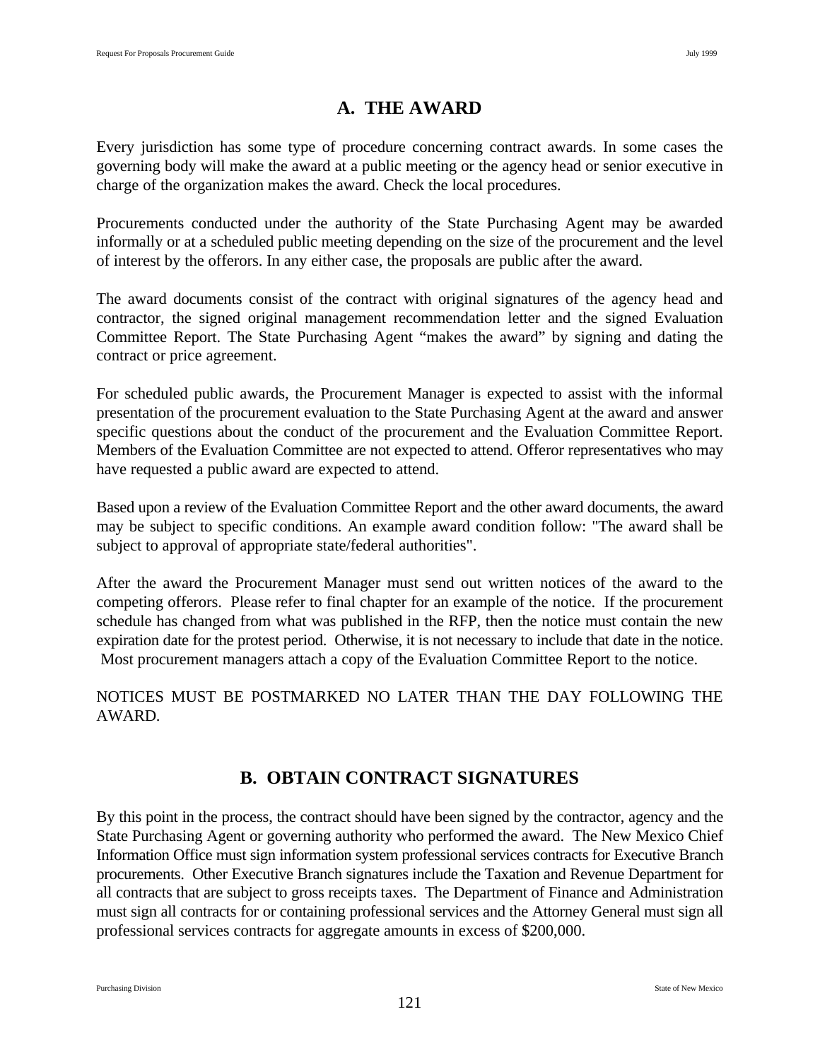## A. THE AWARD

Every jurisdiction has some type of procedure concerning contract awards. In some cases the governing body will make the award at a public meeting or the agency head or senior executive in charge of the organization makes the award. Check the local procedures.

Procurements conducted under the authority of the State Purchasing Agent may be awarded informally or at a scheduled public meeting depending on the size of the procurement and the level of interest by the offerors. In any either case, the proposals are public after the award.

The award documents consist of the contract with original signatures of the agency head and contractor, the signed original management recommendation letter and the signed Evaluation Committee Report. The State Purchasing Agent "makes the award" by signing and dating the contract or price agreement.

For scheduled public awards, the Procurement Manager is expected to assist with the informal presentation of the procurement evaluation to the State Purchasing Agent at the award and answer specific questions about the conduct of the procurement and the Evaluation Committee Report. Members of the Evaluation Committee are not expected to attend. Offeror representatives who may have requested a public award are expected to attend.

Based upon a review of the Evaluation Committee Report and the other award documents, the award may be subject to specific conditions. An example award condition follow: "The award shall be subject to approval of appropriate state/federal authorities".

After the award the Procurement Manager must send out written notices of the award to the competing offerors. Please refer to final chapter for an example of the notice. If the procurement schedule has changed from what was published in the RFP, then the notice must contain the new expiration date for the protest period. Otherwise, it is not necessary to include that date in the notice. Most procurement managers attach a copy of the Evaluation Committee Report to the notice.

NOTICES MUST BE POSTMARKED NO LATER THAN THE DAY FOLLOWING THE AWARD.

## B. OBTAIN CONTRACT SIGNATURES

By this point in the process, the contract should have been signed by the contractor, agency and the State Purchasing Agent or governing authority who performed the award. The New Mexico Chief Information Office must sign information system professional services contracts for Executive Branch procurements. Other Executive Branch signatures include the Taxation and Revenue Department for all contracts that are subject to gross receipts taxes. The Department of Finance and Administration must sign all contracts for or containing professional services and the Attorney General must sign all professional services contracts for aggregate amounts in excess of $200,000.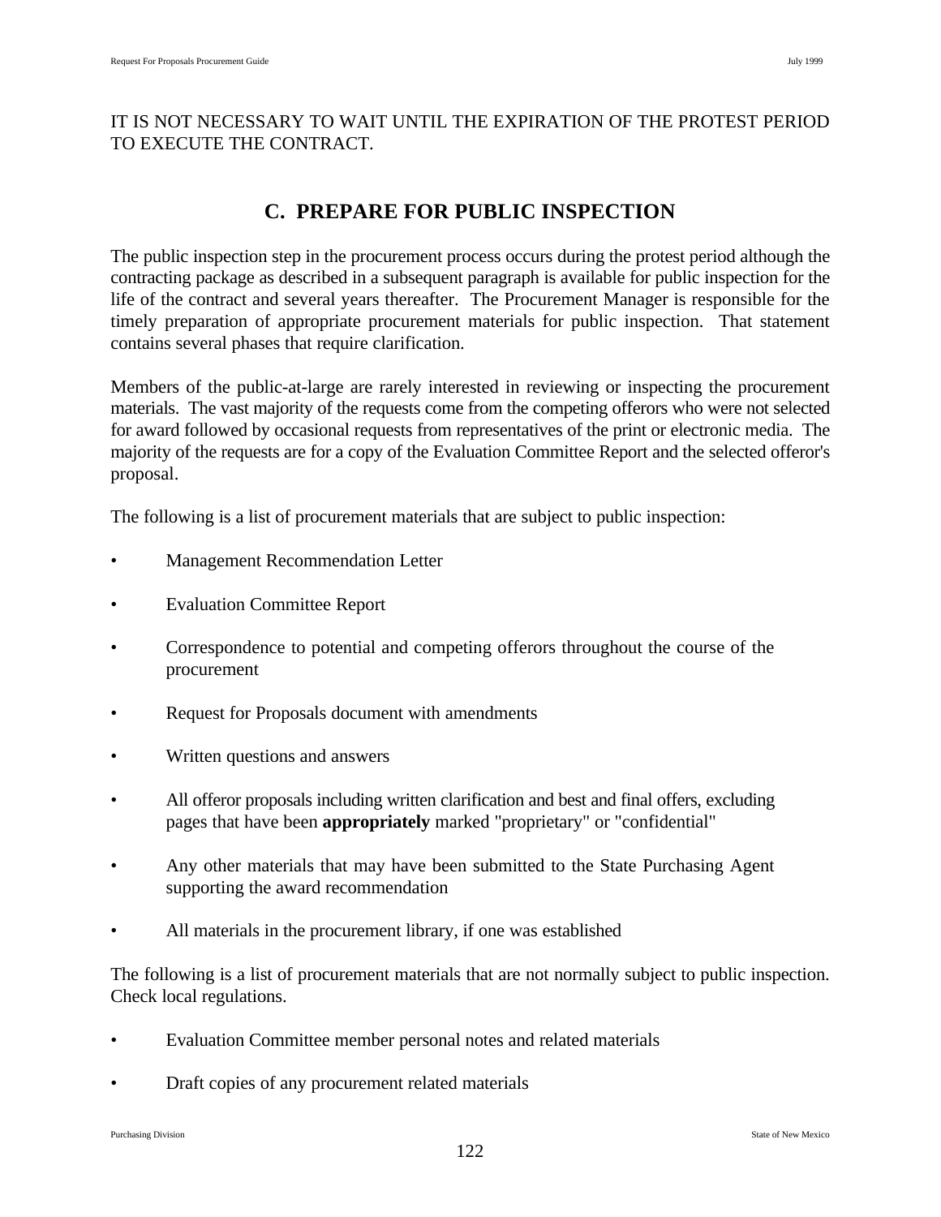IT IS NOT NECESSARY TO WAIT UNTIL THE EXPIRATION OF THE PROTEST PERIOD TO EXECUTE THE CONTRACT.

## C. PREPARE FOR PUBLIC INSPECTION

The public inspection step in the procurement process occurs during the protest period although the contracting package as described in a subsequent paragraph is available for public inspection for the life of the contract and several years thereafter. The Procurement Manager is responsible for the timely preparation of appropriate procurement materials for public inspection. That statement contains several phases that require clarification.

Members of the public-at-large are rarely interested in reviewing or inspecting the procurement materials. The vast majority of the requests come from the competing offerors who were not selected for award followed by occasional requests from representatives of the print or electronic media. The majority of the requests are for a copy of the Evaluation Committee Report and the selected offeror's proposal.

The following is a list of procurement materials that are subject to public inspection:

- Management Recommendation Letter
- Evaluation Committee Report
- Correspondence to potential and competing offerors throughout the course of the procurement
- Request for Proposals document with amendments
- Written questions and answers
- All offeror proposals including written clarification and best and final offers, excluding pages that have been **appropriately** marked "proprietary" or "confidential"
- Any other materials that may have been submitted to the State Purchasing Agent supporting the award recommendation
- All materials in the procurement library, if one was established

The following is a list of procurement materials that are not normally subject to public inspection. Check local regulations.

- Evaluation Committee member personal notes and related materials
- Draft copies of any procurement related materials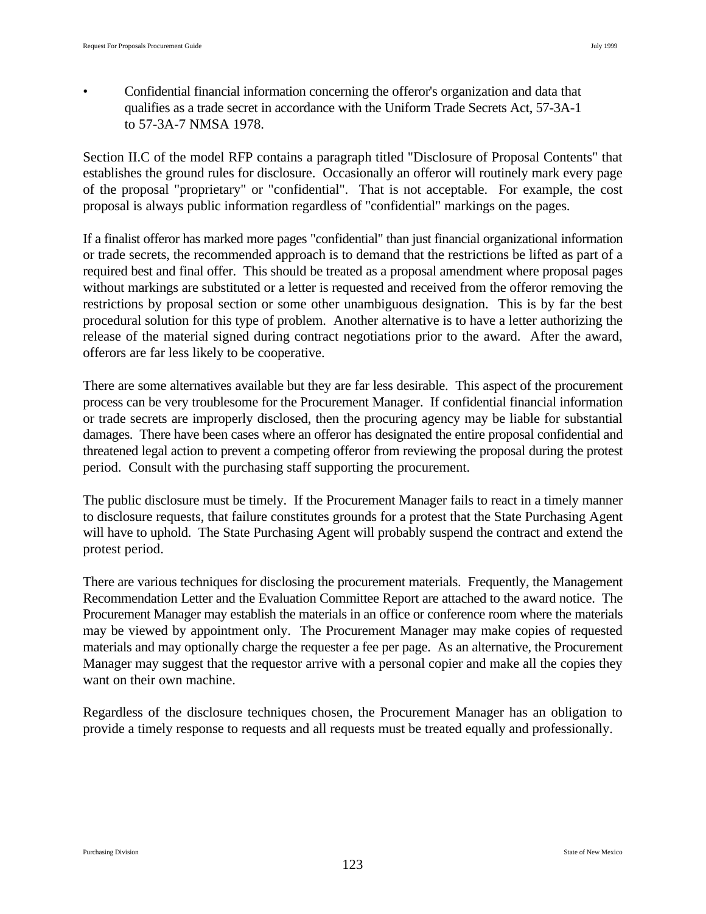- Confidential financial information concerning the offeror's organization and data that qualifies as a trade secret in accordance with the Uniform Trade Secrets Act, 57-3A-1 to 57-3A-7 NMSA 1978.

Section II.C of the model RFP contains a paragraph titled "Disclosure of Proposal Contents" that establishes the ground rules for disclosure. Occasionally an offeror will routinely mark every page of the proposal "proprietary" or "confidential". That is not acceptable. For example, the cost proposal is always public information regardless of "confidential" markings on the pages.

If a finalist offeror has marked more pages "confidential" than just financial organizational information or trade secrets, the recommended approach is to demand that the restrictions be lifted as part of a required best and final offer. This should be treated as a proposal amendment where proposal pages without markings are substituted or a letter is requested and received from the offeror removing the restrictions by proposal section or some other unambiguous designation. This is by far the best procedural solution for this type of problem. Another alternative is to have a letter authorizing the release of the material signed during contract negotiations prior to the award. After the award, offerors are far less likely to be cooperative.

There are some alternatives available but they are far less desirable. This aspect of the procurement process can be very troublesome for the Procurement Manager. If confidential financial information or trade secrets are improperly disclosed, then the procuring agency may be liable for substantial damages. There have been cases where an offeror has designated the entire proposal confidential and threatened legal action to prevent a competing offeror from reviewing the proposal during the protest period. Consult with the purchasing staff supporting the procurement.

The public disclosure must be timely. If the Procurement Manager fails to react in a timely manner to disclosure requests, that failure constitutes grounds for a protest that the State Purchasing Agent will have to uphold. The State Purchasing Agent will probably suspend the contract and extend the protest period.

There are various techniques for disclosing the procurement materials. Frequently, the Management Recommendation Letter and the Evaluation Committee Report are attached to the award notice. The Procurement Manager may establish the materials in an office or conference room where the materials may be viewed by appointment only. The Procurement Manager may make copies of requested materials and may optionally charge the requester a fee per page. As an alternative, the Procurement Manager may suggest that the requestor arrive with a personal copier and make all the copies they want on their own machine.

Regardless of the disclosure techniques chosen, the Procurement Manager has an obligation to provide a timely response to requests and all requests must be treated equally and professionally.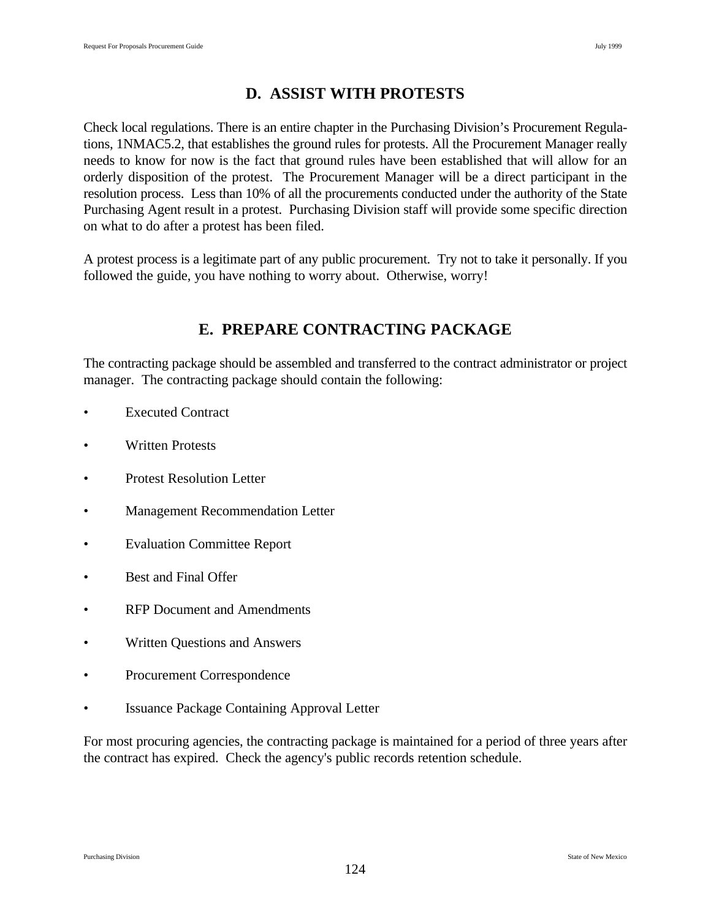## D. ASSIST WITH PROTESTS

Check local regulations. There is an entire chapter in the Purchasing Division's Procurement Regulations, 1NMAC5.2, that establishes the ground rules for protests. All the Procurement Manager really needs to know for now is the fact that ground rules have been established that will allow for an orderly disposition of the protest. The Procurement Manager will be a direct participant in the resolution process. Less than 10% of all the procurements conducted under the authority of the State Purchasing Agent result in a protest. Purchasing Division staff will provide some specific direction on what to do after a protest has been filed.

A protest process is a legitimate part of any public procurement. Try not to take it personally. If you followed the guide, you have nothing to worry about. Otherwise, worry!

## E. PREPARE CONTRACTING PACKAGE

The contracting package should be assembled and transferred to the contract administrator or project manager. The contracting package should contain the following:

- Executed Contract
- Written Protests
- Protest Resolution Letter
- Management Recommendation Letter
- Evaluation Committee Report
- Best and Final Offer
- RFP Document and Amendments
- Written Questions and Answers
- Procurement Correspondence
- Issuance Package Containing Approval Letter

For most procuring agencies, the contracting package is maintained for a period of three years after the contract has expired. Check the agency's public records retention schedule.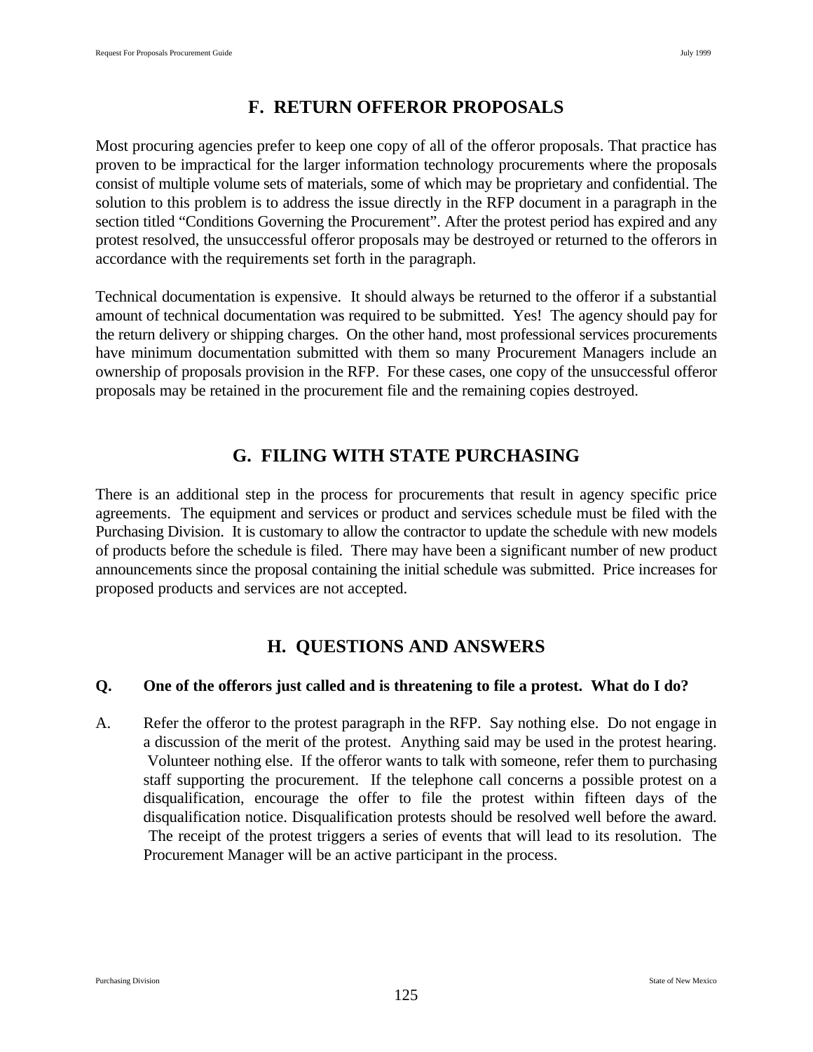## F. RETURN OFFEROR PROPOSALS

Most procuring agencies prefer to keep one copy of all of the offeror proposals. That practice has proven to be impractical for the larger information technology procurements where the proposals consist of multiple volume sets of materials, some of which may be proprietary and confidential. The solution to this problem is to address the issue directly in the RFP document in a paragraph in the section titled "Conditions Governing the Procurement". After the protest period has expired and any protest resolved, the unsuccessful offeror proposals may be destroyed or returned to the offerors in accordance with the requirements set forth in the paragraph.

Technical documentation is expensive. It should always be returned to the offeror if a substantial amount of technical documentation was required to be submitted. Yes! The agency should pay for the return delivery or shipping charges. On the other hand, most professional services procurements have minimum documentation submitted with them so many Procurement Managers include an ownership of proposals provision in the RFP. For these cases, one copy of the unsuccessful offeror proposals may be retained in the procurement file and the remaining copies destroyed.

## G. FILING WITH STATE PURCHASING

There is an additional step in the process for procurements that result in agency specific price agreements. The equipment and services or product and services schedule must be filed with the Purchasing Division. It is customary to allow the contractor to update the schedule with new models of products before the schedule is filed. There may have been a significant number of new product announcements since the proposal containing the initial schedule was submitted. Price increases for proposed products and services are not accepted.

## H. QUESTIONS AND ANSWERS

**Q. One of the offerors just called and is threatening to file a protest. What do I do?**

A. Refer the offeror to the protest paragraph in the RFP. Say nothing else. Do not engage in a discussion of the merit of the protest. Anything said may be used in the protest hearing. Volunteer nothing else. If the offeror wants to talk with someone, refer them to purchasing staff supporting the procurement. If the telephone call concerns a possible protest on a disqualification, encourage the offer to file the protest within fifteen days of the disqualification notice. Disqualification protests should be resolved well before the award. The receipt of the protest triggers a series of events that will lead to its resolution. The Procurement Manager will be an active participant in the process.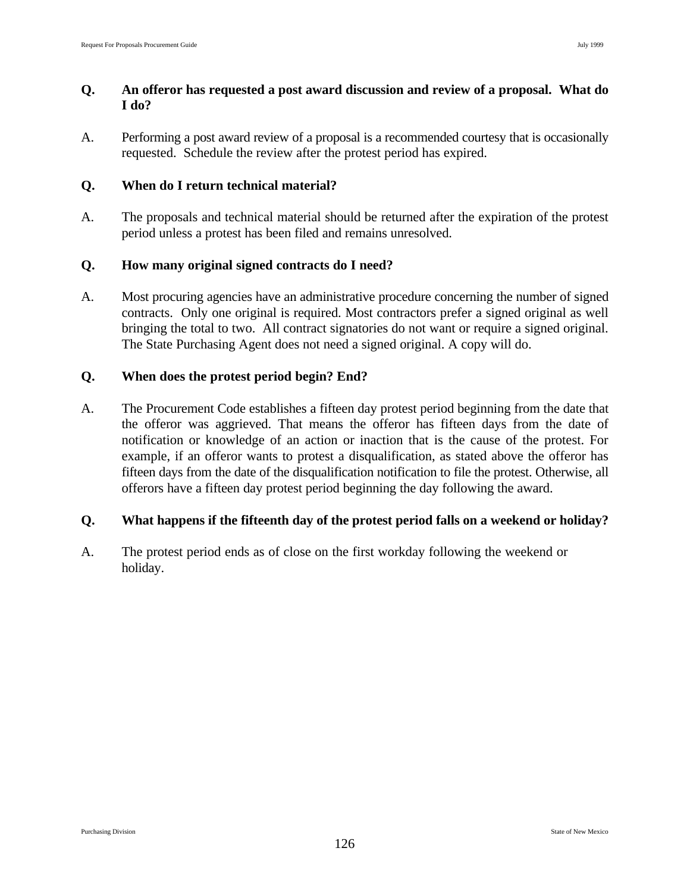**Q. An offeror has requested a post award discussion and review of a proposal. What do I do?**

A. Performing a post award review of a proposal is a recommended courtesy that is occasionally requested. Schedule the review after the protest period has expired.

**Q. When do I return technical material?**

A. The proposals and technical material should be returned after the expiration of the protest period unless a protest has been filed and remains unresolved.

**Q. How many original signed contracts do I need?**

A. Most procuring agencies have an administrative procedure concerning the number of signed contracts. Only one original is required. Most contractors prefer a signed original as well bringing the total to two. All contract signatories do not want or require a signed original. The State Purchasing Agent does not need a signed original. A copy will do.

**Q. When does the protest period begin? End?**

A. The Procurement Code establishes a fifteen day protest period beginning from the date that the offeror was aggrieved. That means the offeror has fifteen days from the date of notification or knowledge of an action or inaction that is the cause of the protest. For example, if an offeror wants to protest a disqualification, as stated above the offeror has fifteen days from the date of the disqualification notification to file the protest. Otherwise, all offerors have a fifteen day protest period beginning the day following the award.

**Q. What happens if the fifteenth day of the protest period falls on a weekend or holiday?**

A. The protest period ends as of close on the first workday following the weekend or holiday.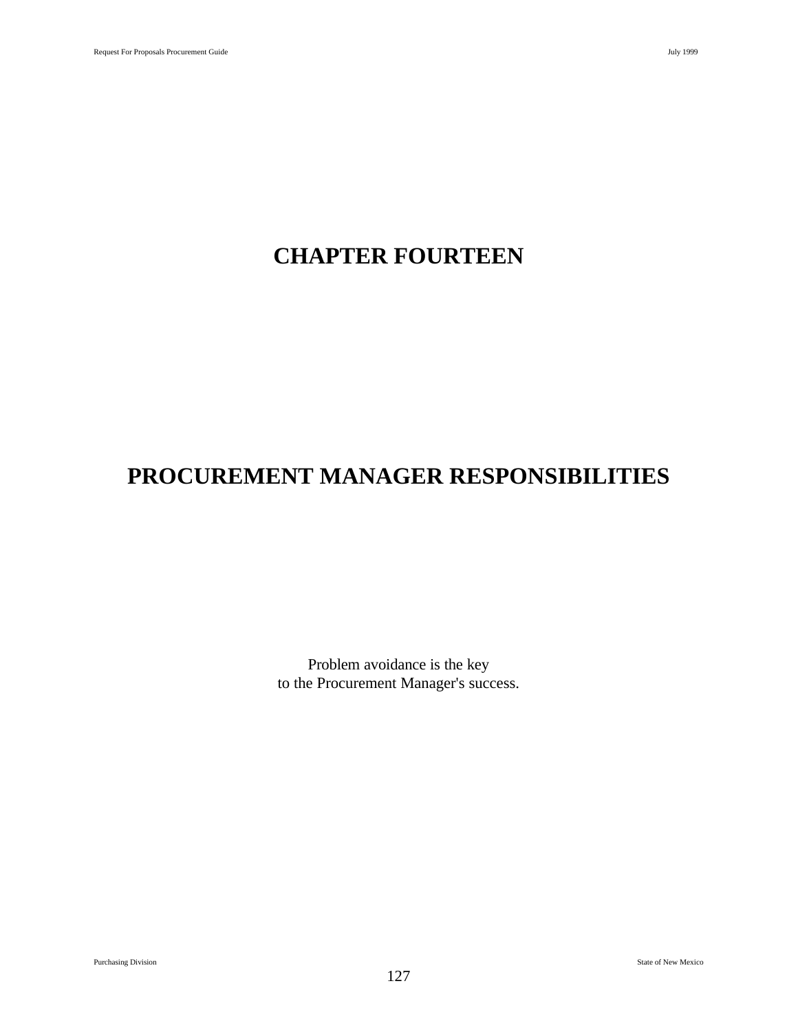# CHAPTER FOURTEEN

# PROCUREMENT MANAGER RESPONSIBILITIES

Problem avoidance is the key
to the Procurement Manager's success.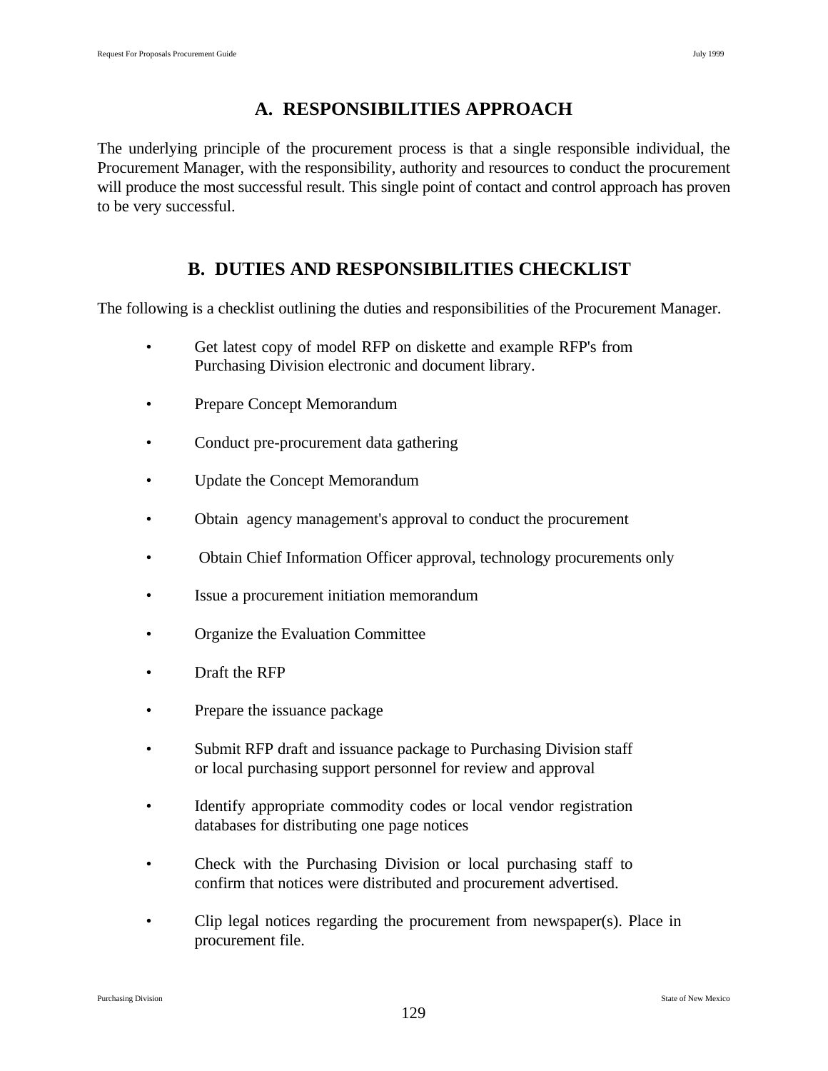## A. RESPONSIBILITIES APPROACH

The underlying principle of the procurement process is that a single responsible individual, the Procurement Manager, with the responsibility, authority and resources to conduct the procurement will produce the most successful result. This single point of contact and control approach has proven to be very successful.

## B. DUTIES AND RESPONSIBILITIES CHECKLIST

The following is a checklist outlining the duties and responsibilities of the Procurement Manager.

- Get latest copy of model RFP on diskette and example RFP's from Purchasing Division electronic and document library.
- Prepare Concept Memorandum
- Conduct pre-procurement data gathering
- Update the Concept Memorandum
- Obtain agency management's approval to conduct the procurement
- Obtain Chief Information Officer approval, technology procurements only
- Issue a procurement initiation memorandum
- Organize the Evaluation Committee
- Draft the RFP
- Prepare the issuance package
- Submit RFP draft and issuance package to Purchasing Division staff or local purchasing support personnel for review and approval
- Identify appropriate commodity codes or local vendor registration databases for distributing one page notices
- Check with the Purchasing Division or local purchasing staff to confirm that notices were distributed and procurement advertised.
- Clip legal notices regarding the procurement from newspaper(s). Place in procurement file.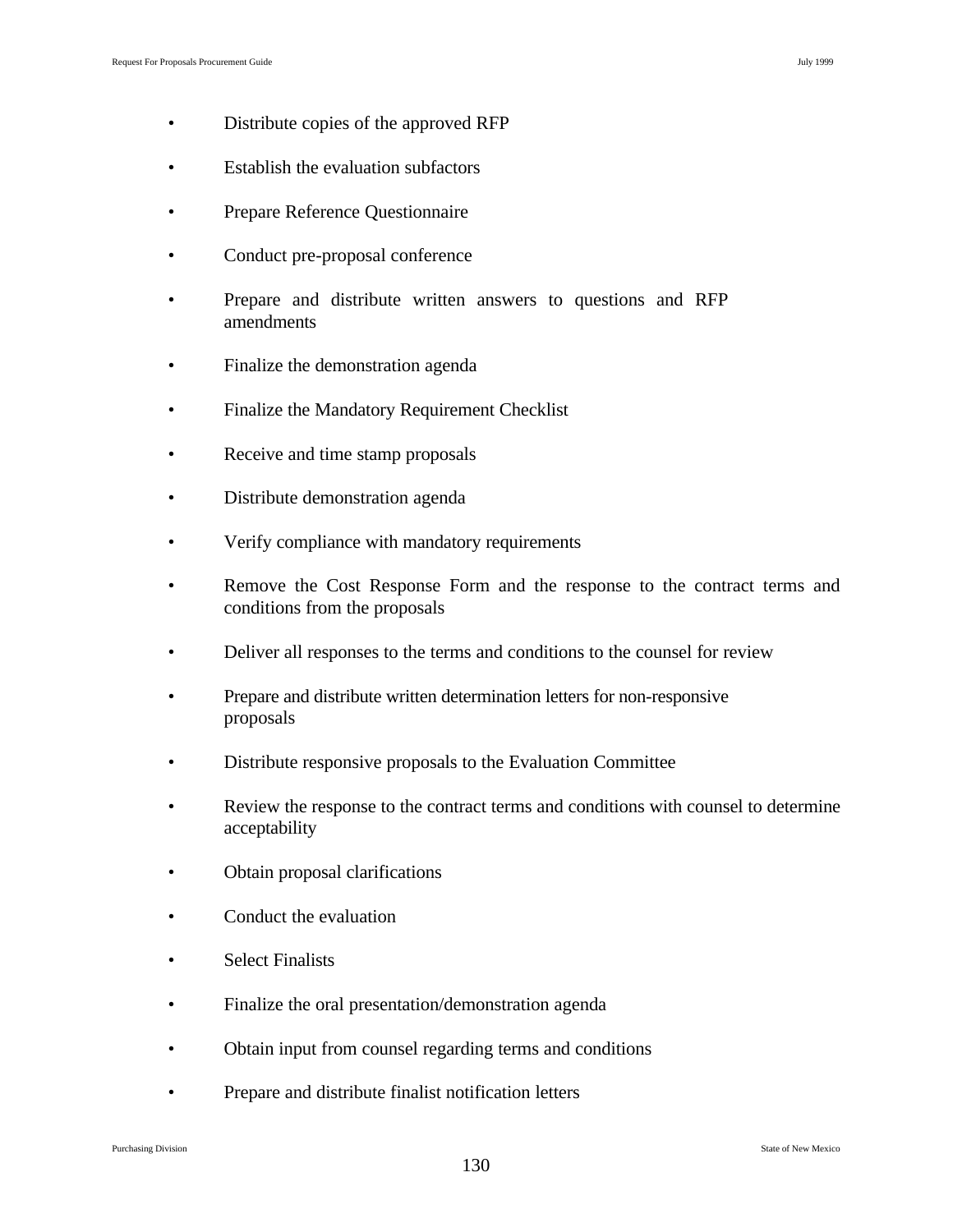- Distribute copies of the approved RFP
- Establish the evaluation subfactors
- Prepare Reference Questionnaire
- Conduct pre-proposal conference
- Prepare and distribute written answers to questions and RFP amendments
- Finalize the demonstration agenda
- Finalize the Mandatory Requirement Checklist
- Receive and time stamp proposals
- Distribute demonstration agenda
- Verify compliance with mandatory requirements
- Remove the Cost Response Form and the response to the contract terms and conditions from the proposals
- Deliver all responses to the terms and conditions to the counsel for review
- Prepare and distribute written determination letters for non-responsive proposals
- Distribute responsive proposals to the Evaluation Committee
- Review the response to the contract terms and conditions with counsel to determine acceptability
- Obtain proposal clarifications
- Conduct the evaluation
- Select Finalists
- Finalize the oral presentation/demonstration agenda
- Obtain input from counsel regarding terms and conditions
- Prepare and distribute finalist notification letters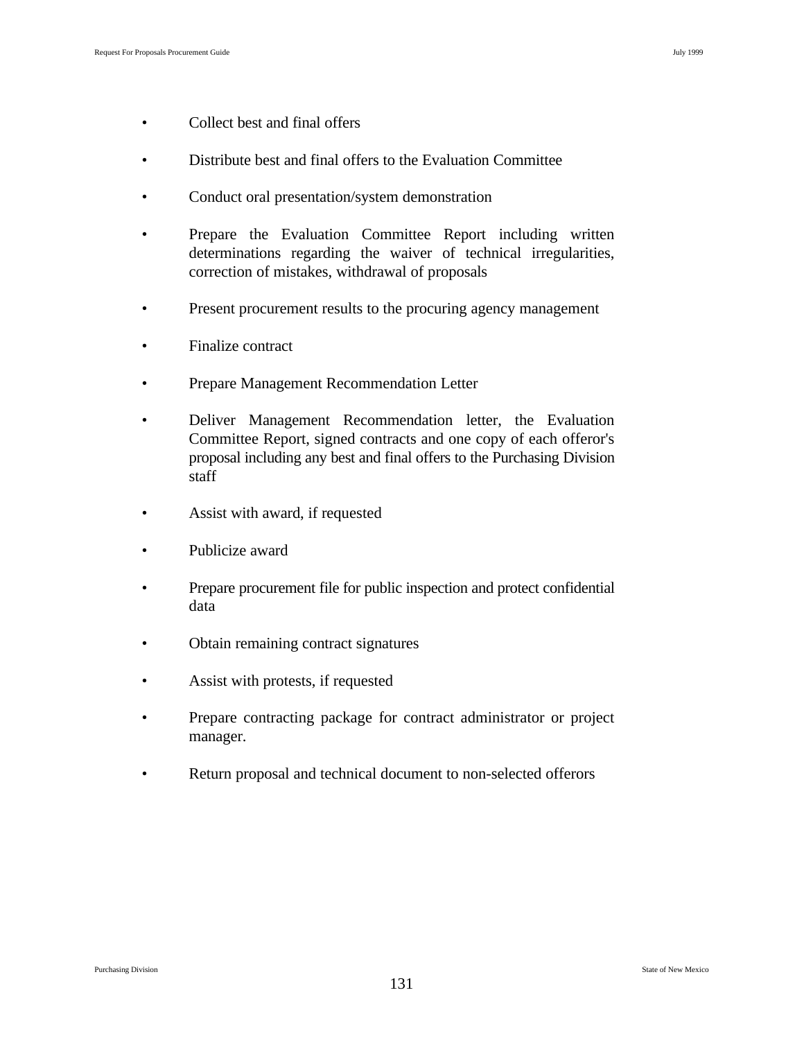- Collect best and final offers
- Distribute best and final offers to the Evaluation Committee
- Conduct oral presentation/system demonstration
- Prepare the Evaluation Committee Report including written determinations regarding the waiver of technical irregularities, correction of mistakes, withdrawal of proposals
- Present procurement results to the procuring agency management
- Finalize contract
- Prepare Management Recommendation Letter
- Deliver Management Recommendation letter, the Evaluation Committee Report, signed contracts and one copy of each offeror's proposal including any best and final offers to the Purchasing Division staff
- Assist with award, if requested
- Publicize award
- Prepare procurement file for public inspection and protect confidential data
- Obtain remaining contract signatures
- Assist with protests, if requested
- Prepare contracting package for contract administrator or project manager.
- Return proposal and technical document to non-selected offerors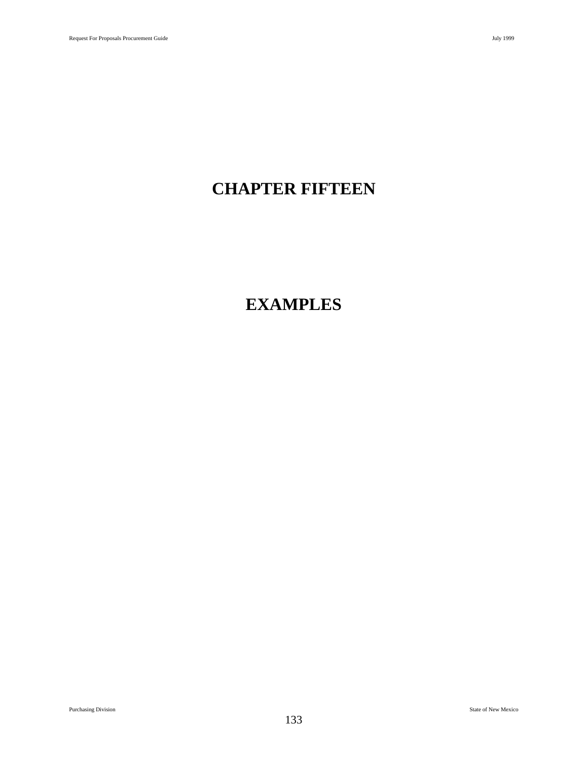# CHAPTER FIFTEEN

# EXAMPLES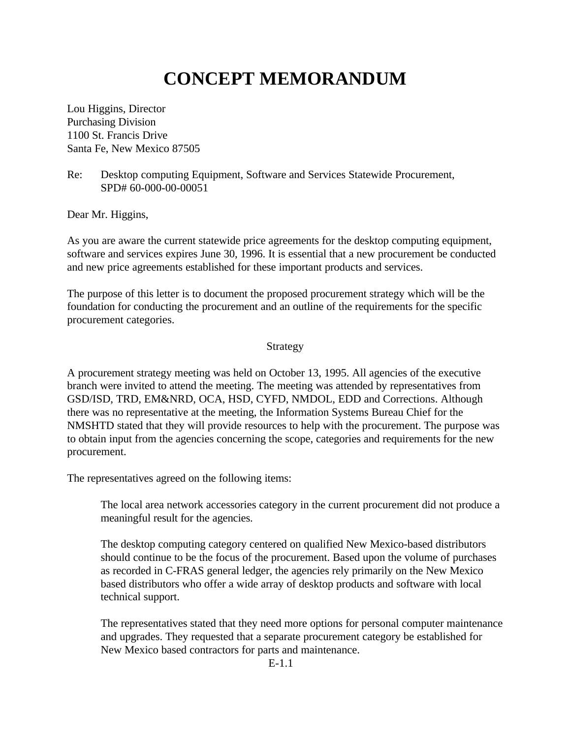# CONCEPT MEMORANDUM

Lou Higgins, Director
Purchasing Division
1100 St. Francis Drive
Santa Fe, New Mexico 87505

Re: Desktop computing Equipment, Software and Services Statewide Procurement, SPD# 60-000-00-00051

Dear Mr. Higgins,

As you are aware the current statewide price agreements for the desktop computing equipment, software and services expires June 30, 1996. It is essential that a new procurement be conducted and new price agreements established for these important products and services.

The purpose of this letter is to document the proposed procurement strategy which will be the foundation for conducting the procurement and an outline of the requirements for the specific procurement categories.

Strategy

A procurement strategy meeting was held on October 13, 1995. All agencies of the executive branch were invited to attend the meeting. The meeting was attended by representatives from GSD/ISD, TRD, EM&NRD, OCA, HSD, CYFD, NMDOL, EDD and Corrections. Although there was no representative at the meeting, the Information Systems Bureau Chief for the NMSHTD stated that they will provide resources to help with the procurement. The purpose was to obtain input from the agencies concerning the scope, categories and requirements for the new procurement.

The representatives agreed on the following items:

> The local area network accessories category in the current procurement did not produce a meaningful result for the agencies.
>
> The desktop computing category centered on qualified New Mexico-based distributors should continue to be the focus of the procurement. Based upon the volume of purchases as recorded in C-FRAS general ledger, the agencies rely primarily on the New Mexico based distributors who offer a wide array of desktop products and software with local technical support.
>
> The representatives stated that they need more options for personal computer maintenance and upgrades. They requested that a separate procurement category be established for New Mexico based contractors for parts and maintenance.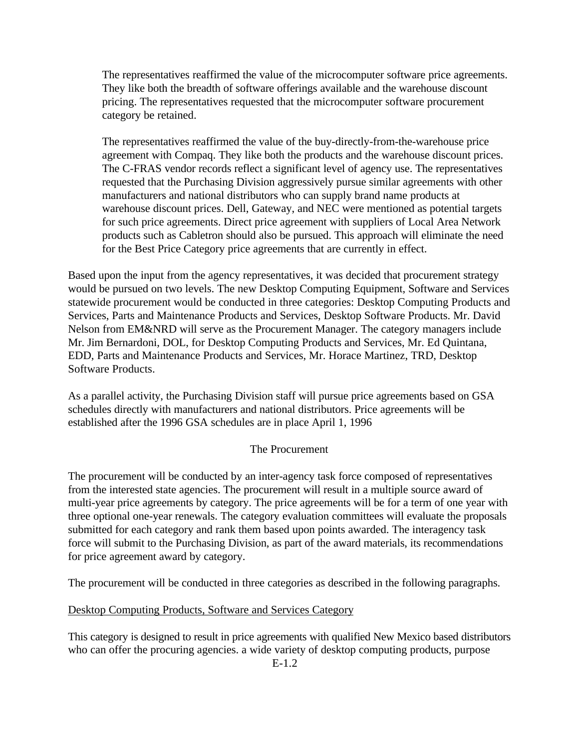The representatives reaffirmed the value of the microcomputer software price agreements. They like both the breadth of software offerings available and the warehouse discount pricing. The representatives requested that the microcomputer software procurement category be retained.

The representatives reaffirmed the value of the buy-directly-from-the-warehouse price agreement with Compaq. They like both the products and the warehouse discount prices. The C-FRAS vendor records reflect a significant level of agency use. The representatives requested that the Purchasing Division aggressively pursue similar agreements with other manufacturers and national distributors who can supply brand name products at warehouse discount prices. Dell, Gateway, and NEC were mentioned as potential targets for such price agreements. Direct price agreement with suppliers of Local Area Network products such as Cabletron should also be pursued. This approach will eliminate the need for the Best Price Category price agreements that are currently in effect.

Based upon the input from the agency representatives, it was decided that procurement strategy would be pursued on two levels. The new Desktop Computing Equipment, Software and Services statewide procurement would be conducted in three categories: Desktop Computing Products and Services, Parts and Maintenance Products and Services, Desktop Software Products. Mr. David Nelson from EM&NRD will serve as the Procurement Manager. The category managers include Mr. Jim Bernardoni, DOL, for Desktop Computing Products and Services, Mr. Ed Quintana, EDD, Parts and Maintenance Products and Services, Mr. Horace Martinez, TRD, Desktop Software Products.

As a parallel activity, the Purchasing Division staff will pursue price agreements based on GSA schedules directly with manufacturers and national distributors. Price agreements will be established after the 1996 GSA schedules are in place April 1, 1996

## The Procurement

The procurement will be conducted by an inter-agency task force composed of representatives from the interested state agencies. The procurement will result in a multiple source award of multi-year price agreements by category. The price agreements will be for a term of one year with three optional one-year renewals. The category evaluation committees will evaluate the proposals submitted for each category and rank them based upon points awarded. The interagency task force will submit to the Purchasing Division, as part of the award materials, its recommendations for price agreement award by category.

The procurement will be conducted in three categories as described in the following paragraphs.

### Desktop Computing Products, Software and Services Category

This category is designed to result in price agreements with qualified New Mexico based distributors who can offer the procuring agencies. a wide variety of desktop computing products, purpose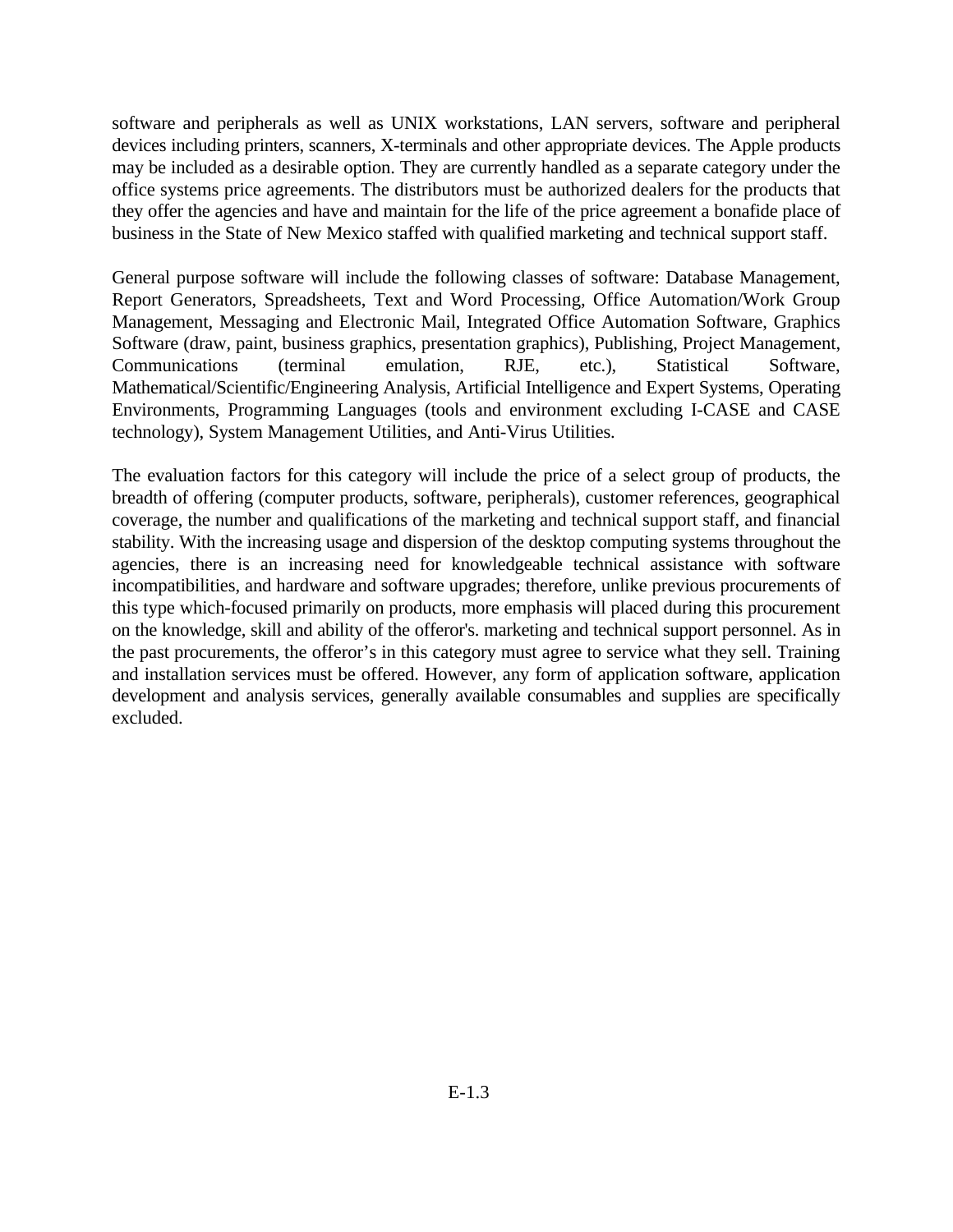software and peripherals as well as UNIX workstations, LAN servers, software and peripheral devices including printers, scanners, X-terminals and other appropriate devices. The Apple products may be included as a desirable option. They are currently handled as a separate category under the office systems price agreements. The distributors must be authorized dealers for the products that they offer the agencies and have and maintain for the life of the price agreement a bonafide place of business in the State of New Mexico staffed with qualified marketing and technical support staff.

General purpose software will include the following classes of software: Database Management, Report Generators, Spreadsheets, Text and Word Processing, Office Automation/Work Group Management, Messaging and Electronic Mail, Integrated Office Automation Software, Graphics Software (draw, paint, business graphics, presentation graphics), Publishing, Project Management, Communications (terminal emulation, RJE, etc.), Statistical Software, Mathematical/Scientific/Engineering Analysis, Artificial Intelligence and Expert Systems, Operating Environments, Programming Languages (tools and environment excluding I-CASE and CASE technology), System Management Utilities, and Anti-Virus Utilities.

The evaluation factors for this category will include the price of a select group of products, the breadth of offering (computer products, software, peripherals), customer references, geographical coverage, the number and qualifications of the marketing and technical support staff, and financial stability. With the increasing usage and dispersion of the desktop computing systems throughout the agencies, there is an increasing need for knowledgeable technical assistance with software incompatibilities, and hardware and software upgrades; therefore, unlike previous procurements of this type which-focused primarily on products, more emphasis will placed during this procurement on the knowledge, skill and ability of the offeror's. marketing and technical support personnel. As in the past procurements, the offeror’s in this category must agree to service what they sell. Training and installation services must be offered. However, any form of application software, application development and analysis services, generally available consumables and supplies are specifically excluded.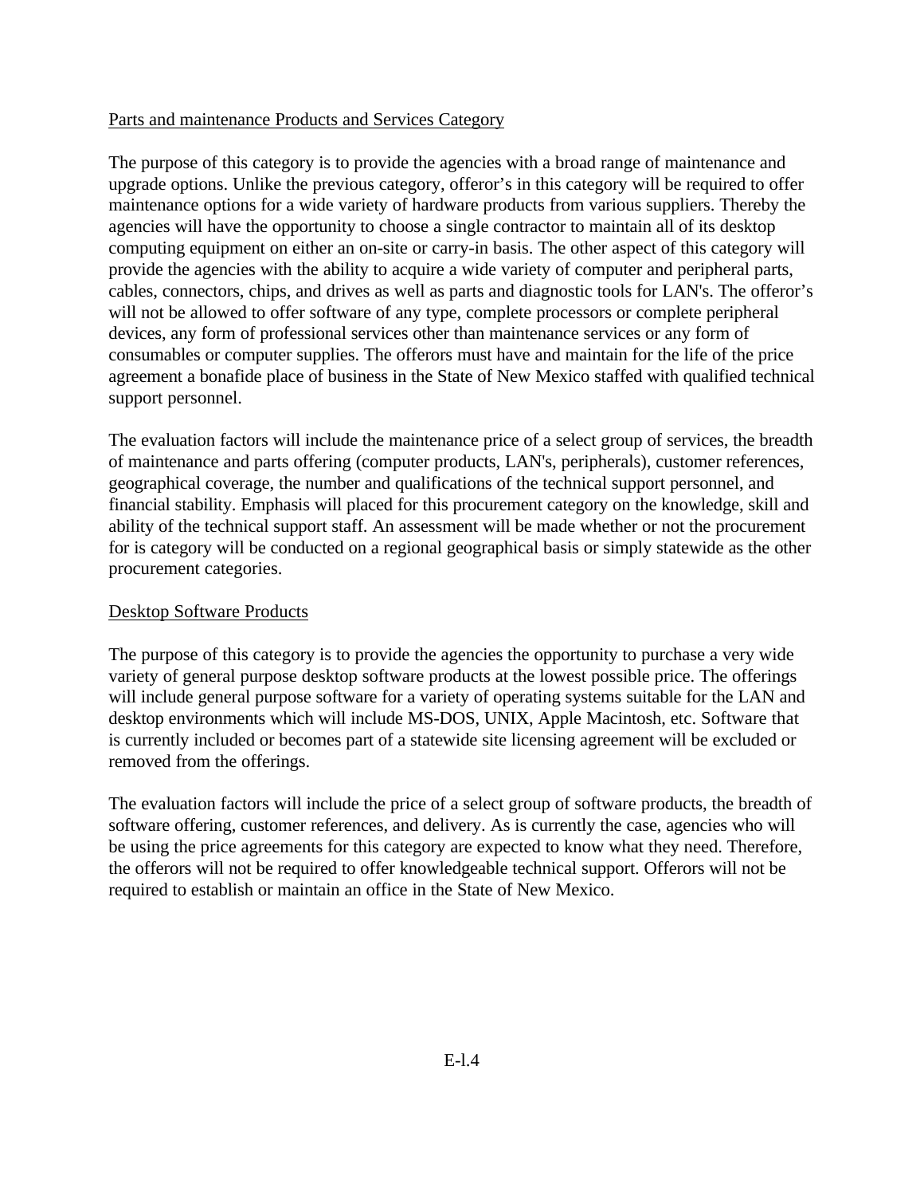<u>Parts and maintenance Products and Services Category</u>

The purpose of this category is to provide the agencies with a broad range of maintenance and upgrade options. Unlike the previous category, offeror's in this category will be required to offer maintenance options for a wide variety of hardware products from various suppliers. Thereby the agencies will have the opportunity to choose a single contractor to maintain all of its desktop computing equipment on either an on-site or carry-in basis. The other aspect of this category will provide the agencies with the ability to acquire a wide variety of computer and peripheral parts, cables, connectors, chips, and drives as well as parts and diagnostic tools for LAN's. The offeror's will not be allowed to offer software of any type, complete processors or complete peripheral devices, any form of professional services other than maintenance services or any form of consumables or computer supplies. The offerors must have and maintain for the life of the price agreement a bonafide place of business in the State of New Mexico staffed with qualified technical support personnel.

The evaluation factors will include the maintenance price of a select group of services, the breadth of maintenance and parts offering (computer products, LAN's, peripherals), customer references, geographical coverage, the number and qualifications of the technical support personnel, and financial stability. Emphasis will placed for this procurement category on the knowledge, skill and ability of the technical support staff. An assessment will be made whether or not the procurement for is category will be conducted on a regional geographical basis or simply statewide as the other procurement categories.

<u>Desktop Software Products</u>

The purpose of this category is to provide the agencies the opportunity to purchase a very wide variety of general purpose desktop software products at the lowest possible price. The offerings will include general purpose software for a variety of operating systems suitable for the LAN and desktop environments which will include MS-DOS, UNIX, Apple Macintosh, etc. Software that is currently included or becomes part of a statewide site licensing agreement will be excluded or removed from the offerings.

The evaluation factors will include the price of a select group of software products, the breadth of software offering, customer references, and delivery. As is currently the case, agencies who will be using the price agreements for this category are expected to know what they need. Therefore, the offerors will not be required to offer knowledgeable technical support. Offerors will not be required to establish or maintain an office in the State of New Mexico.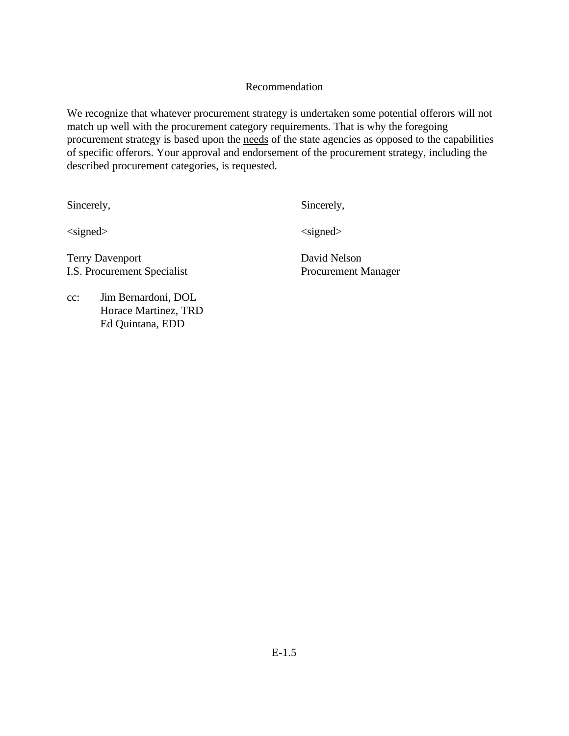## Recommendation

We recognize that whatever procurement strategy is undertaken some potential offerors will not match up well with the procurement category requirements. That is why the foregoing procurement strategy is based upon the <u>needs</u> of the state agencies as opposed to the capabilities of specific offerors. Your approval and endorsement of the procurement strategy, including the described procurement categories, is requested.

Sincerely,

<signed>

Terry Davenport
I.S. Procurement Specialist

Sincerely,

<signed>

David Nelson
Procurement Manager

cc: Jim Bernardoni, DOL
Horace Martinez, TRD
Ed Quintana, EDD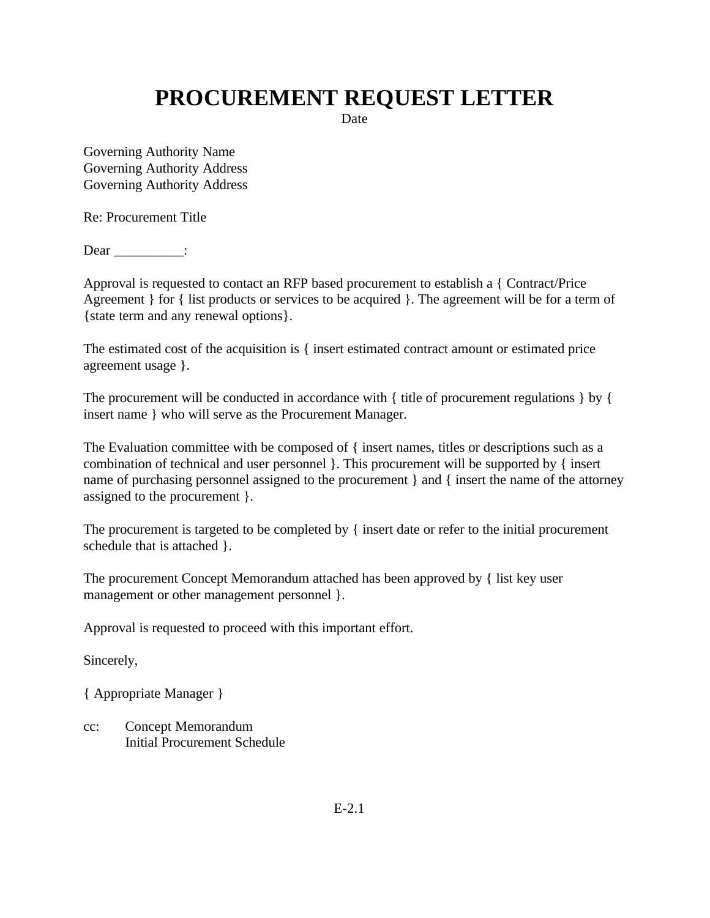# PROCUREMENT REQUEST LETTER

Date

Governing Authority Name
Governing Authority Address
Governing Authority Address

Re: Procurement Title

Dear __________:

Approval is requested to contact an RFP based procurement to establish a { Contract/Price Agreement } for { list products or services to be acquired }. The agreement will be for a term of {state term and any renewal options}.

The estimated cost of the acquisition is { insert estimated contract amount or estimated price agreement usage }.

The procurement will be conducted in accordance with { title of procurement regulations } by { insert name } who will serve as the Procurement Manager.

The Evaluation committee with be composed of { insert names, titles or descriptions such as a combination of technical and user personnel }. This procurement will be supported by { insert name of purchasing personnel assigned to the procurement } and { insert the name of the attorney assigned to the procurement }.

The procurement is targeted to be completed by { insert date or refer to the initial procurement schedule that is attached }.

The procurement Concept Memorandum attached has been approved by { list key user management or other management personnel }.

Approval is requested to proceed with this important effort.

Sincerely,

{ Appropriate Manager }

cc: Concept Memorandum
Initial Procurement Schedule

E-2.1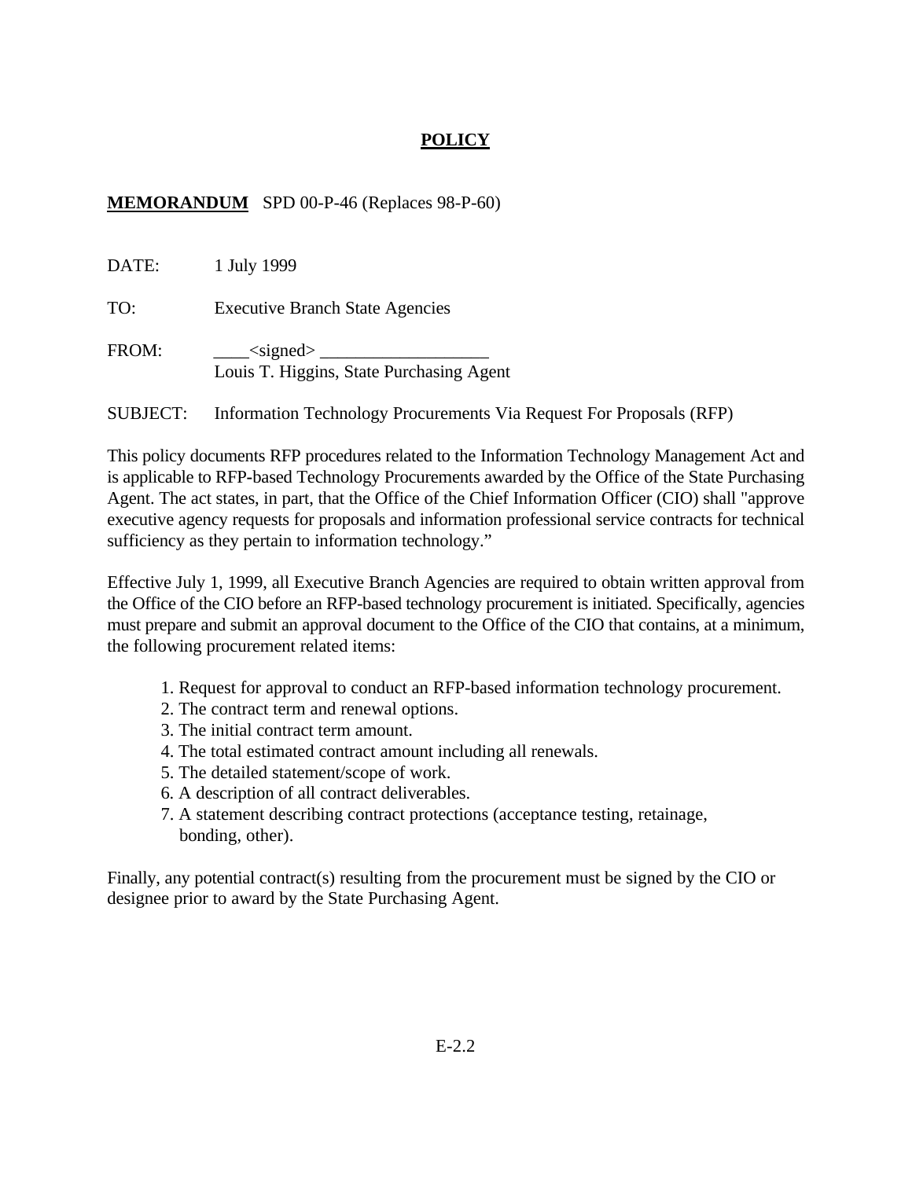# **POLICY**

**MEMORANDUM** SPD 00-P-46 (Replaces 98-P-60)

DATE: 1 July 1999

TO: Executive Branch State Agencies

FROM: ____<signed> ___________________
Louis T. Higgins, State Purchasing Agent

SUBJECT: Information Technology Procurements Via Request For Proposals (RFP)

This policy documents RFP procedures related to the Information Technology Management Act and is applicable to RFP-based Technology Procurements awarded by the Office of the State Purchasing Agent. The act states, in part, that the Office of the Chief Information Officer (CIO) shall "approve executive agency requests for proposals and information professional service contracts for technical sufficiency as they pertain to information technology."

Effective July 1, 1999, all Executive Branch Agencies are required to obtain written approval from the Office of the CIO before an RFP-based technology procurement is initiated. Specifically, agencies must prepare and submit an approval document to the Office of the CIO that contains, at a minimum, the following procurement related items:

1. Request for approval to conduct an RFP-based information technology procurement.
2. The contract term and renewal options.
3. The initial contract term amount.
4. The total estimated contract amount including all renewals.
5. The detailed statement/scope of work.
6. A description of all contract deliverables.
7. A statement describing contract protections (acceptance testing, retainage, bonding, other).

Finally, any potential contract(s) resulting from the procurement must be signed by the CIO or designee prior to award by the State Purchasing Agent.

E-2.2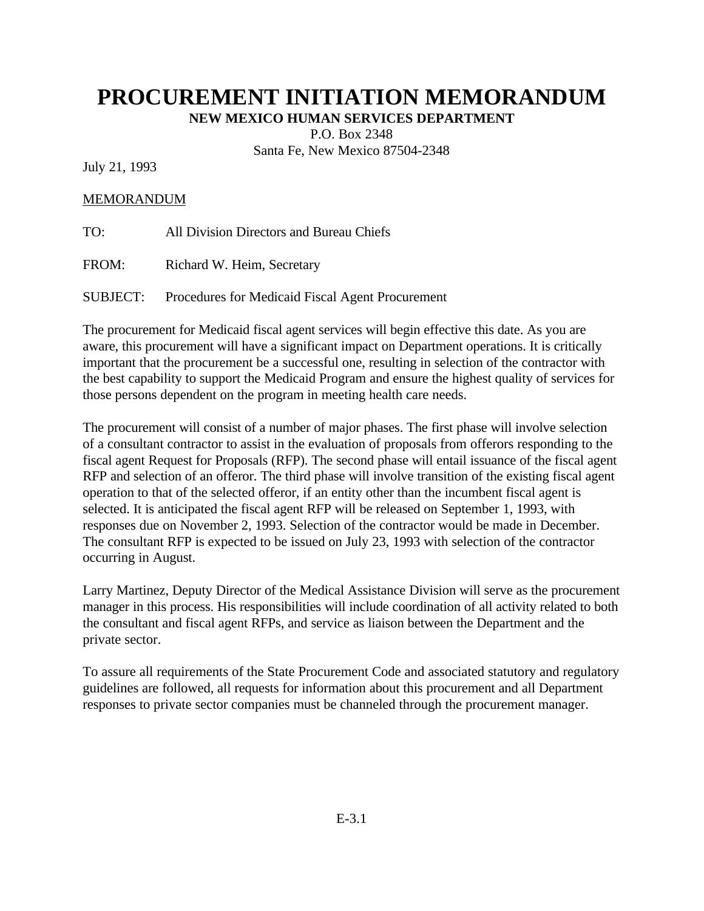# PROCUREMENT INITIATION MEMORANDUM

**NEW MEXICO HUMAN SERVICES DEPARTMENT**

P.O. Box 2348
Santa Fe, New Mexico 87504-2348

July 21, 1993

MEMORANDUM

TO: All Division Directors and Bureau Chiefs

FROM: Richard W. Heim, Secretary

SUBJECT: Procedures for Medicaid Fiscal Agent Procurement

The procurement for Medicaid fiscal agent services will begin effective this date. As you are aware, this procurement will have a significant impact on Department operations. It is critically important that the procurement be a successful one, resulting in selection of the contractor with the best capability to support the Medicaid Program and ensure the highest quality of services for those persons dependent on the program in meeting health care needs.

The procurement will consist of a number of major phases. The first phase will involve selection of a consultant contractor to assist in the evaluation of proposals from offerors responding to the fiscal agent Request for Proposals (RFP). The second phase will entail issuance of the fiscal agent RFP and selection of an offeror. The third phase will involve transition of the existing fiscal agent operation to that of the selected offeror, if an entity other than the incumbent fiscal agent is selected. It is anticipated the fiscal agent RFP will be released on September 1, 1993, with responses due on November 2, 1993. Selection of the contractor would be made in December. The consultant RFP is expected to be issued on July 23, 1993 with selection of the contractor occurring in August.

Larry Martinez, Deputy Director of the Medical Assistance Division will serve as the procurement manager in this process. His responsibilities will include coordination of all activity related to both the consultant and fiscal agent RFPs, and service as liaison between the Department and the private sector.

To assure all requirements of the State Procurement Code and associated statutory and regulatory guidelines are followed, all requests for information about this procurement and all Department responses to private sector companies must be channeled through the procurement manager.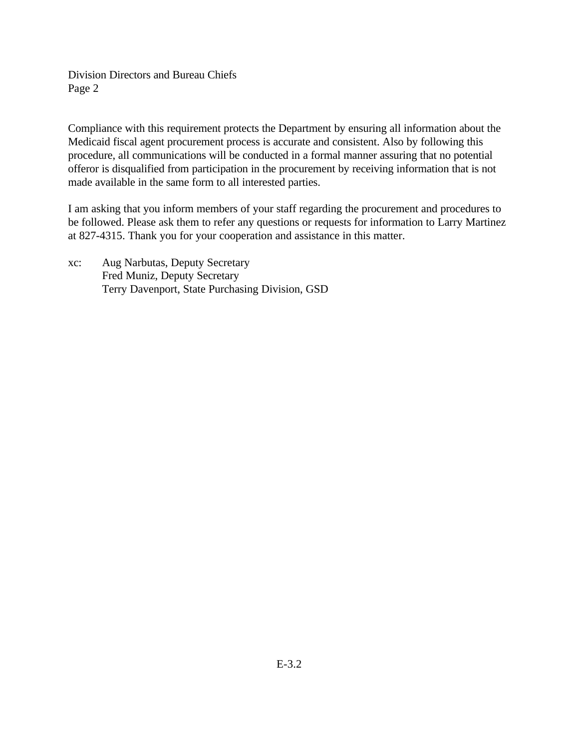Division Directors and Bureau Chiefs
Page 2

Compliance with this requirement protects the Department by ensuring all information about the Medicaid fiscal agent procurement process is accurate and consistent. Also by following this procedure, all communications will be conducted in a formal manner assuring that no potential offeror is disqualified from participation in the procurement by receiving information that is not made available in the same form to all interested parties.

I am asking that you inform members of your staff regarding the procurement and procedures to be followed. Please ask them to refer any questions or requests for information to Larry Martinez at 827-4315. Thank you for your cooperation and assistance in this matter.

xc: Aug Narbutas, Deputy Secretary
Fred Muniz, Deputy Secretary
Terry Davenport, State Purchasing Division, GSD

E-3.2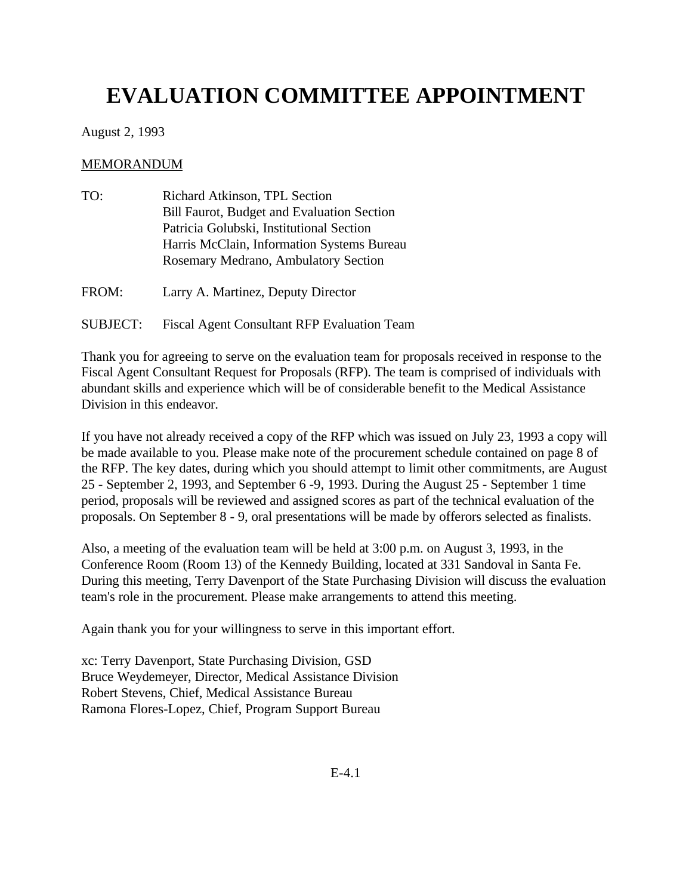# EVALUATION COMMITTEE APPOINTMENT

August 2, 1993

MEMORANDUM

TO: Richard Atkinson, TPL Section
Bill Faurot, Budget and Evaluation Section
Patricia Golubski, Institutional Section
Harris McClain, Information Systems Bureau
Rosemary Medrano, Ambulatory Section

FROM: Larry A. Martinez, Deputy Director

SUBJECT: Fiscal Agent Consultant RFP Evaluation Team

Thank you for agreeing to serve on the evaluation team for proposals received in response to the Fiscal Agent Consultant Request for Proposals (RFP). The team is comprised of individuals with abundant skills and experience which will be of considerable benefit to the Medical Assistance Division in this endeavor.

If you have not already received a copy of the RFP which was issued on July 23, 1993 a copy will be made available to you. Please make note of the procurement schedule contained on page 8 of the RFP. The key dates, during which you should attempt to limit other commitments, are August 25 - September 2, 1993, and September 6 -9, 1993. During the August 25 - September 1 time period, proposals will be reviewed and assigned scores as part of the technical evaluation of the proposals. On September 8 - 9, oral presentations will be made by offerors selected as finalists.

Also, a meeting of the evaluation team will be held at 3:00 p.m. on August 3, 1993, in the Conference Room (Room 13) of the Kennedy Building, located at 331 Sandoval in Santa Fe. During this meeting, Terry Davenport of the State Purchasing Division will discuss the evaluation team's role in the procurement. Please make arrangements to attend this meeting.

Again thank you for your willingness to serve in this important effort.

xc: Terry Davenport, State Purchasing Division, GSD
Bruce Weydemeyer, Director, Medical Assistance Division
Robert Stevens, Chief, Medical Assistance Bureau
Ramona Flores-Lopez, Chief, Program Support Bureau

E-4.1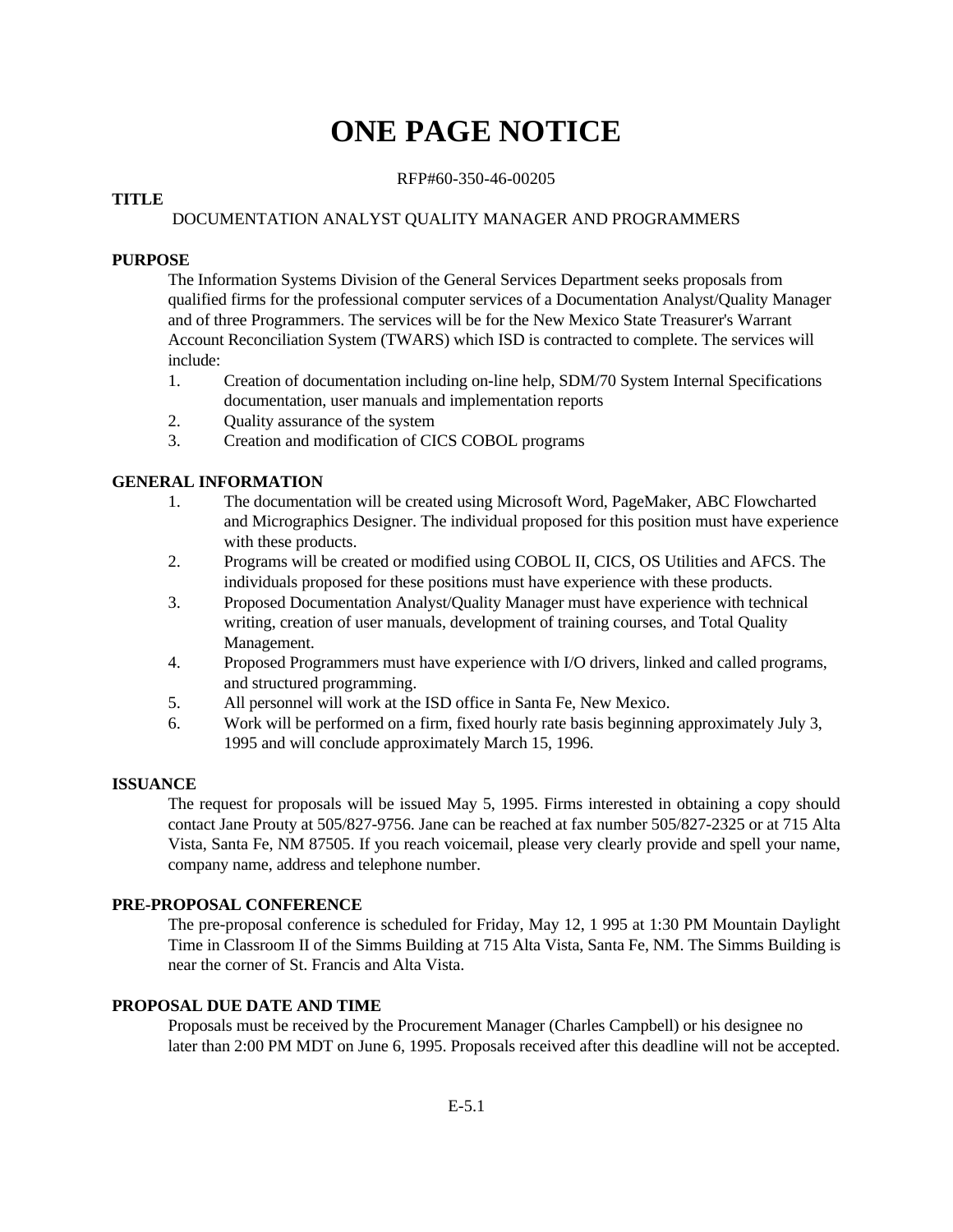# ONE PAGE NOTICE

RFP#60-350-46-00205

**TITLE**

DOCUMENTATION ANALYST QUALITY MANAGER AND PROGRAMMERS

**PURPOSE**

The Information Systems Division of the General Services Department seeks proposals from qualified firms for the professional computer services of a Documentation Analyst/Quality Manager and of three Programmers. The services will be for the New Mexico State Treasurer's Warrant Account Reconciliation System (TWARS) which ISD is contracted to complete. The services will include:

1. Creation of documentation including on-line help, SDM/70 System Internal Specifications documentation, user manuals and implementation reports
2. Quality assurance of the system
3. Creation and modification of CICS COBOL programs

**GENERAL INFORMATION**

1. The documentation will be created using Microsoft Word, PageMaker, ABC Flowcharted and Micrographics Designer. The individual proposed for this position must have experience with these products.
2. Programs will be created or modified using COBOL II, CICS, OS Utilities and AFCS. The individuals proposed for these positions must have experience with these products.
3. Proposed Documentation Analyst/Quality Manager must have experience with technical writing, creation of user manuals, development of training courses, and Total Quality Management.
4. Proposed Programmers must have experience with I/O drivers, linked and called programs, and structured programming.
5. All personnel will work at the ISD office in Santa Fe, New Mexico.
6. Work will be performed on a firm, fixed hourly rate basis beginning approximately July 3, 1995 and will conclude approximately March 15, 1996.

**ISSUANCE**

The request for proposals will be issued May 5, 1995. Firms interested in obtaining a copy should contact Jane Prouty at 505/827-9756. Jane can be reached at fax number 505/827-2325 or at 715 Alta Vista, Santa Fe, NM 87505. If you reach voicemail, please very clearly provide and spell your name, company name, address and telephone number.

**PRE-PROPOSAL CONFERENCE**

The pre-proposal conference is scheduled for Friday, May 12, 1 995 at 1:30 PM Mountain Daylight Time in Classroom II of the Simms Building at 715 Alta Vista, Santa Fe, NM. The Simms Building is near the corner of St. Francis and Alta Vista.

**PROPOSAL DUE DATE AND TIME**

Proposals must be received by the Procurement Manager (Charles Campbell) or his designee no later than 2:00 PM MDT on June 6, 1995. Proposals received after this deadline will not be accepted.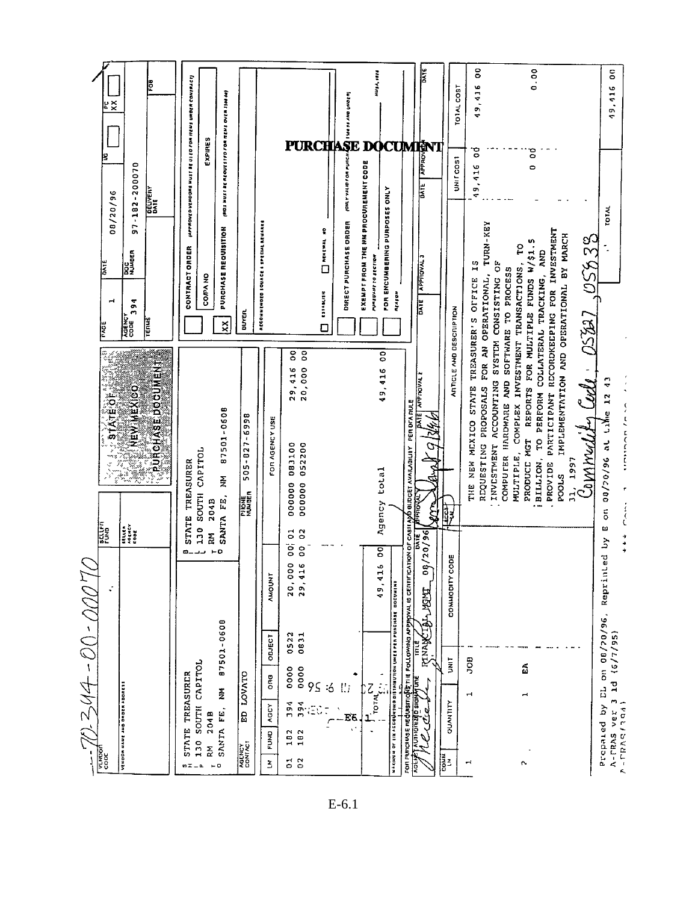70-344-00-00070

# STATE OF NEW MEXICO PURCHASE DOCUMENT

| VENDOR CODE | SELLER FUND | SELLER AGENCY CODE |
|---|---|---|
| | | |

VENDOR NAME AND ORDER ADDRESS

| PAGE | 1 | DATE | 08/20/96 | DG | | PC | XX |
|---|---|---|---|---|---|---|---|
| AGENCY CODE | 394 | DOC NUMBER | 97-182-200070 | | | | |
| TERMS | | DELIVERY DATE | | | | FOB | |

SHIP TO: STATE TREASURER, 130 SOUTH CAPITOL, RM 204B, SANTA FE, NM 87501-0608

BILL TO: STATE TREASURER, 130 SOUTH CAPITOL, RM 204B, SANTA FE, NM 87501-0608

AGENCY CONTACT: ED LOVATO

PHONE NUMBER: 505-827-6998

| LN | FUND | AGCY | ORG | OBJECT | AMOUNT | FOR AGENCY USE | |
|---|---|---|---|---|---|---|---|
| 01 | 182 | 394 | 0000 | 0522 | 20,000 00 | 01 000000 083100 | 29,416 00 |
| 02 | 182 | 394 | 0000 | 0831 | 29,416 00 | 02 000000 052200 | 20,000 00 |
| | | | | TOTAL | 49,416 00 | Agency total | 49,416 00 |

- [ ] CONTRACT ORDER (APPROVED VENDORS MUST BE USED FOR ITEMS UNDER CONTRACT) — CO/PA NO — EXPIRES
- [XX] PURCHASE REQUISITION (RFQ MUST BE REQUESTED FOR ITEMS OVER $500.00)
- BUYER
- RECOMMENDED SOURCE & SPECIAL REMARKS
- [ ] ESTABLISH [ ] RENEWAL NO
- [ ] DIRECT PURCHASE ORDER (ONLY VALID FOR PURCHASES $500.00 AND UNDER)
- [ ] EXEMPT FROM THE NM PROCUREMENT CODE — PURSUANT TO SECTION — NMSA, 1978
- [ ] FOR ENCUMBERING PURPOSES ONLY — REASON

MAXIMUM OF SIX ACCOUNTING DISTRIBUTION LINES PER PURCHASE DOCUMENT

FOR PURCHASE REQUISITIONS THE FOLLOWING APPROVAL IS CERTIFICATION OF CASH AND BUDGET AVAILABILITY PER DFA RULE

| AGENCY AUTHORIZED SIGNATURE | TITLE | DATE | APPROVAL 1 | DATE | APPROVAL 2 | DATE | APPROVAL 3 | DATE | APPROVAL 4 | DATE |
|---|---|---|---|---|---|---|---|---|---|---|
| [signature] | FINANCIAL MGMT | 08/20/96 | [signature] | 9/26/96 | | | | | | |

# PURCHASE DOCUMENT

| COMM LN | QUANTITY | UNIT | COMMODITY CODE | ARTICLE AND DESCRIPTION | UNIT COST | TOTAL COST |
|---|---|---|---|---|---|---|
| 1 | 1 | JOB | | THE NEW MEXICO STATE TREASURER'S OFFICE IS REQUESTING PROPOSALS FOR AN OPERATIONAL, TURN-KEY INVESTMENT ACCOUNTING SYSTEM CONSISTING OF COMPUTER HARDWARE AND SOFTWARE TO PROCESS MULTIPLE, COMPLEX INVESTMENT TRANSACTIONS, TO PRODUCE MGT REPORTS FOR MULTIPLE FUNDS W/$1.5 BILLION, TO PERFORM COLLATERAL TRACKING, AND | 49,416 00 | 49,416 00 |
| 2 | 1 | EA | | PROVIDE PARTICIPANT RECORDKEEPING FOR INVESTMENT POOLS IMPLEMENTATION AND OPERATIONAL BY MARCH 31, 1997 | 0 00 | 0.00 |
| | | | | Commodity Code 05527, 05838 | TOTAL | 49,416 00 |

Prepared by DL on 08/20/96, Reprinted by B on 08/20/96 at Line 12 43
A-FRAS ver 3 1d (6/7/95)

E-6.1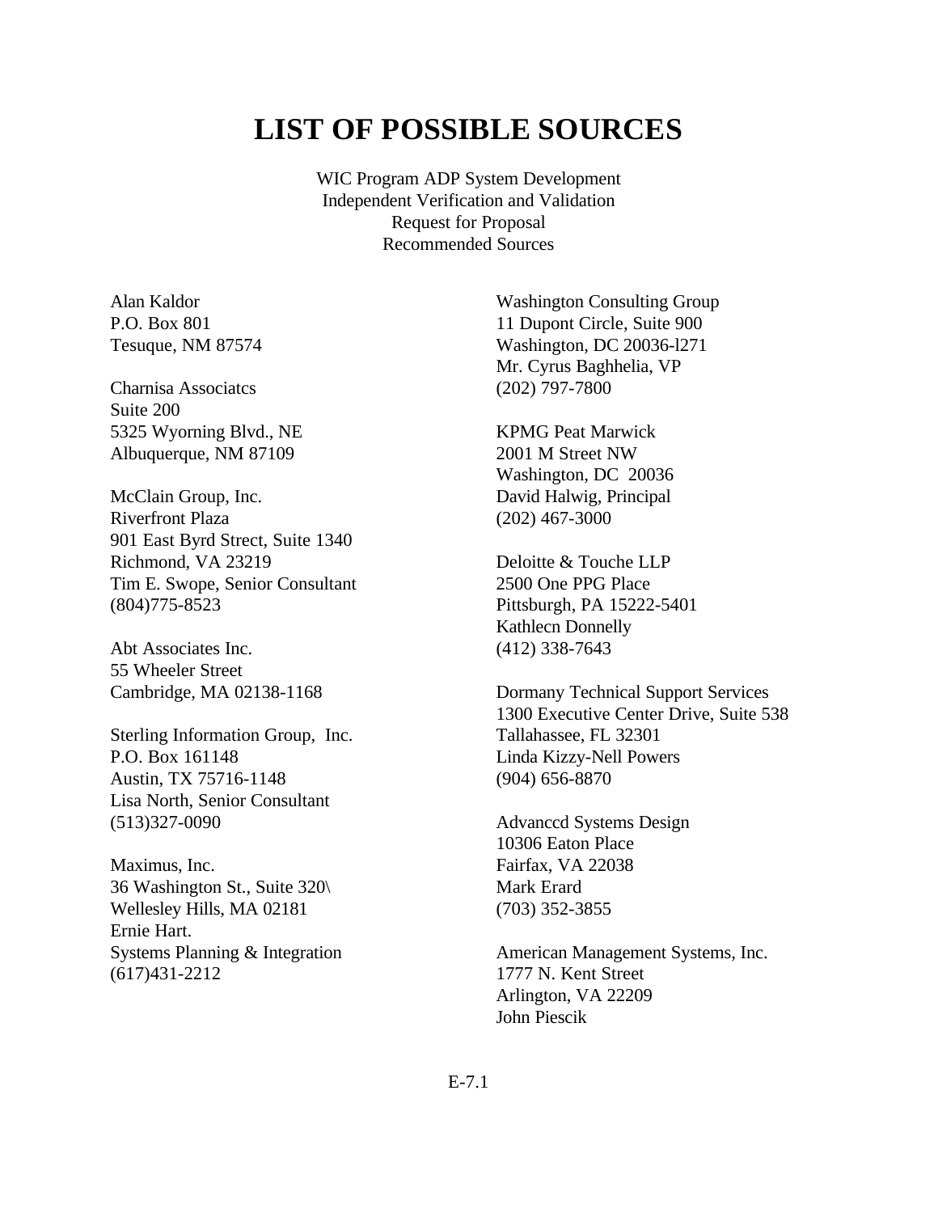# LIST OF POSSIBLE SOURCES

WIC Program ADP System Development
Independent Verification and Validation
Request for Proposal
Recommended Sources

Alan Kaldor
P.O. Box 801
Tesuque, NM 87574

Charnisa Associatcs
Suite 200
5325 Wyorning Blvd., NE
Albuquerque, NM 87109

McClain Group, Inc.
Riverfront Plaza
901 East Byrd Strect, Suite 1340
Richmond, VA 23219
Tim E. Swope, Senior Consultant
(804)775-8523

Abt Associates Inc.
55 Wheeler Street
Cambridge, MA 02138-1168

Sterling Information Group, Inc.
P.O. Box 161148
Austin, TX 75716-1148
Lisa North, Senior Consultant
(513)327-0090

Maximus, Inc.
36 Washington St., Suite 320\
Wellesley Hills, MA 02181
Ernie Hart.
Systems Planning & Integration
(617)431-2212

Washington Consulting Group
11 Dupont Circle, Suite 900
Washington, DC 20036-l271
Mr. Cyrus Baghhelia, VP
(202) 797-7800

KPMG Peat Marwick
2001 M Street NW
Washington, DC 20036
David Halwig, Principal
(202) 467-3000

Deloitte & Touche LLP
2500 One PPG Place
Pittsburgh, PA 15222-5401
Kathlecn Donnelly
(412) 338-7643

Dormany Technical Support Services
1300 Executive Center Drive, Suite 538
Tallahassee, FL 32301
Linda Kizzy-Nell Powers
(904) 656-8870

Advanccd Systems Design
10306 Eaton Place
Fairfax, VA 22038
Mark Erard
(703) 352-3855

American Management Systems, Inc.
1777 N. Kent Street
Arlington, VA 22209
John Piescik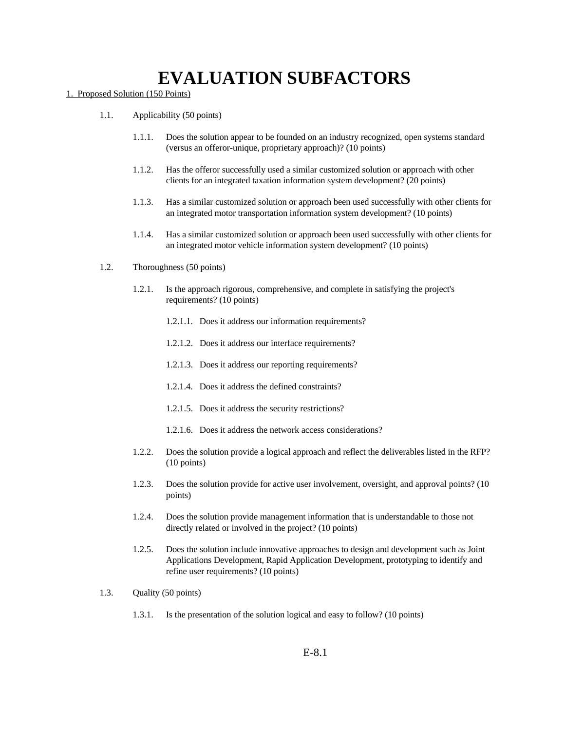# EVALUATION SUBFACTORS

1. Proposed Solution (150 Points)

- 1.1. Applicability (50 points)
  - 1.1.1. Does the solution appear to be founded on an industry recognized, open systems standard (versus an offeror-unique, proprietary approach)? (10 points)
  - 1.1.2. Has the offeror successfully used a similar customized solution or approach with other clients for an integrated taxation information system development? (20 points)
  - 1.1.3. Has a similar customized solution or approach been used successfully with other clients for an integrated motor transportation information system development? (10 points)
  - 1.1.4. Has a similar customized solution or approach been used successfully with other clients for an integrated motor vehicle information system development? (10 points)
- 1.2. Thoroughness (50 points)
  - 1.2.1. Is the approach rigorous, comprehensive, and complete in satisfying the project's requirements? (10 points)
    - 1.2.1.1. Does it address our information requirements?
    - 1.2.1.2. Does it address our interface requirements?
    - 1.2.1.3. Does it address our reporting requirements?
    - 1.2.1.4. Does it address the defined constraints?
    - 1.2.1.5. Does it address the security restrictions?
    - 1.2.1.6. Does it address the network access considerations?
  - 1.2.2. Does the solution provide a logical approach and reflect the deliverables listed in the RFP? (10 points)
  - 1.2.3. Does the solution provide for active user involvement, oversight, and approval points? (10 points)
  - 1.2.4. Does the solution provide management information that is understandable to those not directly related or involved in the project? (10 points)
  - 1.2.5. Does the solution include innovative approaches to design and development such as Joint Applications Development, Rapid Application Development, prototyping to identify and refine user requirements? (10 points)
- 1.3. Quality (50 points)
  - 1.3.1. Is the presentation of the solution logical and easy to follow? (10 points)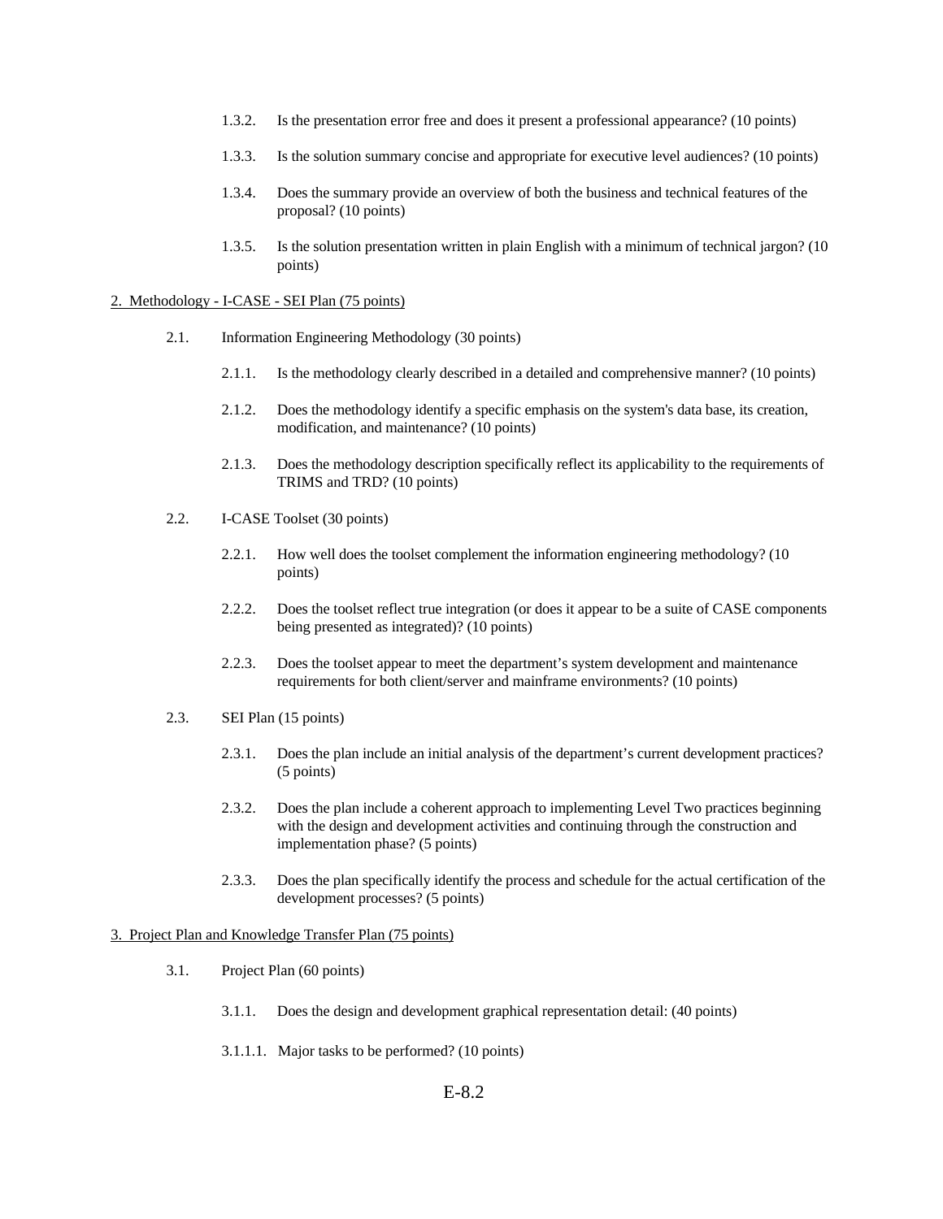1.3.2. Is the presentation error free and does it present a professional appearance? (10 points)

1.3.3. Is the solution summary concise and appropriate for executive level audiences? (10 points)

1.3.4. Does the summary provide an overview of both the business and technical features of the proposal? (10 points)

1.3.5. Is the solution presentation written in plain English with a minimum of technical jargon? (10 points)

<u>2. Methodology - I-CASE - SEI Plan (75 points)</u>

2.1. Information Engineering Methodology (30 points)

2.1.1. Is the methodology clearly described in a detailed and comprehensive manner? (10 points)

2.1.2. Does the methodology identify a specific emphasis on the system's data base, its creation, modification, and maintenance? (10 points)

2.1.3. Does the methodology description specifically reflect its applicability to the requirements of TRIMS and TRD? (10 points)

2.2. I-CASE Toolset (30 points)

2.2.1. How well does the toolset complement the information engineering methodology? (10 points)

2.2.2. Does the toolset reflect true integration (or does it appear to be a suite of CASE components being presented as integrated)? (10 points)

2.2.3. Does the toolset appear to meet the department's system development and maintenance requirements for both client/server and mainframe environments? (10 points)

2.3. SEI Plan (15 points)

2.3.1. Does the plan include an initial analysis of the department's current development practices? (5 points)

2.3.2. Does the plan include a coherent approach to implementing Level Two practices beginning with the design and development activities and continuing through the construction and implementation phase? (5 points)

2.3.3. Does the plan specifically identify the process and schedule for the actual certification of the development processes? (5 points)

<u>3. Project Plan and Knowledge Transfer Plan (75 points)</u>

3.1. Project Plan (60 points)

3.1.1. Does the design and development graphical representation detail: (40 points)

3.1.1.1. Major tasks to be performed? (10 points)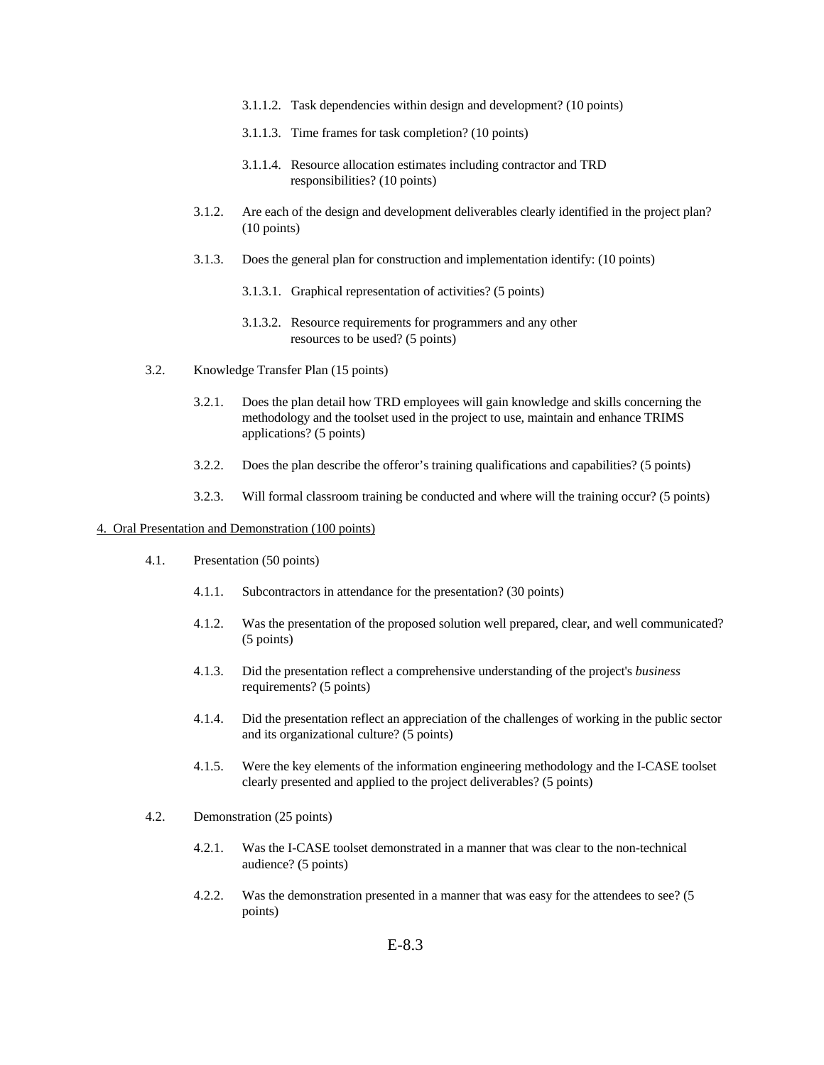3.1.1.2. Task dependencies within design and development? (10 points)

3.1.1.3. Time frames for task completion? (10 points)

3.1.1.4. Resource allocation estimates including contractor and TRD responsibilities? (10 points)

3.1.2. Are each of the design and development deliverables clearly identified in the project plan? (10 points)

3.1.3. Does the general plan for construction and implementation identify: (10 points)

3.1.3.1. Graphical representation of activities? (5 points)

3.1.3.2. Resource requirements for programmers and any other resources to be used? (5 points)

3.2. Knowledge Transfer Plan (15 points)

3.2.1. Does the plan detail how TRD employees will gain knowledge and skills concerning the methodology and the toolset used in the project to use, maintain and enhance TRIMS applications? (5 points)

3.2.2. Does the plan describe the offeror's training qualifications and capabilities? (5 points)

3.2.3. Will formal classroom training be conducted and where will the training occur? (5 points)

4. Oral Presentation and Demonstration (100 points)

4.1. Presentation (50 points)

4.1.1. Subcontractors in attendance for the presentation? (30 points)

4.1.2. Was the presentation of the proposed solution well prepared, clear, and well communicated? (5 points)

4.1.3. Did the presentation reflect a comprehensive understanding of the project's *business* requirements? (5 points)

4.1.4. Did the presentation reflect an appreciation of the challenges of working in the public sector and its organizational culture? (5 points)

4.1.5. Were the key elements of the information engineering methodology and the I-CASE toolset clearly presented and applied to the project deliverables? (5 points)

4.2. Demonstration (25 points)

4.2.1. Was the I-CASE toolset demonstrated in a manner that was clear to the non-technical audience? (5 points)

4.2.2. Was the demonstration presented in a manner that was easy for the attendees to see? (5 points)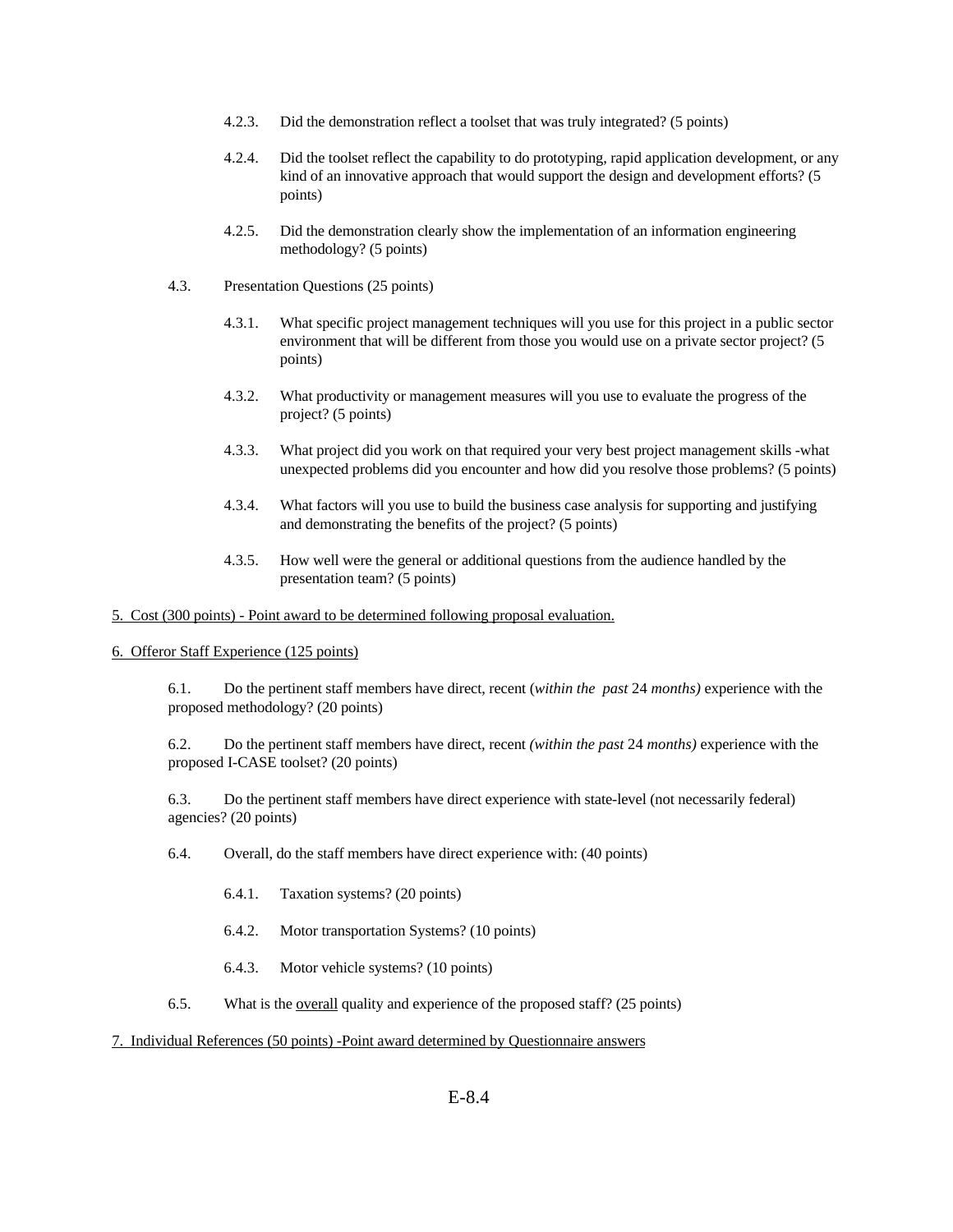4.2.3. Did the demonstration reflect a toolset that was truly integrated? (5 points)

4.2.4. Did the toolset reflect the capability to do prototyping, rapid application development, or any kind of an innovative approach that would support the design and development efforts? (5 points)

4.2.5. Did the demonstration clearly show the implementation of an information engineering methodology? (5 points)

4.3. Presentation Questions (25 points)

4.3.1. What specific project management techniques will you use for this project in a public sector environment that will be different from those you would use on a private sector project? (5 points)

4.3.2. What productivity or management measures will you use to evaluate the progress of the project? (5 points)

4.3.3. What project did you work on that required your very best project management skills -what unexpected problems did you encounter and how did you resolve those problems? (5 points)

4.3.4. What factors will you use to build the business case analysis for supporting and justifying and demonstrating the benefits of the project? (5 points)

4.3.5. How well were the general or additional questions from the audience handled by the presentation team? (5 points)

<u>5. Cost (300 points) - Point award to be determined following proposal evaluation.</u>

<u>6. Offeror Staff Experience (125 points)</u>

6.1. Do the pertinent staff members have direct, recent (*within the past* 24 *months)* experience with the proposed methodology? (20 points)

6.2. Do the pertinent staff members have direct, recent *(within the past* 24 *months)* experience with the proposed I-CASE toolset? (20 points)

6.3. Do the pertinent staff members have direct experience with state-level (not necessarily federal) agencies? (20 points)

6.4. Overall, do the staff members have direct experience with: (40 points)

6.4.1. Taxation systems? (20 points)

6.4.2. Motor transportation Systems? (10 points)

6.4.3. Motor vehicle systems? (10 points)

6.5. What is the <u>overall</u> quality and experience of the proposed staff? (25 points)

<u>7. Individual References (50 points) -Point award determined by Questionnaire answers</u>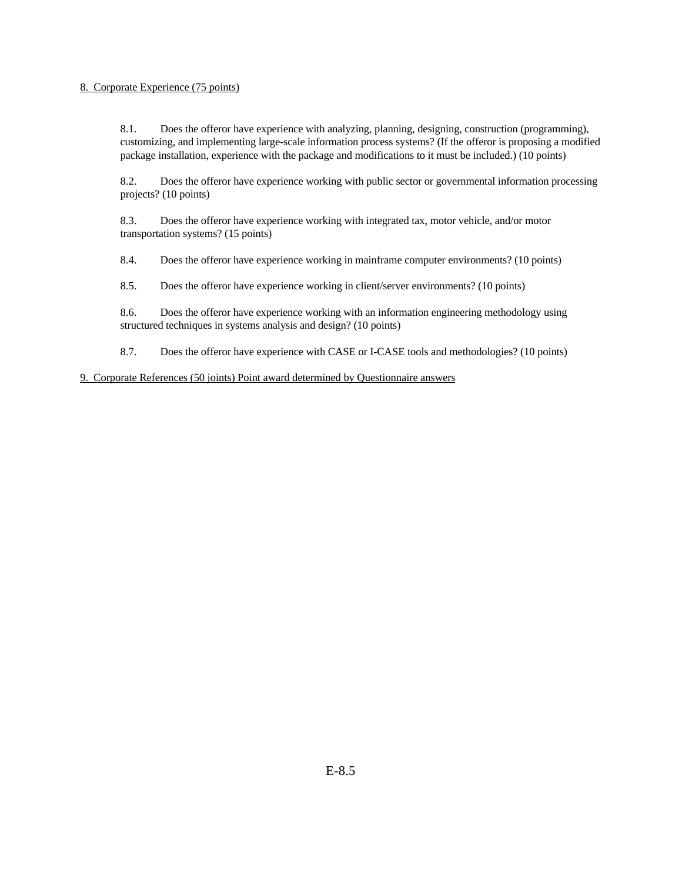8. Corporate Experience (75 points)

8.1. Does the offeror have experience with analyzing, planning, designing, construction (programming), customizing, and implementing large-scale information process systems? (If the offeror is proposing a modified package installation, experience with the package and modifications to it must be included.) (10 points)

8.2. Does the offeror have experience working with public sector or governmental information processing projects? (10 points)

8.3. Does the offeror have experience working with integrated tax, motor vehicle, and/or motor transportation systems? (15 points)

8.4. Does the offeror have experience working in mainframe computer environments? (10 points)

8.5. Does the offeror have experience working in client/server environments? (10 points)

8.6. Does the offeror have experience working with an information engineering methodology using structured techniques in systems analysis and design? (10 points)

8.7. Does the offeror have experience with CASE or I-CASE tools and methodologies? (10 points)

9. Corporate References (50 joints) Point award determined by Questionnaire answers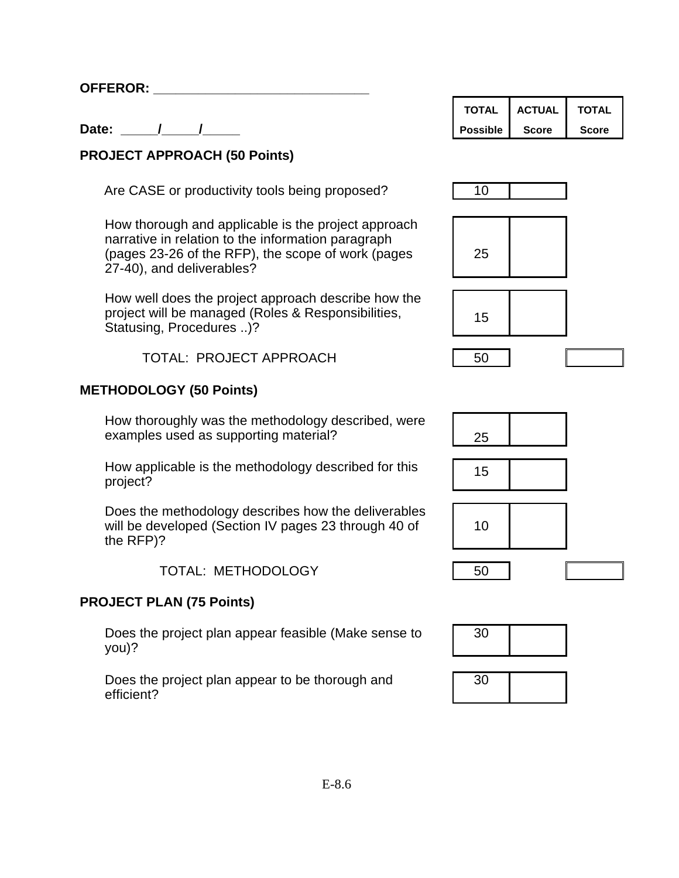**OFFEROR: ______________________________**

**Date: _____/_____/_____**

| | TOTAL Possible | ACTUAL Score | TOTAL Score |
|---|---|---|---|
| **PROJECT APPROACH (50 Points)** | | | |
| Are CASE or productivity tools being proposed? | 10 | | |
| How thorough and applicable is the project approach narrative in relation to the information paragraph (pages 23-26 of the RFP), the scope of work (pages 27-40), and deliverables? | 25 | | |
| How well does the project approach describe how the project will be managed (Roles & Responsibilities, Statusing, Procedures ..)? | 15 | | |
| TOTAL: PROJECT APPROACH | 50 | | |
| **METHODOLOGY (50 Points)** | | | |
| How thoroughly was the methodology described, were examples used as supporting material? | 25 | | |
| How applicable is the methodology described for this project? | 15 | | |
| Does the methodology describes how the deliverables will be developed (Section IV pages 23 through 40 of the RFP)? | 10 | | |
| TOTAL: METHODOLOGY | 50 | | |
| **PROJECT PLAN (75 Points)** | | | |
| Does the project plan appear feasible (Make sense to you)? | 30 | | |
| Does the project plan appear to be thorough and efficient? | 30 | | |

E-8.6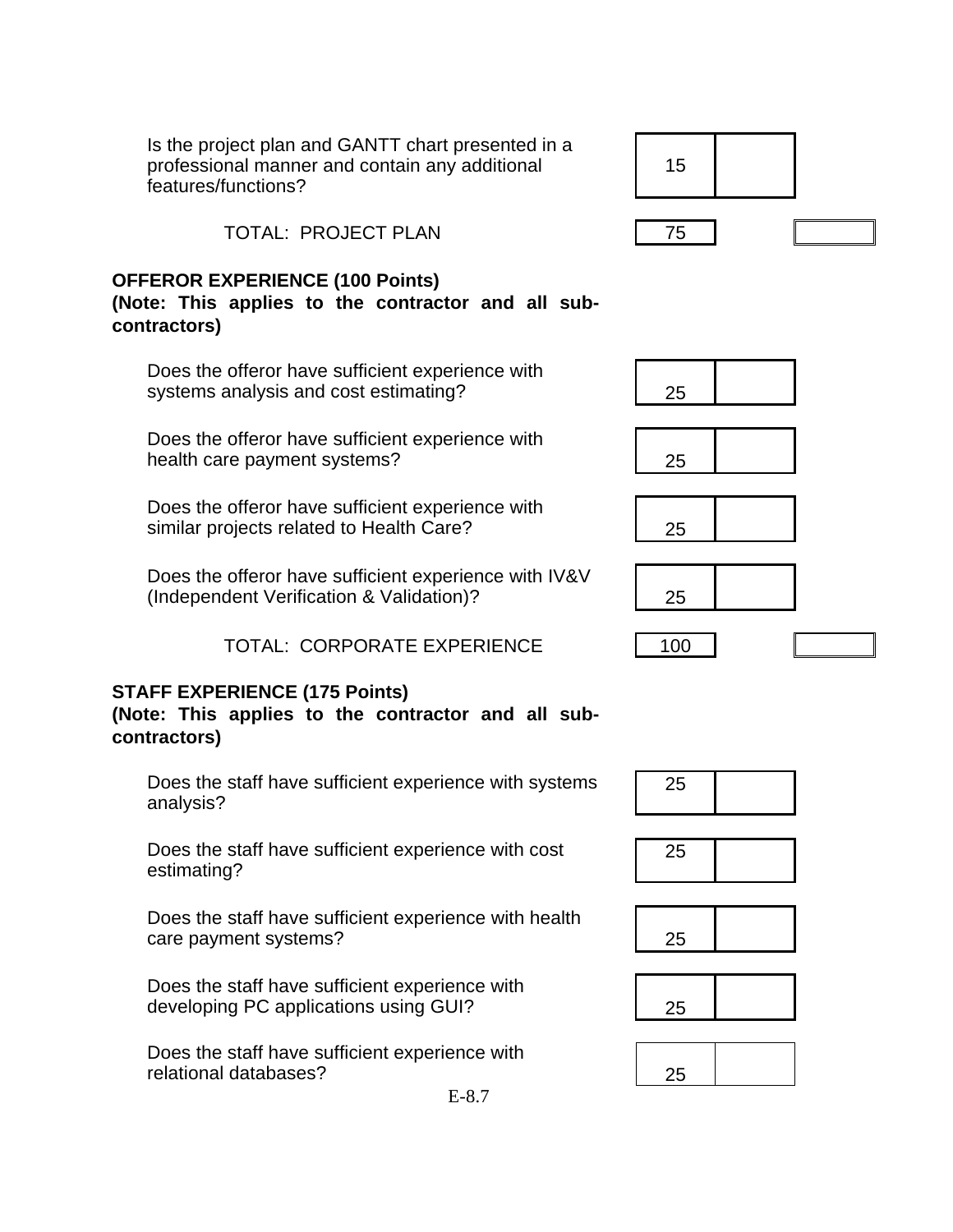| Criteria | Points | Score | Total |
|---|---|---|---|
| Is the project plan and GANTT chart presented in a professional manner and contain any additional features/functions? | 15 | | |
| TOTAL: PROJECT PLAN | 75 | | |

**OFFEROR EXPERIENCE (100 Points)**
**(Note: This applies to the contractor and all sub-contractors)**

| Criteria | Points | Score | Total |
|---|---|---|---|
| Does the offeror have sufficient experience with systems analysis and cost estimating? | 25 | | |
| Does the offeror have sufficient experience with health care payment systems? | 25 | | |
| Does the offeror have sufficient experience with similar projects related to Health Care? | 25 | | |
| Does the offeror have sufficient experience with IV&V (Independent Verification & Validation)? | 25 | | |
| TOTAL: CORPORATE EXPERIENCE | 100 | | |

**STAFF EXPERIENCE (175 Points)**
**(Note: This applies to the contractor and all sub-contractors)**

| Criteria | Points | Score |
|---|---|---|
| Does the staff have sufficient experience with systems analysis? | 25 | |
| Does the staff have sufficient experience with cost estimating? | 25 | |
| Does the staff have sufficient experience with health care payment systems? | 25 | |
| Does the staff have sufficient experience with developing PC applications using GUI? | 25 | |
| Does the staff have sufficient experience with relational databases? | 25 | |

E-8.7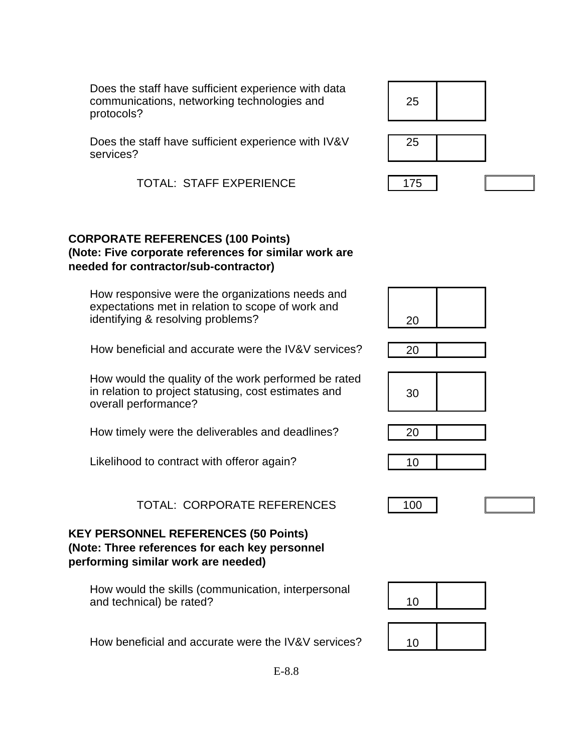| Criteria | Points | Score | Total |
|---|---|---|---|
| Does the staff have sufficient experience with data communications, networking technologies and protocols? | 25 | | |
| Does the staff have sufficient experience with IV&V services? | 25 | | |
| TOTAL: STAFF EXPERIENCE | 175 | | |

**CORPORATE REFERENCES (100 Points)**
**(Note: Five corporate references for similar work are needed for contractor/sub-contractor)**

| Criteria | Points | Score | Total |
|---|---|---|---|
| How responsive were the organizations needs and expectations met in relation to scope of work and identifying & resolving problems? | 20 | | |
| How beneficial and accurate were the IV&V services? | 20 | | |
| How would the quality of the work performed be rated in relation to project statusing, cost estimates and overall performance? | 30 | | |
| How timely were the deliverables and deadlines? | 20 | | |
| Likelihood to contract with offeror again? | 10 | | |
| TOTAL: CORPORATE REFERENCES | 100 | | |

**KEY PERSONNEL REFERENCES (50 Points)**
**(Note: Three references for each key personnel performing similar work are needed)**

| Criteria | Points | Score |
|---|---|---|
| How would the skills (communication, interpersonal and technical) be rated? | 10 | |
| How beneficial and accurate were the IV&V services? | 10 | |

E-8.8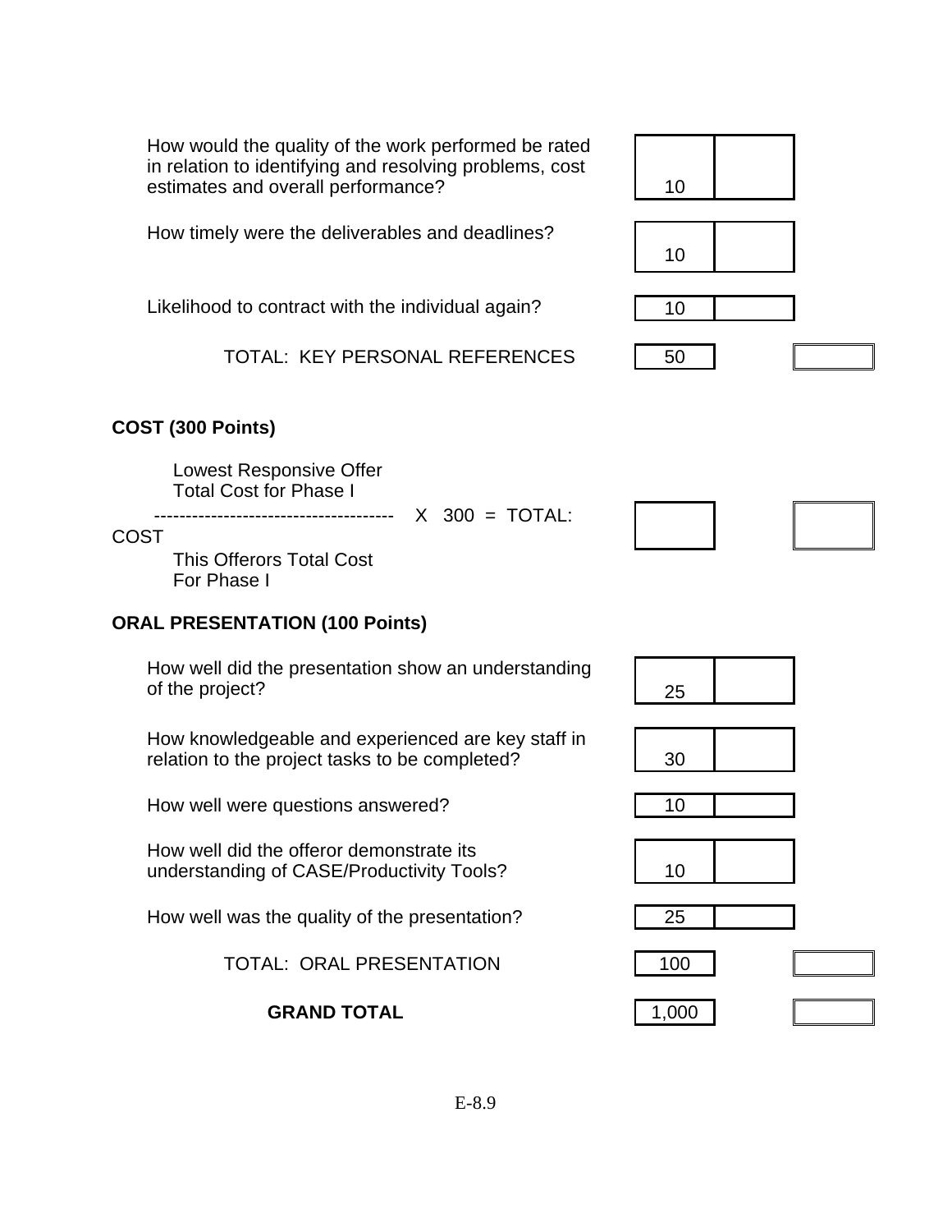| | Max Points | Score | Total |
|---|---|---|---|
| How would the quality of the work performed be rated in relation to identifying and resolving problems, cost estimates and overall performance? | 10 | | |
| How timely were the deliverables and deadlines? | 10 | | |
| Likelihood to contract with the individual again? | 10 | | |
| TOTAL: KEY PERSONAL REFERENCES | 50 | | |

**COST (300 Points)**

$$\frac{\text{Lowest Responsive Offer Total Cost for Phase I}}{\text{This Offerors Total Cost For Phase I}} \times 300 = \text{TOTAL: COST}$$

| | Score | Total |
|---|---|---|
| TOTAL: COST | | |

**ORAL PRESENTATION (100 Points)**

| | Max Points | Score | Total |
|---|---|---|---|
| How well did the presentation show an understanding of the project? | 25 | | |
| How knowledgeable and experienced are key staff in relation to the project tasks to be completed? | 30 | | |
| How well were questions answered? | 10 | | |
| How well did the offeror demonstrate its understanding of CASE/Productivity Tools? | 10 | | |
| How well was the quality of the presentation? | 25 | | |
| TOTAL: ORAL PRESENTATION | 100 | | |
| **GRAND TOTAL** | 1,000 | | |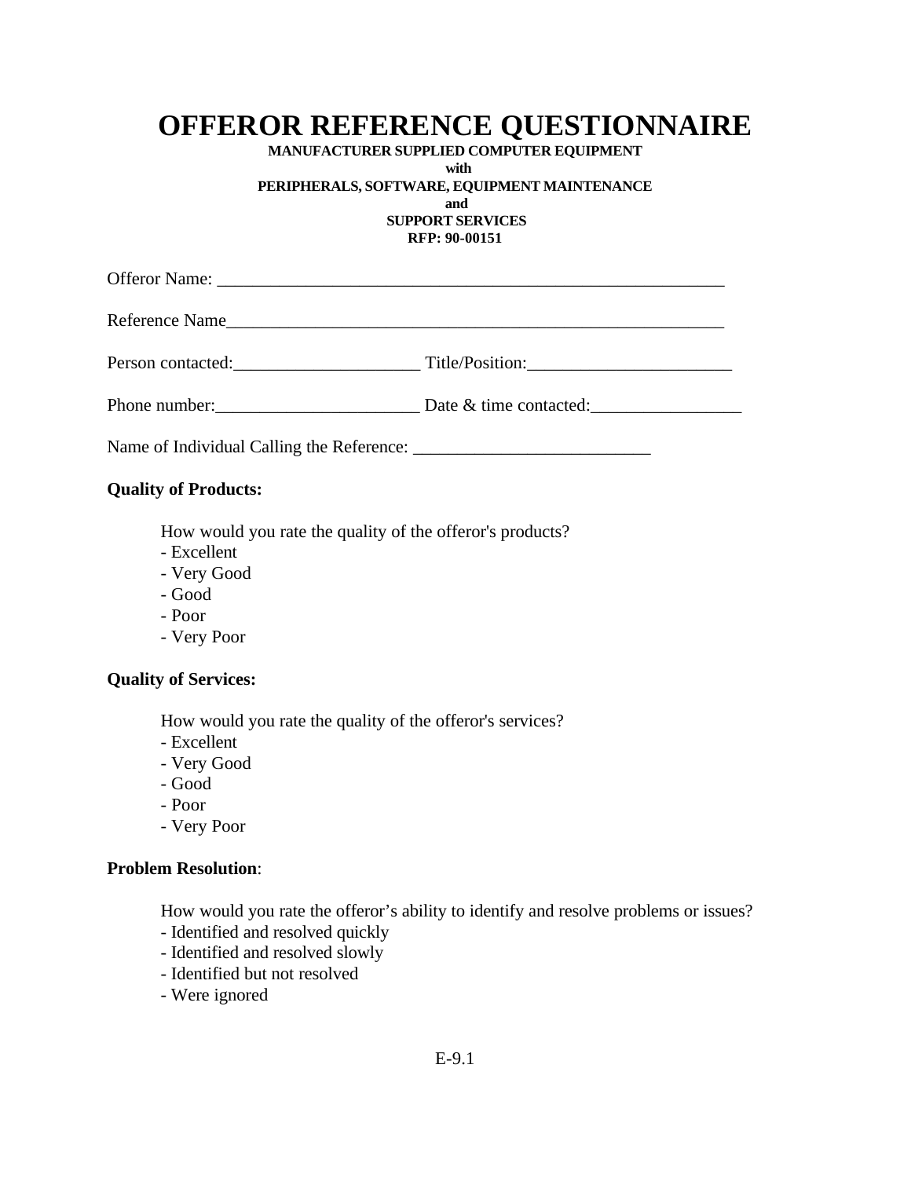# OFFEROR REFERENCE QUESTIONNAIRE

**MANUFACTURER SUPPLIED COMPUTER EQUIPMENT**
**with**
**PERIPHERALS, SOFTWARE, EQUIPMENT MAINTENANCE**
**and**
**SUPPORT SERVICES**
**RFP: 90-00151**

Offeror Name: ___________________________________________________________

Reference Name___________________________________________________________

Person contacted:_____________________ Title/Position:_______________________

Phone number:_______________________ Date & time contacted:_________________

Name of Individual Calling the Reference: ___________________________

**Quality of Products:**

How would you rate the quality of the offeror's products?
- Excellent
- Very Good
- Good
- Poor
- Very Poor

**Quality of Services:**

How would you rate the quality of the offeror's services?
- Excellent
- Very Good
- Good
- Poor
- Very Poor

**Problem Resolution**:

How would you rate the offeror's ability to identify and resolve problems or issues?
- Identified and resolved quickly
- Identified and resolved slowly
- Identified but not resolved
- Were ignored

E-9.1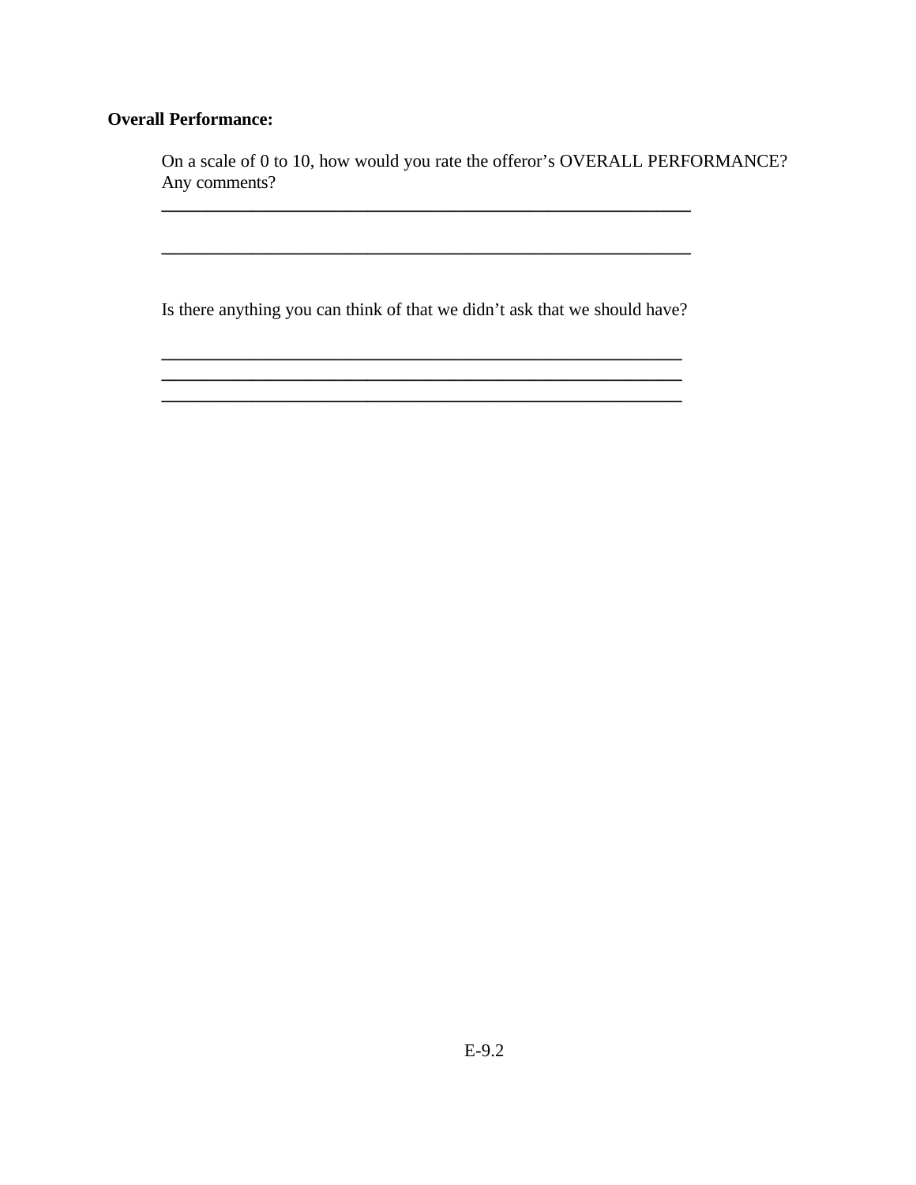**Overall Performance:**

On a scale of 0 to 10, how would you rate the offeror's OVERALL PERFORMANCE? Any comments?

_______________________________________________________________

_______________________________________________________________

Is there anything you can think of that we didn't ask that we should have?

_______________________________________________________________
_______________________________________________________________
_______________________________________________________________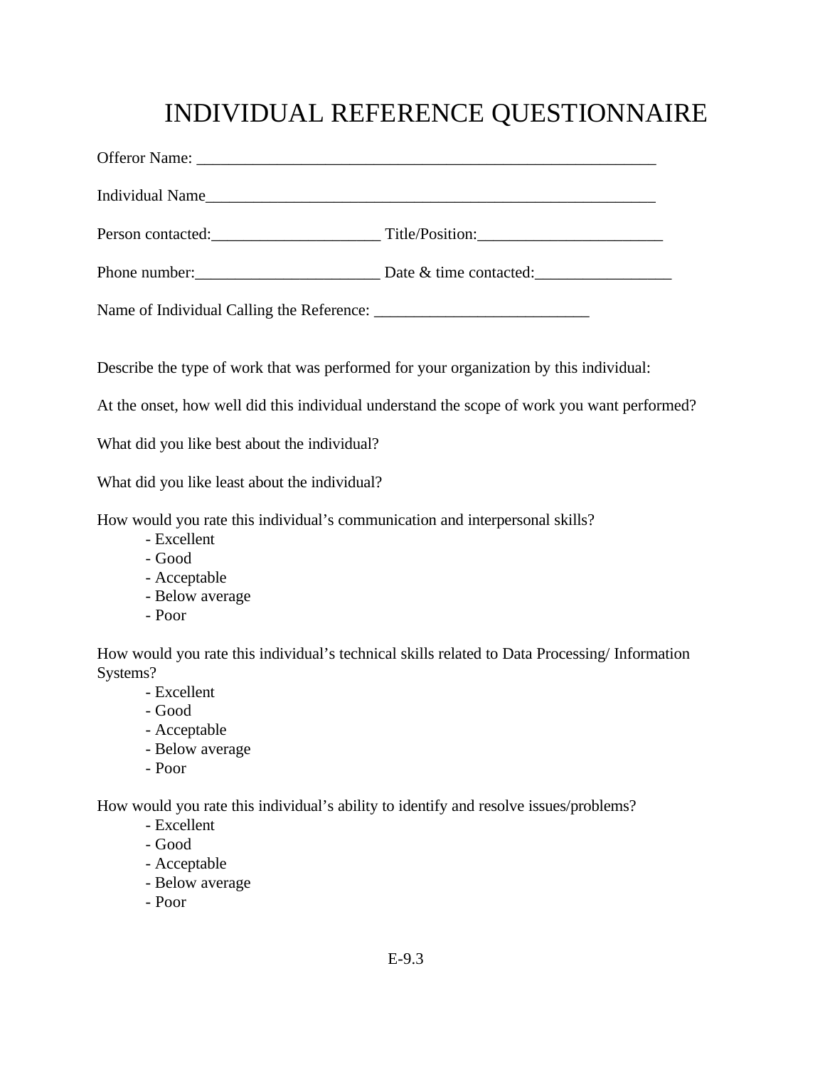# INDIVIDUAL REFERENCE QUESTIONNAIRE

Offeror Name: ___________________________________________________________

Individual Name___________________________________________________________

Person contacted:_____________________ Title/Position:_______________________

Phone number:_______________________ Date & time contacted:_________________

Name of Individual Calling the Reference: ___________________________

Describe the type of work that was performed for your organization by this individual:

At the onset, how well did this individual understand the scope of work you want performed?

What did you like best about the individual?

What did you like least about the individual?

How would you rate this individual's communication and interpersonal skills?

- Excellent
- Good
- Acceptable
- Below average
- Poor

How would you rate this individual's technical skills related to Data Processing/ Information Systems?

- Excellent
- Good
- Acceptable
- Below average
- Poor

How would you rate this individual's ability to identify and resolve issues/problems?

- Excellent
- Good
- Acceptable
- Below average
- Poor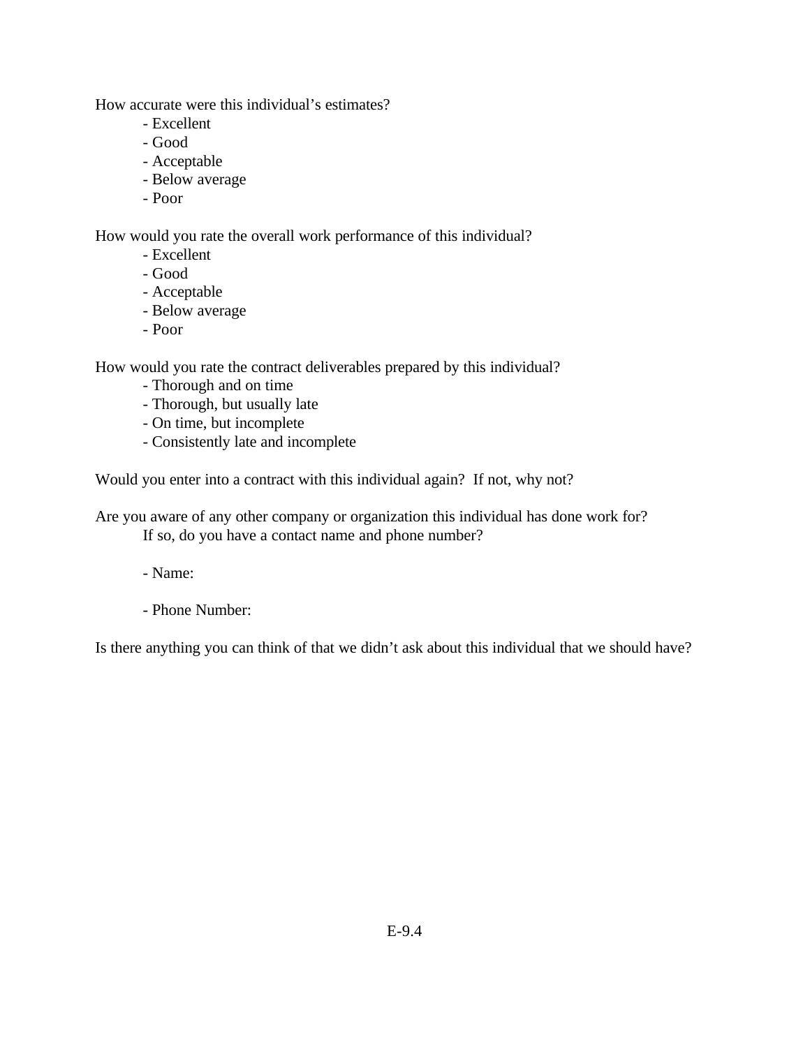How accurate were this individual's estimates?

- Excellent
- Good
- Acceptable
- Below average
- Poor

How would you rate the overall work performance of this individual?

- Excellent
- Good
- Acceptable
- Below average
- Poor

How would you rate the contract deliverables prepared by this individual?

- Thorough and on time
- Thorough, but usually late
- On time, but incomplete
- Consistently late and incomplete

Would you enter into a contract with this individual again?  If not, why not?

Are you aware of any other company or organization this individual has done work for?
If so, do you have a contact name and phone number?

- Name:

- Phone Number:

Is there anything you can think of that we didn't ask about this individual that we should have?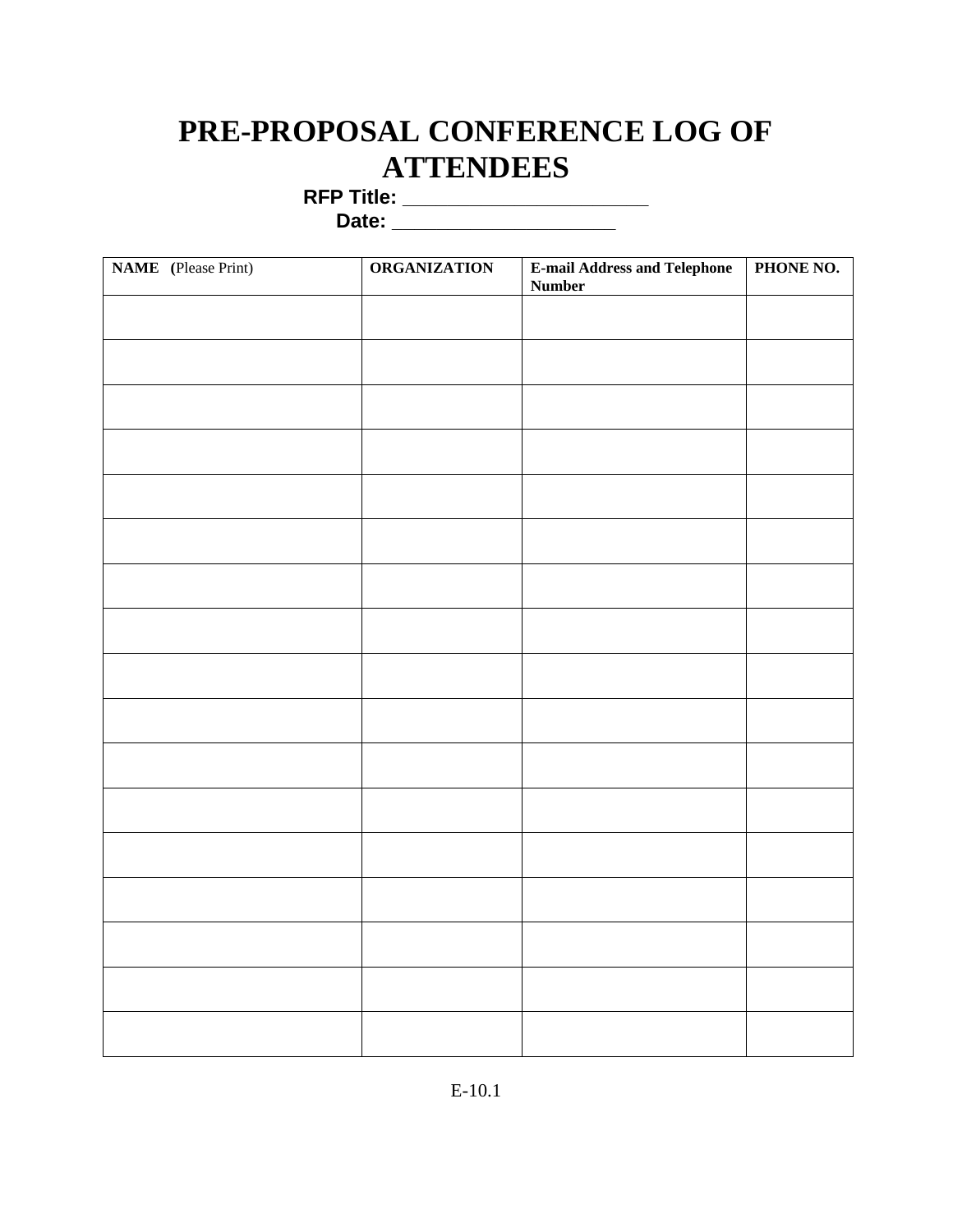# PRE-PROPOSAL CONFERENCE LOG OF ATTENDEES

**RFP Title: \_\_\_\_\_\_\_\_\_\_\_\_\_\_\_\_\_\_\_\_\_\_\_\_**

**Date: \_\_\_\_\_\_\_\_\_\_\_\_\_\_\_\_\_\_\_\_\_\_**

| **NAME (**Please Print) | **ORGANIZATION** | **E-mail Address and Telephone Number** | **PHONE NO.** |
|---|---|---|---|
| | | | |
| | | | |
| | | | |
| | | | |
| | | | |
| | | | |
| | | | |
| | | | |
| | | | |
| | | | |
| | | | |
| | | | |
| | | | |
| | | | |
| | | | |
| | | | |
| | | | |

E-10.1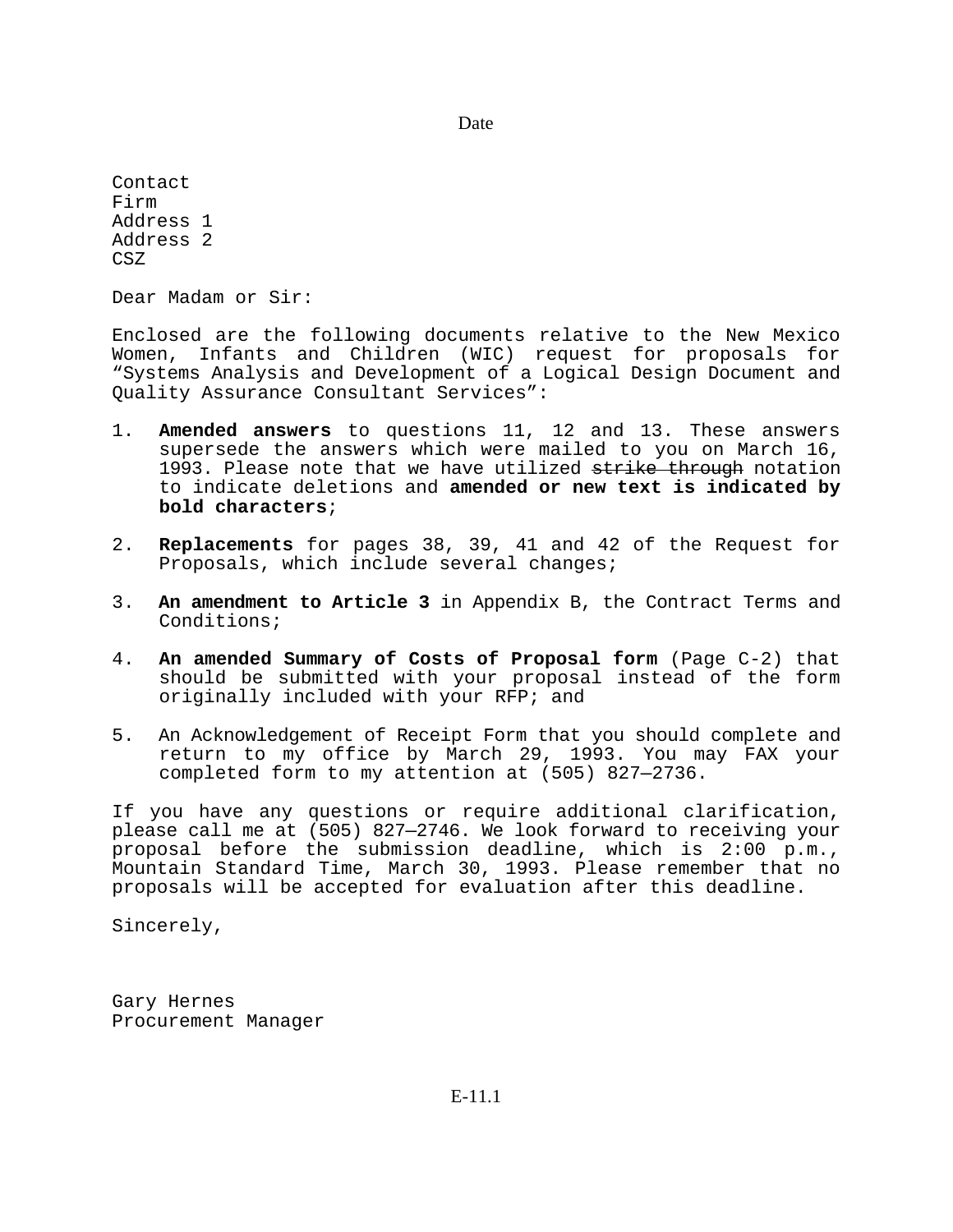Date

Contact
Firm
Address 1
Address 2
CSZ

Dear Madam or Sir:

Enclosed are the following documents relative to the New Mexico Women, Infants and Children (WIC) request for proposals for "Systems Analysis and Development of a Logical Design Document and Quality Assurance Consultant Services":

1. **Amended answers** to questions 11, 12 and 13. These answers supersede the answers which were mailed to you on March 16, 1993. Please note that we have utilized ~~strike through~~ notation to indicate deletions and **amended or new text is indicated by bold characters**;

2. **Replacements** for pages 38, 39, 41 and 42 of the Request for Proposals, which include several changes;

3. **An amendment to Article 3** in Appendix B, the Contract Terms and Conditions;

4. **An amended Summary of Costs of Proposal form** (Page C-2) that should be submitted with your proposal instead of the form originally included with your RFP; and

5. An Acknowledgement of Receipt Form that you should complete and return to my office by March 29, 1993. You may FAX your completed form to my attention at (505) 827—2736.

If you have any questions or require additional clarification, please call me at (505) 827—2746. We look forward to receiving your proposal before the submission deadline, which is 2:00 p.m., Mountain Standard Time, March 30, 1993. Please remember that no proposals will be accepted for evaluation after this deadline.

Sincerely,

Gary Hernes
Procurement Manager

E-11.1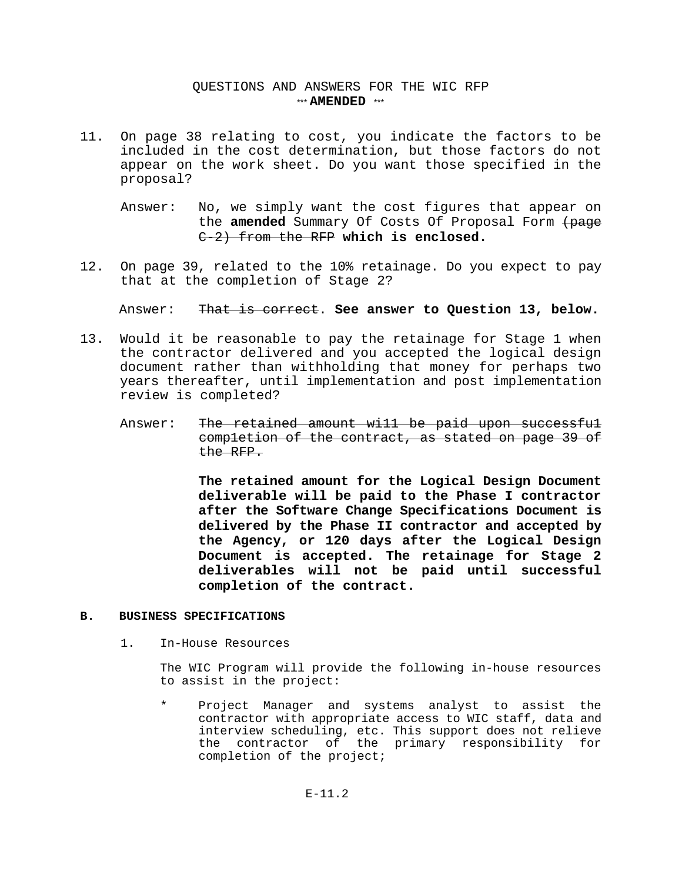QUESTIONS AND ANSWERS FOR THE WIC RFP
*** **AMENDED** ***

11. On page 38 relating to cost, you indicate the factors to be included in the cost determination, but those factors do not appear on the work sheet. Do you want those specified in the proposal?

    Answer: No, we simply want the cost figures that appear on the **amended** Summary Of Costs Of Proposal Form ~~(page C-2) from the RFP~~ **which is enclosed.**

12. On page 39, related to the 10% retainage. Do you expect to pay that at the completion of Stage 2?

    Answer: ~~That is correct~~. **See answer to Question 13, below.**

13. Would it be reasonable to pay the retainage for Stage 1 when the contractor delivered and you accepted the logical design document rather than withholding that money for perhaps two years thereafter, until implementation and post implementation review is completed?

    Answer: ~~The retained amount wi11 be paid upon successfu1 comp1etion of the contract, as stated on page 39 of the RFP.~~

    **The retained amount for the Logical Design Document deliverable will be paid to the Phase I contractor after the Software Change Specifications Document is delivered by the Phase II contractor and accepted by the Agency, or 120 days after the Logical Design Document is accepted. The retainage for Stage 2 deliverables will not be paid until successful completion of the contract.**

**B. BUSINESS SPECIFICATIONS**

1. In-House Resources

   The WIC Program will provide the following in-house resources to assist in the project:

   * Project Manager and systems analyst to assist the contractor with appropriate access to WIC staff, data and interview scheduling, etc. This support does not relieve the contractor of the primary responsibility for completion of the project;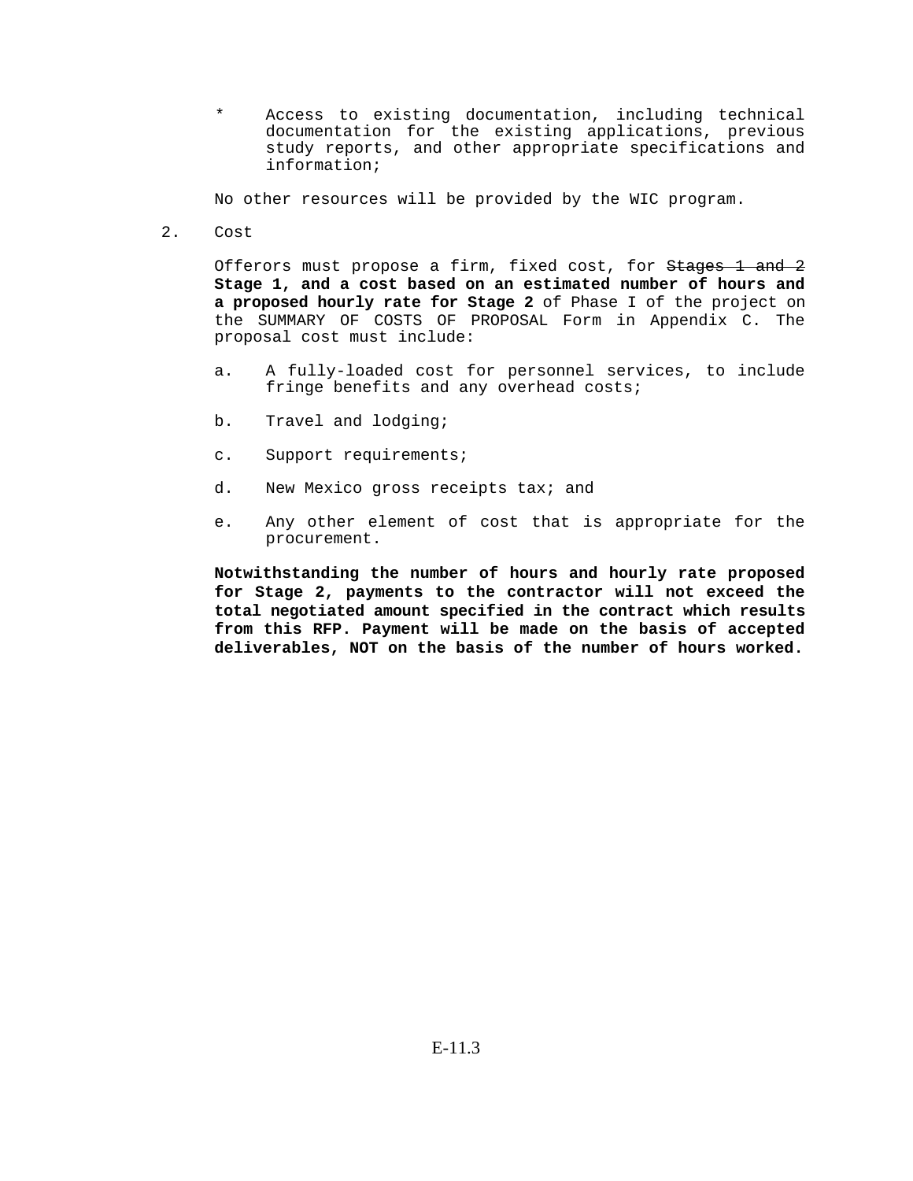* Access to existing documentation, including technical documentation for the existing applications, previous study reports, and other appropriate specifications and information;

No other resources will be provided by the WIC program.

2. Cost

   Offerors must propose a firm, fixed cost, for ~~Stages 1 and 2~~ **Stage 1, and a cost based on an estimated number of hours and a proposed hourly rate for Stage 2** of Phase I of the project on the SUMMARY OF COSTS OF PROPOSAL Form in Appendix C. The proposal cost must include:

   a. A fully-loaded cost for personnel services, to include fringe benefits and any overhead costs;

   b. Travel and lodging;

   c. Support requirements;

   d. New Mexico gross receipts tax; and

   e. Any other element of cost that is appropriate for the procurement.

   **Notwithstanding the number of hours and hourly rate proposed for Stage 2, payments to the contractor will not exceed the total negotiated amount specified in the contract which results from this RFP. Payment will be made on the basis of accepted deliverables, NOT on the basis of the number of hours worked.**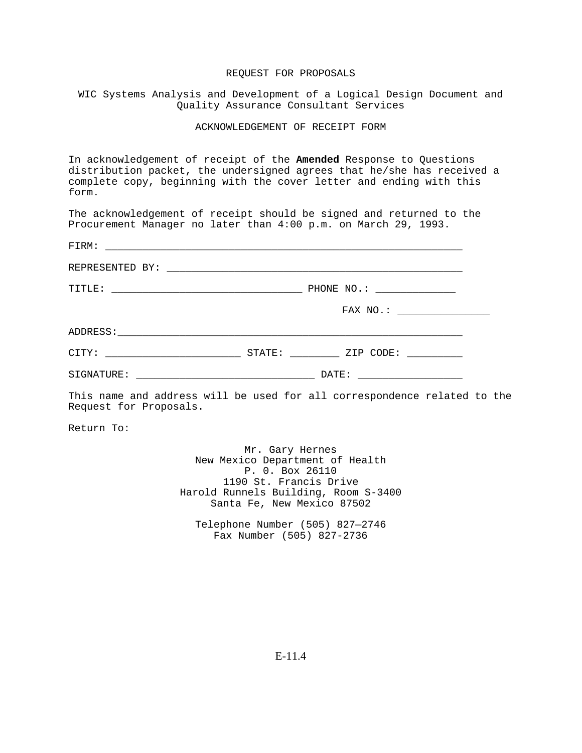# REQUEST FOR PROPOSALS

## WIC Systems Analysis and Development of a Logical Design Document and Quality Assurance Consultant Services

## ACKNOWLEDGEMENT OF RECEIPT FORM

In acknowledgement of receipt of the **Amended** Response to Questions distribution packet, the undersigned agrees that he/she has received a complete copy, beginning with the cover letter and ending with this form.

The acknowledgement of receipt should be signed and returned to the Procurement Manager no later than 4:00 p.m. on March 29, 1993.

FIRM: ____________________________________________________________

REPRESENTED BY: __________________________________________________

TITLE: _______________________________ PHONE NO.: _____________

FAX NO.: _______________

ADDRESS:__________________________________________________________

CITY: ______________________ STATE: ________ ZIP CODE: _________

SIGNATURE: _____________________________ DATE: _________________

This name and address will be used for all correspondence related to the Request for Proposals.

Return To:

Mr. Gary Hernes
New Mexico Department of Health
P. 0. Box 26110
1190 St. Francis Drive
Harold Runnels Building, Room S-3400
Santa Fe, New Mexico 87502

Telephone Number (505) 827—2746
Fax Number (505) 827-2736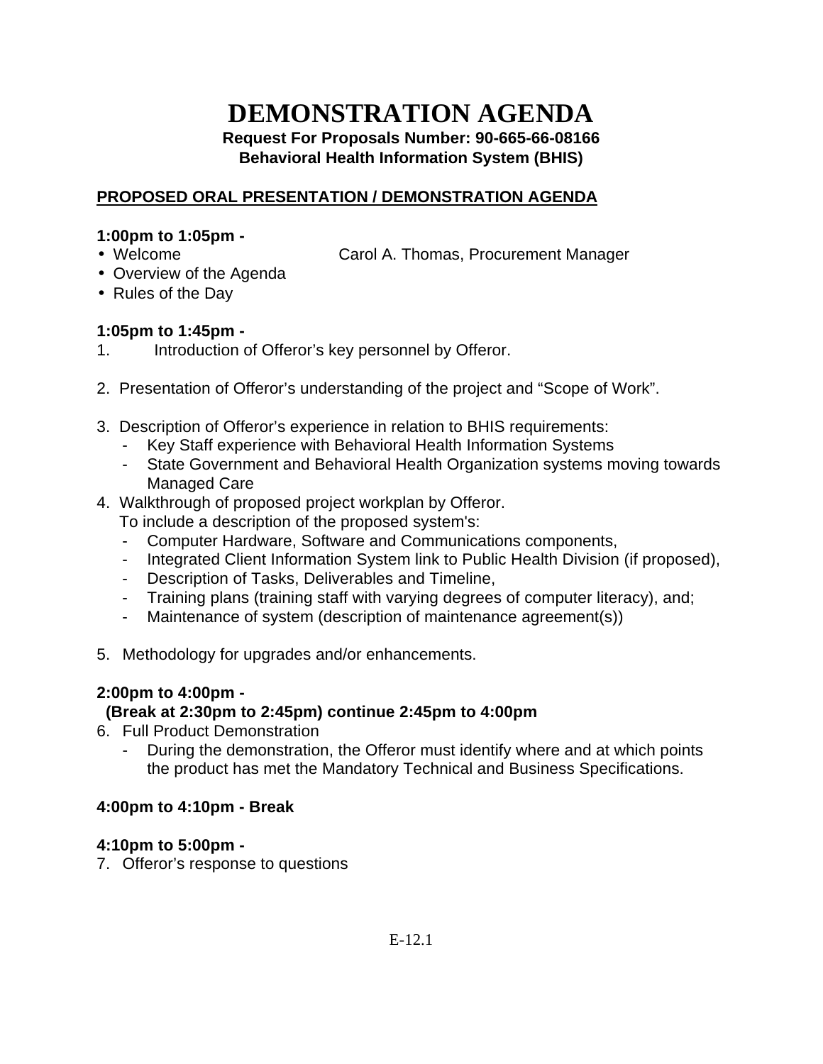# DEMONSTRATION AGENDA

**Request For Proposals Number: 90-665-66-08166**
**Behavioral Health Information System (BHIS)**

## PROPOSED ORAL PRESENTATION / DEMONSTRATION AGENDA

**1:00pm to 1:05pm -**

- Welcome — Carol A. Thomas, Procurement Manager
- Overview of the Agenda
- Rules of the Day

**1:05pm to 1:45pm -**

1. Introduction of Offeror's key personnel by Offeror.

2. Presentation of Offeror's understanding of the project and "Scope of Work".

3. Description of Offeror's experience in relation to BHIS requirements:
   - Key Staff experience with Behavioral Health Information Systems
   - State Government and Behavioral Health Organization systems moving towards Managed Care
4. Walkthrough of proposed project workplan by Offeror.
   To include a description of the proposed system's:
   - Computer Hardware, Software and Communications components,
   - Integrated Client Information System link to Public Health Division (if proposed),
   - Description of Tasks, Deliverables and Timeline,
   - Training plans (training staff with varying degrees of computer literacy), and;
   - Maintenance of system (description of maintenance agreement(s))

5. Methodology for upgrades and/or enhancements.

**2:00pm to 4:00pm -**
**(Break at 2:30pm to 2:45pm) continue 2:45pm to 4:00pm**

6. Full Product Demonstration
   - During the demonstration, the Offeror must identify where and at which points the product has met the Mandatory Technical and Business Specifications.

**4:00pm to 4:10pm - Break**

**4:10pm to 5:00pm -**

7. Offeror's response to questions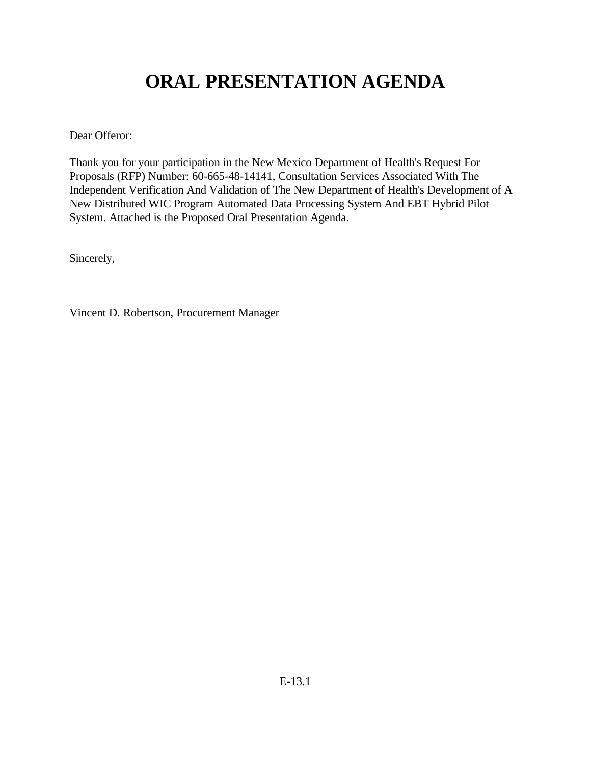# ORAL PRESENTATION AGENDA

Dear Offeror:

Thank you for your participation in the New Mexico Department of Health's Request For Proposals (RFP) Number: 60-665-48-14141, Consultation Services Associated With The Independent Verification And Validation of The New Department of Health's Development of A New Distributed WIC Program Automated Data Processing System And EBT Hybrid Pilot System. Attached is the Proposed Oral Presentation Agenda.

Sincerely,

Vincent D. Robertson, Procurement Manager

E-13.1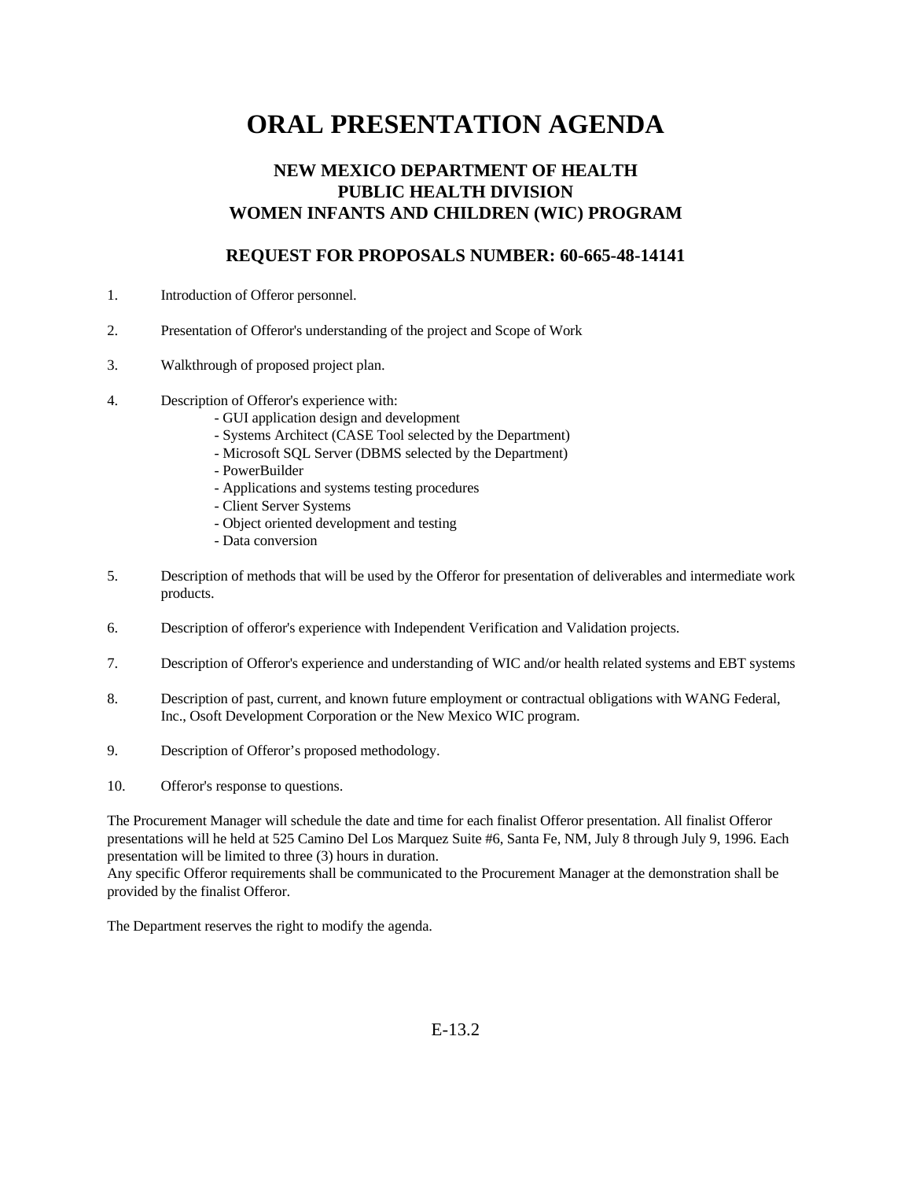# ORAL PRESENTATION AGENDA

## NEW MEXICO DEPARTMENT OF HEALTH
## PUBLIC HEALTH DIVISION
## WOMEN INFANTS AND CHILDREN (WIC) PROGRAM

## REQUEST FOR PROPOSALS NUMBER: 60-665-48-14141

1. Introduction of Offeror personnel.

2. Presentation of Offeror's understanding of the project and Scope of Work

3. Walkthrough of proposed project plan.

4. Description of Offeror's experience with:
   - GUI application design and development
   - Systems Architect (CASE Tool selected by the Department)
   - Microsoft SQL Server (DBMS selected by the Department)
   - PowerBuilder
   - Applications and systems testing procedures
   - Client Server Systems
   - Object oriented development and testing
   - Data conversion

5. Description of methods that will be used by the Offeror for presentation of deliverables and intermediate work products.

6. Description of offeror's experience with Independent Verification and Validation projects.

7. Description of Offeror's experience and understanding of WIC and/or health related systems and EBT systems

8. Description of past, current, and known future employment or contractual obligations with WANG Federal, Inc., Osoft Development Corporation or the New Mexico WIC program.

9. Description of Offeror's proposed methodology.

10. Offeror's response to questions.

The Procurement Manager will schedule the date and time for each finalist Offeror presentation. All finalist Offeror presentations will he held at 525 Camino Del Los Marquez Suite #6, Santa Fe, NM, July 8 through July 9, 1996. Each presentation will be limited to three (3) hours in duration.
Any specific Offeror requirements shall be communicated to the Procurement Manager at the demonstration shall be provided by the finalist Offeror.

The Department reserves the right to modify the agenda.

E-13.2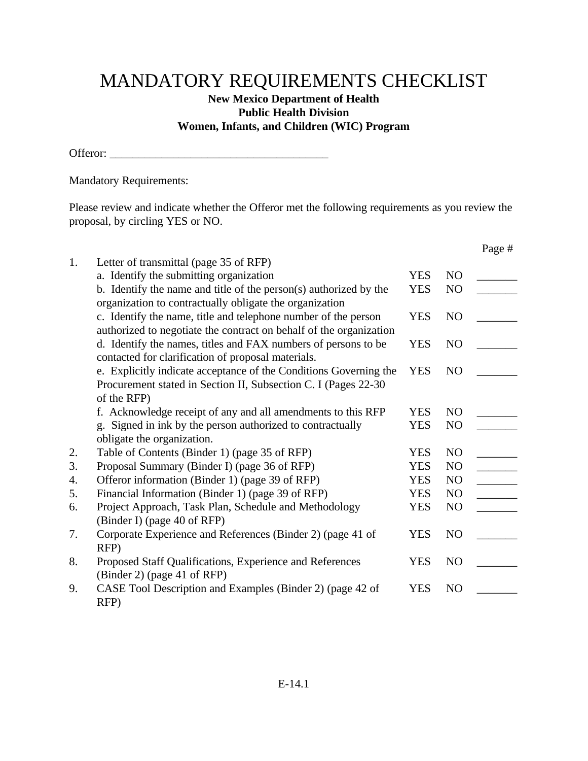# MANDATORY REQUIREMENTS CHECKLIST

**New Mexico Department of Health**
**Public Health Division**
**Women, Infants, and Children (WIC) Program**

Offeror: ______________________________________

Mandatory Requirements:

Please review and indicate whether the Offeror met the following requirements as you review the proposal, by circling YES or NO.

| | | | | Page # |
|---|---|---|---|---|
| 1. | Letter of transmittal (page 35 of RFP) | | | |
| | a. Identify the submitting organization | YES | NO | _______ |
| | b. Identify the name and title of the person(s) authorized by the organization to contractually obligate the organization | YES | NO | _______ |
| | c. Identify the name, title and telephone number of the person authorized to negotiate the contract on behalf of the organization | YES | NO | _______ |
| | d. Identify the names, titles and FAX numbers of persons to be contacted for clarification of proposal materials. | YES | NO | _______ |
| | e. Explicitly indicate acceptance of the Conditions Governing the Procurement stated in Section II, Subsection C. I (Pages 22-30 of the RFP) | YES | NO | _______ |
| | f. Acknowledge receipt of any and all amendments to this RFP | YES | NO | _______ |
| | g. Signed in ink by the person authorized to contractually obligate the organization. | YES | NO | _______ |
| 2. | Table of Contents (Binder 1) (page 35 of RFP) | YES | NO | _______ |
| 3. | Proposal Summary (Binder I) (page 36 of RFP) | YES | NO | _______ |
| 4. | Offeror information (Binder 1) (page 39 of RFP) | YES | NO | _______ |
| 5. | Financial Information (Binder 1) (page 39 of RFP) | YES | NO | _______ |
| 6. | Project Approach, Task Plan, Schedule and Methodology (Binder I) (page 40 of RFP) | YES | NO | _______ |
| 7. | Corporate Experience and References (Binder 2) (page 41 of RFP) | YES | NO | _______ |
| 8. | Proposed Staff Qualifications, Experience and References (Binder 2) (page 41 of RFP) | YES | NO | _______ |
| 9. | CASE Tool Description and Examples (Binder 2) (page 42 of RFP) | YES | NO | _______ |

E-14.1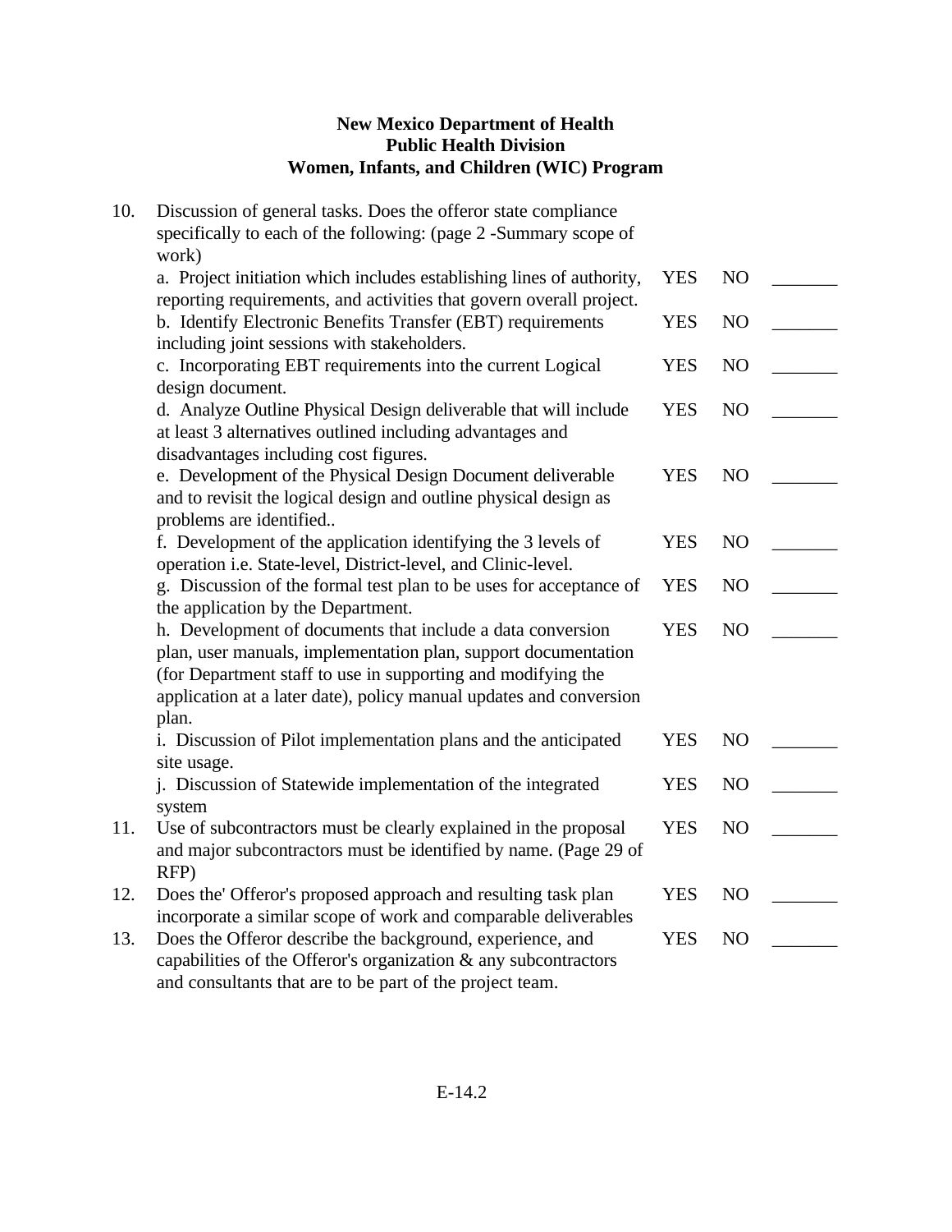**New Mexico Department of Health**
**Public Health Division**
**Women, Infants, and Children (WIC) Program**

| | | | | |
|---|---|---|---|---|
| 10. | Discussion of general tasks. Does the offeror state compliance specifically to each of the following: (page 2 -Summary scope of work) | | | |
| | a. Project initiation which includes establishing lines of authority, reporting requirements, and activities that govern overall project. | YES | NO | _______ |
| | b. Identify Electronic Benefits Transfer (EBT) requirements including joint sessions with stakeholders. | YES | NO | _______ |
| | c. Incorporating EBT requirements into the current Logical design document. | YES | NO | _______ |
| | d. Analyze Outline Physical Design deliverable that will include at least 3 alternatives outlined including advantages and disadvantages including cost figures. | YES | NO | _______ |
| | e. Development of the Physical Design Document deliverable and to revisit the logical design and outline physical design as problems are identified.. | YES | NO | _______ |
| | f. Development of the application identifying the 3 levels of operation i.e. State-level, District-level, and Clinic-level. | YES | NO | _______ |
| | g. Discussion of the formal test plan to be uses for acceptance of the application by the Department. | YES | NO | _______ |
| | h. Development of documents that include a data conversion plan, user manuals, implementation plan, support documentation (for Department staff to use in supporting and modifying the application at a later date), policy manual updates and conversion plan. | YES | NO | _______ |
| | i. Discussion of Pilot implementation plans and the anticipated site usage. | YES | NO | _______ |
| | j. Discussion of Statewide implementation of the integrated system | YES | NO | _______ |
| 11. | Use of subcontractors must be clearly explained in the proposal and major subcontractors must be identified by name. (Page 29 of RFP) | YES | NO | _______ |
| 12. | Does the' Offeror's proposed approach and resulting task plan incorporate a similar scope of work and comparable deliverables | YES | NO | _______ |
| 13. | Does the Offeror describe the background, experience, and capabilities of the Offeror's organization & any subcontractors and consultants that are to be part of the project team. | YES | NO | _______ |

E-14.2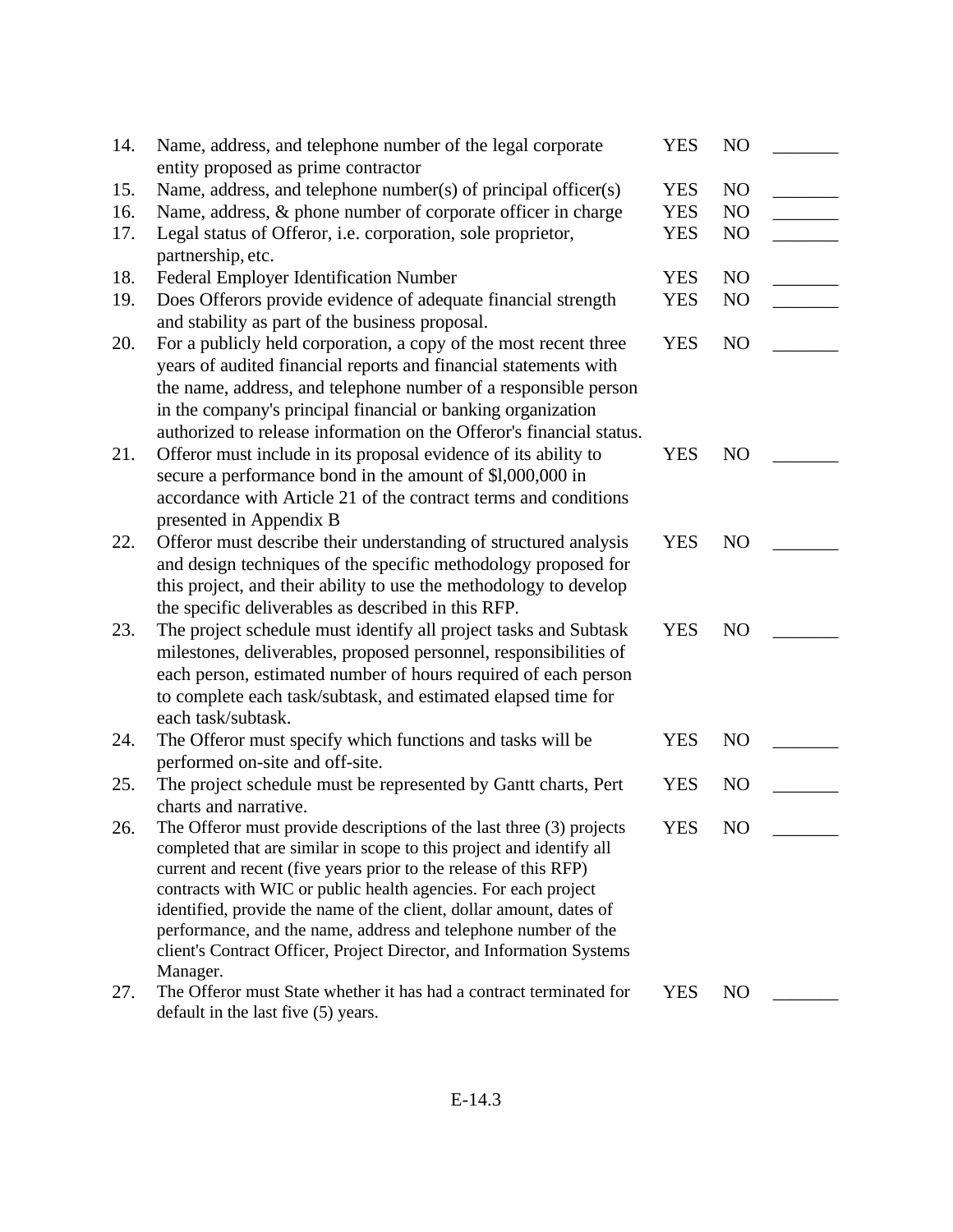| | | | | |
|---|---|---|---|---|
| 14. | Name, address, and telephone number of the legal corporate entity proposed as prime contractor | YES | NO | _______ |
| 15. | Name, address, and telephone number(s) of principal officer(s) | YES | NO | _______ |
| 16. | Name, address, & phone number of corporate officer in charge | YES | NO | _______ |
| 17. | Legal status of Offeror, i.e. corporation, sole proprietor, partnership, etc. | YES | NO | _______ |
| 18. | Federal Employer Identification Number | YES | NO | _______ |
| 19. | Does Offerors provide evidence of adequate financial strength and stability as part of the business proposal. | YES | NO | _______ |
| 20. | For a publicly held corporation, a copy of the most recent three years of audited financial reports and financial statements with the name, address, and telephone number of a responsible person in the company's principal financial or banking organization authorized to release information on the Offeror's financial status. | YES | NO | _______ |
| 21. | Offeror must include in its proposal evidence of its ability to secure a performance bond in the amount of $l,000,000 in accordance with Article 21 of the contract terms and conditions presented in Appendix B | YES | NO | _______ |
| 22. | Offeror must describe their understanding of structured analysis and design techniques of the specific methodology proposed for this project, and their ability to use the methodology to develop the specific deliverables as described in this RFP. | YES | NO | _______ |
| 23. | The project schedule must identify all project tasks and Subtask milestones, deliverables, proposed personnel, responsibilities of each person, estimated number of hours required of each person to complete each task/subtask, and estimated elapsed time for each task/subtask. | YES | NO | _______ |
| 24. | The Offeror must specify which functions and tasks will be performed on-site and off-site. | YES | NO | _______ |
| 25. | The project schedule must be represented by Gantt charts, Pert charts and narrative. | YES | NO | _______ |
| 26. | The Offeror must provide descriptions of the last three (3) projects completed that are similar in scope to this project and identify all current and recent (five years prior to the release of this RFP) contracts with WIC or public health agencies. For each project identified, provide the name of the client, dollar amount, dates of performance, and the name, address and telephone number of the client's Contract Officer, Project Director, and Information Systems Manager. | YES | NO | _______ |
| 27. | The Offeror must State whether it has had a contract terminated for default in the last five (5) years. | YES | NO | _______ |

E-14.3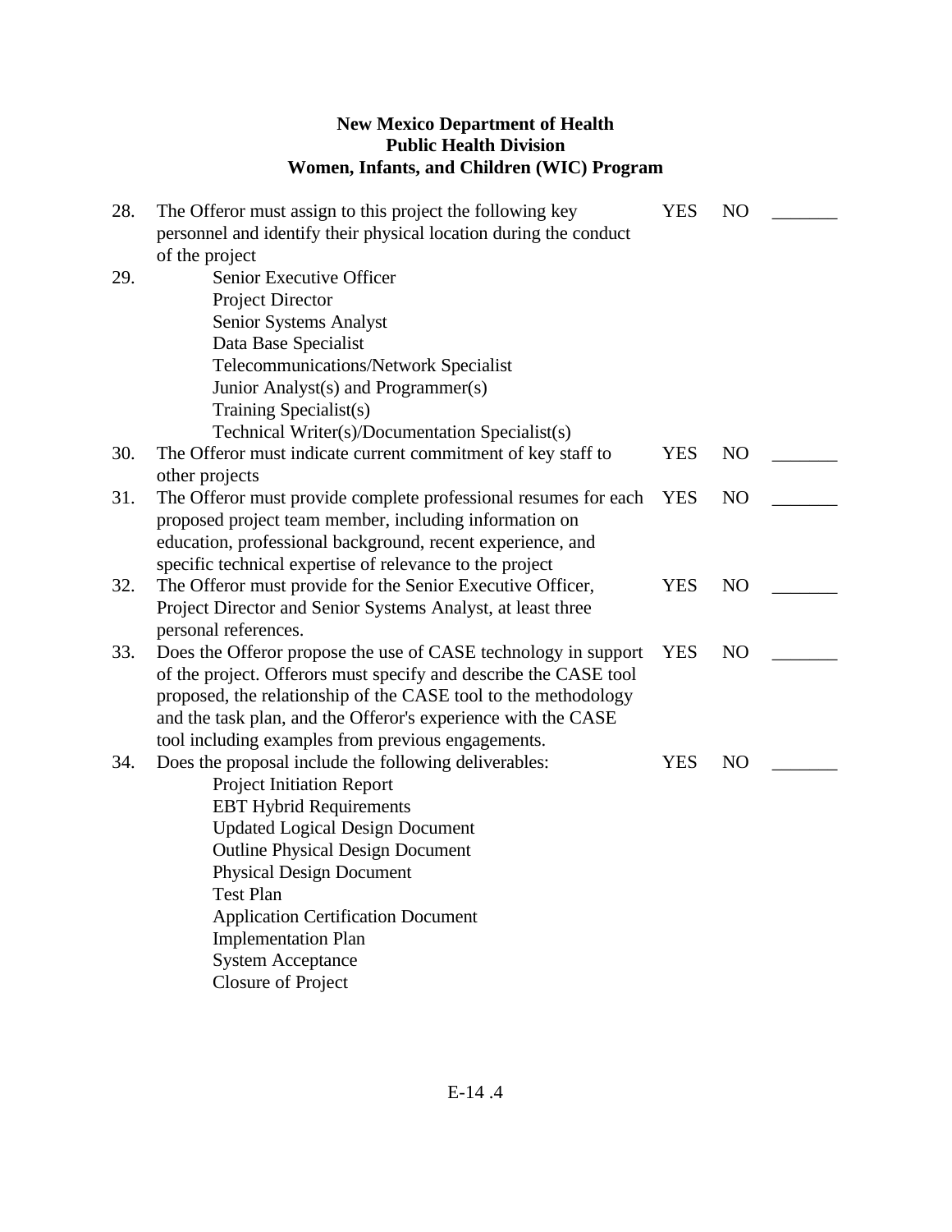**New Mexico Department of Health**
**Public Health Division**
**Women, Infants, and Children (WIC) Program**

| | | | | |
|---|---|---|---|---|
| 28. | The Offeror must assign to this project the following key personnel and identify their physical location during the conduct of the project | YES | NO | _______ |
| 29. | Senior Executive Officer<br>Project Director<br>Senior Systems Analyst<br>Data Base Specialist<br>Telecommunications/Network Specialist<br>Junior Analyst(s) and Programmer(s)<br>Training Specialist(s)<br>Technical Writer(s)/Documentation Specialist(s) | | | |
| 30. | The Offeror must indicate current commitment of key staff to other projects | YES | NO | _______ |
| 31. | The Offeror must provide complete professional resumes for each proposed project team member, including information on education, professional background, recent experience, and specific technical expertise of relevance to the project | YES | NO | _______ |
| 32. | The Offeror must provide for the Senior Executive Officer, Project Director and Senior Systems Analyst, at least three personal references. | YES | NO | _______ |
| 33. | Does the Offeror propose the use of CASE technology in support of the project. Offerors must specify and describe the CASE tool proposed, the relationship of the CASE tool to the methodology and the task plan, and the Offeror's experience with the CASE tool including examples from previous engagements. | YES | NO | _______ |
| 34. | Does the proposal include the following deliverables:<br>Project Initiation Report<br>EBT Hybrid Requirements<br>Updated Logical Design Document<br>Outline Physical Design Document<br>Physical Design Document<br>Test Plan<br>Application Certification Document<br>Implementation Plan<br>System Acceptance<br>Closure of Project | YES | NO | _______ |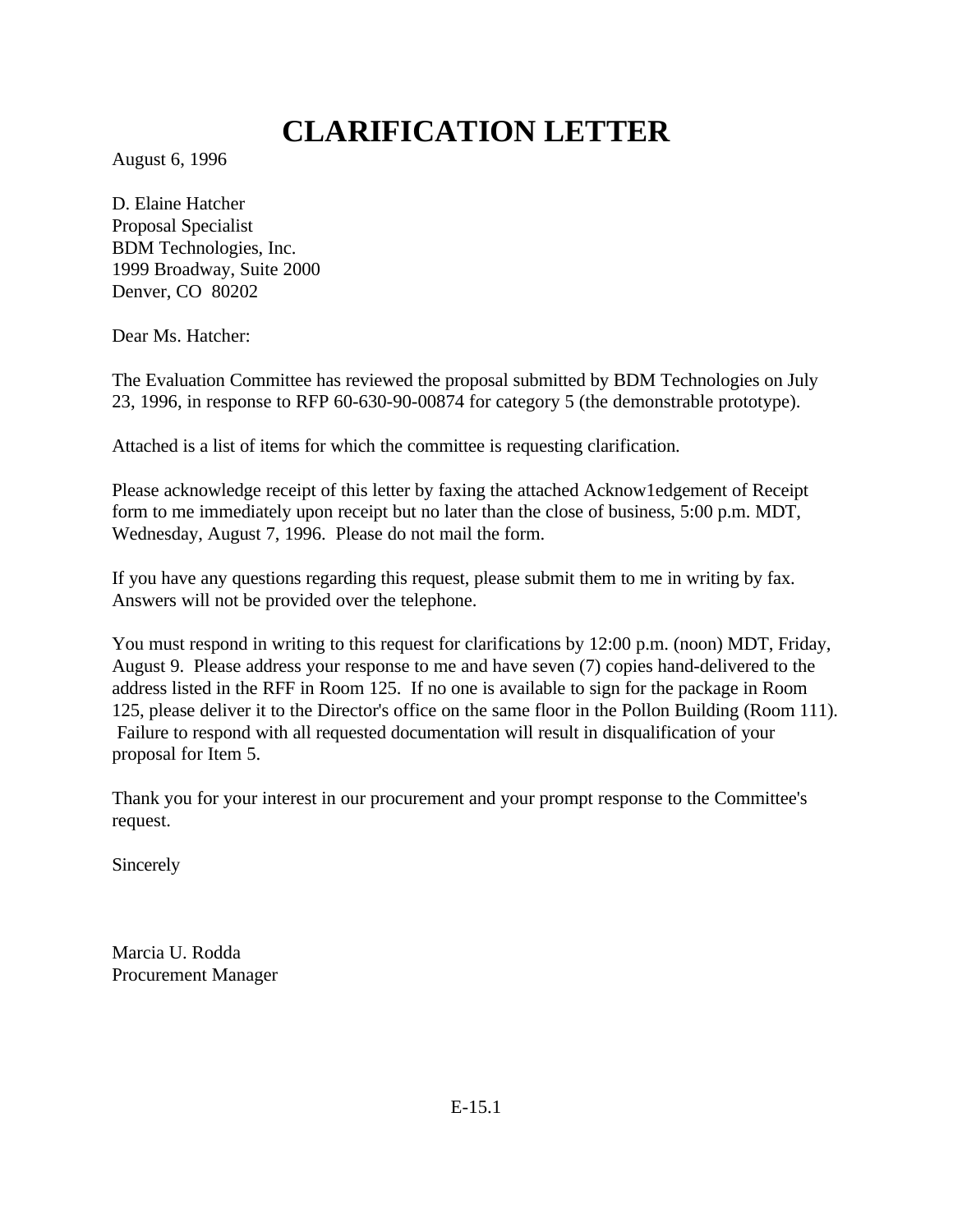# CLARIFICATION LETTER

August 6, 1996

D. Elaine Hatcher
Proposal Specialist
BDM Technologies, Inc.
1999 Broadway, Suite 2000
Denver, CO  80202

Dear Ms. Hatcher:

The Evaluation Committee has reviewed the proposal submitted by BDM Technologies on July 23, 1996, in response to RFP 60-630-90-00874 for category 5 (the demonstrable prototype).

Attached is a list of items for which the committee is requesting clarification.

Please acknowledge receipt of this letter by faxing the attached Acknow1edgement of Receipt form to me immediately upon receipt but no later than the close of business, 5:00 p.m. MDT, Wednesday, August 7, 1996.  Please do not mail the form.

If you have any questions regarding this request, please submit them to me in writing by fax. Answers will not be provided over the telephone.

You must respond in writing to this request for clarifications by 12:00 p.m. (noon) MDT, Friday, August 9.  Please address your response to me and have seven (7) copies hand-delivered to the address listed in the RFF in Room 125.  If no one is available to sign for the package in Room 125, please deliver it to the Director's office on the same floor in the Pollon Building (Room 111). Failure to respond with all requested documentation will result in disqualification of your proposal for Item 5.

Thank you for your interest in our procurement and your prompt response to the Committee's request.

Sincerely

Marcia U. Rodda
Procurement Manager

E-15.1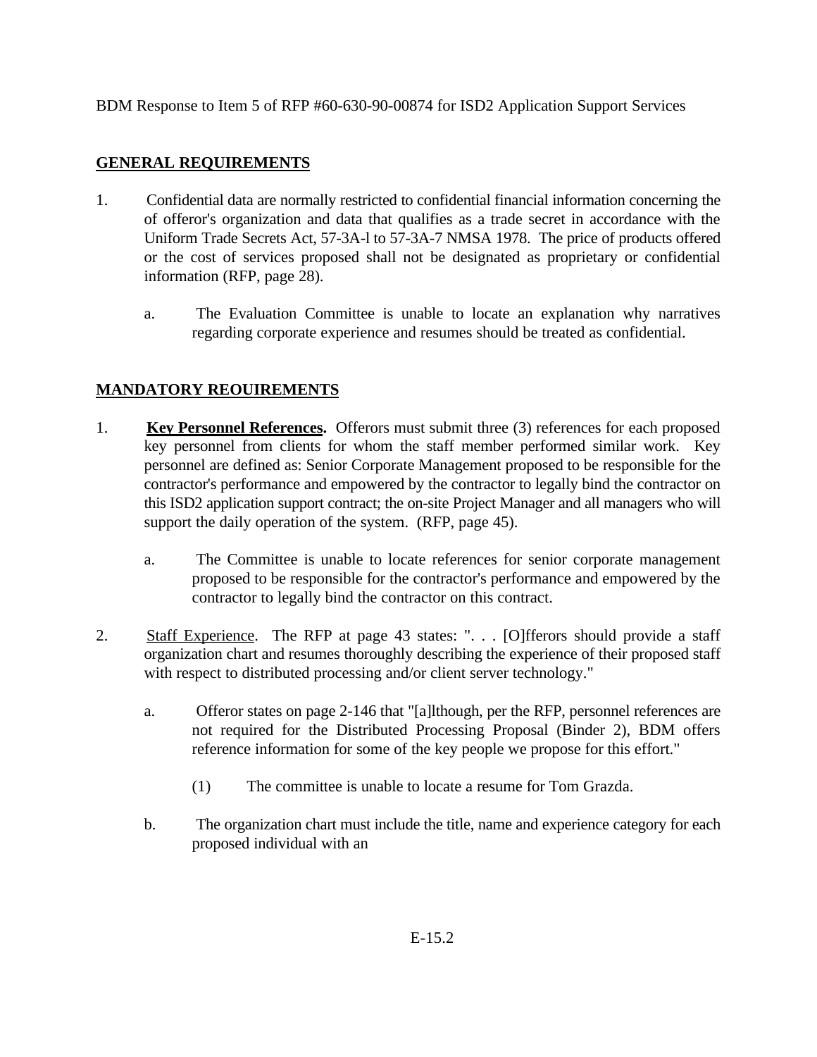BDM Response to Item 5 of RFP #60-630-90-00874 for ISD2 Application Support Services

## GENERAL REQUIREMENTS

1. Confidential data are normally restricted to confidential financial information concerning the of offeror's organization and data that qualifies as a trade secret in accordance with the Uniform Trade Secrets Act, 57-3A-l to 57-3A-7 NMSA 1978. The price of products offered or the cost of services proposed shall not be designated as proprietary or confidential information (RFP, page 28).

   a. The Evaluation Committee is unable to locate an explanation why narratives regarding corporate experience and resumes should be treated as confidential.

## MANDATORY REOUIREMENTS

1. **Key Personnel References.** Offerors must submit three (3) references for each proposed key personnel from clients for whom the staff member performed similar work. Key personnel are defined as: Senior Corporate Management proposed to be responsible for the contractor's performance and empowered by the contractor to legally bind the contractor on this ISD2 application support contract; the on-site Project Manager and all managers who will support the daily operation of the system. (RFP, page 45).

   a. The Committee is unable to locate references for senior corporate management proposed to be responsible for the contractor's performance and empowered by the contractor to legally bind the contractor on this contract.

2. Staff Experience. The RFP at page 43 states: ". . . [O]fferors should provide a staff organization chart and resumes thoroughly describing the experience of their proposed staff with respect to distributed processing and/or client server technology."

   a. Offeror states on page 2-146 that "[a]lthough, per the RFP, personnel references are not required for the Distributed Processing Proposal (Binder 2), BDM offers reference information for some of the key people we propose for this effort."

      (1) The committee is unable to locate a resume for Tom Grazda.

   b. The organization chart must include the title, name and experience category for each proposed individual with an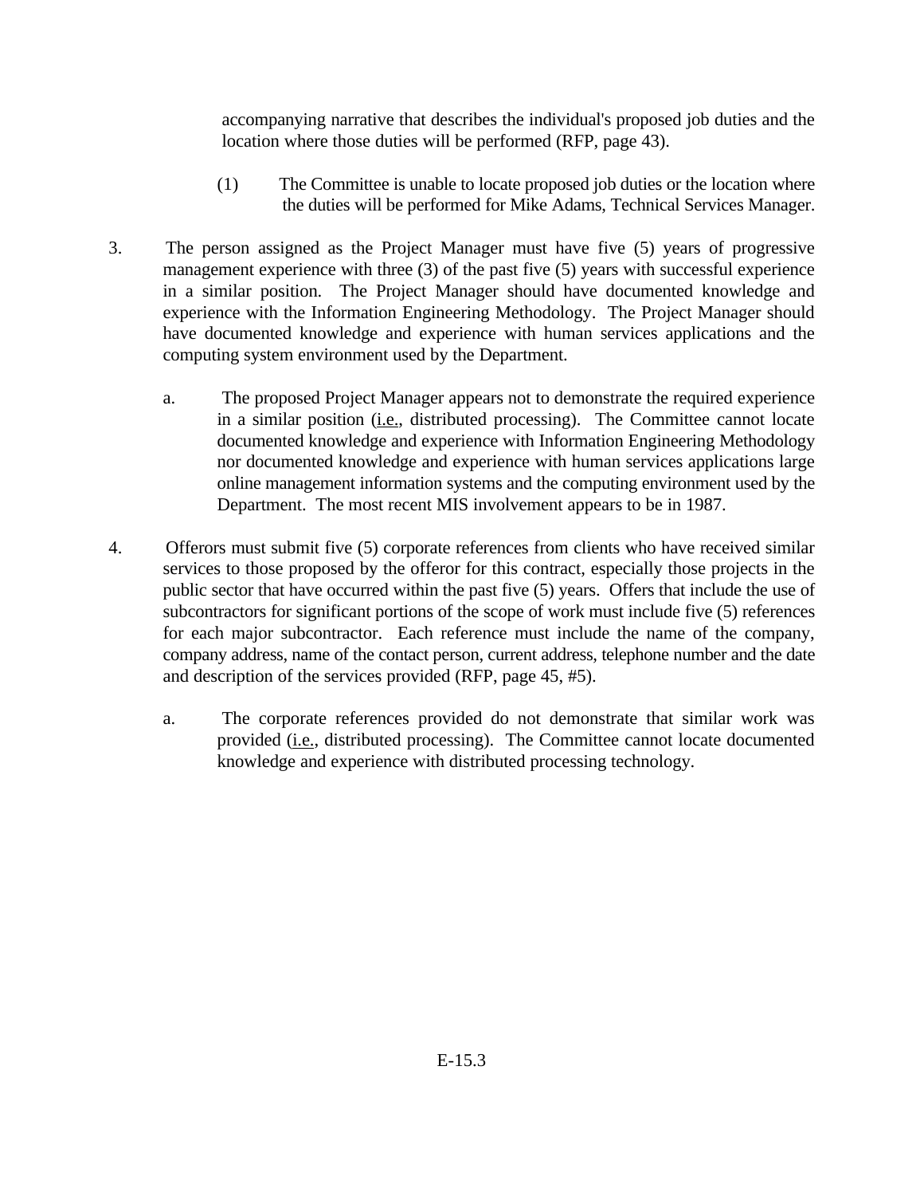accompanying narrative that describes the individual's proposed job duties and the location where those duties will be performed (RFP, page 43).

(1) The Committee is unable to locate proposed job duties or the location where the duties will be performed for Mike Adams, Technical Services Manager.

3. The person assigned as the Project Manager must have five (5) years of progressive management experience with three (3) of the past five (5) years with successful experience in a similar position. The Project Manager should have documented knowledge and experience with the Information Engineering Methodology. The Project Manager should have documented knowledge and experience with human services applications and the computing system environment used by the Department.

   a. The proposed Project Manager appears not to demonstrate the required experience in a similar position (i.e., distributed processing). The Committee cannot locate documented knowledge and experience with Information Engineering Methodology nor documented knowledge and experience with human services applications large online management information systems and the computing environment used by the Department. The most recent MIS involvement appears to be in 1987.

4. Offerors must submit five (5) corporate references from clients who have received similar services to those proposed by the offeror for this contract, especially those projects in the public sector that have occurred within the past five (5) years. Offers that include the use of subcontractors for significant portions of the scope of work must include five (5) references for each major subcontractor. Each reference must include the name of the company, company address, name of the contact person, current address, telephone number and the date and description of the services provided (RFP, page 45, #5).

   a. The corporate references provided do not demonstrate that similar work was provided (i.e., distributed processing). The Committee cannot locate documented knowledge and experience with distributed processing technology.

E-15.3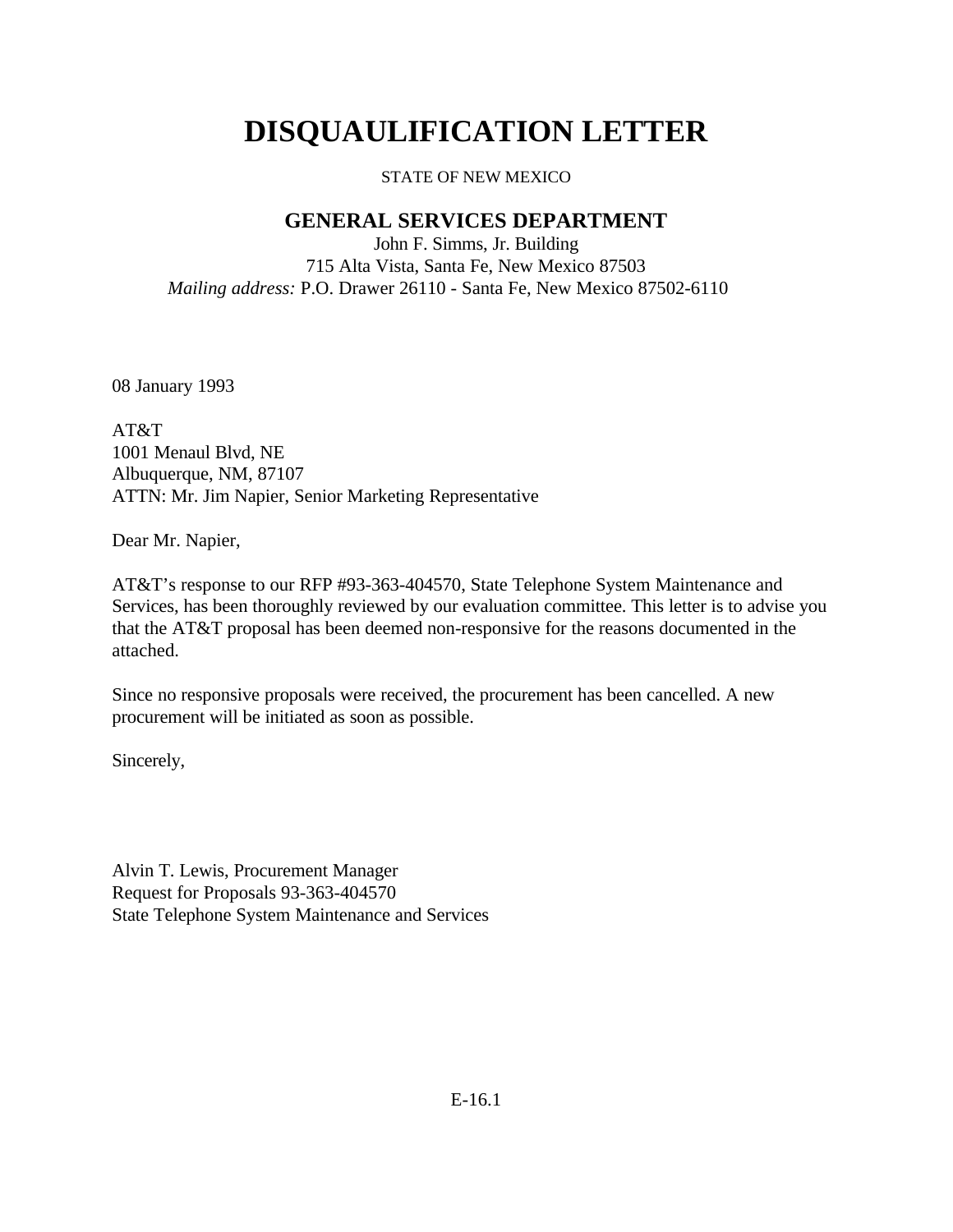# DISQUAULIFICATION LETTER

STATE OF NEW MEXICO

## GENERAL SERVICES DEPARTMENT

John F. Simms, Jr. Building
715 Alta Vista, Santa Fe, New Mexico 87503
*Mailing address:* P.O. Drawer 26110 - Santa Fe, New Mexico 87502-6110

08 January 1993

AT&T
1001 Menaul Blvd, NE
Albuquerque, NM, 87107
ATTN: Mr. Jim Napier, Senior Marketing Representative

Dear Mr. Napier,

AT&T's response to our RFP #93-363-404570, State Telephone System Maintenance and Services, has been thoroughly reviewed by our evaluation committee. This letter is to advise you that the AT&T proposal has been deemed non-responsive for the reasons documented in the attached.

Since no responsive proposals were received, the procurement has been cancelled. A new procurement will be initiated as soon as possible.

Sincerely,

Alvin T. Lewis, Procurement Manager
Request for Proposals 93-363-404570
State Telephone System Maintenance and Services

E-16.1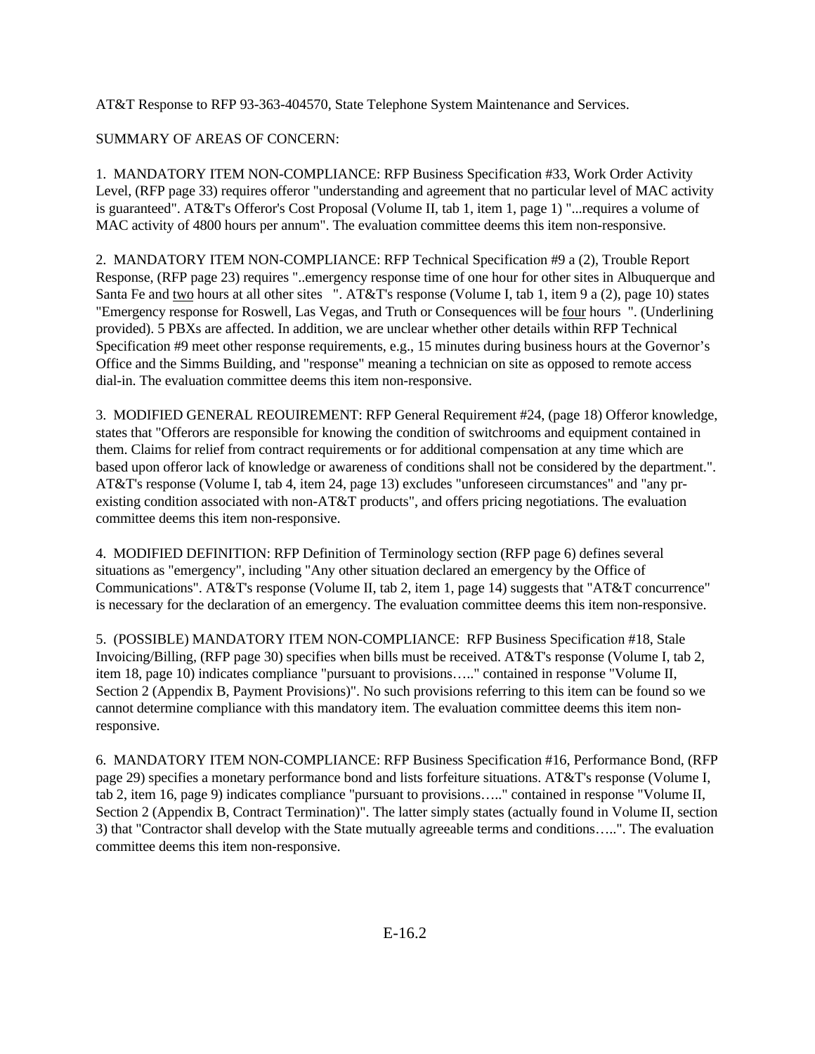AT&T Response to RFP 93-363-404570, State Telephone System Maintenance and Services.

SUMMARY OF AREAS OF CONCERN:

1. MANDATORY ITEM NON-COMPLIANCE: RFP Business Specification #33, Work Order Activity Level, (RFP page 33) requires offeror "understanding and agreement that no particular level of MAC activity is guaranteed". AT&T's Offeror's Cost Proposal (Volume II, tab 1, item 1, page 1) "...requires a volume of MAC activity of 4800 hours per annum". The evaluation committee deems this item non-responsive.

2. MANDATORY ITEM NON-COMPLIANCE: RFP Technical Specification #9 a (2), Trouble Report Response, (RFP page 23) requires "..emergency response time of one hour for other sites in Albuquerque and Santa Fe and <u>two</u> hours at all other sites ". AT&T's response (Volume I, tab 1, item 9 a (2), page 10) states "Emergency response for Roswell, Las Vegas, and Truth or Consequences will be <u>four</u> hours ". (Underlining provided). 5 PBXs are affected. In addition, we are unclear whether other details within RFP Technical Specification #9 meet other response requirements, e.g., 15 minutes during business hours at the Governor's Office and the Simms Building, and "response" meaning a technician on site as opposed to remote access dial-in. The evaluation committee deems this item non-responsive.

3. MODIFIED GENERAL REOUIREMENT: RFP General Requirement #24, (page 18) Offeror knowledge, states that "Offerors are responsible for knowing the condition of switchrooms and equipment contained in them. Claims for relief from contract requirements or for additional compensation at any time which are based upon offeror lack of knowledge or awareness of conditions shall not be considered by the department.". AT&T's response (Volume I, tab 4, item 24, page 13) excludes "unforeseen circumstances" and "any pr-existing condition associated with non-AT&T products", and offers pricing negotiations. The evaluation committee deems this item non-responsive.

4. MODIFIED DEFINITION: RFP Definition of Terminology section (RFP page 6) defines several situations as "emergency", including "Any other situation declared an emergency by the Office of Communications". AT&T's response (Volume II, tab 2, item 1, page 14) suggests that "AT&T concurrence" is necessary for the declaration of an emergency. The evaluation committee deems this item non-responsive.

5. (POSSIBLE) MANDATORY ITEM NON-COMPLIANCE: RFP Business Specification #18, Stale Invoicing/Billing, (RFP page 30) specifies when bills must be received. AT&T's response (Volume I, tab 2, item 18, page 10) indicates compliance "pursuant to provisions….." contained in response "Volume II, Section 2 (Appendix B, Payment Provisions)". No such provisions referring to this item can be found so we cannot determine compliance with this mandatory item. The evaluation committee deems this item non-responsive.

6. MANDATORY ITEM NON-COMPLIANCE: RFP Business Specification #16, Performance Bond, (RFP page 29) specifies a monetary performance bond and lists forfeiture situations. AT&T's response (Volume I, tab 2, item 16, page 9) indicates compliance "pursuant to provisions….." contained in response "Volume II, Section 2 (Appendix B, Contract Termination)". The latter simply states (actually found in Volume II, section 3) that "Contractor shall develop with the State mutually agreeable terms and conditions…..". The evaluation committee deems this item non-responsive.

E-16.2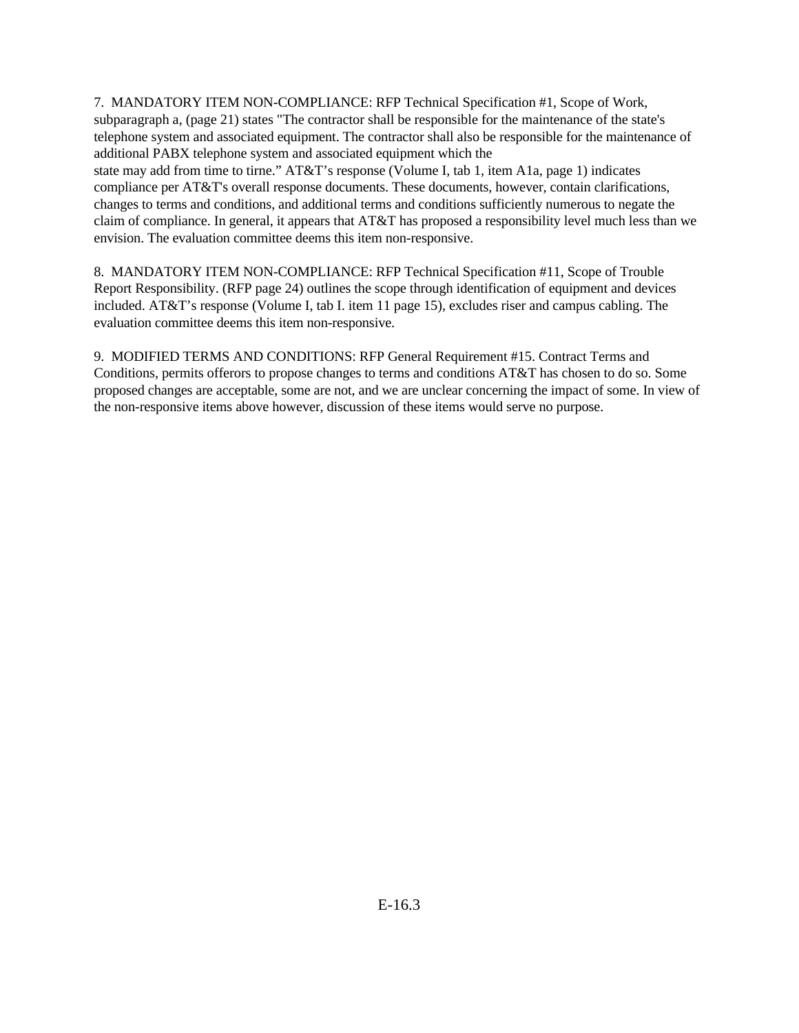7. MANDATORY ITEM NON-COMPLIANCE: RFP Technical Specification #1, Scope of Work, subparagraph a, (page 21) states "The contractor shall be responsible for the maintenance of the state's telephone system and associated equipment. The contractor shall also be responsible for the maintenance of additional PABX telephone system and associated equipment which the state may add from time to tirne." AT&T's response (Volume I, tab 1, item A1a, page 1) indicates compliance per AT&T's overall response documents. These documents, however, contain clarifications, changes to terms and conditions, and additional terms and conditions sufficiently numerous to negate the claim of compliance. In general, it appears that AT&T has proposed a responsibility level much less than we envision. The evaluation committee deems this item non-responsive.

8. MANDATORY ITEM NON-COMPLIANCE: RFP Technical Specification #11, Scope of Trouble Report Responsibility. (RFP page 24) outlines the scope through identification of equipment and devices included. AT&T's response (Volume I, tab I. item 11 page 15), excludes riser and campus cabling. The evaluation committee deems this item non-responsive.

9. MODIFIED TERMS AND CONDITIONS: RFP General Requirement #15. Contract Terms and Conditions, permits offerors to propose changes to terms and conditions AT&T has chosen to do so. Some proposed changes are acceptable, some are not, and we are unclear concerning the impact of some. In view of the non-responsive items above however, discussion of these items would serve no purpose.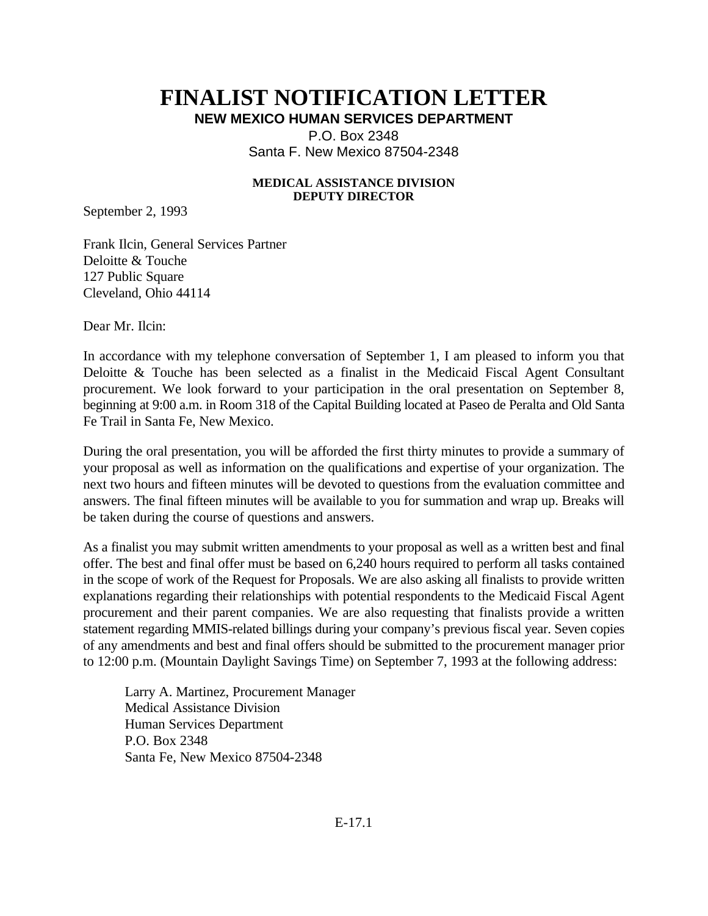# FINALIST NOTIFICATION LETTER

**NEW MEXICO HUMAN SERVICES DEPARTMENT**

P.O. Box 2348
Santa F. New Mexico 87504-2348

**MEDICAL ASSISTANCE DIVISION**
**DEPUTY DIRECTOR**

September 2, 1993

Frank Ilcin, General Services Partner
Deloitte & Touche
127 Public Square
Cleveland, Ohio 44114

Dear Mr. Ilcin:

In accordance with my telephone conversation of September 1, I am pleased to inform you that Deloitte & Touche has been selected as a finalist in the Medicaid Fiscal Agent Consultant procurement. We look forward to your participation in the oral presentation on September 8, beginning at 9:00 a.m. in Room 318 of the Capital Building located at Paseo de Peralta and Old Santa Fe Trail in Santa Fe, New Mexico.

During the oral presentation, you will be afforded the first thirty minutes to provide a summary of your proposal as well as information on the qualifications and expertise of your organization. The next two hours and fifteen minutes will be devoted to questions from the evaluation committee and answers. The final fifteen minutes will be available to you for summation and wrap up. Breaks will be taken during the course of questions and answers.

As a finalist you may submit written amendments to your proposal as well as a written best and final offer. The best and final offer must be based on 6,240 hours required to perform all tasks contained in the scope of work of the Request for Proposals. We are also asking all finalists to provide written explanations regarding their relationships with potential respondents to the Medicaid Fiscal Agent procurement and their parent companies. We are also requesting that finalists provide a written statement regarding MMIS-related billings during your company's previous fiscal year. Seven copies of any amendments and best and final offers should be submitted to the procurement manager prior to 12:00 p.m. (Mountain Daylight Savings Time) on September 7, 1993 at the following address:

> Larry A. Martinez, Procurement Manager
> Medical Assistance Division
> Human Services Department
> P.O. Box 2348
> Santa Fe, New Mexico 87504-2348

E-17.1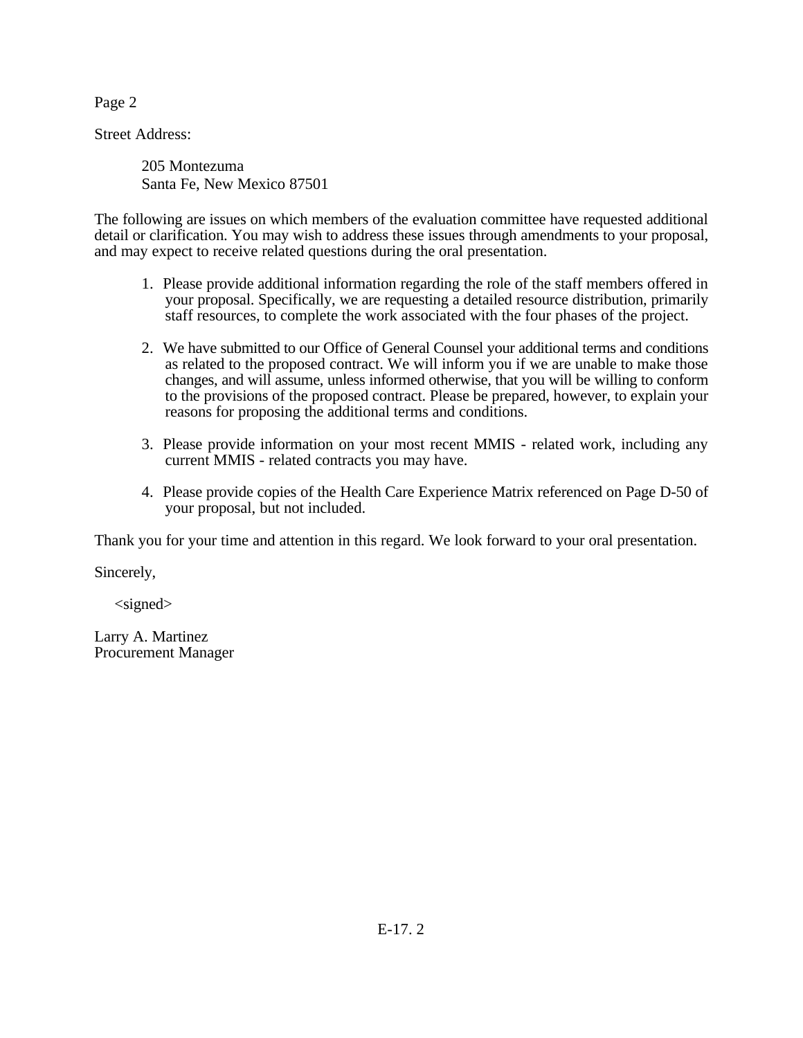Page 2

Street Address:

205 Montezuma
Santa Fe, New Mexico 87501

The following are issues on which members of the evaluation committee have requested additional detail or clarification. You may wish to address these issues through amendments to your proposal, and may expect to receive related questions during the oral presentation.

1. Please provide additional information regarding the role of the staff members offered in your proposal. Specifically, we are requesting a detailed resource distribution, primarily staff resources, to complete the work associated with the four phases of the project.

2. We have submitted to our Office of General Counsel your additional terms and conditions as related to the proposed contract. We will inform you if we are unable to make those changes, and will assume, unless informed otherwise, that you will be willing to conform to the provisions of the proposed contract. Please be prepared, however, to explain your reasons for proposing the additional terms and conditions.

3. Please provide information on your most recent MMIS - related work, including any current MMIS - related contracts you may have.

4. Please provide copies of the Health Care Experience Matrix referenced on Page D-50 of your proposal, but not included.

Thank you for your time and attention in this regard. We look forward to your oral presentation.

Sincerely,

<signed>

Larry A. Martinez
Procurement Manager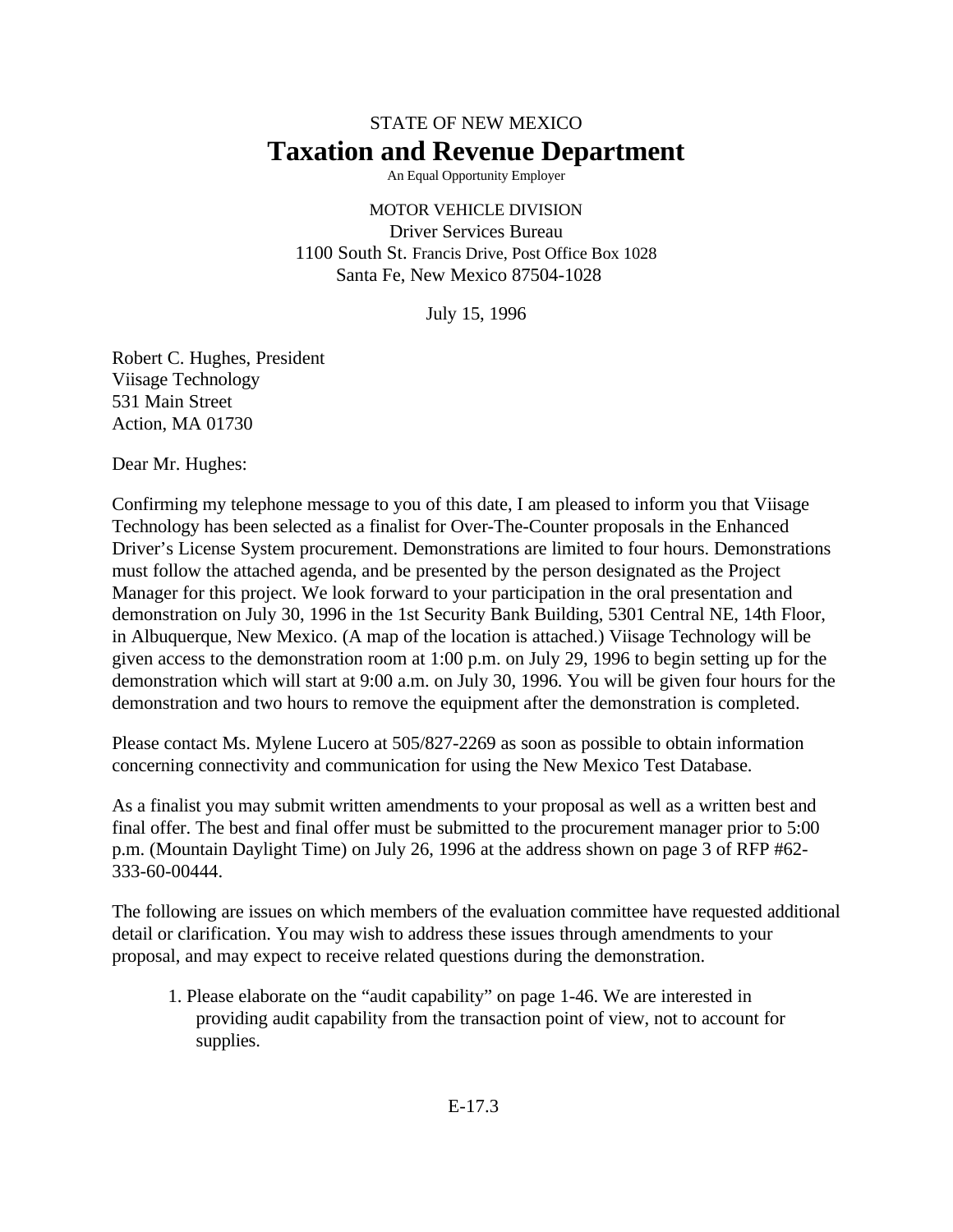STATE OF NEW MEXICO

# Taxation and Revenue Department

An Equal Opportunity Employer

MOTOR VEHICLE DIVISION
Driver Services Bureau
1100 South St. Francis Drive, Post Office Box 1028
Santa Fe, New Mexico 87504-1028

July 15, 1996

Robert C. Hughes, President
Viisage Technology
531 Main Street
Action, MA 01730

Dear Mr. Hughes:

Confirming my telephone message to you of this date, I am pleased to inform you that Viisage Technology has been selected as a finalist for Over-The-Counter proposals in the Enhanced Driver's License System procurement. Demonstrations are limited to four hours. Demonstrations must follow the attached agenda, and be presented by the person designated as the Project Manager for this project. We look forward to your participation in the oral presentation and demonstration on July 30, 1996 in the 1st Security Bank Building, 5301 Central NE, 14th Floor, in Albuquerque, New Mexico. (A map of the location is attached.) Viisage Technology will be given access to the demonstration room at 1:00 p.m. on July 29, 1996 to begin setting up for the demonstration which will start at 9:00 a.m. on July 30, 1996. You will be given four hours for the demonstration and two hours to remove the equipment after the demonstration is completed.

Please contact Ms. Mylene Lucero at 505/827-2269 as soon as possible to obtain information concerning connectivity and communication for using the New Mexico Test Database.

As a finalist you may submit written amendments to your proposal as well as a written best and final offer. The best and final offer must be submitted to the procurement manager prior to 5:00 p.m. (Mountain Daylight Time) on July 26, 1996 at the address shown on page 3 of RFP #62-333-60-00444.

The following are issues on which members of the evaluation committee have requested additional detail or clarification. You may wish to address these issues through amendments to your proposal, and may expect to receive related questions during the demonstration.

1. Please elaborate on the "audit capability" on page 1-46. We are interested in providing audit capability from the transaction point of view, not to account for supplies.

E-17.3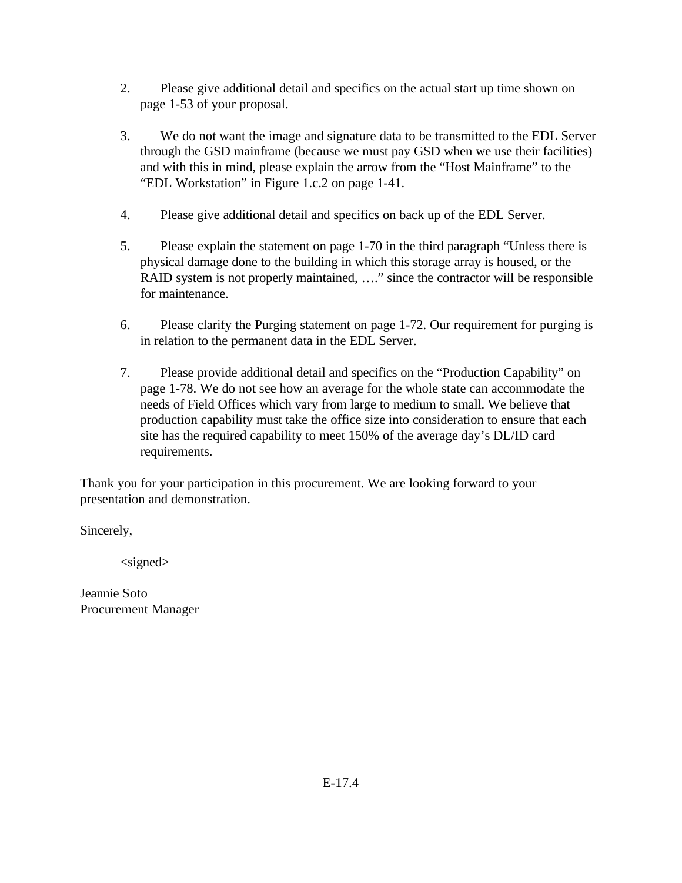2. Please give additional detail and specifics on the actual start up time shown on page 1-53 of your proposal.

3. We do not want the image and signature data to be transmitted to the EDL Server through the GSD mainframe (because we must pay GSD when we use their facilities) and with this in mind, please explain the arrow from the "Host Mainframe" to the "EDL Workstation" in Figure 1.c.2 on page 1-41.

4. Please give additional detail and specifics on back up of the EDL Server.

5. Please explain the statement on page 1-70 in the third paragraph "Unless there is physical damage done to the building in which this storage array is housed, or the RAID system is not properly maintained, …." since the contractor will be responsible for maintenance.

6. Please clarify the Purging statement on page 1-72. Our requirement for purging is in relation to the permanent data in the EDL Server.

7. Please provide additional detail and specifics on the "Production Capability" on page 1-78. We do not see how an average for the whole state can accommodate the needs of Field Offices which vary from large to medium to small. We believe that production capability must take the office size into consideration to ensure that each site has the required capability to meet 150% of the average day's DL/ID card requirements.

Thank you for your participation in this procurement. We are looking forward to your presentation and demonstration.

Sincerely,

<signed>

Jeannie Soto
Procurement Manager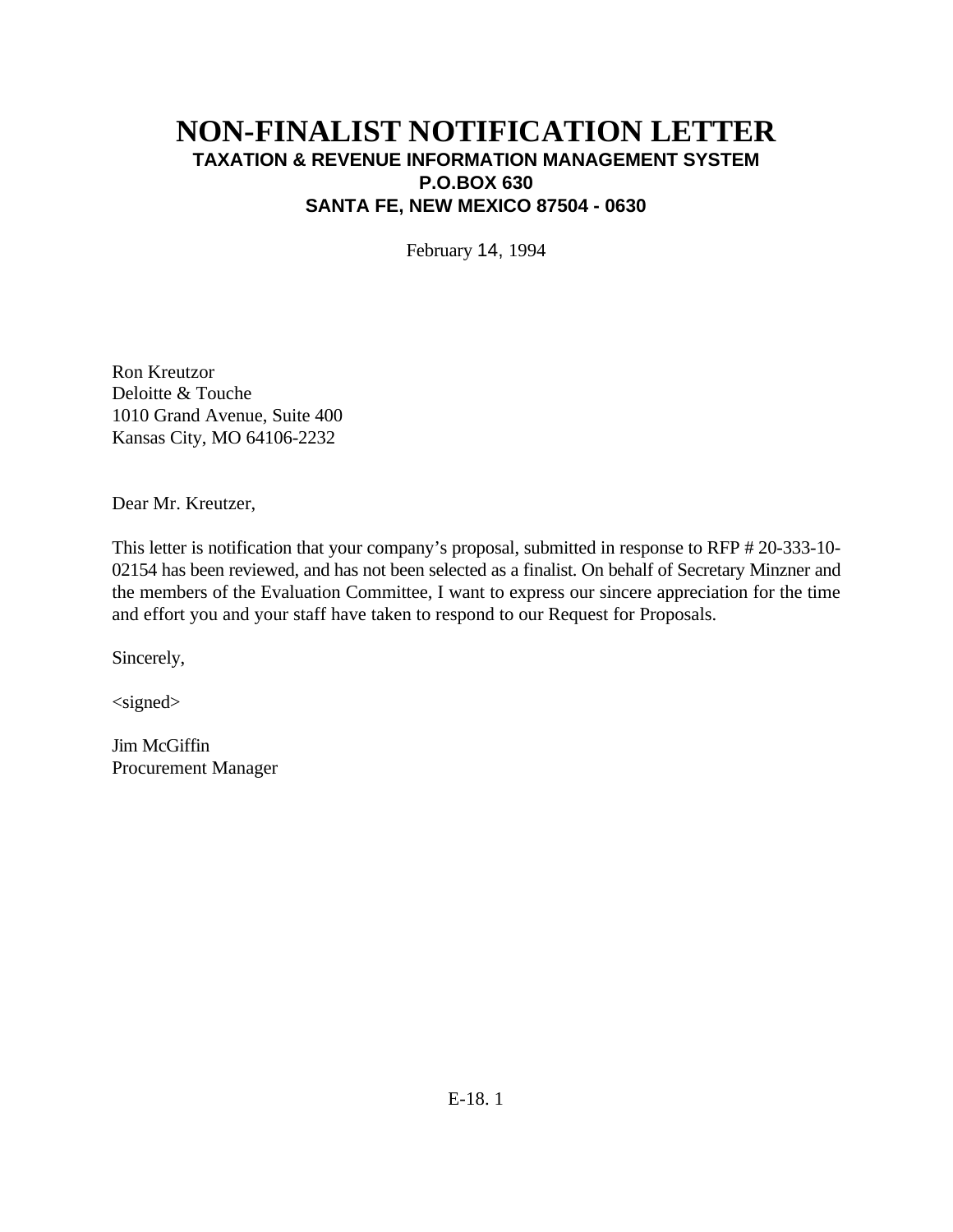# NON-FINALIST NOTIFICATION LETTER

**TAXATION & REVENUE INFORMATION MANAGEMENT SYSTEM**
**P.O.BOX 630**
**SANTA FE, NEW MEXICO 87504 - 0630**

February 14, 1994

Ron Kreutzor
Deloitte & Touche
1010 Grand Avenue, Suite 400
Kansas City, MO 64106-2232

Dear Mr. Kreutzer,

This letter is notification that your company's proposal, submitted in response to RFP # 20-333-10-02154 has been reviewed, and has not been selected as a finalist. On behalf of Secretary Minzner and the members of the Evaluation Committee, I want to express our sincere appreciation for the time and effort you and your staff have taken to respond to our Request for Proposals.

Sincerely,

<signed>

Jim McGiffin
Procurement Manager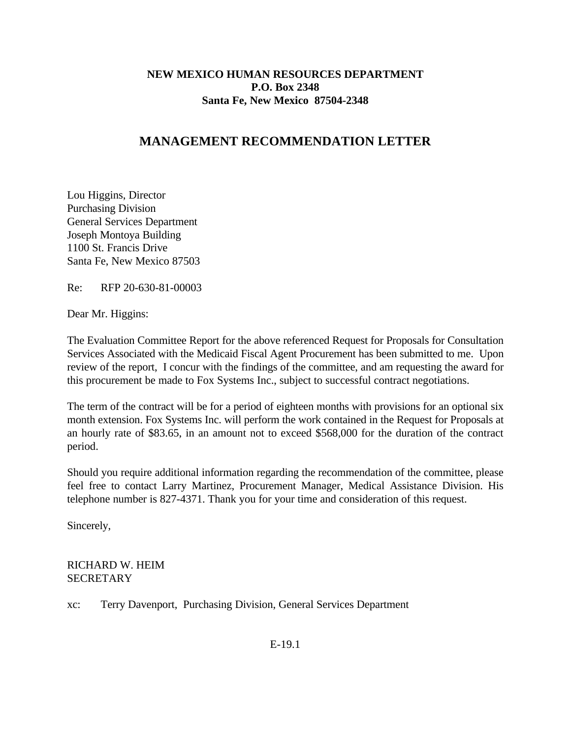**NEW MEXICO HUMAN RESOURCES DEPARTMENT**
**P.O. Box 2348**
**Santa Fe, New Mexico 87504-2348**

# MANAGEMENT RECOMMENDATION LETTER

Lou Higgins, Director
Purchasing Division
General Services Department
Joseph Montoya Building
1100 St. Francis Drive
Santa Fe, New Mexico 87503

Re: RFP 20-630-81-00003

Dear Mr. Higgins:

The Evaluation Committee Report for the above referenced Request for Proposals for Consultation Services Associated with the Medicaid Fiscal Agent Procurement has been submitted to me. Upon review of the report, I concur with the findings of the committee, and am requesting the award for this procurement be made to Fox Systems Inc., subject to successful contract negotiations.

The term of the contract will be for a period of eighteen months with provisions for an optional six month extension. Fox Systems Inc. will perform the work contained in the Request for Proposals at an hourly rate of $83.65, in an amount not to exceed $568,000 for the duration of the contract period.

Should you require additional information regarding the recommendation of the committee, please feel free to contact Larry Martinez, Procurement Manager, Medical Assistance Division. His telephone number is 827-4371. Thank you for your time and consideration of this request.

Sincerely,

RICHARD W. HEIM
SECRETARY

xc: Terry Davenport, Purchasing Division, General Services Department

E-19.1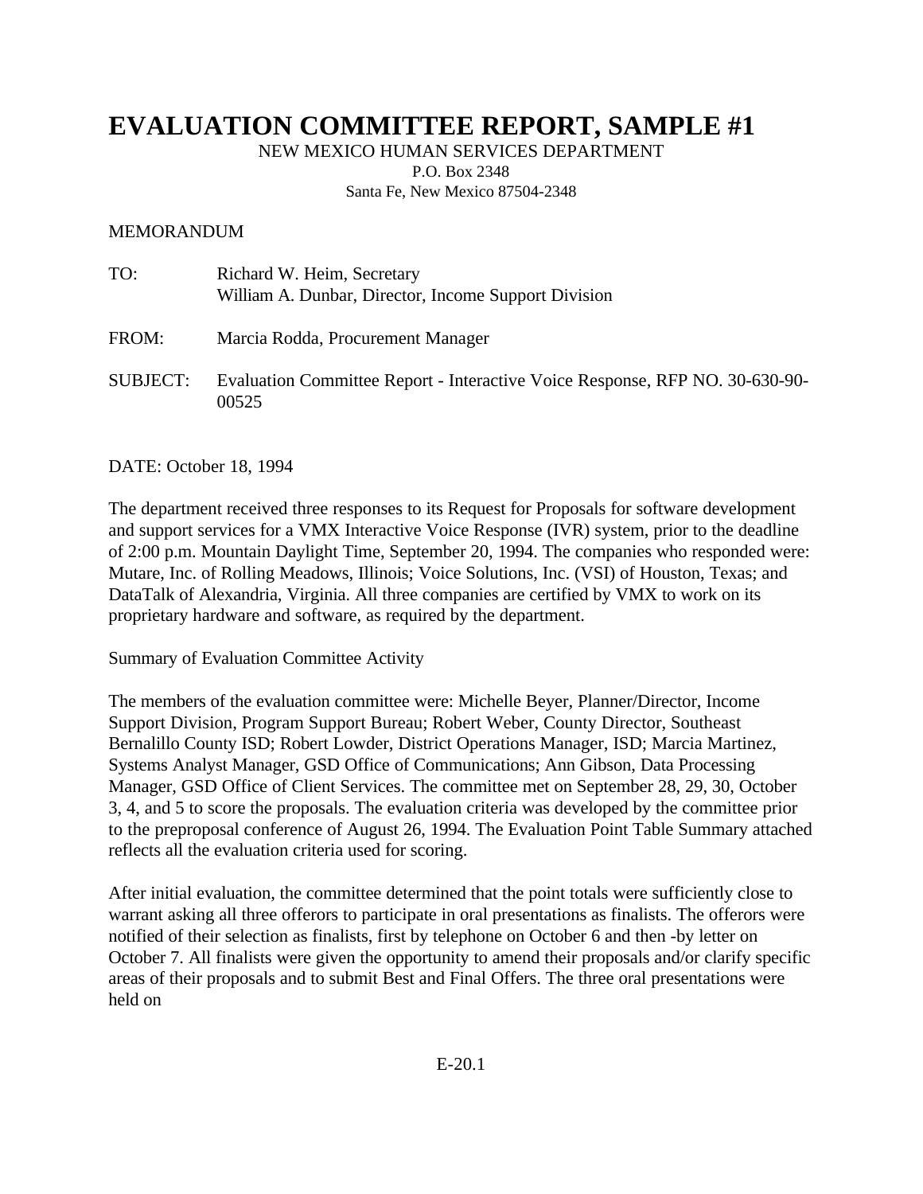# EVALUATION COMMITTEE REPORT, SAMPLE #1

NEW MEXICO HUMAN SERVICES DEPARTMENT

P.O. Box 2348

Santa Fe, New Mexico 87504-2348

MEMORANDUM

TO: Richard W. Heim, Secretary
William A. Dunbar, Director, Income Support Division

FROM: Marcia Rodda, Procurement Manager

SUBJECT: Evaluation Committee Report - Interactive Voice Response, RFP NO. 30-630-90-00525

DATE: October 18, 1994

The department received three responses to its Request for Proposals for software development and support services for a VMX Interactive Voice Response (IVR) system, prior to the deadline of 2:00 p.m. Mountain Daylight Time, September 20, 1994. The companies who responded were: Mutare, Inc. of Rolling Meadows, Illinois; Voice Solutions, Inc. (VSI) of Houston, Texas; and DataTalk of Alexandria, Virginia. All three companies are certified by VMX to work on its proprietary hardware and software, as required by the department.

Summary of Evaluation Committee Activity

The members of the evaluation committee were: Michelle Beyer, Planner/Director, Income Support Division, Program Support Bureau; Robert Weber, County Director, Southeast Bernalillo County ISD; Robert Lowder, District Operations Manager, ISD; Marcia Martinez, Systems Analyst Manager, GSD Office of Communications; Ann Gibson, Data Processing Manager, GSD Office of Client Services. The committee met on September 28, 29, 30, October 3, 4, and 5 to score the proposals. The evaluation criteria was developed by the committee prior to the preproposal conference of August 26, 1994. The Evaluation Point Table Summary attached reflects all the evaluation criteria used for scoring.

After initial evaluation, the committee determined that the point totals were sufficiently close to warrant asking all three offerors to participate in oral presentations as finalists. The offerors were notified of their selection as finalists, first by telephone on October 6 and then -by letter on October 7. All finalists were given the opportunity to amend their proposals and/or clarify specific areas of their proposals and to submit Best and Final Offers. The three oral presentations were held on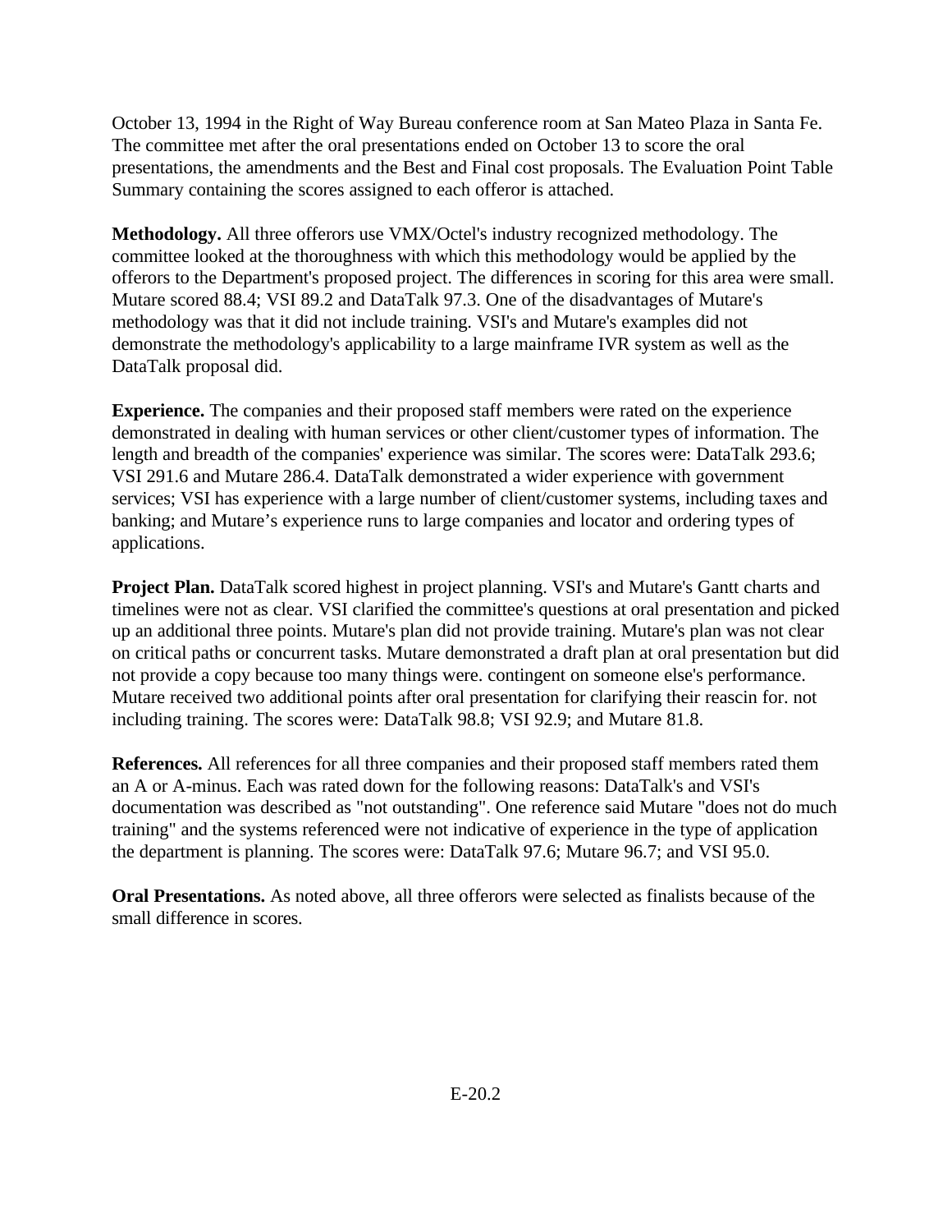October 13, 1994 in the Right of Way Bureau conference room at San Mateo Plaza in Santa Fe. The committee met after the oral presentations ended on October 13 to score the oral presentations, the amendments and the Best and Final cost proposals. The Evaluation Point Table Summary containing the scores assigned to each offeror is attached.

**Methodology.** All three offerors use VMX/Octel's industry recognized methodology. The committee looked at the thoroughness with which this methodology would be applied by the offerors to the Department's proposed project. The differences in scoring for this area were small. Mutare scored 88.4; VSI 89.2 and DataTalk 97.3. One of the disadvantages of Mutare's methodology was that it did not include training. VSI's and Mutare's examples did not demonstrate the methodology's applicability to a large mainframe IVR system as well as the DataTalk proposal did.

**Experience.** The companies and their proposed staff members were rated on the experience demonstrated in dealing with human services or other client/customer types of information. The length and breadth of the companies' experience was similar. The scores were: DataTalk 293.6; VSI 291.6 and Mutare 286.4. DataTalk demonstrated a wider experience with government services; VSI has experience with a large number of client/customer systems, including taxes and banking; and Mutare's experience runs to large companies and locator and ordering types of applications.

**Project Plan.** DataTalk scored highest in project planning. VSI's and Mutare's Gantt charts and timelines were not as clear. VSI clarified the committee's questions at oral presentation and picked up an additional three points. Mutare's plan did not provide training. Mutare's plan was not clear on critical paths or concurrent tasks. Mutare demonstrated a draft plan at oral presentation but did not provide a copy because too many things were. contingent on someone else's performance. Mutare received two additional points after oral presentation for clarifying their reascin for. not including training. The scores were: DataTalk 98.8; VSI 92.9; and Mutare 81.8.

**References.** All references for all three companies and their proposed staff members rated them an A or A-minus. Each was rated down for the following reasons: DataTalk's and VSI's documentation was described as "not outstanding". One reference said Mutare "does not do much training" and the systems referenced were not indicative of experience in the type of application the department is planning. The scores were: DataTalk 97.6; Mutare 96.7; and VSI 95.0.

**Oral Presentations.** As noted above, all three offerors were selected as finalists because of the small difference in scores.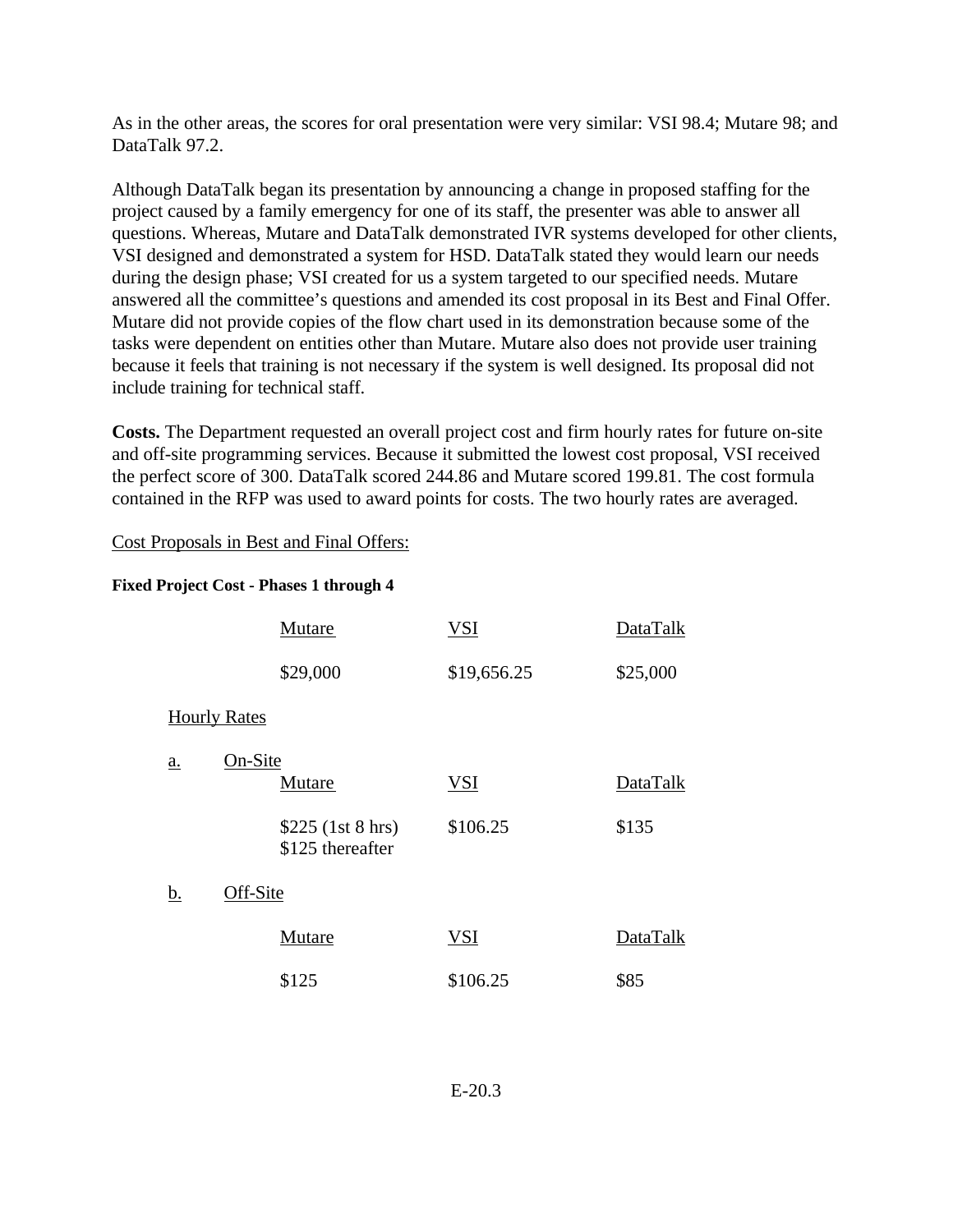As in the other areas, the scores for oral presentation were very similar: VSI 98.4; Mutare 98; and DataTalk 97.2.

Although DataTalk began its presentation by announcing a change in proposed staffing for the project caused by a family emergency for one of its staff, the presenter was able to answer all questions. Whereas, Mutare and DataTalk demonstrated IVR systems developed for other clients, VSI designed and demonstrated a system for HSD. DataTalk stated they would learn our needs during the design phase; VSI created for us a system targeted to our specified needs. Mutare answered all the committee's questions and amended its cost proposal in its Best and Final Offer. Mutare did not provide copies of the flow chart used in its demonstration because some of the tasks were dependent on entities other than Mutare. Mutare also does not provide user training because it feels that training is not necessary if the system is well designed. Its proposal did not include training for technical staff.

**Costs.** The Department requested an overall project cost and firm hourly rates for future on-site and off-site programming services. Because it submitted the lowest cost proposal, VSI received the perfect score of 300. DataTalk scored 244.86 and Mutare scored 199.81. The cost formula contained in the RFP was used to award points for costs. The two hourly rates are averaged.

Cost Proposals in Best and Final Offers:

**Fixed Project Cost - Phases 1 through 4**

| Mutare | VSI | DataTalk |
|---|---|---|
| $29,000 | $19,656.25 | $25,000 |

Hourly Rates

a. On-Site

| Mutare | VSI | DataTalk |
|---|---|---|
| $225 (1st 8 hrs)<br>$125 thereafter | $106.25 | $135 |

b. Off-Site

| Mutare | VSI | DataTalk |
|---|---|---|
| $125 | $106.25 | $85 |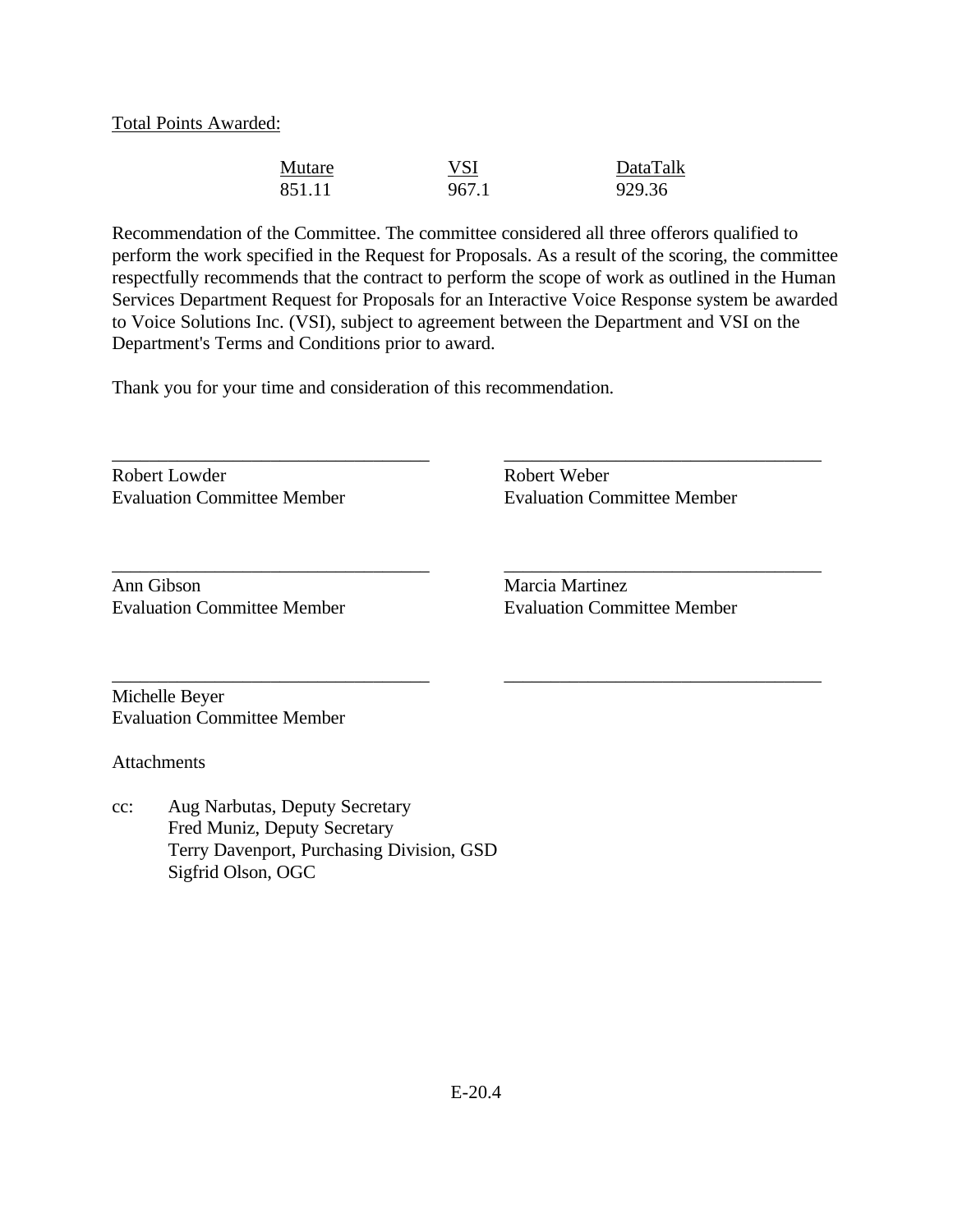Total Points Awarded:

| Mutare | VSI | DataTalk |
| --- | --- | --- |
| 851.11 | 967.1 | 929.36 |

Recommendation of the Committee. The committee considered all three offerors qualified to perform the work specified in the Request for Proposals. As a result of the scoring, the committee respectfully recommends that the contract to perform the scope of work as outlined in the Human Services Department Request for Proposals for an Interactive Voice Response system be awarded to Voice Solutions Inc. (VSI), subject to agreement between the Department and VSI on the Department's Terms and Conditions prior to award.

Thank you for your time and consideration of this recommendation.

\_\_\_\_\_\_\_\_\_\_\_\_\_\_\_\_\_\_\_\_\_\_\_\_\_\_\_\_\_\_\_\_\_\_
Robert Lowder
Evaluation Committee Member

\_\_\_\_\_\_\_\_\_\_\_\_\_\_\_\_\_\_\_\_\_\_\_\_\_\_\_\_\_\_\_\_\_\_
Robert Weber
Evaluation Committee Member

\_\_\_\_\_\_\_\_\_\_\_\_\_\_\_\_\_\_\_\_\_\_\_\_\_\_\_\_\_\_\_\_\_\_
Ann Gibson
Evaluation Committee Member

\_\_\_\_\_\_\_\_\_\_\_\_\_\_\_\_\_\_\_\_\_\_\_\_\_\_\_\_\_\_\_\_\_\_
Marcia Martinez
Evaluation Committee Member

\_\_\_\_\_\_\_\_\_\_\_\_\_\_\_\_\_\_\_\_\_\_\_\_\_\_\_\_\_\_\_\_\_\_
Michelle Beyer
Evaluation Committee Member

\_\_\_\_\_\_\_\_\_\_\_\_\_\_\_\_\_\_\_\_\_\_\_\_\_\_\_\_\_\_\_\_\_\_

Attachments

cc: Aug Narbutas, Deputy Secretary
Fred Muniz, Deputy Secretary
Terry Davenport, Purchasing Division, GSD
Sigfrid Olson, OGC

E-20.4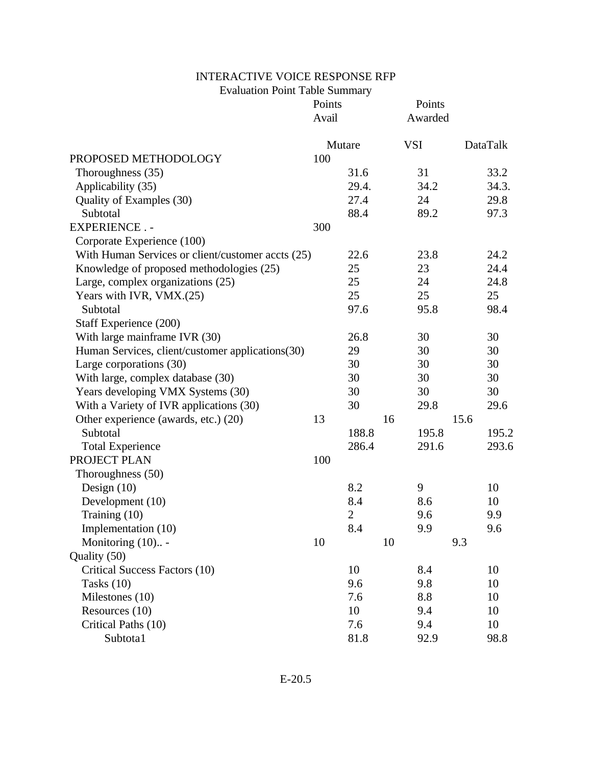# INTERACTIVE VOICE RESPONSE RFP

Evaluation Point Table Summary

| | Points Avail | Points Awarded | | |
|---|---|---|---|---|
| | | Mutare | VSI | DataTalk |
| PROPOSED METHODOLOGY | 100 | | | |
| Thoroughness (35) | | 31.6 | 31 | 33.2 |
| Applicability (35) | | 29.4. | 34.2 | 34.3. |
| Quality of Examples (30) | | 27.4 | 24 | 29.8 |
| Subtotal | | 88.4 | 89.2 | 97.3 |
| EXPERIENCE . - | 300 | | | |
| Corporate Experience (100) | | | | |
| With Human Services or client/customer accts (25) | | 22.6 | 23.8 | 24.2 |
| Knowledge of proposed methodologies (25) | | 25 | 23 | 24.4 |
| Large, complex organizations (25) | | 25 | 24 | 24.8 |
| Years with IVR, VMX.(25) | | 25 | 25 | 25 |
| Subtotal | | 97.6 | 95.8 | 98.4 |
| Staff Experience (200) | | | | |
| With large mainframe IVR (30) | | 26.8 | 30 | 30 |
| Human Services, client/customer applications(30) | | 29 | 30 | 30 |
| Large corporations (30) | | 30 | 30 | 30 |
| With large, complex database (30) | | 30 | 30 | 30 |
| Years developing VMX Systems (30) | | 30 | 30 | 30 |
| With a Variety of IVR applications (30) | | 30 | 29.8 | 29.6 |
| Other experience (awards, etc.) (20) | | 13 | 16 | 15.6 |
| Subtotal | | 188.8 | 195.8 | 195.2 |
| Total Experience | | 286.4 | 291.6 | 293.6 |
| PROJECT PLAN | 100 | | | |
| Thoroughness (50) | | | | |
| Design (10) | | 8.2 | 9 | 10 |
| Development (10) | | 8.4 | 8.6 | 10 |
| Training (10) | | 2 | 9.6 | 9.9 |
| Implementation (10) | | 8.4 | 9.9 | 9.6 |
| Monitoring (10).. - | | 10 | 10 | 9.3 |
| Quality (50) | | | | |
| Critical Success Factors (10) | | 10 | 8.4 | 10 |
| Tasks (10) | | 9.6 | 9.8 | 10 |
| Milestones (10) | | 7.6 | 8.8 | 10 |
| Resources (10) | | 10 | 9.4 | 10 |
| Critical Paths (10) | | 7.6 | 9.4 | 10 |
| Subtota1 | | 81.8 | 92.9 | 98.8 |

E-20.5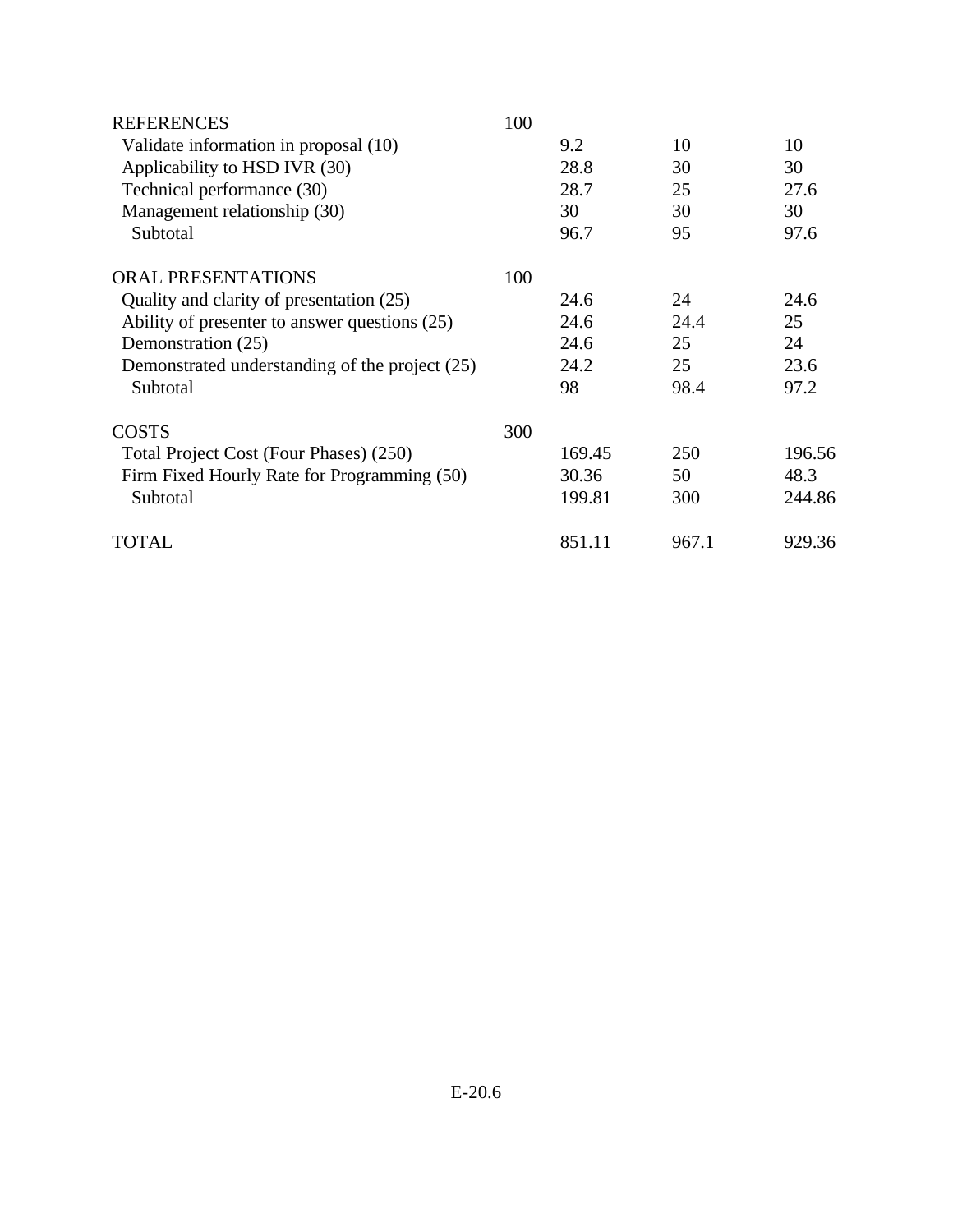| | | | | |
|---|---|---|---|---|
| REFERENCES | 100 | | | |
| Validate information in proposal (10) | | 9.2 | 10 | 10 |
| Applicability to HSD IVR (30) | | 28.8 | 30 | 30 |
| Technical performance (30) | | 28.7 | 25 | 27.6 |
| Management relationship (30) | | 30 | 30 | 30 |
| Subtotal | | 96.7 | 95 | 97.6 |
| ORAL PRESENTATIONS | 100 | | | |
| Quality and clarity of presentation (25) | | 24.6 | 24 | 24.6 |
| Ability of presenter to answer questions (25) | | 24.6 | 24.4 | 25 |
| Demonstration (25) | | 24.6 | 25 | 24 |
| Demonstrated understanding of the project (25) | | 24.2 | 25 | 23.6 |
| Subtotal | | 98 | 98.4 | 97.2 |
| COSTS | 300 | | | |
| Total Project Cost (Four Phases) (250) | | 169.45 | 250 | 196.56 |
| Firm Fixed Hourly Rate for Programming (50) | | 30.36 | 50 | 48.3 |
| Subtotal | | 199.81 | 300 | 244.86 |
| TOTAL | | 851.11 | 967.1 | 929.36 |

E-20.6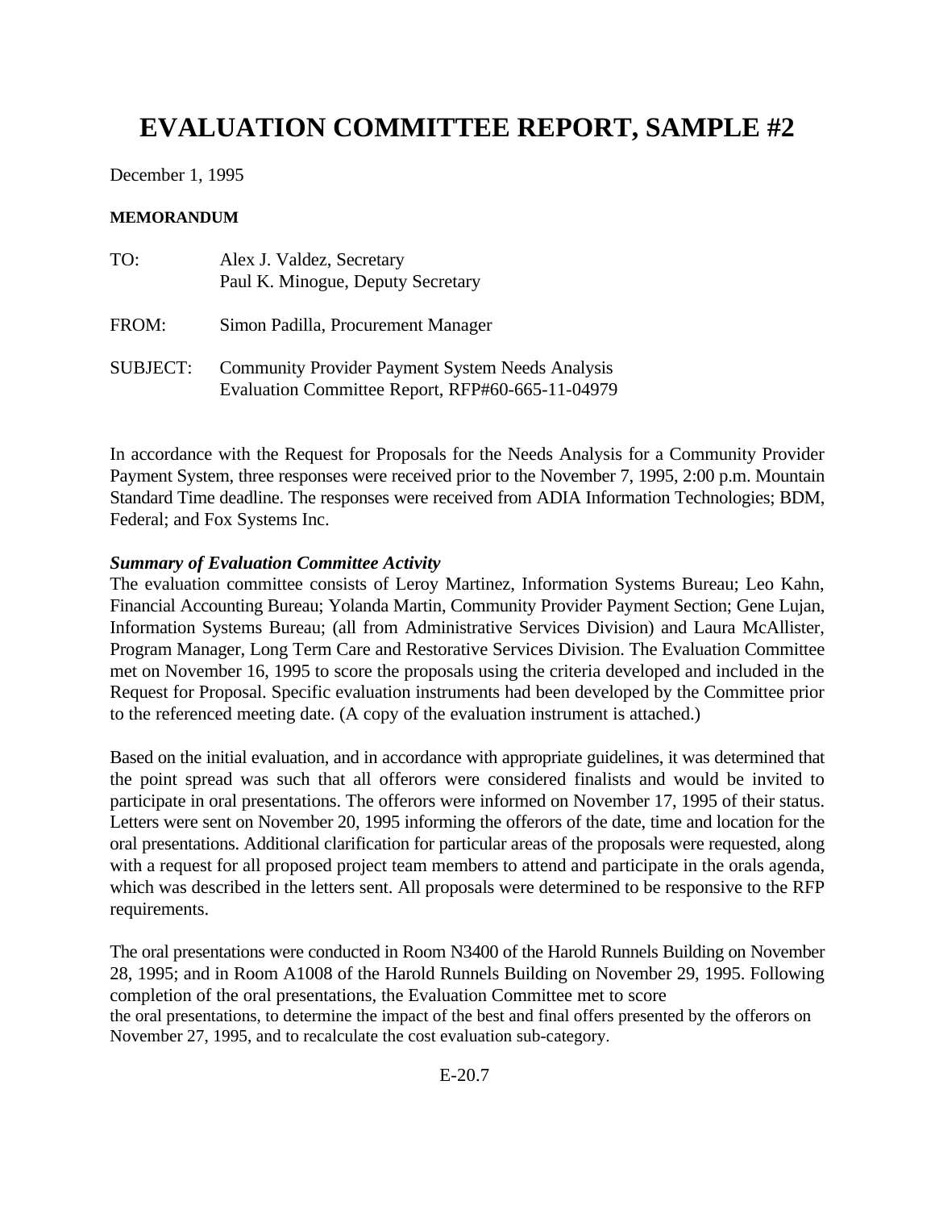# EVALUATION COMMITTEE REPORT, SAMPLE #2

December 1, 1995

**MEMORANDUM**

TO: Alex J. Valdez, Secretary
Paul K. Minogue, Deputy Secretary

FROM: Simon Padilla, Procurement Manager

SUBJECT: Community Provider Payment System Needs Analysis
Evaluation Committee Report, RFP#60-665-11-04979

In accordance with the Request for Proposals for the Needs Analysis for a Community Provider Payment System, three responses were received prior to the November 7, 1995, 2:00 p.m. Mountain Standard Time deadline. The responses were received from ADIA Information Technologies; BDM, Federal; and Fox Systems Inc.

***Summary of Evaluation Committee Activity***

The evaluation committee consists of Leroy Martinez, Information Systems Bureau; Leo Kahn, Financial Accounting Bureau; Yolanda Martin, Community Provider Payment Section; Gene Lujan, Information Systems Bureau; (all from Administrative Services Division) and Laura McAllister, Program Manager, Long Term Care and Restorative Services Division. The Evaluation Committee met on November 16, 1995 to score the proposals using the criteria developed and included in the Request for Proposal. Specific evaluation instruments had been developed by the Committee prior to the referenced meeting date. (A copy of the evaluation instrument is attached.)

Based on the initial evaluation, and in accordance with appropriate guidelines, it was determined that the point spread was such that all offerors were considered finalists and would be invited to participate in oral presentations. The offerors were informed on November 17, 1995 of their status. Letters were sent on November 20, 1995 informing the offerors of the date, time and location for the oral presentations. Additional clarification for particular areas of the proposals were requested, along with a request for all proposed project team members to attend and participate in the orals agenda, which was described in the letters sent. All proposals were determined to be responsive to the RFP requirements.

The oral presentations were conducted in Room N3400 of the Harold Runnels Building on November 28, 1995; and in Room A1008 of the Harold Runnels Building on November 29, 1995. Following completion of the oral presentations, the Evaluation Committee met to score the oral presentations, to determine the impact of the best and final offers presented by the offerors on November 27, 1995, and to recalculate the cost evaluation sub-category.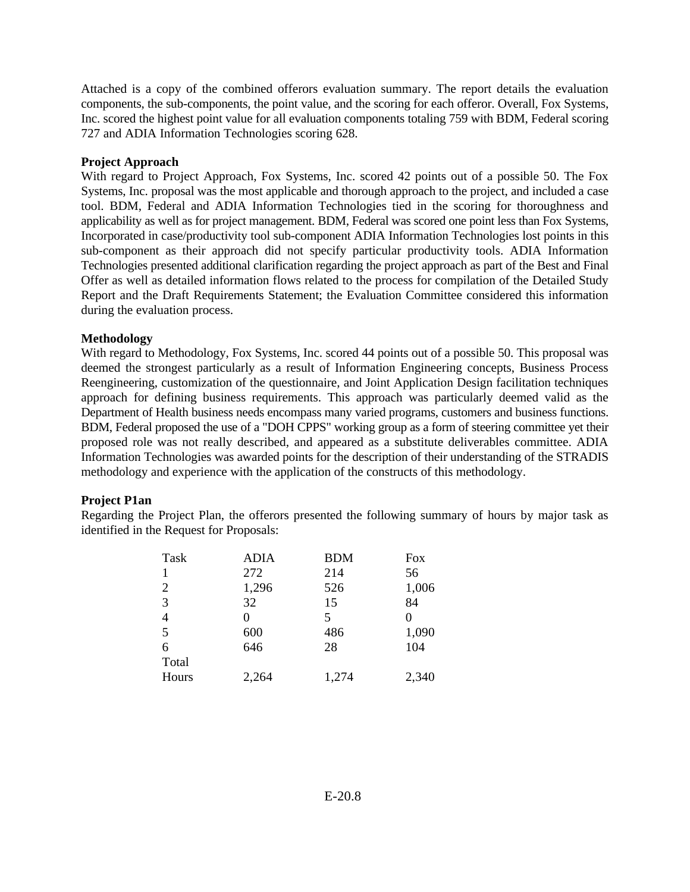Attached is a copy of the combined offerors evaluation summary. The report details the evaluation components, the sub-components, the point value, and the scoring for each offeror. Overall, Fox Systems, Inc. scored the highest point value for all evaluation components totaling 759 with BDM, Federal scoring 727 and ADIA Information Technologies scoring 628.

**Project Approach**
With regard to Project Approach, Fox Systems, Inc. scored 42 points out of a possible 50. The Fox Systems, Inc. proposal was the most applicable and thorough approach to the project, and included a case tool. BDM, Federal and ADIA Information Technologies tied in the scoring for thoroughness and applicability as well as for project management. BDM, Federal was scored one point less than Fox Systems, Incorporated in case/productivity tool sub-component ADIA Information Technologies lost points in this sub-component as their approach did not specify particular productivity tools. ADIA Information Technologies presented additional clarification regarding the project approach as part of the Best and Final Offer as well as detailed information flows related to the process for compilation of the Detailed Study Report and the Draft Requirements Statement; the Evaluation Committee considered this information during the evaluation process.

**Methodology**
With regard to Methodology, Fox Systems, Inc. scored 44 points out of a possible 50. This proposal was deemed the strongest particularly as a result of Information Engineering concepts, Business Process Reengineering, customization of the questionnaire, and Joint Application Design facilitation techniques approach for defining business requirements. This approach was particularly deemed valid as the Department of Health business needs encompass many varied programs, customers and business functions. BDM, Federal proposed the use of a "DOH CPPS" working group as a form of steering committee yet their proposed role was not really described, and appeared as a substitute deliverables committee. ADIA Information Technologies was awarded points for the description of their understanding of the STRADIS methodology and experience with the application of the constructs of this methodology.

**Project P1an**
Regarding the Project Plan, the offerors presented the following summary of hours by major task as identified in the Request for Proposals:

| Task | ADIA | BDM | Fox |
|---|---|---|---|
| 1 | 272 | 214 | 56 |
| 2 | 1,296 | 526 | 1,006 |
| 3 | 32 | 15 | 84 |
| 4 | 0 | 5 | 0 |
| 5 | 600 | 486 | 1,090 |
| 6 | 646 | 28 | 104 |
| Total Hours | 2,264 | 1,274 | 2,340 |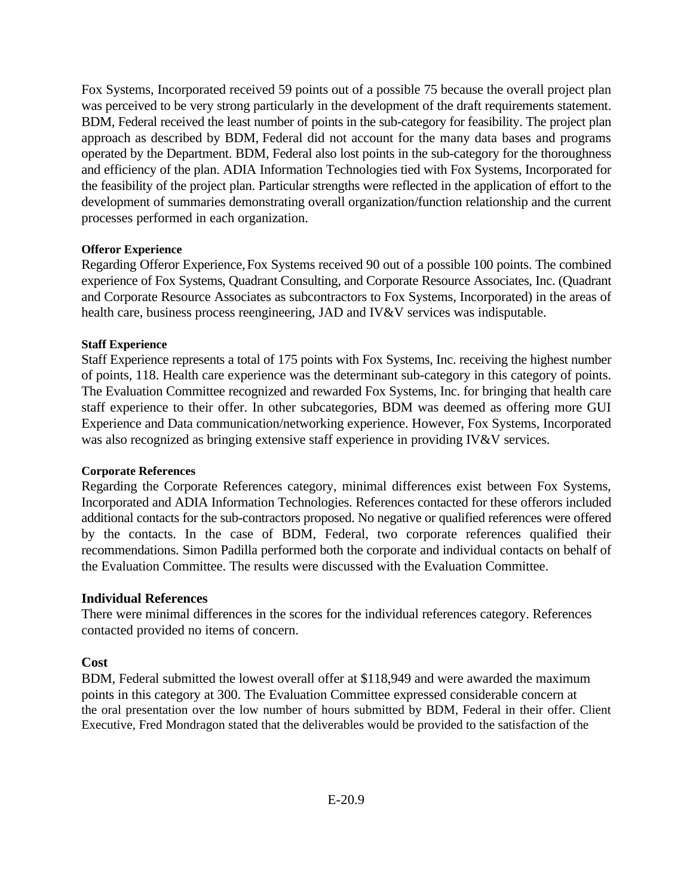Fox Systems, Incorporated received 59 points out of a possible 75 because the overall project plan was perceived to be very strong particularly in the development of the draft requirements statement. BDM, Federal received the least number of points in the sub-category for feasibility. The project plan approach as described by BDM, Federal did not account for the many data bases and programs operated by the Department. BDM, Federal also lost points in the sub-category for the thoroughness and efficiency of the plan. ADIA Information Technologies tied with Fox Systems, Incorporated for the feasibility of the project plan. Particular strengths were reflected in the application of effort to the development of summaries demonstrating overall organization/function relationship and the current processes performed in each organization.

**Offeror Experience**

Regarding Offeror Experience, Fox Systems received 90 out of a possible 100 points. The combined experience of Fox Systems, Quadrant Consulting, and Corporate Resource Associates, Inc. (Quadrant and Corporate Resource Associates as subcontractors to Fox Systems, Incorporated) in the areas of health care, business process reengineering, JAD and IV&V services was indisputable.

**Staff Experience**

Staff Experience represents a total of 175 points with Fox Systems, Inc. receiving the highest number of points, 118. Health care experience was the determinant sub-category in this category of points. The Evaluation Committee recognized and rewarded Fox Systems, Inc. for bringing that health care staff experience to their offer. In other subcategories, BDM was deemed as offering more GUI Experience and Data communication/networking experience. However, Fox Systems, Incorporated was also recognized as bringing extensive staff experience in providing IV&V services.

**Corporate References**

Regarding the Corporate References category, minimal differences exist between Fox Systems, Incorporated and ADIA Information Technologies. References contacted for these offerors included additional contacts for the sub-contractors proposed. No negative or qualified references were offered by the contacts. In the case of BDM, Federal, two corporate references qualified their recommendations. Simon Padilla performed both the corporate and individual contacts on behalf of the Evaluation Committee. The results were discussed with the Evaluation Committee.

## Individual References

There were minimal differences in the scores for the individual references category. References contacted provided no items of concern.

## Cost

BDM, Federal submitted the lowest overall offer at $118,949 and were awarded the maximum points in this category at 300. The Evaluation Committee expressed considerable concern at the oral presentation over the low number of hours submitted by BDM, Federal in their offer. Client Executive, Fred Mondragon stated that the deliverables would be provided to the satisfaction of the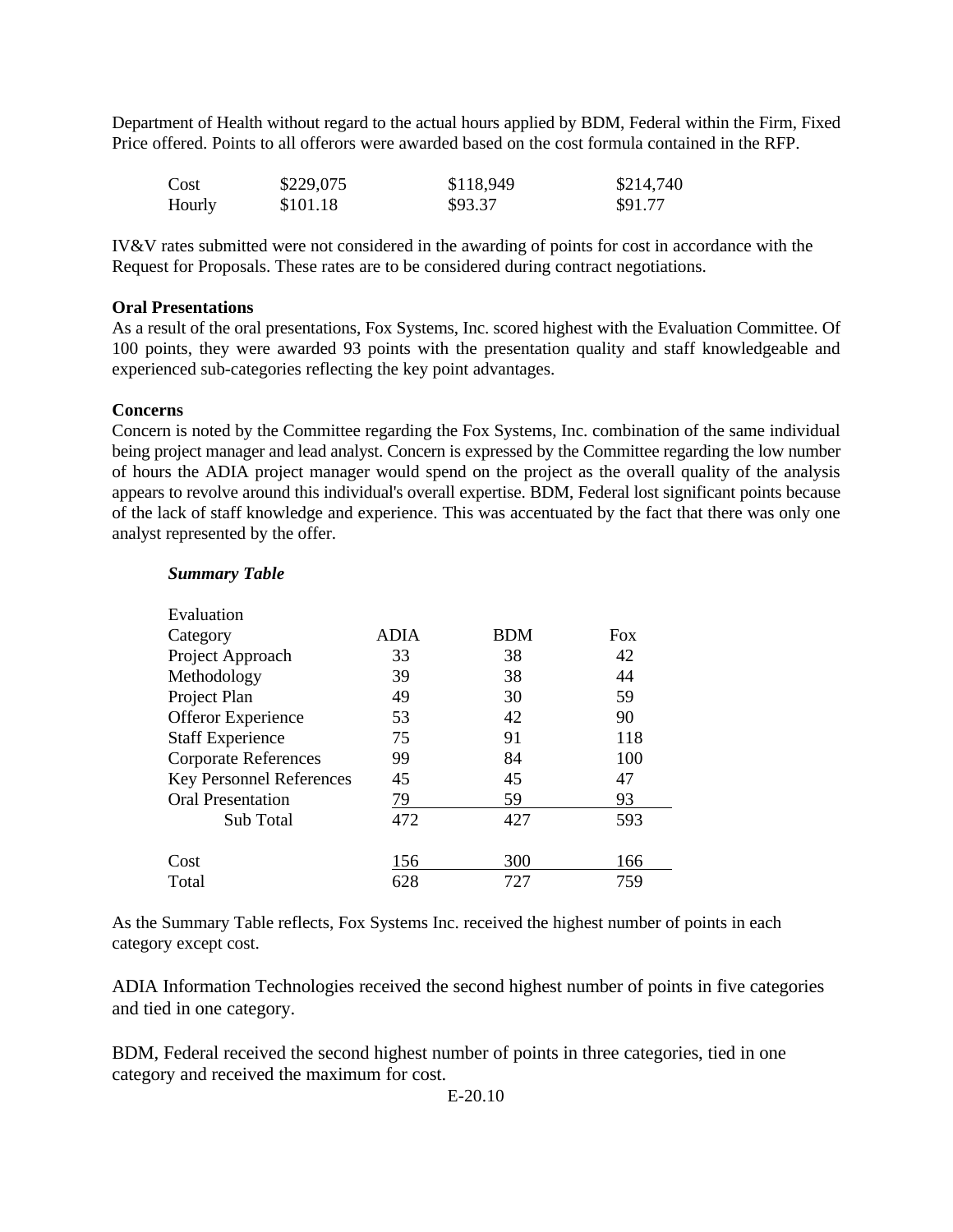Department of Health without regard to the actual hours applied by BDM, Federal within the Firm, Fixed Price offered. Points to all offerors were awarded based on the cost formula contained in the RFP.

| | | | |
|---|---|---|---|
| Cost | $229,075 | $118,949 | $214,740 |
| Hourly | $101.18 | $93.37 | $91.77 |

IV&V rates submitted were not considered in the awarding of points for cost in accordance with the Request for Proposals. These rates are to be considered during contract negotiations.

**Oral Presentations**

As a result of the oral presentations, Fox Systems, Inc. scored highest with the Evaluation Committee. Of 100 points, they were awarded 93 points with the presentation quality and staff knowledgeable and experienced sub-categories reflecting the key point advantages.

**Concerns**

Concern is noted by the Committee regarding the Fox Systems, Inc. combination of the same individual being project manager and lead analyst. Concern is expressed by the Committee regarding the low number of hours the ADIA project manager would spend on the project as the overall quality of the analysis appears to revolve around this individual's overall expertise. BDM, Federal lost significant points because of the lack of staff knowledge and experience. This was accentuated by the fact that there was only one analyst represented by the offer.

***Summary Table***

| Evaluation Category | ADIA | BDM | Fox |
|---|---|---|---|
| Project Approach | 33 | 38 | 42 |
| Methodology | 39 | 38 | 44 |
| Project Plan | 49 | 30 | 59 |
| Offeror Experience | 53 | 42 | 90 |
| Staff Experience | 75 | 91 | 118 |
| Corporate References | 99 | 84 | 100 |
| Key Personnel References | 45 | 45 | 47 |
| Oral Presentation | 79 | 59 | 93 |
| Sub Total | 472 | 427 | 593 |
| Cost | 156 | 300 | 166 |
| Total | 628 | 727 | 759 |

As the Summary Table reflects, Fox Systems Inc. received the highest number of points in each category except cost.

ADIA Information Technologies received the second highest number of points in five categories and tied in one category.

BDM, Federal received the second highest number of points in three categories, tied in one category and received the maximum for cost.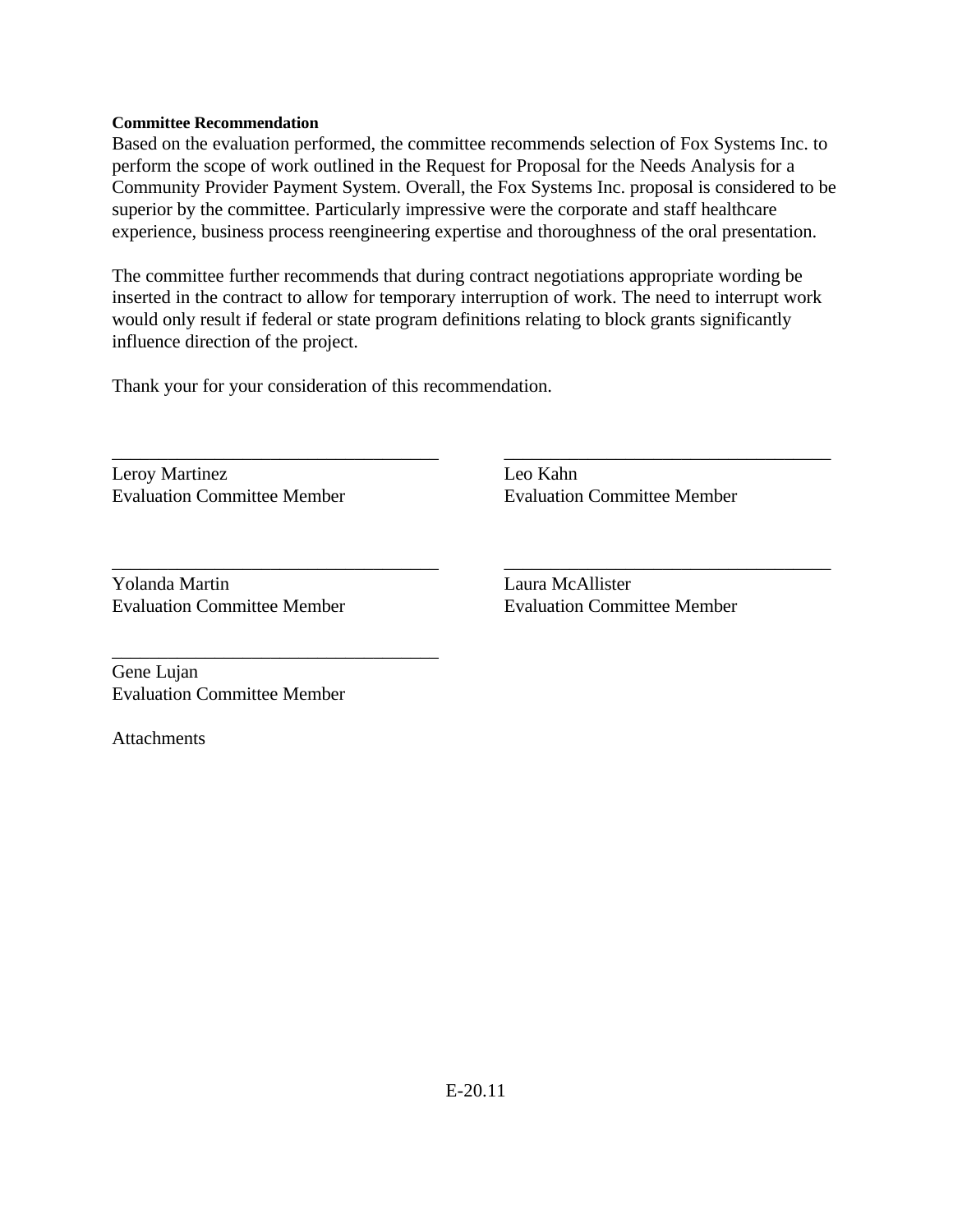**Committee Recommendation**

Based on the evaluation performed, the committee recommends selection of Fox Systems Inc. to perform the scope of work outlined in the Request for Proposal for the Needs Analysis for a Community Provider Payment System. Overall, the Fox Systems Inc. proposal is considered to be superior by the committee. Particularly impressive were the corporate and staff healthcare experience, business process reengineering expertise and thoroughness of the oral presentation.

The committee further recommends that during contract negotiations appropriate wording be inserted in the contract to allow for temporary interruption of work. The need to interrupt work would only result if federal or state program definitions relating to block grants significantly influence direction of the project.

Thank your for your consideration of this recommendation.

___________________________________
Leroy Martinez
Evaluation Committee Member

___________________________________
Leo Kahn
Evaluation Committee Member

___________________________________
Yolanda Martin
Evaluation Committee Member

___________________________________
Laura McAllister
Evaluation Committee Member

___________________________________
Gene Lujan
Evaluation Committee Member

Attachments

E-20.11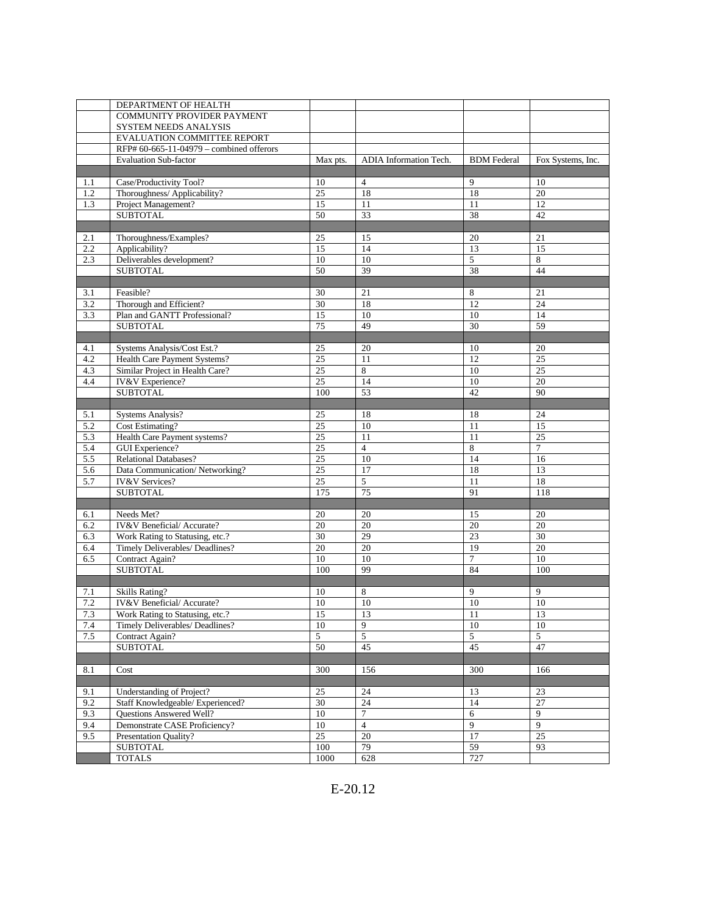| | DEPARTMENT OF HEALTH | | | | |
|---|---|---|---|---|---|
| | COMMUNITY PROVIDER PAYMENT SYSTEM NEEDS ANALYSIS | | | | |
| | EVALUATION COMMITTEE REPORT | | | | |
| | RFP# 60-665-11-04979 – combined offerors | | | | |
| | Evaluation Sub-factor | Max pts. | ADIA Information Tech. | BDM Federal | Fox Systems, Inc. |
| | | | | | |
| 1.1 | Case/Productivity Tool? | 10 | 4 | 9 | 10 |
| 1.2 | Thoroughness/ Applicability? | 25 | 18 | 18 | 20 |
| 1.3 | Project Management? | 15 | 11 | 11 | 12 |
| | SUBTOTAL | 50 | 33 | 38 | 42 |
| | | | | | |
| 2.1 | Thoroughness/Examples? | 25 | 15 | 20 | 21 |
| 2.2 | Applicability? | 15 | 14 | 13 | 15 |
| 2.3 | Deliverables development? | 10 | 10 | 5 | 8 |
| | SUBTOTAL | 50 | 39 | 38 | 44 |
| | | | | | |
| 3.1 | Feasible? | 30 | 21 | 8 | 21 |
| 3.2 | Thorough and Efficient? | 30 | 18 | 12 | 24 |
| 3.3 | Plan and GANTT Professional? | 15 | 10 | 10 | 14 |
| | SUBTOTAL | 75 | 49 | 30 | 59 |
| | | | | | |
| 4.1 | Systems Analysis/Cost Est.? | 25 | 20 | 10 | 20 |
| 4.2 | Health Care Payment Systems? | 25 | 11 | 12 | 25 |
| 4.3 | Similar Project in Health Care? | 25 | 8 | 10 | 25 |
| 4.4 | IV&V Experience? | 25 | 14 | 10 | 20 |
| | SUBTOTAL | 100 | 53 | 42 | 90 |
| | | | | | |
| 5.1 | Systems Analysis? | 25 | 18 | 18 | 24 |
| 5.2 | Cost Estimating? | 25 | 10 | 11 | 15 |
| 5.3 | Health Care Payment systems? | 25 | 11 | 11 | 25 |
| 5.4 | GUI Experience? | 25 | 4 | 8 | 7 |
| 5.5 | Relational Databases? | 25 | 10 | 14 | 16 |
| 5.6 | Data Communication/ Networking? | 25 | 17 | 18 | 13 |
| 5.7 | IV&V Services? | 25 | 5 | 11 | 18 |
| | SUBTOTAL | 175 | 75 | 91 | 118 |
| | | | | | |
| 6.1 | Needs Met? | 20 | 20 | 15 | 20 |
| 6.2 | IV&V Beneficial/ Accurate? | 20 | 20 | 20 | 20 |
| 6.3 | Work Rating to Statusing, etc.? | 30 | 29 | 23 | 30 |
| 6.4 | Timely Deliverables/ Deadlines? | 20 | 20 | 19 | 20 |
| 6.5 | Contract Again? | 10 | 10 | 7 | 10 |
| | SUBTOTAL | 100 | 99 | 84 | 100 |
| | | | | | |
| 7.1 | Skills Rating? | 10 | 8 | 9 | 9 |
| 7.2 | IV&V Beneficial/ Accurate? | 10 | 10 | 10 | 10 |
| 7.3 | Work Rating to Statusing, etc.? | 15 | 13 | 11 | 13 |
| 7.4 | Timely Deliverables/ Deadlines? | 10 | 9 | 10 | 10 |
| 7.5 | Contract Again? | 5 | 5 | 5 | 5 |
| | SUBTOTAL | 50 | 45 | 45 | 47 |
| | | | | | |
| 8.1 | Cost | 300 | 156 | 300 | 166 |
| | | | | | |
| 9.1 | Understanding of Project? | 25 | 24 | 13 | 23 |
| 9.2 | Staff Knowledgeable/ Experienced? | 30 | 24 | 14 | 27 |
| 9.3 | Questions Answered Well? | 10 | 7 | 6 | 9 |
| 9.4 | Demonstrate CASE Proficiency? | 10 | 4 | 9 | 9 |
| 9.5 | Presentation Quality? | 25 | 20 | 17 | 25 |
| | SUBTOTAL | 100 | 79 | 59 | 93 |
| | TOTALS | 1000 | 628 | 727 | |

E-20.12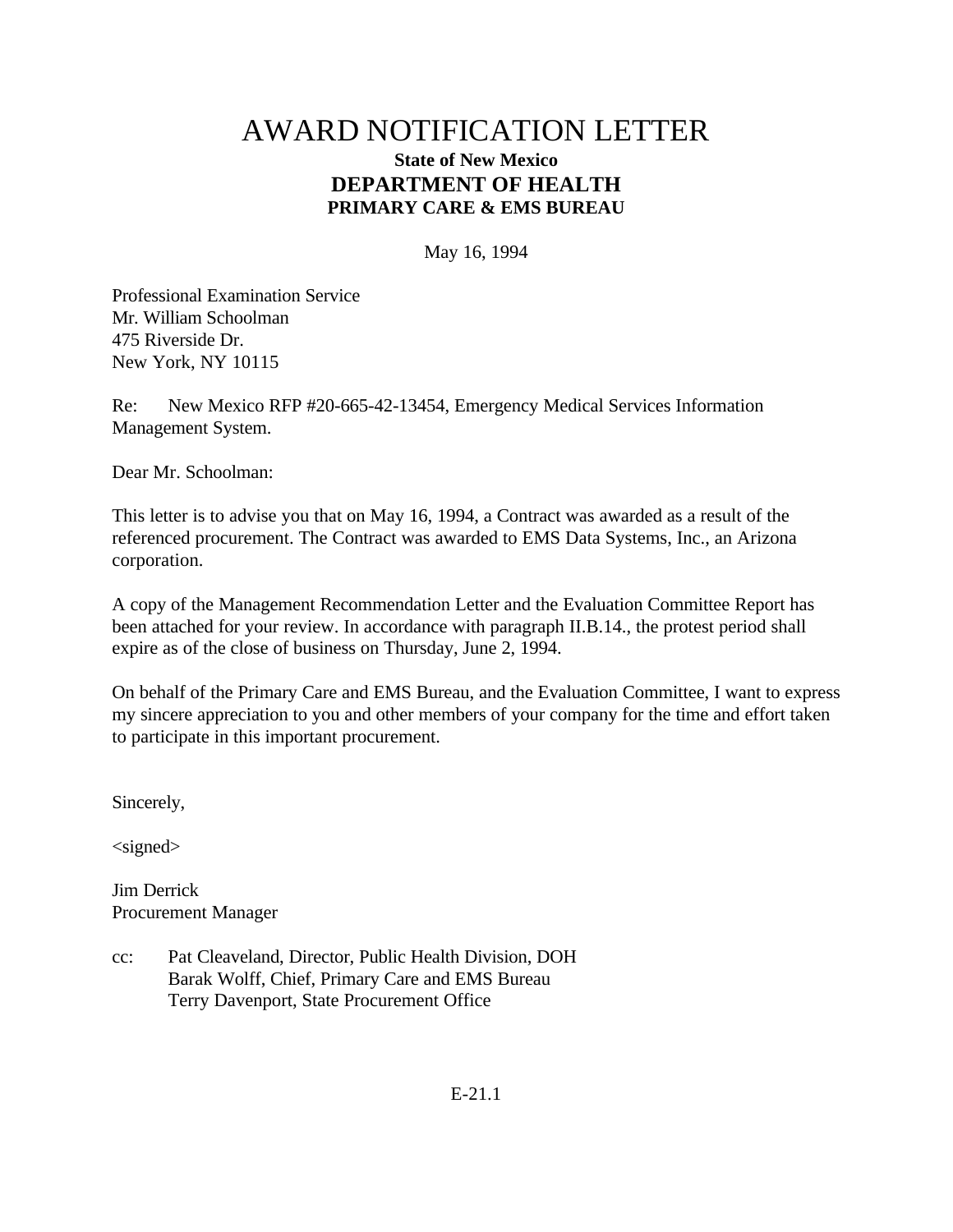# AWARD NOTIFICATION LETTER

**State of New Mexico**

## DEPARTMENT OF HEALTH

**PRIMARY CARE & EMS BUREAU**

May 16, 1994

Professional Examination Service
Mr. William Schoolman
475 Riverside Dr.
New York, NY 10115

Re: New Mexico RFP #20-665-42-13454, Emergency Medical Services Information Management System.

Dear Mr. Schoolman:

This letter is to advise you that on May 16, 1994, a Contract was awarded as a result of the referenced procurement. The Contract was awarded to EMS Data Systems, Inc., an Arizona corporation.

A copy of the Management Recommendation Letter and the Evaluation Committee Report has been attached for your review. In accordance with paragraph II.B.14., the protest period shall expire as of the close of business on Thursday, June 2, 1994.

On behalf of the Primary Care and EMS Bureau, and the Evaluation Committee, I want to express my sincere appreciation to you and other members of your company for the time and effort taken to participate in this important procurement.

Sincerely,

<signed>

Jim Derrick
Procurement Manager

cc: Pat Cleaveland, Director, Public Health Division, DOH
Barak Wolff, Chief, Primary Care and EMS Bureau
Terry Davenport, State Procurement Office

E-21.1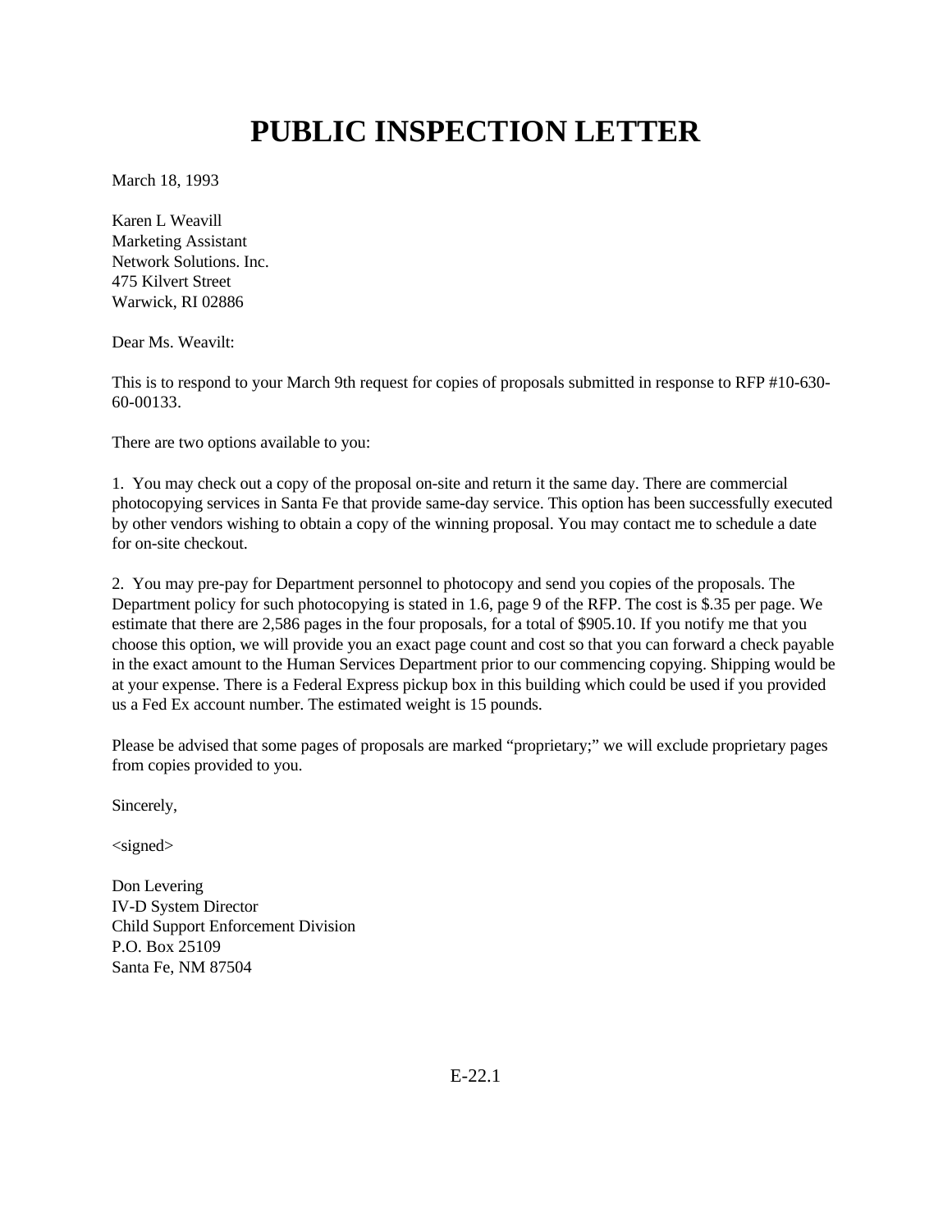# PUBLIC INSPECTION LETTER

March 18, 1993

Karen L Weavill
Marketing Assistant
Network Solutions. Inc.
475 Kilvert Street
Warwick, RI 02886

Dear Ms. Weavilt:

This is to respond to your March 9th request for copies of proposals submitted in response to RFP #10-630-60-00133.

There are two options available to you:

1. You may check out a copy of the proposal on-site and return it the same day. There are commercial photocopying services in Santa Fe that provide same-day service. This option has been successfully executed by other vendors wishing to obtain a copy of the winning proposal. You may contact me to schedule a date for on-site checkout.

2. You may pre-pay for Department personnel to photocopy and send you copies of the proposals. The Department policy for such photocopying is stated in 1.6, page 9 of the RFP. The cost is $.35 per page. We estimate that there are 2,586 pages in the four proposals, for a total of $905.10. If you notify me that you choose this option, we will provide you an exact page count and cost so that you can forward a check payable in the exact amount to the Human Services Department prior to our commencing copying. Shipping would be at your expense. There is a Federal Express pickup box in this building which could be used if you provided us a Fed Ex account number. The estimated weight is 15 pounds.

Please be advised that some pages of proposals are marked "proprietary;" we will exclude proprietary pages from copies provided to you.

Sincerely,

<signed>

Don Levering
IV-D System Director
Child Support Enforcement Division
P.O. Box 25109
Santa Fe, NM 87504

E-22.1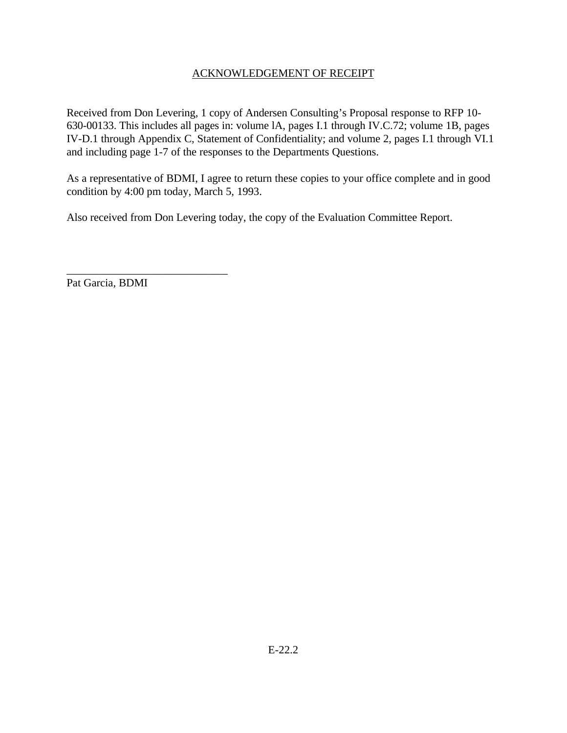# ACKNOWLEDGEMENT OF RECEIPT

Received from Don Levering, 1 copy of Andersen Consulting's Proposal response to RFP 10-630-00133. This includes all pages in: volume lA, pages I.1 through IV.C.72; volume 1B, pages IV-D.1 through Appendix C, Statement of Confidentiality; and volume 2, pages I.1 through VI.1 and including page 1-7 of the responses to the Departments Questions.

As a representative of BDMI, I agree to return these copies to your office complete and in good condition by 4:00 pm today, March 5, 1993.

Also received from Don Levering today, the copy of the Evaluation Committee Report.

______________________________

Pat Garcia, BDMI

E-22.2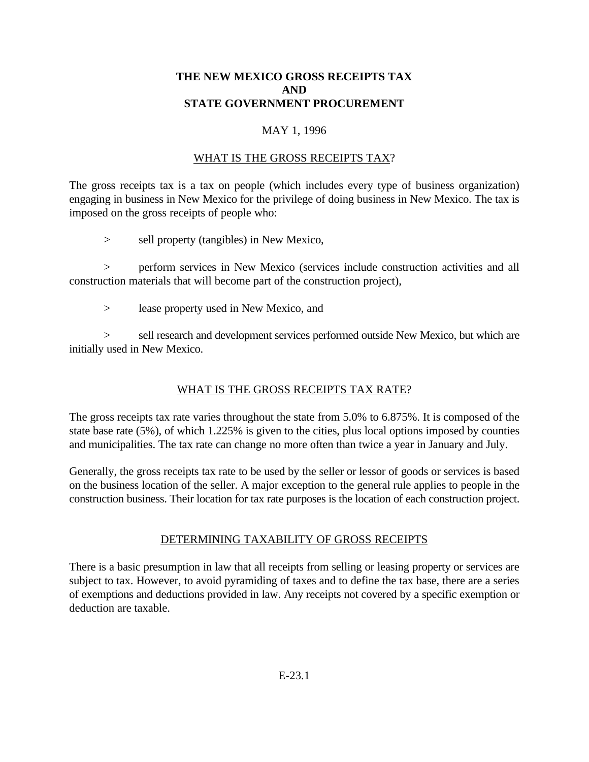# THE NEW MEXICO GROSS RECEIPTS TAX
# AND
# STATE GOVERNMENT PROCUREMENT

MAY 1, 1996

## WHAT IS THE GROSS RECEIPTS TAX?

The gross receipts tax is a tax on people (which includes every type of business organization) engaging in business in New Mexico for the privilege of doing business in New Mexico. The tax is imposed on the gross receipts of people who:

> sell property (tangibles) in New Mexico,

> perform services in New Mexico (services include construction activities and all construction materials that will become part of the construction project),

> lease property used in New Mexico, and

> sell research and development services performed outside New Mexico, but which are initially used in New Mexico.

## WHAT IS THE GROSS RECEIPTS TAX RATE?

The gross receipts tax rate varies throughout the state from 5.0% to 6.875%. It is composed of the state base rate (5%), of which 1.225% is given to the cities, plus local options imposed by counties and municipalities. The tax rate can change no more often than twice a year in January and July.

Generally, the gross receipts tax rate to be used by the seller or lessor of goods or services is based on the business location of the seller. A major exception to the general rule applies to people in the construction business. Their location for tax rate purposes is the location of each construction project.

## DETERMINING TAXABILITY OF GROSS RECEIPTS

There is a basic presumption in law that all receipts from selling or leasing property or services are subject to tax. However, to avoid pyramiding of taxes and to define the tax base, there are a series of exemptions and deductions provided in law. Any receipts not covered by a specific exemption or deduction are taxable.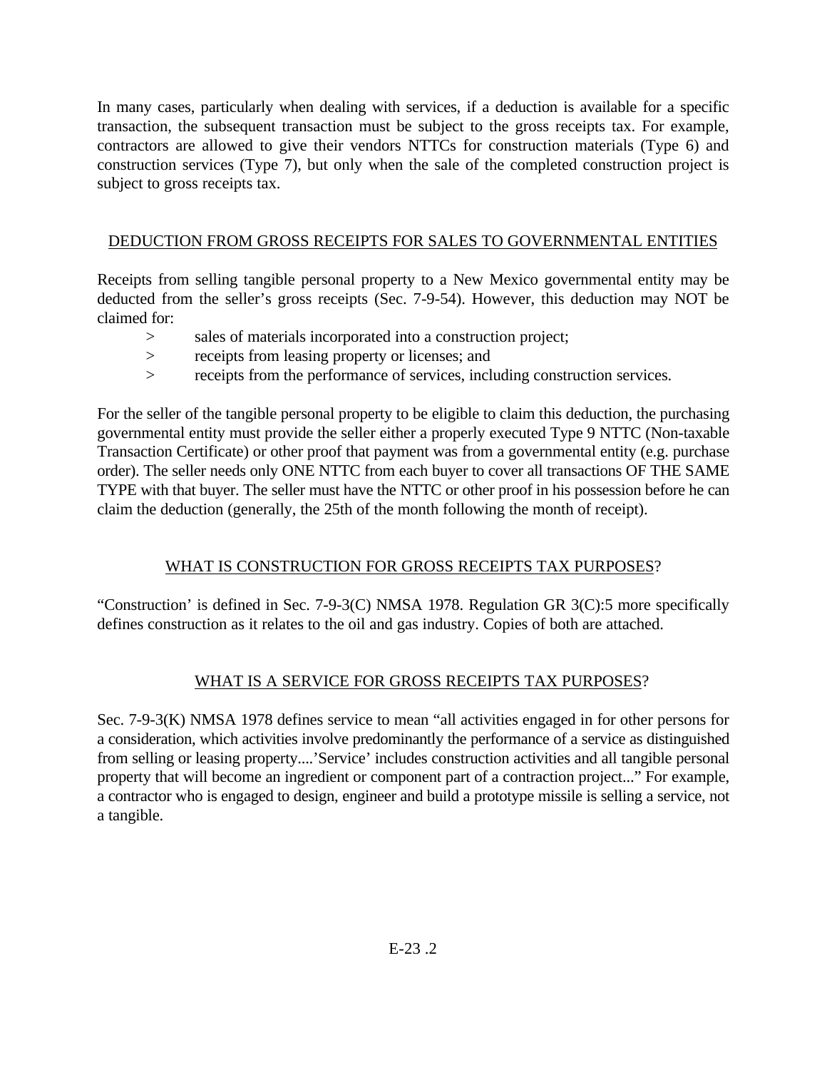In many cases, particularly when dealing with services, if a deduction is available for a specific transaction, the subsequent transaction must be subject to the gross receipts tax. For example, contractors are allowed to give their vendors NTTCs for construction materials (Type 6) and construction services (Type 7), but only when the sale of the completed construction project is subject to gross receipts tax.

## DEDUCTION FROM GROSS RECEIPTS FOR SALES TO GOVERNMENTAL ENTITIES

Receipts from selling tangible personal property to a New Mexico governmental entity may be deducted from the seller's gross receipts (Sec. 7-9-54). However, this deduction may NOT be claimed for:

> sales of materials incorporated into a construction project;
> receipts from leasing property or licenses; and
> receipts from the performance of services, including construction services.

For the seller of the tangible personal property to be eligible to claim this deduction, the purchasing governmental entity must provide the seller either a properly executed Type 9 NTTC (Non-taxable Transaction Certificate) or other proof that payment was from a governmental entity (e.g. purchase order). The seller needs only ONE NTTC from each buyer to cover all transactions OF THE SAME TYPE with that buyer. The seller must have the NTTC or other proof in his possession before he can claim the deduction (generally, the 25th of the month following the month of receipt).

## WHAT IS CONSTRUCTION FOR GROSS RECEIPTS TAX PURPOSES?

"Construction' is defined in Sec. 7-9-3(C) NMSA 1978. Regulation GR 3(C):5 more specifically defines construction as it relates to the oil and gas industry. Copies of both are attached.

## WHAT IS A SERVICE FOR GROSS RECEIPTS TAX PURPOSES?

Sec. 7-9-3(K) NMSA 1978 defines service to mean "all activities engaged in for other persons for a consideration, which activities involve predominantly the performance of a service as distinguished from selling or leasing property....'Service' includes construction activities and all tangible personal property that will become an ingredient or component part of a contraction project..." For example, a contractor who is engaged to design, engineer and build a prototype missile is selling a service, not a tangible.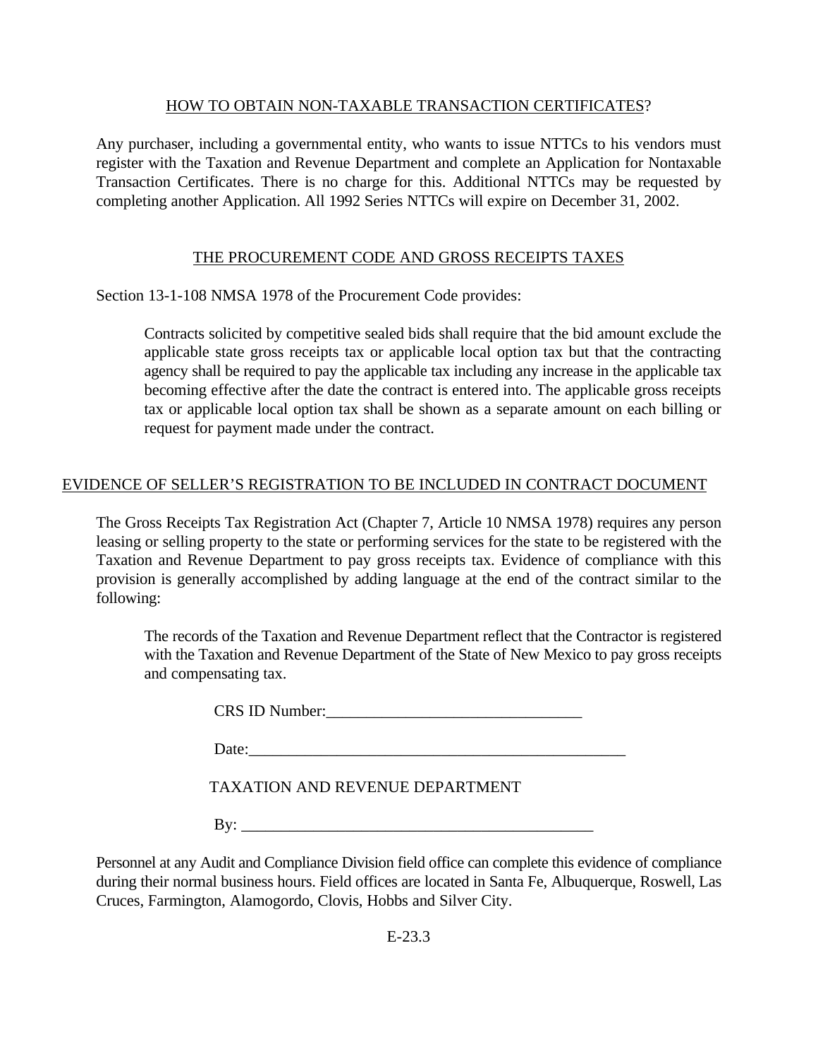## HOW TO OBTAIN NON-TAXABLE TRANSACTION CERTIFICATES?

Any purchaser, including a governmental entity, who wants to issue NTTCs to his vendors must register with the Taxation and Revenue Department and complete an Application for Nontaxable Transaction Certificates. There is no charge for this. Additional NTTCs may be requested by completing another Application. All 1992 Series NTTCs will expire on December 31, 2002.

## THE PROCUREMENT CODE AND GROSS RECEIPTS TAXES

Section 13-1-108 NMSA 1978 of the Procurement Code provides:

> Contracts solicited by competitive sealed bids shall require that the bid amount exclude the applicable state gross receipts tax or applicable local option tax but that the contracting agency shall be required to pay the applicable tax including any increase in the applicable tax becoming effective after the date the contract is entered into. The applicable gross receipts tax or applicable local option tax shall be shown as a separate amount on each billing or request for payment made under the contract.

## EVIDENCE OF SELLER'S REGISTRATION TO BE INCLUDED IN CONTRACT DOCUMENT

The Gross Receipts Tax Registration Act (Chapter 7, Article 10 NMSA 1978) requires any person leasing or selling property to the state or performing services for the state to be registered with the Taxation and Revenue Department to pay gross receipts tax. Evidence of compliance with this provision is generally accomplished by adding language at the end of the contract similar to the following:

> The records of the Taxation and Revenue Department reflect that the Contractor is registered with the Taxation and Revenue Department of the State of New Mexico to pay gross receipts and compensating tax.
>
> CRS ID Number:_______________________________
>
> Date:_______________________________________________
>
> TAXATION AND REVENUE DEPARTMENT
>
> By: ____________________________________________

Personnel at any Audit and Compliance Division field office can complete this evidence of compliance during their normal business hours. Field offices are located in Santa Fe, Albuquerque, Roswell, Las Cruces, Farmington, Alamogordo, Clovis, Hobbs and Silver City.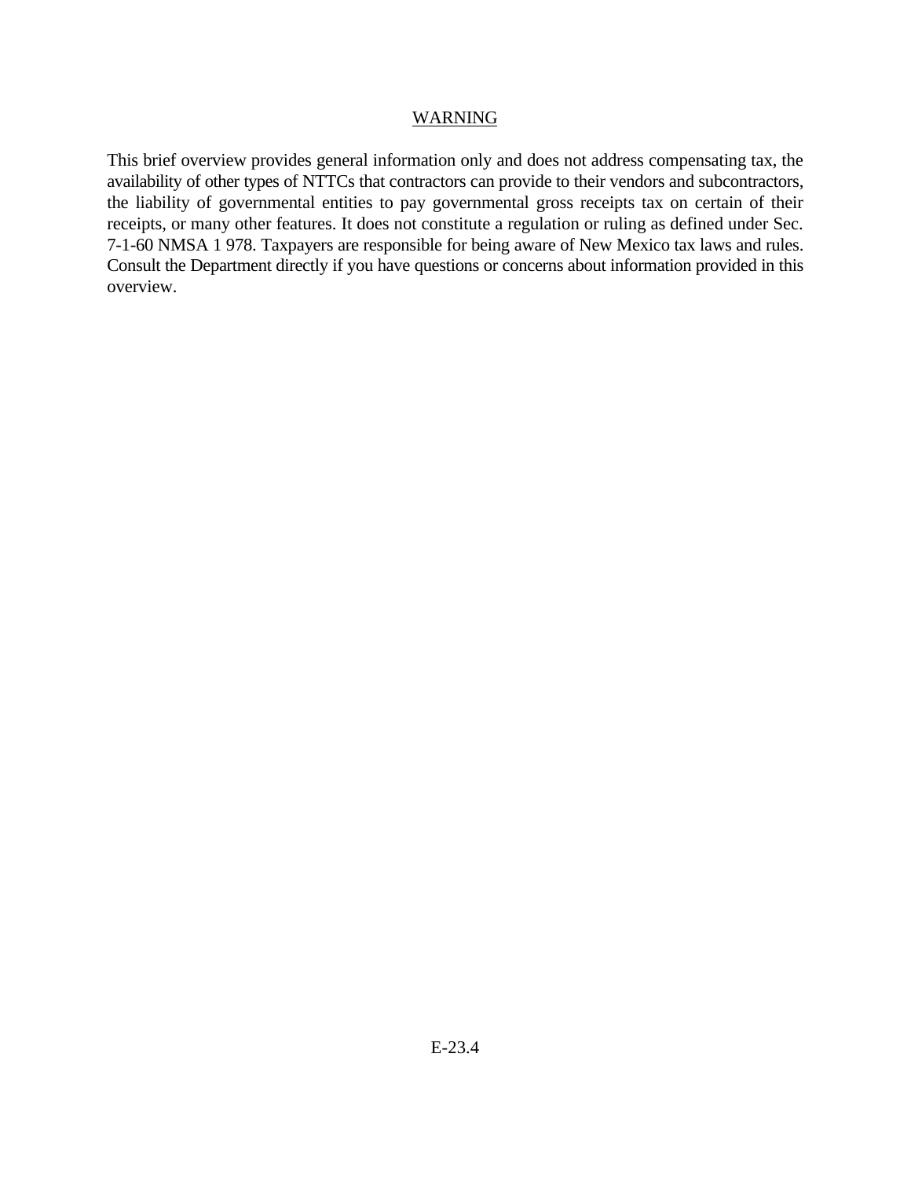<u>WARNING</u>

This brief overview provides general information only and does not address compensating tax, the availability of other types of NTTCs that contractors can provide to their vendors and subcontractors, the liability of governmental entities to pay governmental gross receipts tax on certain of their receipts, or many other features. It does not constitute a regulation or ruling as defined under Sec. 7-1-60 NMSA 1 978. Taxpayers are responsible for being aware of New Mexico tax laws and rules. Consult the Department directly if you have questions or concerns about information provided in this overview.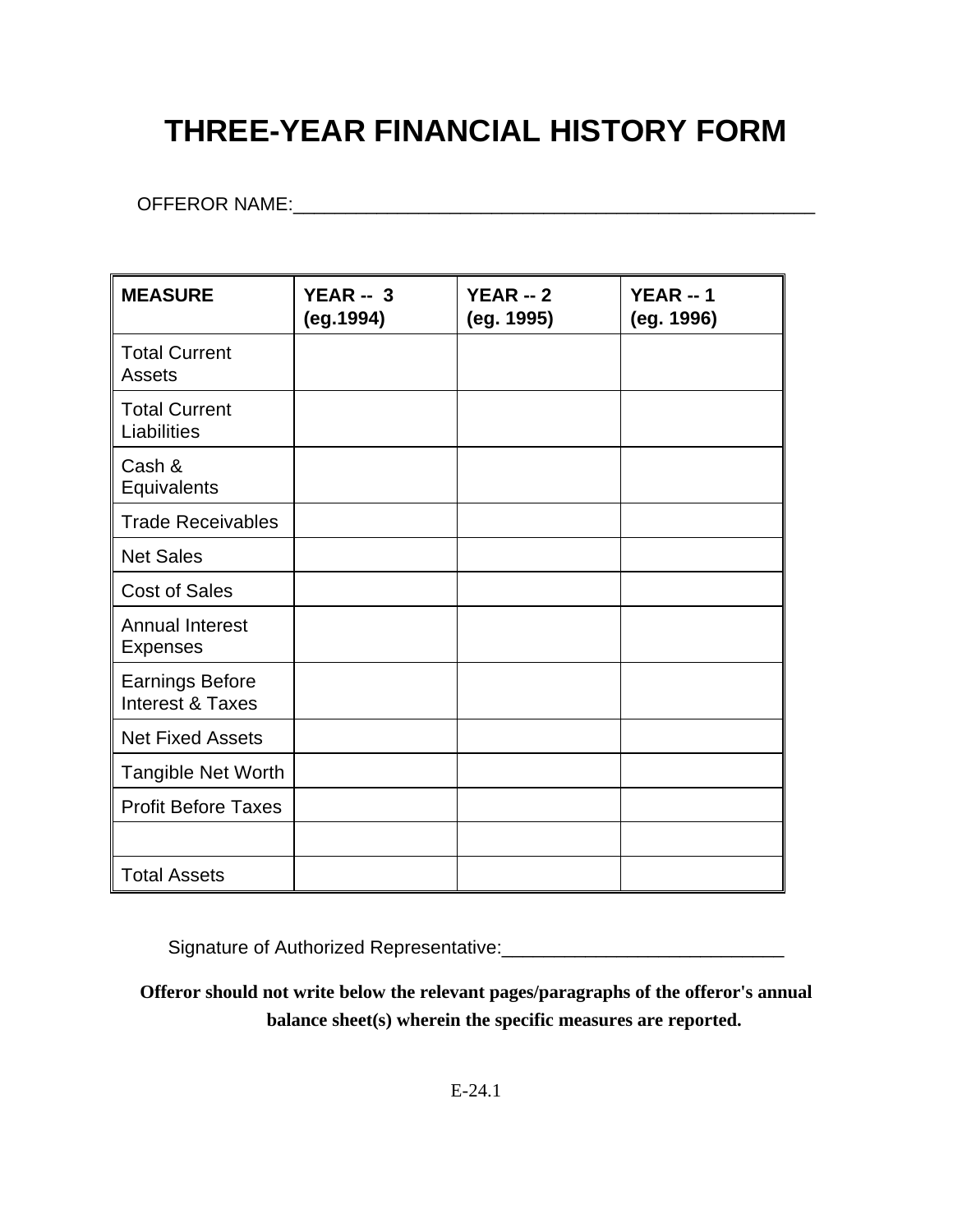# THREE-YEAR FINANCIAL HISTORY FORM

OFFEROR NAME:___________________________________________________

| **MEASURE** | **YEAR -- 3 (eg.1994)** | **YEAR -- 2 (eg. 1995)** | **YEAR -- 1 (eg. 1996)** |
|---|---|---|---|
| Total Current Assets | | | |
| Total Current Liabilities | | | |
| Cash & Equivalents | | | |
| Trade Receivables | | | |
| Net Sales | | | |
| Cost of Sales | | | |
| Annual Interest Expenses | | | |
| Earnings Before Interest & Taxes | | | |
| Net Fixed Assets | | | |
| Tangible Net Worth | | | |
| Profit Before Taxes | | | |
| | | | |
| Total Assets | | | |

Signature of Authorized Representative:____________________________

**Offeror should not write below the relevant pages/paragraphs of the offeror's annual balance sheet(s) wherein the specific measures are reported.**

E-24.1